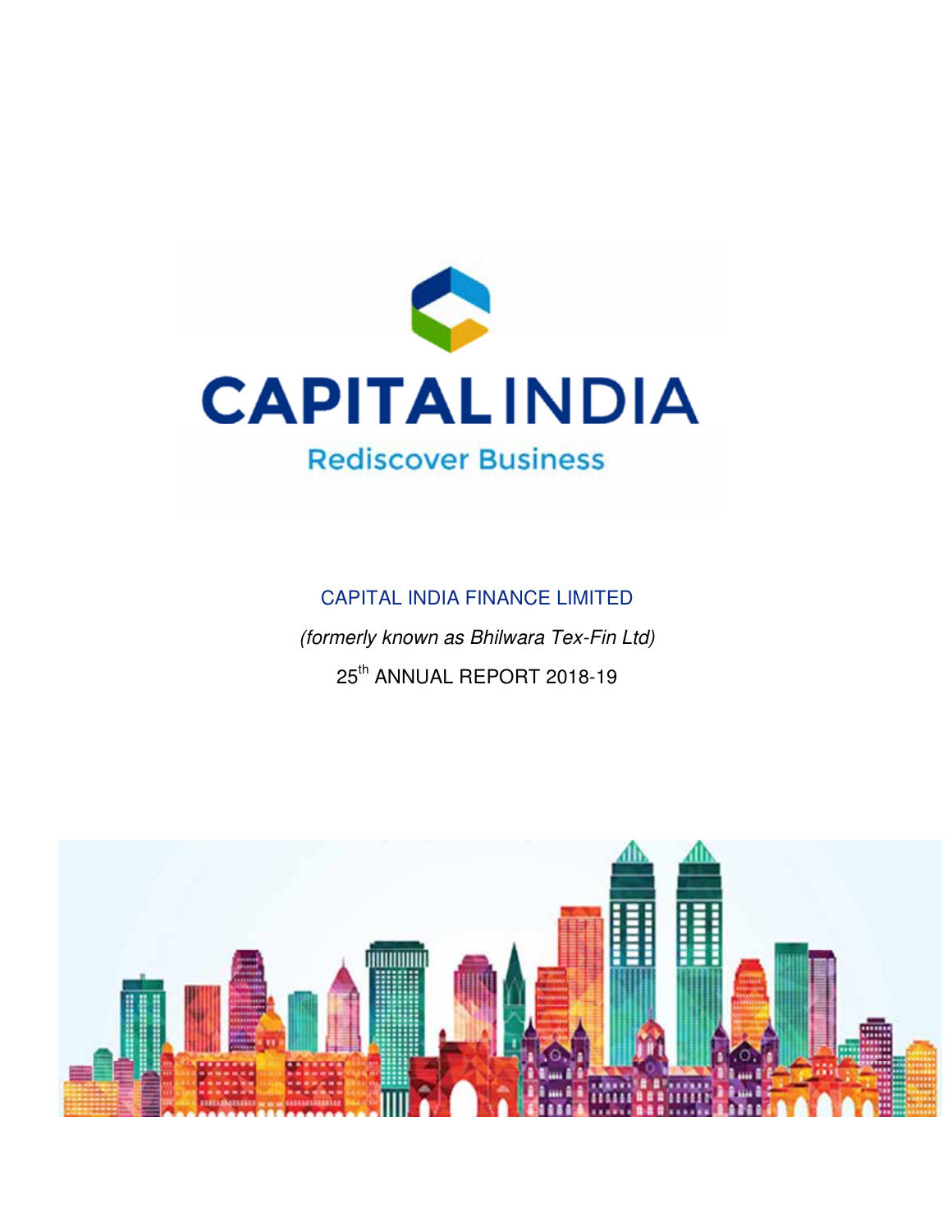CAPITALINDIA

Rediscover Business

# CAPITAL INDIA FINANCE LIMITED

*(formerly known as Bhilwara Tex-Fin Ltd)*

25th ANNUAL REPORT 2018-19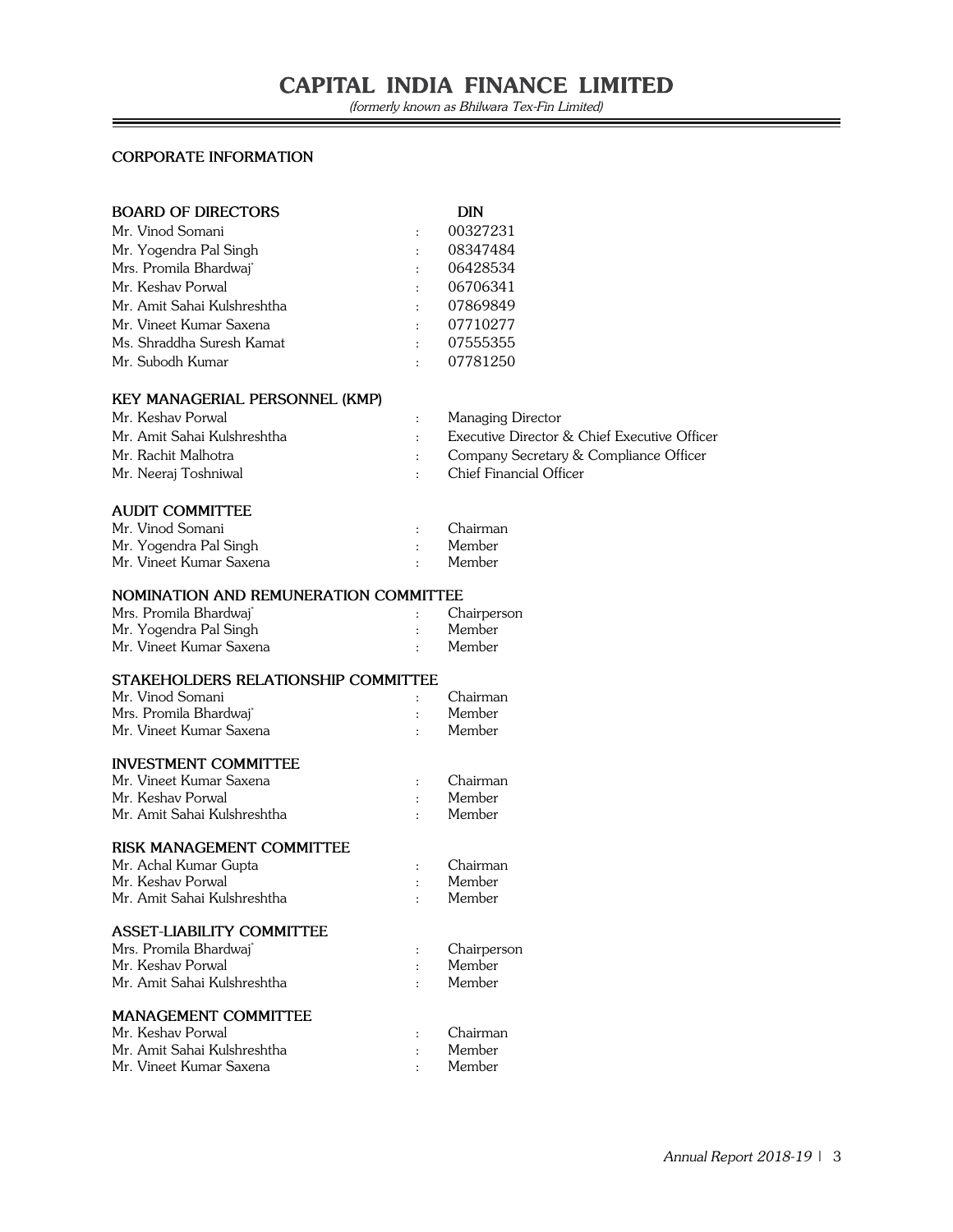## CORPORATE INFORMATION

### BOARD OF DIRECTORS

| BOARD OF DIRECTORS | | DIN |
|---|---|---|
| Mr. Vinod Somani | : | 00327231 |
| Mr. Yogendra Pal Singh | : | 08347484 |
| Mrs. Promila Bhardwaj* | : | 06428534 |
| Mr. Keshav Porwal | : | 06706341 |
| Mr. Amit Sahai Kulshreshtha | : | 07869849 |
| Mr. Vineet Kumar Saxena | : | 07710277 |
| Ms. Shraddha Suresh Kamat | : | 07555355 |
| Mr. Subodh Kumar | : | 07781250 |

### KEY MANAGERIAL PERSONNEL (KMP)

| | | |
|---|---|---|
| Mr. Keshav Porwal | : | Managing Director |
| Mr. Amit Sahai Kulshreshtha | : | Executive Director & Chief Executive Officer |
| Mr. Rachit Malhotra | : | Company Secretary & Compliance Officer |
| Mr. Neeraj Toshniwal | : | Chief Financial Officer |

### AUDIT COMMITTEE

| | | |
|---|---|---|
| Mr. Vinod Somani | : | Chairman |
| Mr. Yogendra Pal Singh | : | Member |
| Mr. Vineet Kumar Saxena | : | Member |

### NOMINATION AND REMUNERATION COMMITTEE

| | | |
|---|---|---|
| Mrs. Promila Bhardwaj* | : | Chairperson |
| Mr. Yogendra Pal Singh | : | Member |
| Mr. Vineet Kumar Saxena | : | Member |

### STAKEHOLDERS RELATIONSHIP COMMITTEE

| | | |
|---|---|---|
| Mr. Vinod Somani | : | Chairman |
| Mrs. Promila Bhardwaj* | : | Member |
| Mr. Vineet Kumar Saxena | : | Member |

### INVESTMENT COMMITTEE

| | | |
|---|---|---|
| Mr. Vineet Kumar Saxena | : | Chairman |
| Mr. Keshav Porwal | : | Member |
| Mr. Amit Sahai Kulshreshtha | : | Member |

### RISK MANAGEMENT COMMITTEE

| | | |
|---|---|---|
| Mr. Achal Kumar Gupta | : | Chairman |
| Mr. Keshav Porwal | : | Member |
| Mr. Amit Sahai Kulshreshtha | : | Member |

### ASSET-LIABILITY COMMITTEE

| | | |
|---|---|---|
| Mrs. Promila Bhardwaj* | : | Chairperson |
| Mr. Keshav Porwal | : | Member |
| Mr. Amit Sahai Kulshreshtha | : | Member |

### MANAGEMENT COMMITTEE

| | | |
|---|---|---|
| Mr. Keshav Porwal | : | Chairman |
| Mr. Amit Sahai Kulshreshtha | : | Member |
| Mr. Vineet Kumar Saxena | : | Member |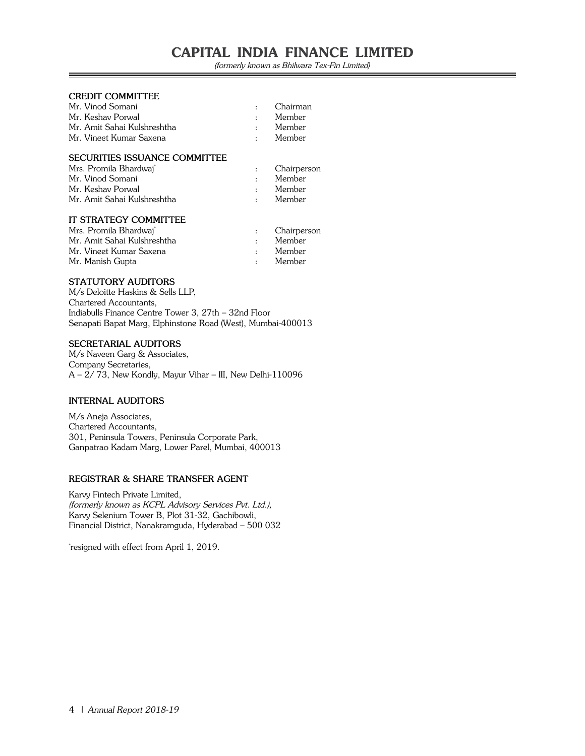### CREDIT COMMITTEE

| | | |
|---|---|---|
| Mr. Vinod Somani | : | Chairman |
| Mr. Keshav Porwal | : | Member |
| Mr. Amit Sahai Kulshreshtha | : | Member |
| Mr. Vineet Kumar Saxena | : | Member |

### SECURITIES ISSUANCE COMMITTEE

| | | |
|---|---|---|
| Mrs. Promila Bhardwaj* | : | Chairperson |
| Mr. Vinod Somani | : | Member |
| Mr. Keshav Porwal | : | Member |
| Mr. Amit Sahai Kulshreshtha | : | Member |

### IT STRATEGY COMMITTEE

| | | |
|---|---|---|
| Mrs. Promila Bhardwaj* | : | Chairperson |
| Mr. Amit Sahai Kulshreshtha | : | Member |
| Mr. Vineet Kumar Saxena | : | Member |
| Mr. Manish Gupta | : | Member |

### STATUTORY AUDITORS

M/s Deloitte Haskins & Sells LLP,
Chartered Accountants,
Indiabulls Finance Centre Tower 3, 27th – 32nd Floor
Senapati Bapat Marg, Elphinstone Road (West), Mumbai-400013

### SECRETARIAL AUDITORS

M/s Naveen Garg & Associates,
Company Secretaries,
A – 2/ 73, New Kondly, Mayur Vihar – III, New Delhi-110096

### INTERNAL AUDITORS

M/s Aneja Associates,
Chartered Accountants,
301, Peninsula Towers, Peninsula Corporate Park,
Ganpatrao Kadam Marg, Lower Parel, Mumbai, 400013

### REGISTRAR & SHARE TRANSFER AGENT

Karvy Fintech Private Limited,
*(formerly known as KCPL Advisory Services Pvt. Ltd.),*
Karvy Selenium Tower B, Plot 31-32, Gachibowli,
Financial District, Nanakramguda, Hyderabad – 500 032

*resigned with effect from April 1, 2019.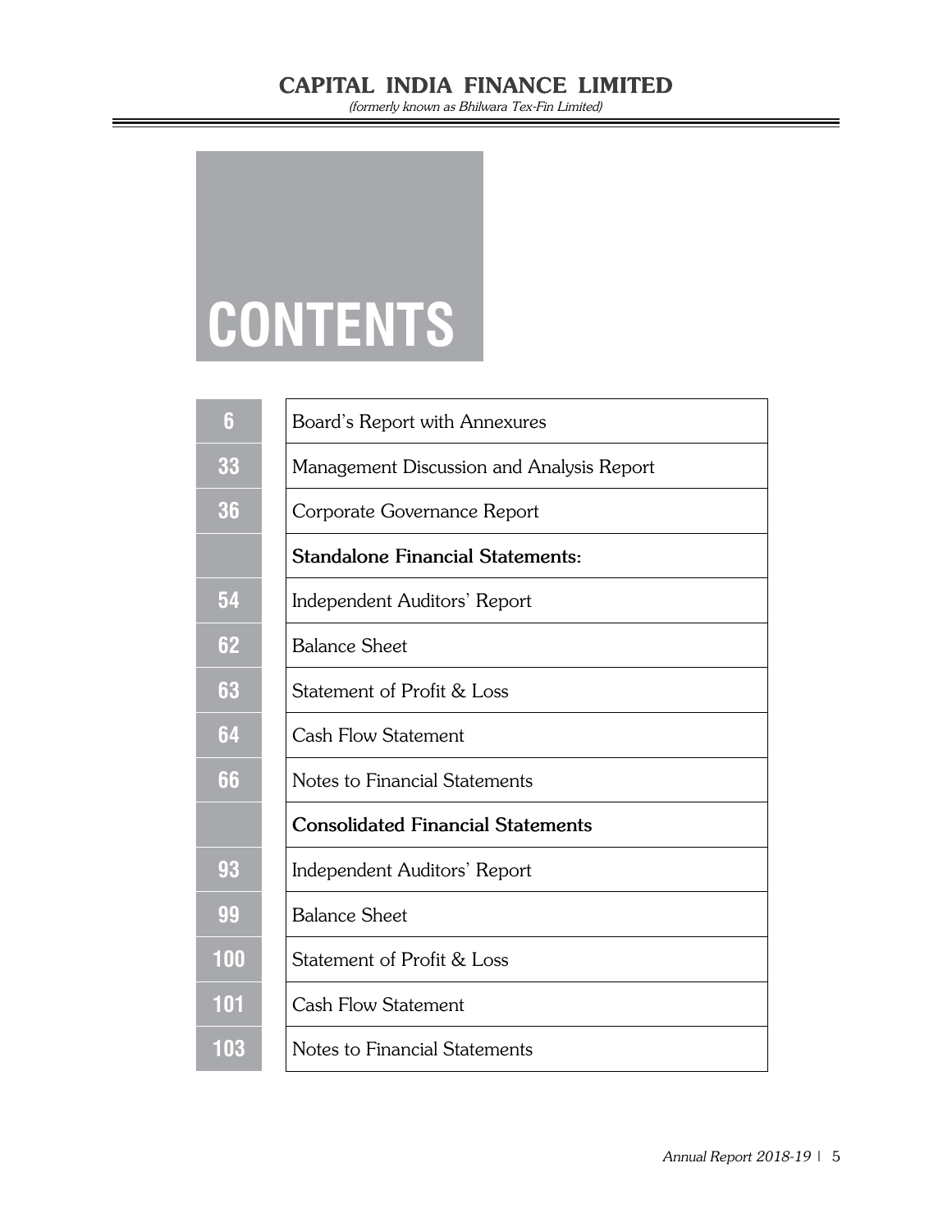# CONTENTS

| | |
|---|---|
| 6 | Board's Report with Annexures |
| 33 | Management Discussion and Analysis Report |
| 36 | Corporate Governance Report |
| | **Standalone Financial Statements:** |
| 54 | Independent Auditors' Report |
| 62 | Balance Sheet |
| 63 | Statement of Profit & Loss |
| 64 | Cash Flow Statement |
| 66 | Notes to Financial Statements |
| | **Consolidated Financial Statements** |
| 93 | Independent Auditors' Report |
| 99 | Balance Sheet |
| 100 | Statement of Profit & Loss |
| 101 | Cash Flow Statement |
| 103 | Notes to Financial Statements |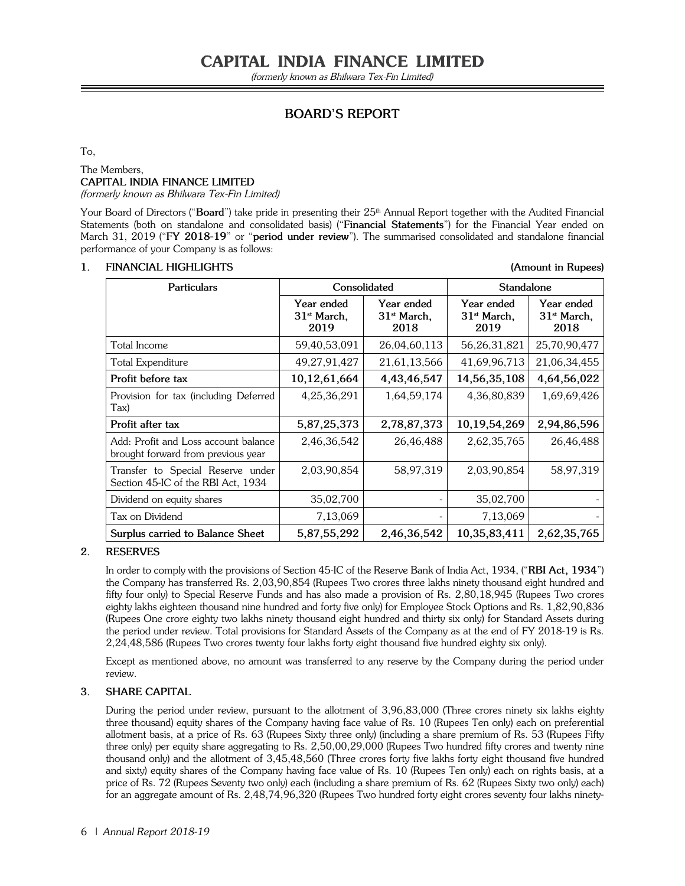# CAPITAL INDIA FINANCE LIMITED

*(formerly known as Bhilwara Tex-Fin Limited)*

## BOARD'S REPORT

To,

The Members,
**CAPITAL INDIA FINANCE LIMITED**
*(formerly known as Bhilwara Tex-Fin Limited)*

Your Board of Directors ("**Board**") take pride in presenting their 25th Annual Report together with the Audited Financial Statements (both on standalone and consolidated basis) ("**Financial Statements**") for the Financial Year ended on March 31, 2019 ("**FY 2018-19**" or "**period under review**"). The summarised consolidated and standalone financial performance of your Company is as follows:

### 1. FINANCIAL HIGHLIGHTS

**(Amount in Rupees)**

| Particulars | Consolidated | | Standalone | |
|---|---|---|---|---|
| | Year ended 31st March, 2019 | Year ended 31st March, 2018 | Year ended 31st March, 2019 | Year ended 31st March, 2018 |
| Total Income | 59,40,53,091 | 26,04,60,113 | 56,26,31,821 | 25,70,90,477 |
| Total Expenditure | 49,27,91,427 | 21,61,13,566 | 41,69,96,713 | 21,06,34,455 |
| **Profit before tax** | **10,12,61,664** | **4,43,46,547** | **14,56,35,108** | **4,64,56,022** |
| Provision for tax (including Deferred Tax) | 4,25,36,291 | 1,64,59,174 | 4,36,80,839 | 1,69,69,426 |
| **Profit after tax** | **5,87,25,373** | **2,78,87,373** | **10,19,54,269** | **2,94,86,596** |
| Add: Profit and Loss account balance brought forward from previous year | 2,46,36,542 | 26,46,488 | 2,62,35,765 | 26,46,488 |
| Transfer to Special Reserve under Section 45-IC of the RBI Act, 1934 | 2,03,90,854 | 58,97,319 | 2,03,90,854 | 58,97,319 |
| Dividend on equity shares | 35,02,700 | - | 35,02,700 | - |
| Tax on Dividend | 7,13,069 | - | 7,13,069 | - |
| **Surplus carried to Balance Sheet** | **5,87,55,292** | **2,46,36,542** | **10,35,83,411** | **2,62,35,765** |

### 2. RESERVES

In order to comply with the provisions of Section 45-IC of the Reserve Bank of India Act, 1934, ("**RBI Act, 1934**") the Company has transferred Rs. 2,03,90,854 (Rupees Two crores three lakhs ninety thousand eight hundred and fifty four only) to Special Reserve Funds and has also made a provision of Rs. 2,80,18,945 (Rupees Two crores eighty lakhs eighteen thousand nine hundred and forty five only) for Employee Stock Options and Rs. 1,82,90,836 (Rupees One crore eighty two lakhs ninety thousand eight hundred and thirty six only) for Standard Assets during the period under review. Total provisions for Standard Assets of the Company as at the end of FY 2018-19 is Rs. 2,24,48,586 (Rupees Two crores twenty four lakhs forty eight thousand five hundred eighty six only).

Except as mentioned above, no amount was transferred to any reserve by the Company during the period under review.

### 3. SHARE CAPITAL

During the period under review, pursuant to the allotment of 3,96,83,000 (Three crores ninety six lakhs eighty three thousand) equity shares of the Company having face value of Rs. 10 (Rupees Ten only) each on preferential allotment basis, at a price of Rs. 63 (Rupees Sixty three only) (including a share premium of Rs. 53 (Rupees Fifty three only) per equity share aggregating to Rs. 2,50,00,29,000 (Rupees Two hundred fifty crores and twenty nine thousand only) and the allotment of 3,45,48,560 (Three crores forty five lakhs forty eight thousand five hundred and sixty) equity shares of the Company having face value of Rs. 10 (Rupees Ten only) each on rights basis, at a price of Rs. 72 (Rupees Seventy two only) each (including a share premium of Rs. 62 (Rupees Sixty two only) each) for an aggregate amount of Rs. 2,48,74,96,320 (Rupees Two hundred forty eight crores seventy four lakhs ninety-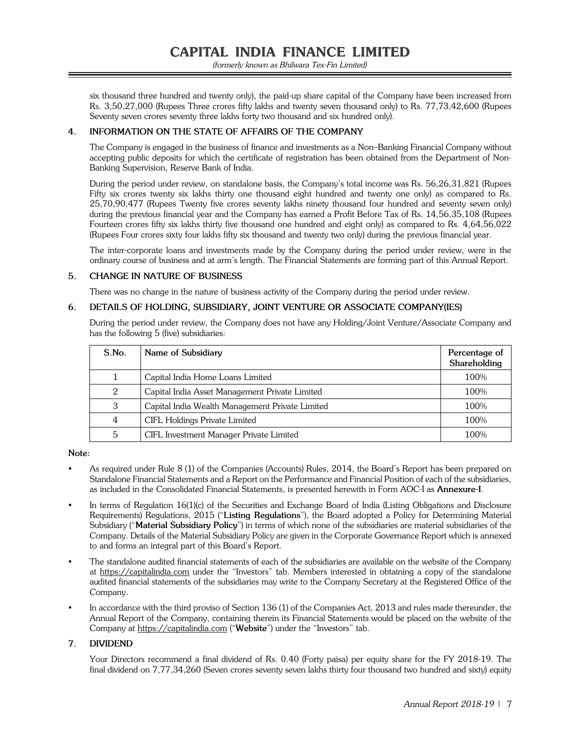six thousand three hundred and twenty only), the paid-up share capital of the Company have been increased from Rs. 3,50,27,000 (Rupees Three crores fifty lakhs and twenty seven thousand only) to Rs. 77,73,42,600 (Rupees Seventy seven crores seventy three lakhs forty two thousand and six hundred only).

## 4. INFORMATION ON THE STATE OF AFFAIRS OF THE COMPANY

The Company is engaged in the business of finance and investments as a Non–Banking Financial Company without accepting public deposits for which the certificate of registration has been obtained from the Department of Non-Banking Supervision, Reserve Bank of India.

During the period under review, on standalone basis, the Company's total income was Rs. 56,26,31,821 (Rupees Fifty six crores twenty six lakhs thirty one thousand eight hundred and twenty one only) as compared to Rs. 25,70,90,477 (Rupees Twenty five crores seventy lakhs ninety thousand four hundred and seventy seven only) during the previous financial year and the Company has earned a Profit Before Tax of Rs. 14,56,35,108 (Rupees Fourteen crores fifty six lakhs thirty five thousand one hundred and eight only) as compared to Rs. 4,64,56,022 (Rupees Four crores sixty four lakhs fifty six thousand and twenty two only) during the previous financial year.

The inter-corporate loans and investments made by the Company during the period under review, were in the ordinary course of business and at arm's length. The Financial Statements are forming part of this Annual Report.

## 5. CHANGE IN NATURE OF BUSINESS

There was no change in the nature of business activity of the Company during the period under review.

## 6. DETAILS OF HOLDING, SUBSIDIARY, JOINT VENTURE OR ASSOCIATE COMPANY(IES)

During the period under review, the Company does not have any Holding/Joint Venture/Associate Company and has the following 5 (five) subsidiaries:

| S.No. | Name of Subsidiary | Percentage of Shareholding |
|---|---|---|
| 1 | Capital India Home Loans Limited | 100% |
| 2 | Capital India Asset Management Private Limited | 100% |
| 3 | Capital India Wealth Management Private Limited | 100% |
| 4 | CIFL Holdings Private Limited | 100% |
| 5 | CIFL Investment Manager Private Limited | 100% |

**Note:**

- As required under Rule 8 (1) of the Companies (Accounts) Rules, 2014, the Board's Report has been prepared on Standalone Financial Statements and a Report on the Performance and Financial Position of each of the subsidiaries, as included in the Consolidated Financial Statements, is presented herewith in Form AOC-I as **Annexure-I**.
- In terms of Regulation 16(1)(c) of the Securities and Exchange Board of India (Listing Obligations and Disclosure Requirements) Regulations, 2015 ("**Listing Regulations**"), the Board adopted a Policy for Determining Material Subsidiary ("**Material Subsidiary Policy**") in terms of which none of the subsidiaries are material subsidiaries of the Company. Details of the Material Subsidiary Policy are given in the Corporate Governance Report which is annexed to and forms an integral part of this Board's Report.
- The standalone audited financial statements of each of the subsidiaries are available on the website of the Company at https://capitalindia.com under the "Investors" tab. Members interested in obtaining a copy of the standalone audited financial statements of the subsidiaries may write to the Company Secretary at the Registered Office of the Company.
- In accordance with the third proviso of Section 136 (1) of the Companies Act, 2013 and rules made thereunder, the Annual Report of the Company, containing therein its Financial Statements would be placed on the website of the Company at https://capitalindia.com ("**Website**") under the "Investors" tab.

## 7. DIVIDEND

Your Directors recommend a final dividend of Rs. 0.40 (Forty paisa) per equity share for the FY 2018-19. The final dividend on 7,77,34,260 (Seven crores seventy seven lakhs thirty four thousand two hundred and sixty) equity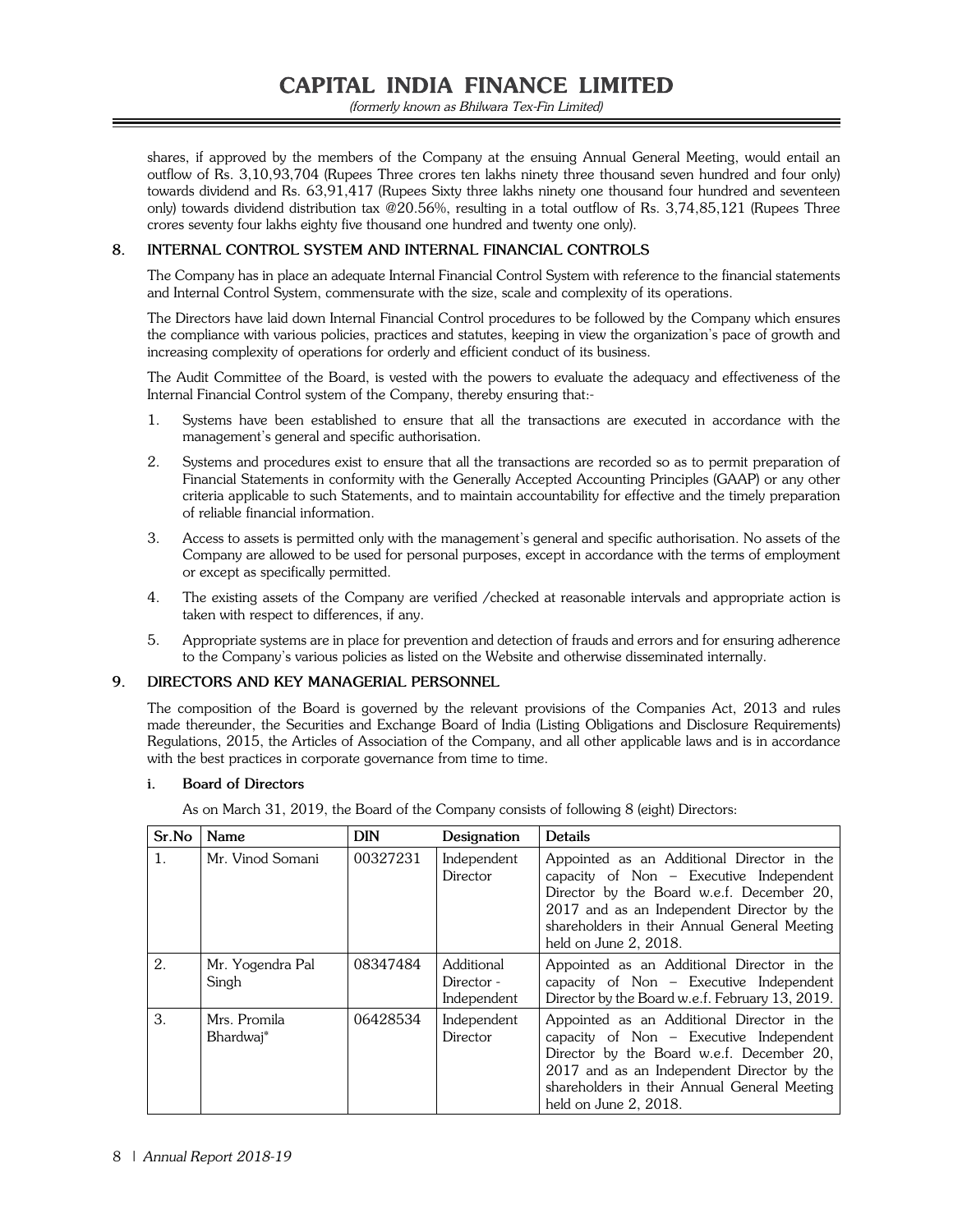shares, if approved by the members of the Company at the ensuing Annual General Meeting, would entail an outflow of Rs. 3,10,93,704 (Rupees Three crores ten lakhs ninety three thousand seven hundred and four only) towards dividend and Rs. 63,91,417 (Rupees Sixty three lakhs ninety one thousand four hundred and seventeen only) towards dividend distribution tax @20.56%, resulting in a total outflow of Rs. 3,74,85,121 (Rupees Three crores seventy four lakhs eighty five thousand one hundred and twenty one only).

## 8. INTERNAL CONTROL SYSTEM AND INTERNAL FINANCIAL CONTROLS

The Company has in place an adequate Internal Financial Control System with reference to the financial statements and Internal Control System, commensurate with the size, scale and complexity of its operations.

The Directors have laid down Internal Financial Control procedures to be followed by the Company which ensures the compliance with various policies, practices and statutes, keeping in view the organization's pace of growth and increasing complexity of operations for orderly and efficient conduct of its business.

The Audit Committee of the Board, is vested with the powers to evaluate the adequacy and effectiveness of the Internal Financial Control system of the Company, thereby ensuring that:-

1. Systems have been established to ensure that all the transactions are executed in accordance with the management's general and specific authorisation.
2. Systems and procedures exist to ensure that all the transactions are recorded so as to permit preparation of Financial Statements in conformity with the Generally Accepted Accounting Principles (GAAP) or any other criteria applicable to such Statements, and to maintain accountability for effective and the timely preparation of reliable financial information.
3. Access to assets is permitted only with the management's general and specific authorisation. No assets of the Company are allowed to be used for personal purposes, except in accordance with the terms of employment or except as specifically permitted.
4. The existing assets of the Company are verified /checked at reasonable intervals and appropriate action is taken with respect to differences, if any.
5. Appropriate systems are in place for prevention and detection of frauds and errors and for ensuring adherence to the Company's various policies as listed on the Website and otherwise disseminated internally.

## 9. DIRECTORS AND KEY MANAGERIAL PERSONNEL

The composition of the Board is governed by the relevant provisions of the Companies Act, 2013 and rules made thereunder, the Securities and Exchange Board of India (Listing Obligations and Disclosure Requirements) Regulations, 2015, the Articles of Association of the Company, and all other applicable laws and is in accordance with the best practices in corporate governance from time to time.

### i. Board of Directors

As on March 31, 2019, the Board of the Company consists of following 8 (eight) Directors:

| Sr.No | Name | DIN | Designation | Details |
|---|---|---|---|---|
| 1. | Mr. Vinod Somani | 00327231 | Independent Director | Appointed as an Additional Director in the capacity of Non – Executive Independent Director by the Board w.e.f. December 20, 2017 and as an Independent Director by the shareholders in their Annual General Meeting held on June 2, 2018. |
| 2. | Mr. Yogendra Pal Singh | 08347484 | Additional Director - Independent | Appointed as an Additional Director in the capacity of Non – Executive Independent Director by the Board w.e.f. February 13, 2019. |
| 3. | Mrs. Promila Bhardwaj* | 06428534 | Independent Director | Appointed as an Additional Director in the capacity of Non – Executive Independent Director by the Board w.e.f. December 20, 2017 and as an Independent Director by the shareholders in their Annual General Meeting held on June 2, 2018. |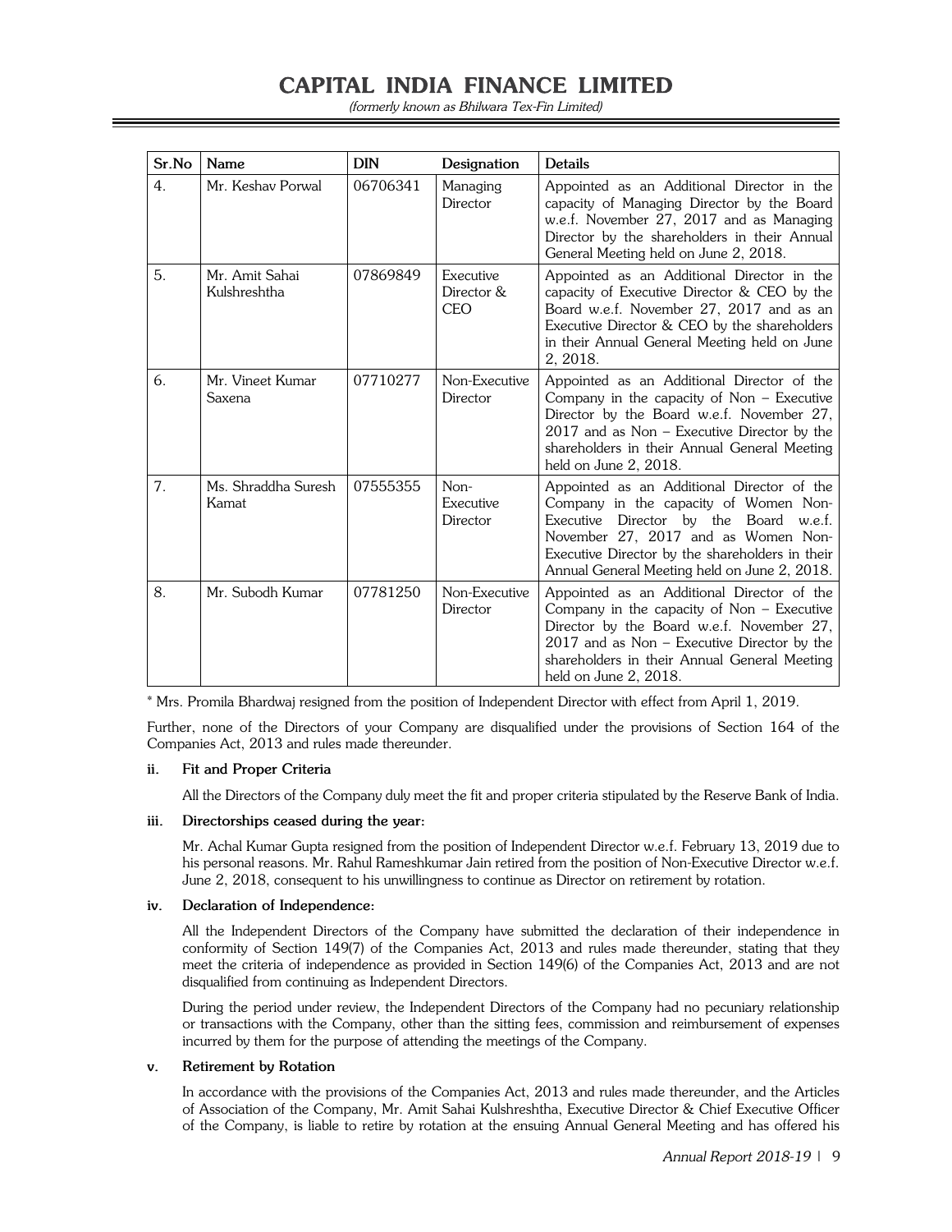| Sr.No | Name | DIN | Designation | Details |
|---|---|---|---|---|
| 4. | Mr. Keshav Porwal | 06706341 | Managing Director | Appointed as an Additional Director in the capacity of Managing Director by the Board w.e.f. November 27, 2017 and as Managing Director by the shareholders in their Annual General Meeting held on June 2, 2018. |
| 5. | Mr. Amit Sahai Kulshreshtha | 07869849 | Executive Director & CEO | Appointed as an Additional Director in the capacity of Executive Director & CEO by the Board w.e.f. November 27, 2017 and as an Executive Director & CEO by the shareholders in their Annual General Meeting held on June 2, 2018. |
| 6. | Mr. Vineet Kumar Saxena | 07710277 | Non-Executive Director | Appointed as an Additional Director of the Company in the capacity of Non – Executive Director by the Board w.e.f. November 27, 2017 and as Non – Executive Director by the shareholders in their Annual General Meeting held on June 2, 2018. |
| 7. | Ms. Shraddha Suresh Kamat | 07555355 | Non-Executive Director | Appointed as an Additional Director of the Company in the capacity of Women Non-Executive Director by the Board w.e.f. November 27, 2017 and as Women Non-Executive Director by the shareholders in their Annual General Meeting held on June 2, 2018. |
| 8. | Mr. Subodh Kumar | 07781250 | Non-Executive Director | Appointed as an Additional Director of the Company in the capacity of Non – Executive Director by the Board w.e.f. November 27, 2017 and as Non – Executive Director by the shareholders in their Annual General Meeting held on June 2, 2018. |

* Mrs. Promila Bhardwaj resigned from the position of Independent Director with effect from April 1, 2019.

Further, none of the Directors of your Company are disqualified under the provisions of Section 164 of the Companies Act, 2013 and rules made thereunder.

**ii. Fit and Proper Criteria**

All the Directors of the Company duly meet the fit and proper criteria stipulated by the Reserve Bank of India.

**iii. Directorships ceased during the year:**

Mr. Achal Kumar Gupta resigned from the position of Independent Director w.e.f. February 13, 2019 due to his personal reasons. Mr. Rahul Rameshkumar Jain retired from the position of Non-Executive Director w.e.f. June 2, 2018, consequent to his unwillingness to continue as Director on retirement by rotation.

**iv. Declaration of Independence:**

All the Independent Directors of the Company have submitted the declaration of their independence in conformity of Section 149(7) of the Companies Act, 2013 and rules made thereunder, stating that they meet the criteria of independence as provided in Section 149(6) of the Companies Act, 2013 and are not disqualified from continuing as Independent Directors.

During the period under review, the Independent Directors of the Company had no pecuniary relationship or transactions with the Company, other than the sitting fees, commission and reimbursement of expenses incurred by them for the purpose of attending the meetings of the Company.

**v. Retirement by Rotation**

In accordance with the provisions of the Companies Act, 2013 and rules made thereunder, and the Articles of Association of the Company, Mr. Amit Sahai Kulshreshtha, Executive Director & Chief Executive Officer of the Company, is liable to retire by rotation at the ensuing Annual General Meeting and has offered his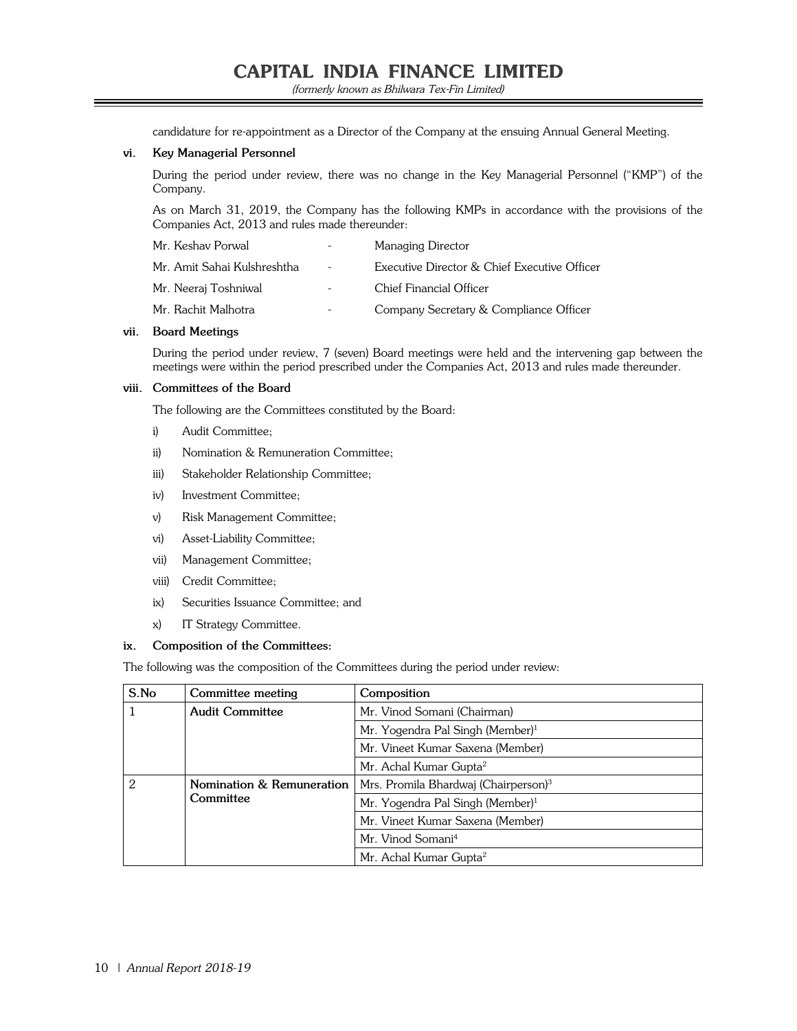candidature for re-appointment as a Director of the Company at the ensuing Annual General Meeting.

**vi. Key Managerial Personnel**

During the period under review, there was no change in the Key Managerial Personnel ("KMP") of the Company.

As on March 31, 2019, the Company has the following KMPs in accordance with the provisions of the Companies Act, 2013 and rules made thereunder:

| | | |
|---|---|---|
| Mr. Keshav Porwal | - | Managing Director |
| Mr. Amit Sahai Kulshreshtha | - | Executive Director & Chief Executive Officer |
| Mr. Neeraj Toshniwal | - | Chief Financial Officer |
| Mr. Rachit Malhotra | - | Company Secretary & Compliance Officer |

**vii. Board Meetings**

During the period under review, 7 (seven) Board meetings were held and the intervening gap between the meetings were within the period prescribed under the Companies Act, 2013 and rules made thereunder.

**viii. Committees of the Board**

The following are the Committees constituted by the Board:

i) Audit Committee;

ii) Nomination & Remuneration Committee;

iii) Stakeholder Relationship Committee;

iv) Investment Committee;

v) Risk Management Committee;

vi) Asset-Liability Committee;

vii) Management Committee;

viii) Credit Committee;

ix) Securities Issuance Committee; and

x) IT Strategy Committee.

**ix. Composition of the Committees:**

The following was the composition of the Committees during the period under review:

| S.No | Committee meeting | Composition |
|---|---|---|
| 1 | **Audit Committee** | Mr. Vinod Somani (Chairman) |
| | | Mr. Yogendra Pal Singh (Member)[1] |
| | | Mr. Vineet Kumar Saxena (Member) |
| | | Mr. Achal Kumar Gupta[2] |
| 2 | **Nomination & Remuneration Committee** | Mrs. Promila Bhardwaj (Chairperson)[3] |
| | | Mr. Yogendra Pal Singh (Member)[1] |
| | | Mr. Vineet Kumar Saxena (Member) |
| | | Mr. Vinod Somani[4] |
| | | Mr. Achal Kumar Gupta[2] |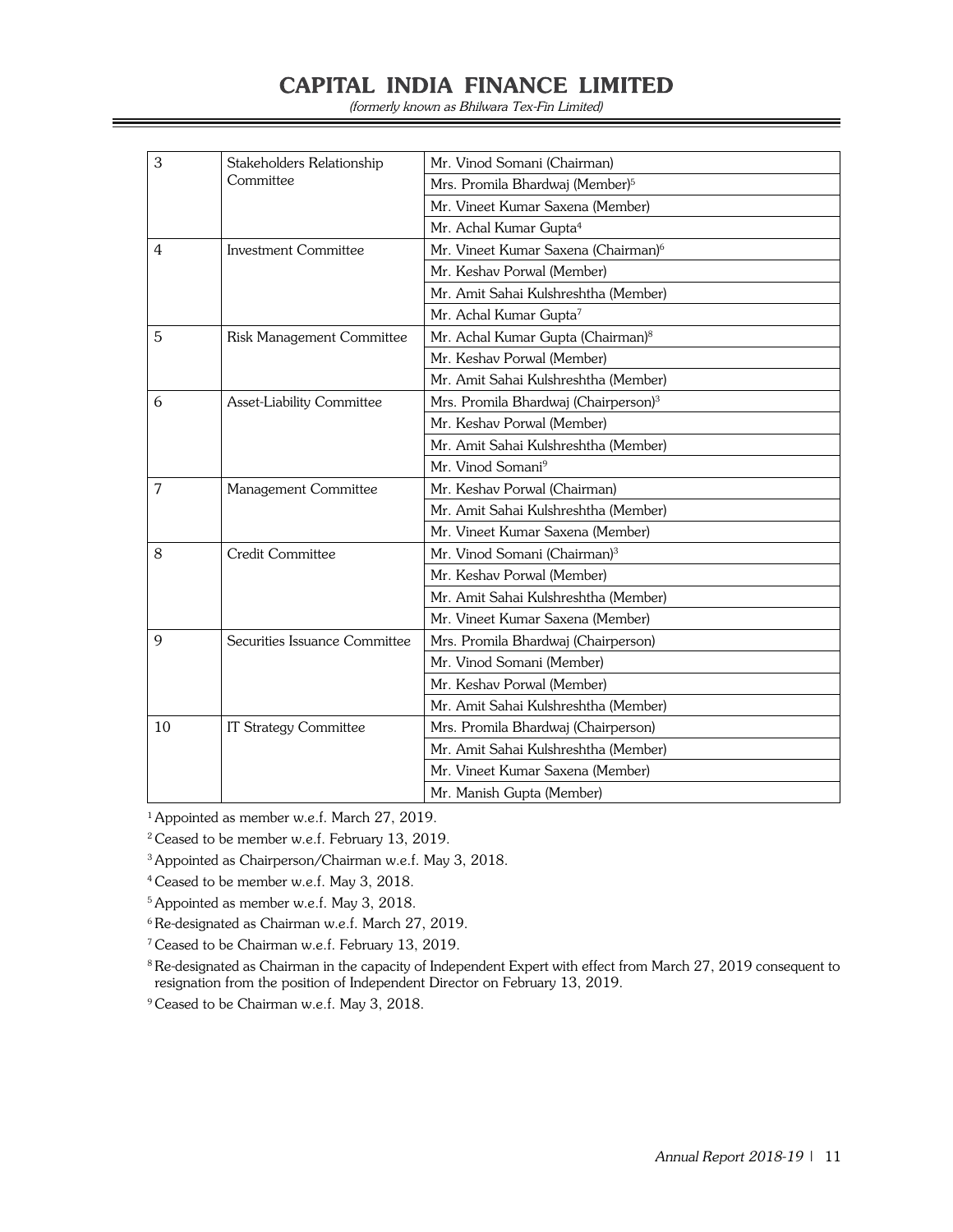| 3 | Stakeholders Relationship Committee | Mr. Vinod Somani (Chairman) |
|---|---|---|
| | | Mrs. Promila Bhardwaj (Member)[5] |
| | | Mr. Vineet Kumar Saxena (Member) |
| | | Mr. Achal Kumar Gupta[4] |
| 4 | Investment Committee | Mr. Vineet Kumar Saxena (Chairman)[6] |
| | | Mr. Keshav Porwal (Member) |
| | | Mr. Amit Sahai Kulshreshtha (Member) |
| | | Mr. Achal Kumar Gupta[7] |
| 5 | Risk Management Committee | Mr. Achal Kumar Gupta (Chairman)[8] |
| | | Mr. Keshav Porwal (Member) |
| | | Mr. Amit Sahai Kulshreshtha (Member) |
| 6 | Asset-Liability Committee | Mrs. Promila Bhardwaj (Chairperson)[3] |
| | | Mr. Keshav Porwal (Member) |
| | | Mr. Amit Sahai Kulshreshtha (Member) |
| | | Mr. Vinod Somani[9] |
| 7 | Management Committee | Mr. Keshav Porwal (Chairman) |
| | | Mr. Amit Sahai Kulshreshtha (Member) |
| | | Mr. Vineet Kumar Saxena (Member) |
| 8 | Credit Committee | Mr. Vinod Somani (Chairman)[3] |
| | | Mr. Keshav Porwal (Member) |
| | | Mr. Amit Sahai Kulshreshtha (Member) |
| | | Mr. Vineet Kumar Saxena (Member) |
| 9 | Securities Issuance Committee | Mrs. Promila Bhardwaj (Chairperson) |
| | | Mr. Vinod Somani (Member) |
| | | Mr. Keshav Porwal (Member) |
| | | Mr. Amit Sahai Kulshreshtha (Member) |
| 10 | IT Strategy Committee | Mrs. Promila Bhardwaj (Chairperson) |
| | | Mr. Amit Sahai Kulshreshtha (Member) |
| | | Mr. Vineet Kumar Saxena (Member) |
| | | Mr. Manish Gupta (Member) |

[1] Appointed as member w.e.f. March 27, 2019.

[2] Ceased to be member w.e.f. February 13, 2019.

[3] Appointed as Chairperson/Chairman w.e.f. May 3, 2018.

[4] Ceased to be member w.e.f. May 3, 2018.

[5] Appointed as member w.e.f. May 3, 2018.

[6] Re-designated as Chairman w.e.f. March 27, 2019.

[7] Ceased to be Chairman w.e.f. February 13, 2019.

[8] Re-designated as Chairman in the capacity of Independent Expert with effect from March 27, 2019 consequent to resignation from the position of Independent Director on February 13, 2019.

[9] Ceased to be Chairman w.e.f. May 3, 2018.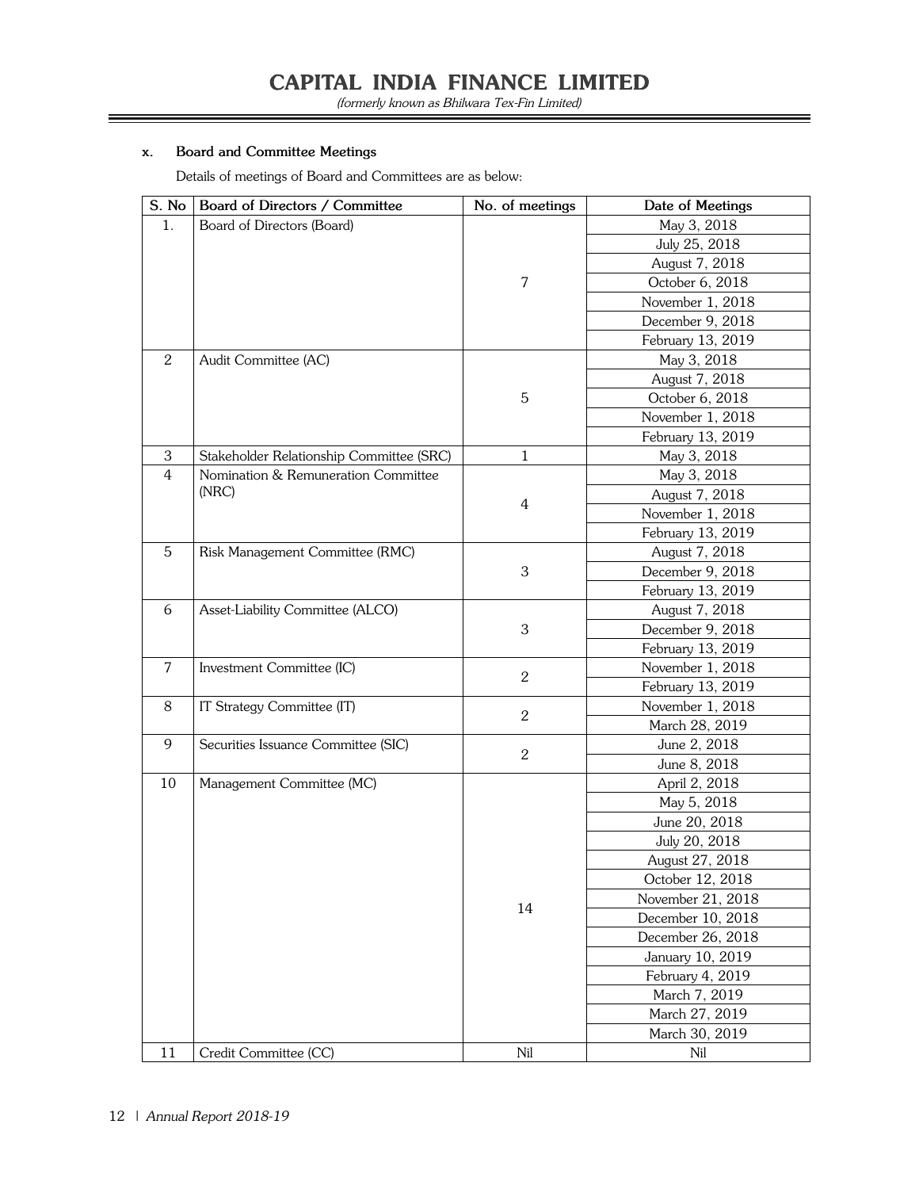**x. Board and Committee Meetings**

Details of meetings of Board and Committees are as below:

| S. No | Board of Directors / Committee | No. of meetings | Date of Meetings |
|---|---|---|---|
| 1. | Board of Directors (Board) | 7 | May 3, 2018 |
| | | | July 25, 2018 |
| | | | August 7, 2018 |
| | | | October 6, 2018 |
| | | | November 1, 2018 |
| | | | December 9, 2018 |
| | | | February 13, 2019 |
| 2 | Audit Committee (AC) | 5 | May 3, 2018 |
| | | | August 7, 2018 |
| | | | October 6, 2018 |
| | | | November 1, 2018 |
| | | | February 13, 2019 |
| 3 | Stakeholder Relationship Committee (SRC) | 1 | May 3, 2018 |
| 4 | Nomination & Remuneration Committee (NRC) | 4 | May 3, 2018 |
| | | | August 7, 2018 |
| | | | November 1, 2018 |
| | | | February 13, 2019 |
| 5 | Risk Management Committee (RMC) | 3 | August 7, 2018 |
| | | | December 9, 2018 |
| | | | February 13, 2019 |
| 6 | Asset-Liability Committee (ALCO) | 3 | August 7, 2018 |
| | | | December 9, 2018 |
| | | | February 13, 2019 |
| 7 | Investment Committee (IC) | 2 | November 1, 2018 |
| | | | February 13, 2019 |
| 8 | IT Strategy Committee (IT) | 2 | November 1, 2018 |
| | | | March 28, 2019 |
| 9 | Securities Issuance Committee (SIC) | 2 | June 2, 2018 |
| | | | June 8, 2018 |
| 10 | Management Committee (MC) | 14 | April 2, 2018 |
| | | | May 5, 2018 |
| | | | June 20, 2018 |
| | | | July 20, 2018 |
| | | | August 27, 2018 |
| | | | October 12, 2018 |
| | | | November 21, 2018 |
| | | | December 10, 2018 |
| | | | December 26, 2018 |
| | | | January 10, 2019 |
| | | | February 4, 2019 |
| | | | March 7, 2019 |
| | | | March 27, 2019 |
| | | | March 30, 2019 |
| 11 | Credit Committee (CC) | Nil | Nil |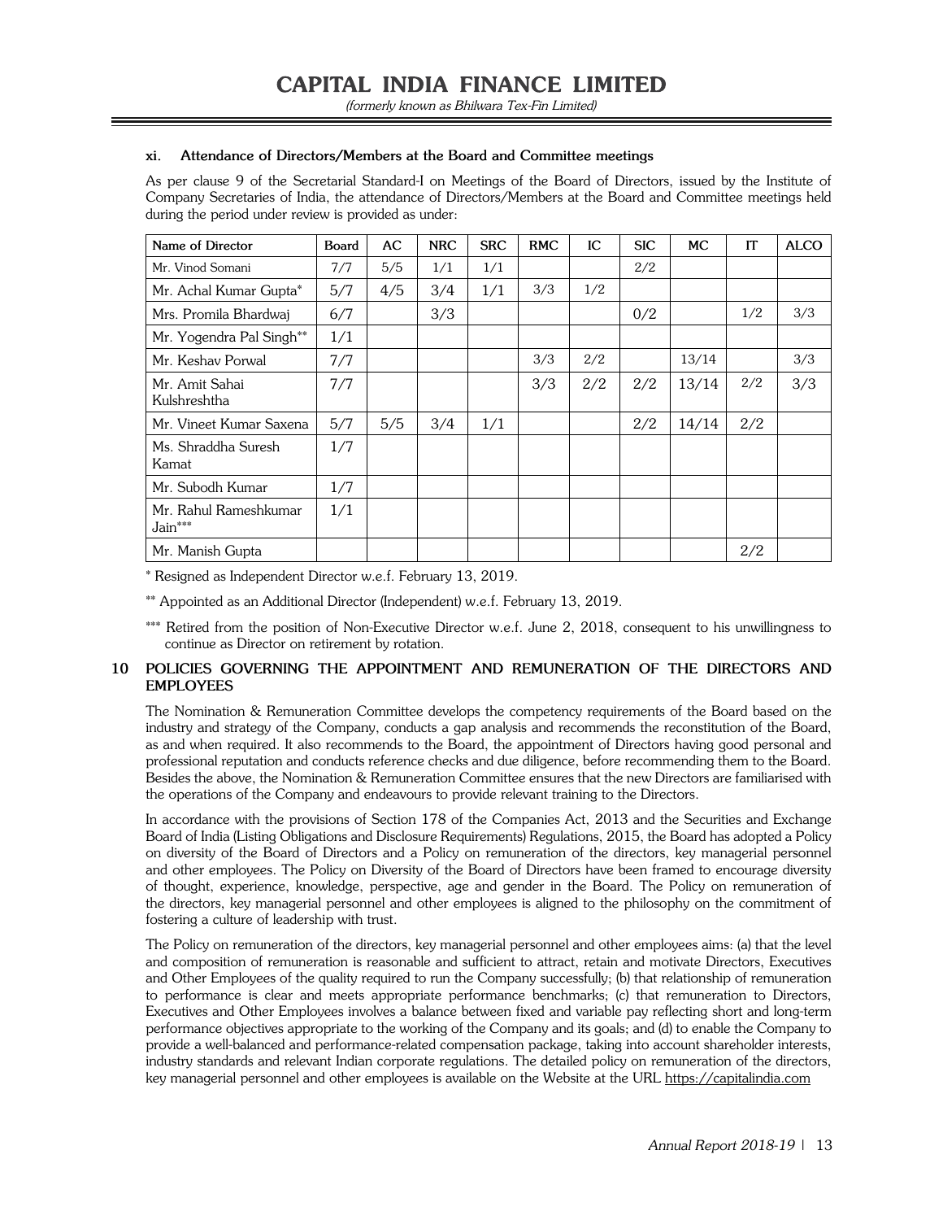#### xi. Attendance of Directors/Members at the Board and Committee meetings

As per clause 9 of the Secretarial Standard-I on Meetings of the Board of Directors, issued by the Institute of Company Secretaries of India, the attendance of Directors/Members at the Board and Committee meetings held during the period under review is provided as under:

| Name of Director | Board | AC | NRC | SRC | RMC | IC | SIC | MC | IT | ALCO |
|---|---|---|---|---|---|---|---|---|---|---|
| Mr. Vinod Somani | 7/7 | 5/5 | 1/1 | 1/1 | | | 2/2 | | | |
| Mr. Achal Kumar Gupta* | 5/7 | 4/5 | 3/4 | 1/1 | 3/3 | 1/2 | | | | |
| Mrs. Promila Bhardwaj | 6/7 | | 3/3 | | | | 0/2 | | 1/2 | 3/3 |
| Mr. Yogendra Pal Singh** | 1/1 | | | | | | | | | |
| Mr. Keshav Porwal | 7/7 | | | | 3/3 | 2/2 | | 13/14 | | 3/3 |
| Mr. Amit Sahai Kulshreshtha | 7/7 | | | | 3/3 | 2/2 | 2/2 | 13/14 | 2/2 | 3/3 |
| Mr. Vineet Kumar Saxena | 5/7 | 5/5 | 3/4 | 1/1 | | | 2/2 | 14/14 | 2/2 | |
| Ms. Shraddha Suresh Kamat | 1/7 | | | | | | | | | |
| Mr. Subodh Kumar | 1/7 | | | | | | | | | |
| Mr. Rahul Rameshkumar Jain*** | 1/1 | | | | | | | | | |
| Mr. Manish Gupta | | | | | | | | | 2/2 | |

\* Resigned as Independent Director w.e.f. February 13, 2019.

** Appointed as an Additional Director (Independent) w.e.f. February 13, 2019.

*** Retired from the position of Non-Executive Director w.e.f. June 2, 2018, consequent to his unwillingness to continue as Director on retirement by rotation.

## 10 POLICIES GOVERNING THE APPOINTMENT AND REMUNERATION OF THE DIRECTORS AND EMPLOYEES

The Nomination & Remuneration Committee develops the competency requirements of the Board based on the industry and strategy of the Company, conducts a gap analysis and recommends the reconstitution of the Board, as and when required. It also recommends to the Board, the appointment of Directors having good personal and professional reputation and conducts reference checks and due diligence, before recommending them to the Board. Besides the above, the Nomination & Remuneration Committee ensures that the new Directors are familiarised with the operations of the Company and endeavours to provide relevant training to the Directors.

In accordance with the provisions of Section 178 of the Companies Act, 2013 and the Securities and Exchange Board of India (Listing Obligations and Disclosure Requirements) Regulations, 2015, the Board has adopted a Policy on diversity of the Board of Directors and a Policy on remuneration of the directors, key managerial personnel and other employees. The Policy on Diversity of the Board of Directors have been framed to encourage diversity of thought, experience, knowledge, perspective, age and gender in the Board. The Policy on remuneration of the directors, key managerial personnel and other employees is aligned to the philosophy on the commitment of fostering a culture of leadership with trust.

The Policy on remuneration of the directors, key managerial personnel and other employees aims: (a) that the level and composition of remuneration is reasonable and sufficient to attract, retain and motivate Directors, Executives and Other Employees of the quality required to run the Company successfully; (b) that relationship of remuneration to performance is clear and meets appropriate performance benchmarks; (c) that remuneration to Directors, Executives and Other Employees involves a balance between fixed and variable pay reflecting short and long-term performance objectives appropriate to the working of the Company and its goals; and (d) to enable the Company to provide a well-balanced and performance-related compensation package, taking into account shareholder interests, industry standards and relevant Indian corporate regulations. The detailed policy on remuneration of the directors, key managerial personnel and other employees is available on the Website at the URL https://capitalindia.com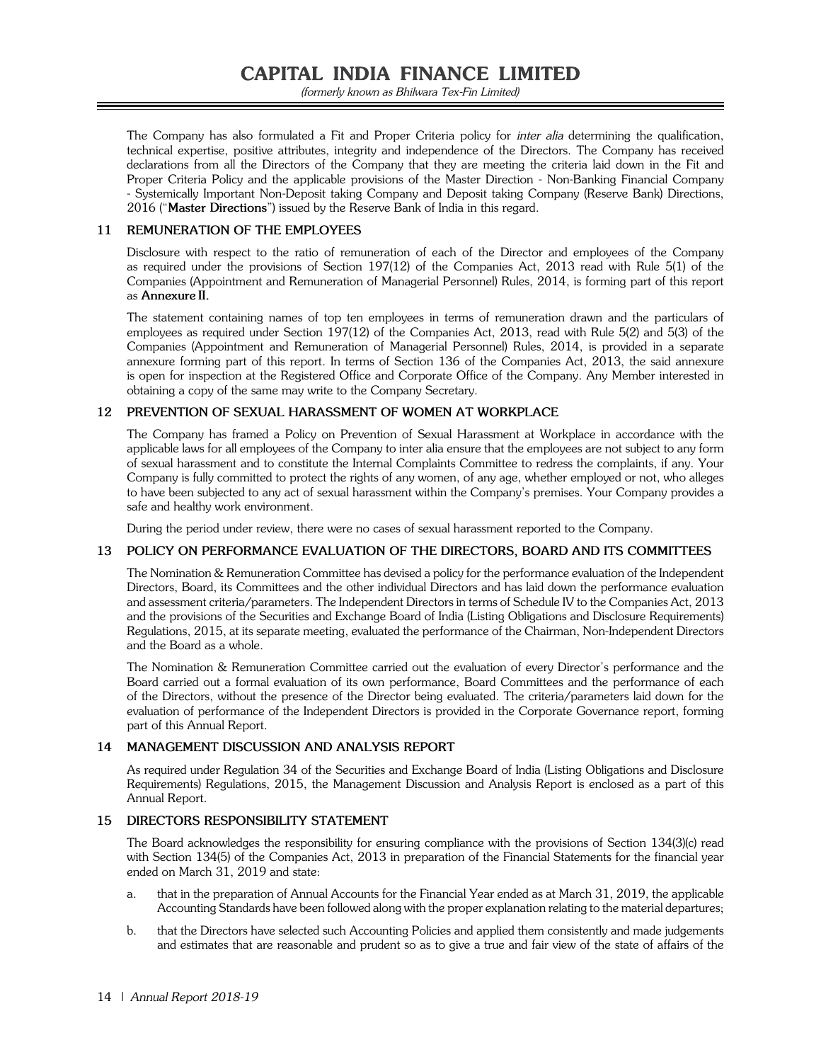The Company has also formulated a Fit and Proper Criteria policy for *inter alia* determining the qualification, technical expertise, positive attributes, integrity and independence of the Directors. The Company has received declarations from all the Directors of the Company that they are meeting the criteria laid down in the Fit and Proper Criteria Policy and the applicable provisions of the Master Direction - Non-Banking Financial Company - Systemically Important Non-Deposit taking Company and Deposit taking Company (Reserve Bank) Directions, 2016 ("**Master Directions**") issued by the Reserve Bank of India in this regard.

## 11 REMUNERATION OF THE EMPLOYEES

Disclosure with respect to the ratio of remuneration of each of the Director and employees of the Company as required under the provisions of Section 197(12) of the Companies Act, 2013 read with Rule 5(1) of the Companies (Appointment and Remuneration of Managerial Personnel) Rules, 2014, is forming part of this report as **Annexure II.**

The statement containing names of top ten employees in terms of remuneration drawn and the particulars of employees as required under Section 197(12) of the Companies Act, 2013, read with Rule 5(2) and 5(3) of the Companies (Appointment and Remuneration of Managerial Personnel) Rules, 2014, is provided in a separate annexure forming part of this report. In terms of Section 136 of the Companies Act, 2013, the said annexure is open for inspection at the Registered Office and Corporate Office of the Company. Any Member interested in obtaining a copy of the same may write to the Company Secretary.

## 12 PREVENTION OF SEXUAL HARASSMENT OF WOMEN AT WORKPLACE

The Company has framed a Policy on Prevention of Sexual Harassment at Workplace in accordance with the applicable laws for all employees of the Company to inter alia ensure that the employees are not subject to any form of sexual harassment and to constitute the Internal Complaints Committee to redress the complaints, if any. Your Company is fully committed to protect the rights of any women, of any age, whether employed or not, who alleges to have been subjected to any act of sexual harassment within the Company's premises. Your Company provides a safe and healthy work environment.

During the period under review, there were no cases of sexual harassment reported to the Company.

## 13 POLICY ON PERFORMANCE EVALUATION OF THE DIRECTORS, BOARD AND ITS COMMITTEES

The Nomination & Remuneration Committee has devised a policy for the performance evaluation of the Independent Directors, Board, its Committees and the other individual Directors and has laid down the performance evaluation and assessment criteria/parameters. The Independent Directors in terms of Schedule IV to the Companies Act, 2013 and the provisions of the Securities and Exchange Board of India (Listing Obligations and Disclosure Requirements) Regulations, 2015, at its separate meeting, evaluated the performance of the Chairman, Non-Independent Directors and the Board as a whole.

The Nomination & Remuneration Committee carried out the evaluation of every Director's performance and the Board carried out a formal evaluation of its own performance, Board Committees and the performance of each of the Directors, without the presence of the Director being evaluated. The criteria/parameters laid down for the evaluation of performance of the Independent Directors is provided in the Corporate Governance report, forming part of this Annual Report.

## 14 MANAGEMENT DISCUSSION AND ANALYSIS REPORT

As required under Regulation 34 of the Securities and Exchange Board of India (Listing Obligations and Disclosure Requirements) Regulations, 2015, the Management Discussion and Analysis Report is enclosed as a part of this Annual Report.

## 15 DIRECTORS RESPONSIBILITY STATEMENT

The Board acknowledges the responsibility for ensuring compliance with the provisions of Section 134(3)(c) read with Section 134(5) of the Companies Act, 2013 in preparation of the Financial Statements for the financial year ended on March 31, 2019 and state:

a. that in the preparation of Annual Accounts for the Financial Year ended as at March 31, 2019, the applicable Accounting Standards have been followed along with the proper explanation relating to the material departures;

b. that the Directors have selected such Accounting Policies and applied them consistently and made judgements and estimates that are reasonable and prudent so as to give a true and fair view of the state of affairs of the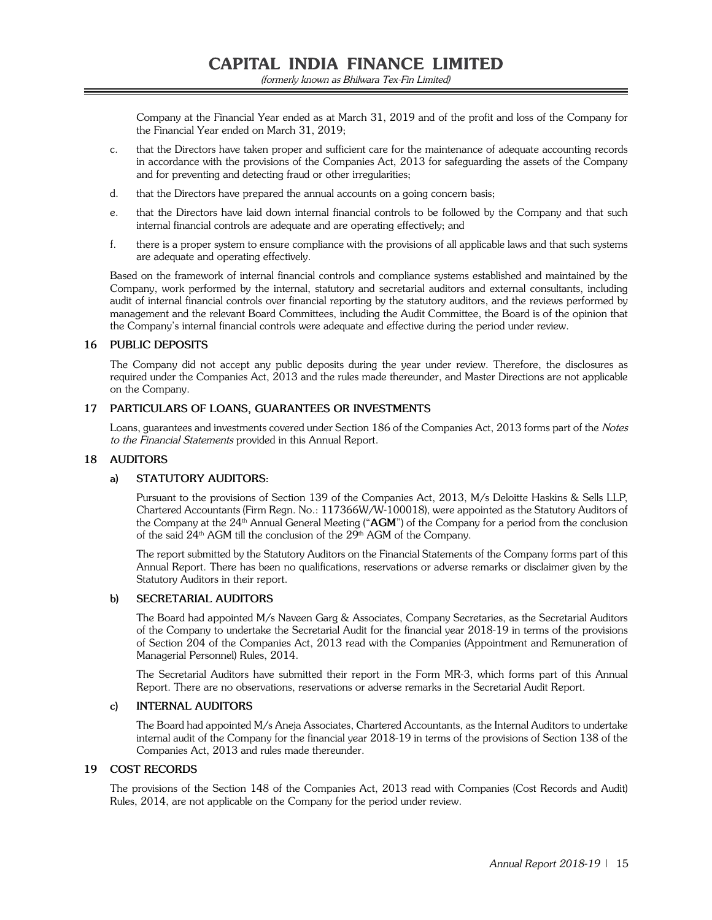Company at the Financial Year ended as at March 31, 2019 and of the profit and loss of the Company for the Financial Year ended on March 31, 2019;

c. that the Directors have taken proper and sufficient care for the maintenance of adequate accounting records in accordance with the provisions of the Companies Act, 2013 for safeguarding the assets of the Company and for preventing and detecting fraud or other irregularities;

d. that the Directors have prepared the annual accounts on a going concern basis;

e. that the Directors have laid down internal financial controls to be followed by the Company and that such internal financial controls are adequate and are operating effectively; and

f. there is a proper system to ensure compliance with the provisions of all applicable laws and that such systems are adequate and operating effectively.

Based on the framework of internal financial controls and compliance systems established and maintained by the Company, work performed by the internal, statutory and secretarial auditors and external consultants, including audit of internal financial controls over financial reporting by the statutory auditors, and the reviews performed by management and the relevant Board Committees, including the Audit Committee, the Board is of the opinion that the Company's internal financial controls were adequate and effective during the period under review.

## 16 PUBLIC DEPOSITS

The Company did not accept any public deposits during the year under review. Therefore, the disclosures as required under the Companies Act, 2013 and the rules made thereunder, and Master Directions are not applicable on the Company.

## 17 PARTICULARS OF LOANS, GUARANTEES OR INVESTMENTS

Loans, guarantees and investments covered under Section 186 of the Companies Act, 2013 forms part of the *Notes to the Financial Statements* provided in this Annual Report.

## 18 AUDITORS

### a) STATUTORY AUDITORS:

Pursuant to the provisions of Section 139 of the Companies Act, 2013, M/s Deloitte Haskins & Sells LLP, Chartered Accountants (Firm Regn. No.: 117366W/W-100018), were appointed as the Statutory Auditors of the Company at the 24th Annual General Meeting ("**AGM**") of the Company for a period from the conclusion of the said 24th AGM till the conclusion of the 29th AGM of the Company.

The report submitted by the Statutory Auditors on the Financial Statements of the Company forms part of this Annual Report. There has been no qualifications, reservations or adverse remarks or disclaimer given by the Statutory Auditors in their report.

### b) SECRETARIAL AUDITORS

The Board had appointed M/s Naveen Garg & Associates, Company Secretaries, as the Secretarial Auditors of the Company to undertake the Secretarial Audit for the financial year 2018-19 in terms of the provisions of Section 204 of the Companies Act, 2013 read with the Companies (Appointment and Remuneration of Managerial Personnel) Rules, 2014.

The Secretarial Auditors have submitted their report in the Form MR-3, which forms part of this Annual Report. There are no observations, reservations or adverse remarks in the Secretarial Audit Report.

### c) INTERNAL AUDITORS

The Board had appointed M/s Aneja Associates, Chartered Accountants, as the Internal Auditors to undertake internal audit of the Company for the financial year 2018-19 in terms of the provisions of Section 138 of the Companies Act, 2013 and rules made thereunder.

## 19 COST RECORDS

The provisions of the Section 148 of the Companies Act, 2013 read with Companies (Cost Records and Audit) Rules, 2014, are not applicable on the Company for the period under review.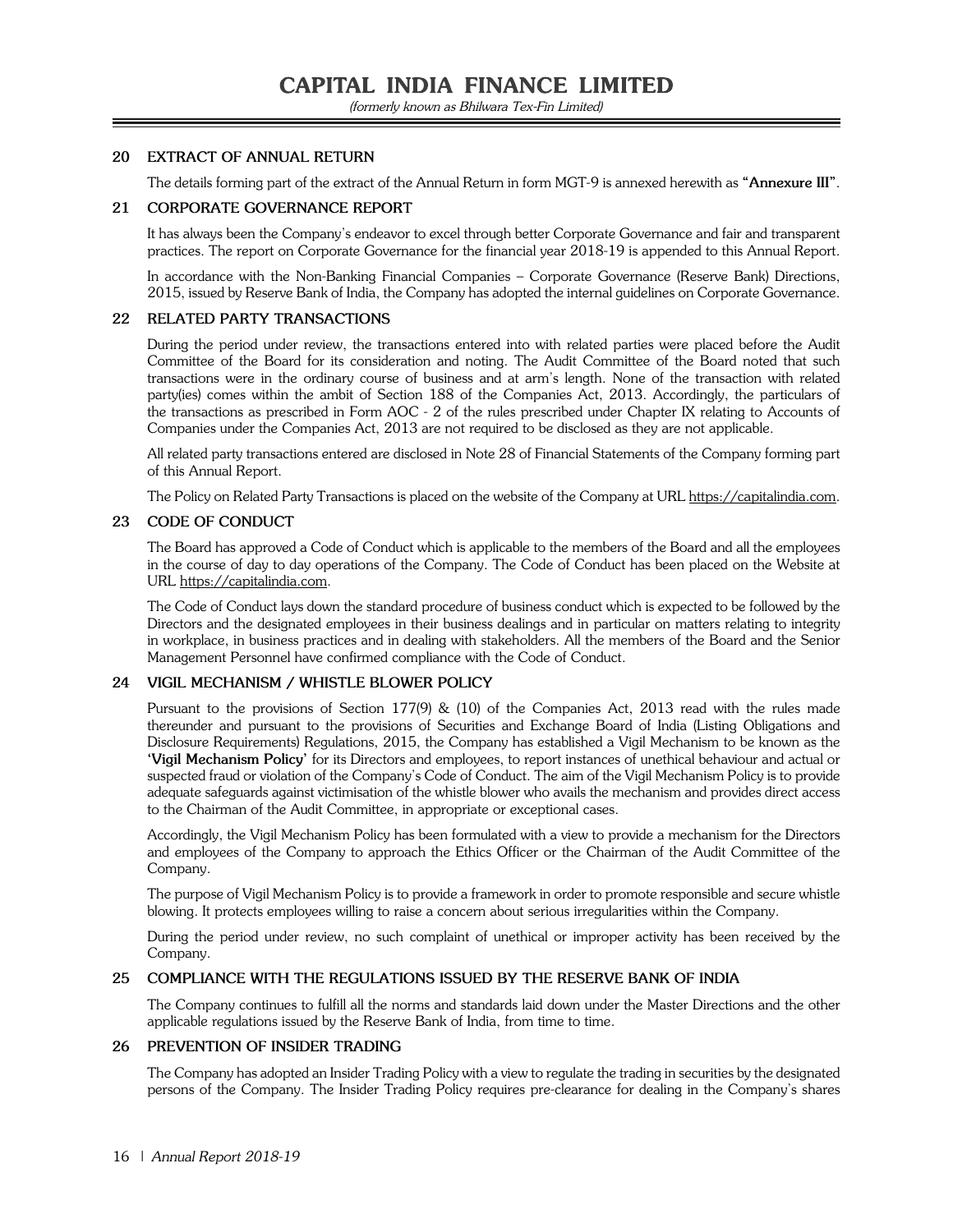## 20 EXTRACT OF ANNUAL RETURN

The details forming part of the extract of the Annual Return in form MGT-9 is annexed herewith as **"Annexure III"**.

## 21 CORPORATE GOVERNANCE REPORT

It has always been the Company's endeavor to excel through better Corporate Governance and fair and transparent practices. The report on Corporate Governance for the financial year 2018-19 is appended to this Annual Report.

In accordance with the Non-Banking Financial Companies – Corporate Governance (Reserve Bank) Directions, 2015, issued by Reserve Bank of India, the Company has adopted the internal guidelines on Corporate Governance.

## 22 RELATED PARTY TRANSACTIONS

During the period under review, the transactions entered into with related parties were placed before the Audit Committee of the Board for its consideration and noting. The Audit Committee of the Board noted that such transactions were in the ordinary course of business and at arm's length. None of the transaction with related party(ies) comes within the ambit of Section 188 of the Companies Act, 2013. Accordingly, the particulars of the transactions as prescribed in Form AOC - 2 of the rules prescribed under Chapter IX relating to Accounts of Companies under the Companies Act, 2013 are not required to be disclosed as they are not applicable.

All related party transactions entered are disclosed in Note 28 of Financial Statements of the Company forming part of this Annual Report.

The Policy on Related Party Transactions is placed on the website of the Company at URL https://capitalindia.com.

## 23 CODE OF CONDUCT

The Board has approved a Code of Conduct which is applicable to the members of the Board and all the employees in the course of day to day operations of the Company. The Code of Conduct has been placed on the Website at URL https://capitalindia.com.

The Code of Conduct lays down the standard procedure of business conduct which is expected to be followed by the Directors and the designated employees in their business dealings and in particular on matters relating to integrity in workplace, in business practices and in dealing with stakeholders. All the members of the Board and the Senior Management Personnel have confirmed compliance with the Code of Conduct.

## 24 VIGIL MECHANISM / WHISTLE BLOWER POLICY

Pursuant to the provisions of Section 177(9) & (10) of the Companies Act, 2013 read with the rules made thereunder and pursuant to the provisions of Securities and Exchange Board of India (Listing Obligations and Disclosure Requirements) Regulations, 2015, the Company has established a Vigil Mechanism to be known as the '**Vigil Mechanism Policy**' for its Directors and employees, to report instances of unethical behaviour and actual or suspected fraud or violation of the Company's Code of Conduct. The aim of the Vigil Mechanism Policy is to provide adequate safeguards against victimisation of the whistle blower who avails the mechanism and provides direct access to the Chairman of the Audit Committee, in appropriate or exceptional cases.

Accordingly, the Vigil Mechanism Policy has been formulated with a view to provide a mechanism for the Directors and employees of the Company to approach the Ethics Officer or the Chairman of the Audit Committee of the Company.

The purpose of Vigil Mechanism Policy is to provide a framework in order to promote responsible and secure whistle blowing. It protects employees willing to raise a concern about serious irregularities within the Company.

During the period under review, no such complaint of unethical or improper activity has been received by the Company.

## 25 COMPLIANCE WITH THE REGULATIONS ISSUED BY THE RESERVE BANK OF INDIA

The Company continues to fulfill all the norms and standards laid down under the Master Directions and the other applicable regulations issued by the Reserve Bank of India, from time to time.

## 26 PREVENTION OF INSIDER TRADING

The Company has adopted an Insider Trading Policy with a view to regulate the trading in securities by the designated persons of the Company. The Insider Trading Policy requires pre-clearance for dealing in the Company's shares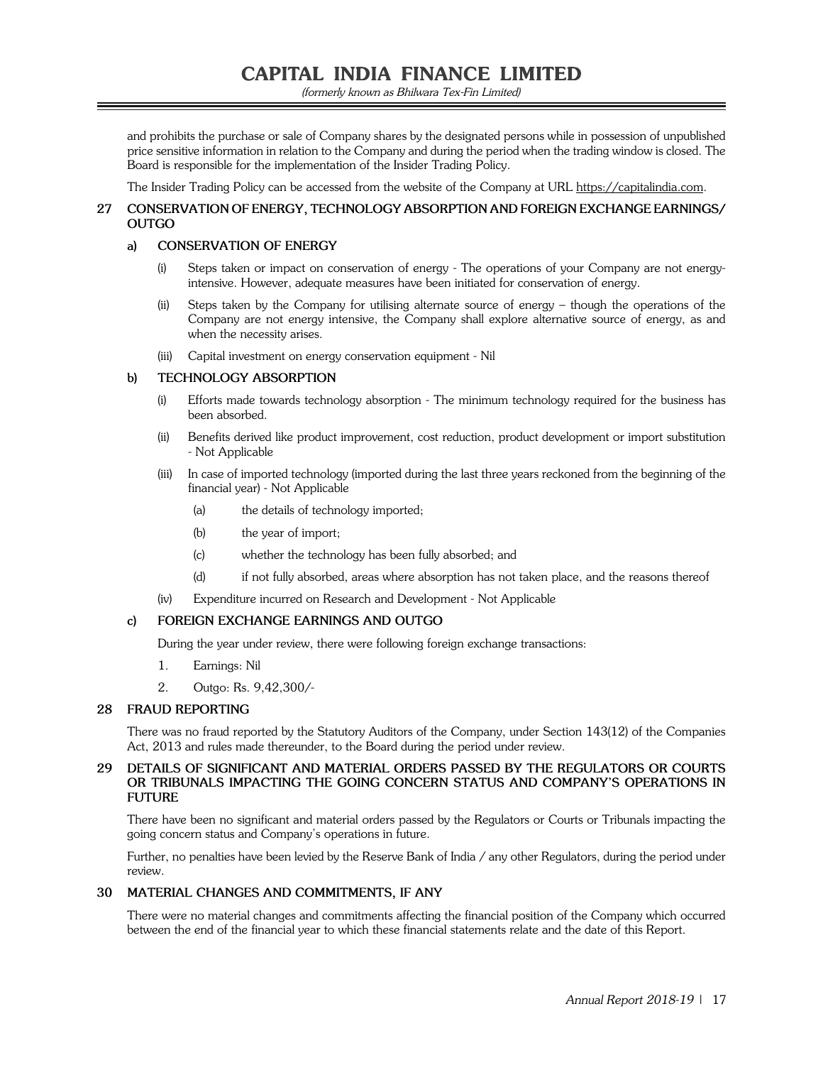and prohibits the purchase or sale of Company shares by the designated persons while in possession of unpublished price sensitive information in relation to the Company and during the period when the trading window is closed. The Board is responsible for the implementation of the Insider Trading Policy.

The Insider Trading Policy can be accessed from the website of the Company at URL https://capitalindia.com.

## 27 CONSERVATION OF ENERGY, TECHNOLOGY ABSORPTION AND FOREIGN EXCHANGE EARNINGS/ OUTGO

### a) CONSERVATION OF ENERGY

(i) Steps taken or impact on conservation of energy - The operations of your Company are not energy-intensive. However, adequate measures have been initiated for conservation of energy.

(ii) Steps taken by the Company for utilising alternate source of energy – though the operations of the Company are not energy intensive, the Company shall explore alternative source of energy, as and when the necessity arises.

(iii) Capital investment on energy conservation equipment - Nil

### b) TECHNOLOGY ABSORPTION

(i) Efforts made towards technology absorption - The minimum technology required for the business has been absorbed.

(ii) Benefits derived like product improvement, cost reduction, product development or import substitution - Not Applicable

(iii) In case of imported technology (imported during the last three years reckoned from the beginning of the financial year) - Not Applicable

  (a) the details of technology imported;

  (b) the year of import;

  (c) whether the technology has been fully absorbed; and

  (d) if not fully absorbed, areas where absorption has not taken place, and the reasons thereof

(iv) Expenditure incurred on Research and Development - Not Applicable

### c) FOREIGN EXCHANGE EARNINGS AND OUTGO

During the year under review, there were following foreign exchange transactions:

1. Earnings: Nil
2. Outgo: Rs. 9,42,300/-

## 28 FRAUD REPORTING

There was no fraud reported by the Statutory Auditors of the Company, under Section 143(12) of the Companies Act, 2013 and rules made thereunder, to the Board during the period under review.

## 29 DETAILS OF SIGNIFICANT AND MATERIAL ORDERS PASSED BY THE REGULATORS OR COURTS OR TRIBUNALS IMPACTING THE GOING CONCERN STATUS AND COMPANY'S OPERATIONS IN FUTURE

There have been no significant and material orders passed by the Regulators or Courts or Tribunals impacting the going concern status and Company's operations in future.

Further, no penalties have been levied by the Reserve Bank of India / any other Regulators, during the period under review.

## 30 MATERIAL CHANGES AND COMMITMENTS, IF ANY

There were no material changes and commitments affecting the financial position of the Company which occurred between the end of the financial year to which these financial statements relate and the date of this Report.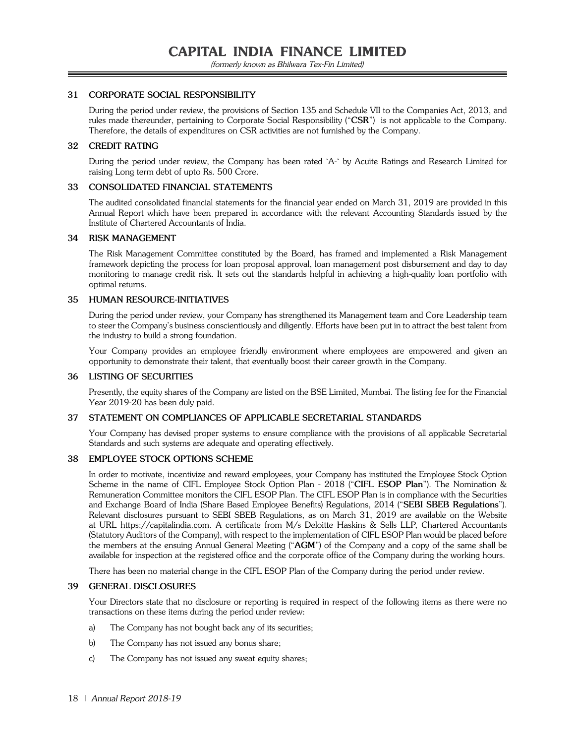## 31 CORPORATE SOCIAL RESPONSIBILITY

During the period under review, the provisions of Section 135 and Schedule VII to the Companies Act, 2013, and rules made thereunder, pertaining to Corporate Social Responsibility ("**CSR**") is not applicable to the Company. Therefore, the details of expenditures on CSR activities are not furnished by the Company.

## 32 CREDIT RATING

During the period under review, the Company has been rated 'A-' by Acuite Ratings and Research Limited for raising Long term debt of upto Rs. 500 Crore.

## 33 CONSOLIDATED FINANCIAL STATEMENTS

The audited consolidated financial statements for the financial year ended on March 31, 2019 are provided in this Annual Report which have been prepared in accordance with the relevant Accounting Standards issued by the Institute of Chartered Accountants of India.

## 34 RISK MANAGEMENT

The Risk Management Committee constituted by the Board, has framed and implemented a Risk Management framework depicting the process for loan proposal approval, loan management post disbursement and day to day monitoring to manage credit risk. It sets out the standards helpful in achieving a high-quality loan portfolio with optimal returns.

## 35 HUMAN RESOURCE-INITIATIVES

During the period under review, your Company has strengthened its Management team and Core Leadership team to steer the Company's business conscientiously and diligently. Efforts have been put in to attract the best talent from the industry to build a strong foundation.

Your Company provides an employee friendly environment where employees are empowered and given an opportunity to demonstrate their talent, that eventually boost their career growth in the Company.

## 36 LISTING OF SECURITIES

Presently, the equity shares of the Company are listed on the BSE Limited, Mumbai. The listing fee for the Financial Year 2019-20 has been duly paid.

## 37 STATEMENT ON COMPLIANCES OF APPLICABLE SECRETARIAL STANDARDS

Your Company has devised proper systems to ensure compliance with the provisions of all applicable Secretarial Standards and such systems are adequate and operating effectively.

## 38 EMPLOYEE STOCK OPTIONS SCHEME

In order to motivate, incentivize and reward employees, your Company has instituted the Employee Stock Option Scheme in the name of CIFL Employee Stock Option Plan - 2018 ("**CIFL ESOP Plan**"). The Nomination & Remuneration Committee monitors the CIFL ESOP Plan. The CIFL ESOP Plan is in compliance with the Securities and Exchange Board of India (Share Based Employee Benefits) Regulations, 2014 ("**SEBI SBEB Regulations**"). Relevant disclosures pursuant to SEBI SBEB Regulations, as on March 31, 2019 are available on the Website at URL https://capitalindia.com. A certificate from M/s Deloitte Haskins & Sells LLP, Chartered Accountants (Statutory Auditors of the Company), with respect to the implementation of CIFL ESOP Plan would be placed before the members at the ensuing Annual General Meeting ("**AGM**") of the Company and a copy of the same shall be available for inspection at the registered office and the corporate office of the Company during the working hours.

There has been no material change in the CIFL ESOP Plan of the Company during the period under review.

## 39 GENERAL DISCLOSURES

Your Directors state that no disclosure or reporting is required in respect of the following items as there were no transactions on these items during the period under review:

a) The Company has not bought back any of its securities;

b) The Company has not issued any bonus share;

c) The Company has not issued any sweat equity shares;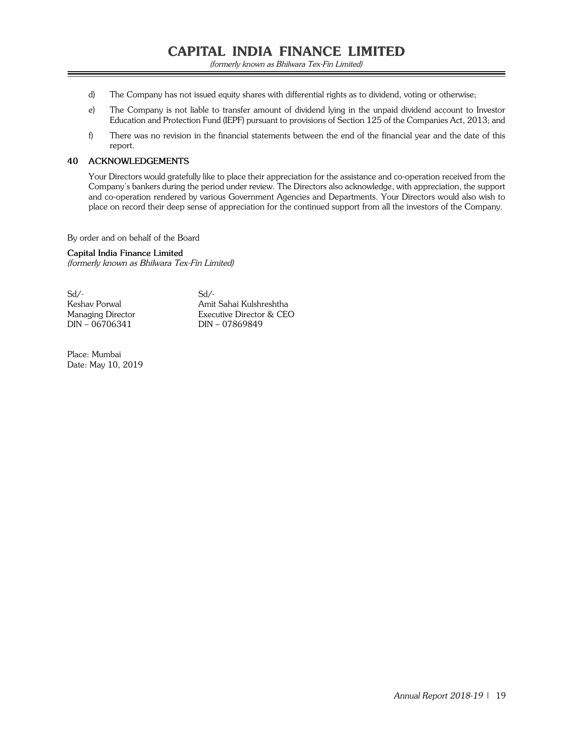d) The Company has not issued equity shares with differential rights as to dividend, voting or otherwise;

e) The Company is not liable to transfer amount of dividend lying in the unpaid dividend account to Investor Education and Protection Fund (IEPF) pursuant to provisions of Section 125 of the Companies Act, 2013; and

f) There was no revision in the financial statements between the end of the financial year and the date of this report.

## 40 ACKNOWLEDGEMENTS

Your Directors would gratefully like to place their appreciation for the assistance and co-operation received from the Company's bankers during the period under review. The Directors also acknowledge, with appreciation, the support and co-operation rendered by various Government Agencies and Departments. Your Directors would also wish to place on record their deep sense of appreciation for the continued support from all the investors of the Company.

By order and on behalf of the Board

**Capital India Finance Limited**
*(formerly known as Bhilwara Tex-Fin Limited)*

| Sd/- | Sd/- |
|---|---|
| Keshav Porwal | Amit Sahai Kulshreshtha |
| Managing Director | Executive Director & CEO |
| DIN – 06706341 | DIN – 07869849 |

Place: Mumbai
Date: May 10, 2019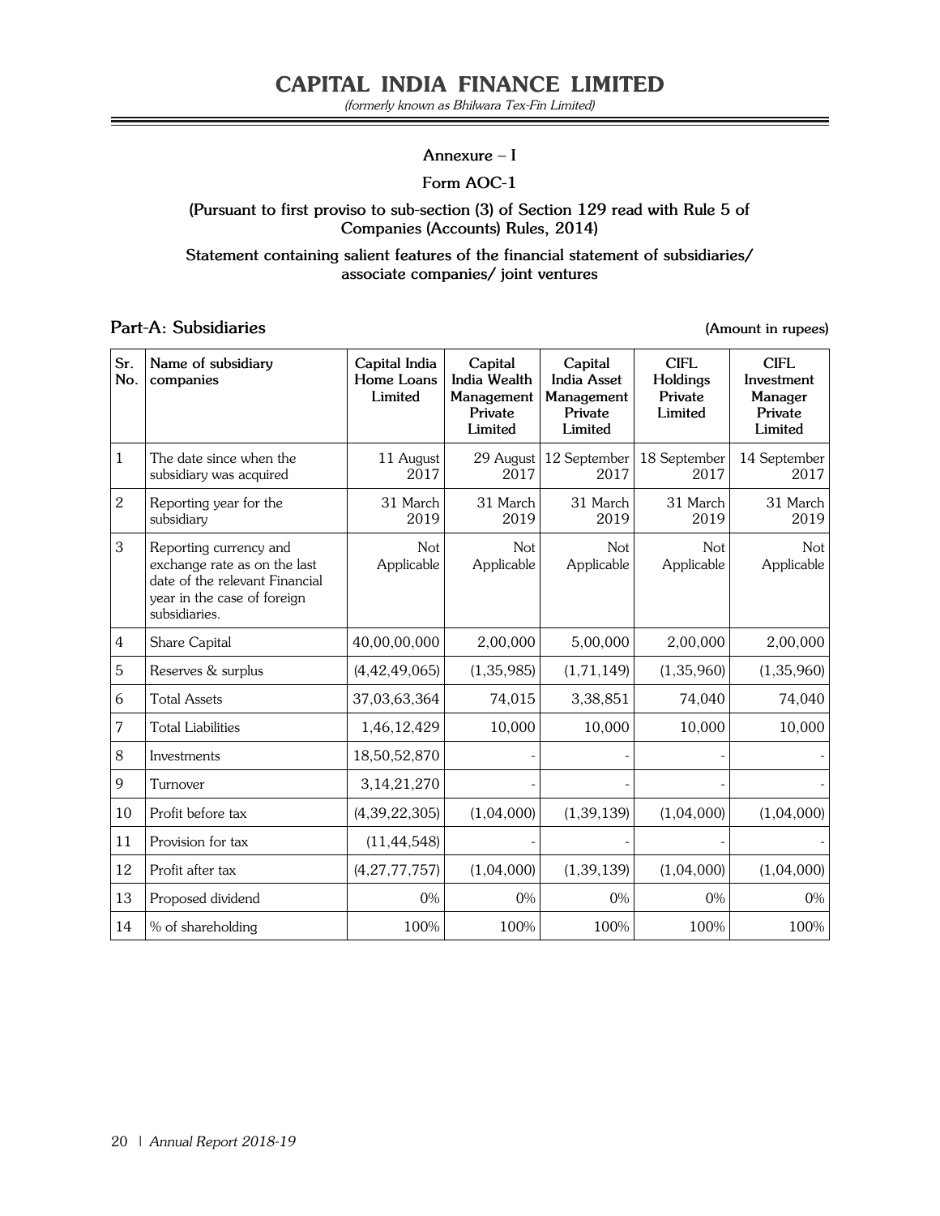## Annexure – I

### Form AOC-1

**(Pursuant to first proviso to sub-section (3) of Section 129 read with Rule 5 of Companies (Accounts) Rules, 2014)**

**Statement containing salient features of the financial statement of subsidiaries/ associate companies/ joint ventures**

### Part-A: Subsidiaries

**(Amount in rupees)**

| Sr. No. | Name of subsidiary companies | Capital India Home Loans Limited | Capital India Wealth Management Private Limited | Capital India Asset Management Private Limited | CIFL Holdings Private Limited | CIFL Investment Manager Private Limited |
|---|---|---|---|---|---|---|
| 1 | The date since when the subsidiary was acquired | 11 August 2017 | 29 August 2017 | 12 September 2017 | 18 September 2017 | 14 September 2017 |
| 2 | Reporting year for the subsidiary | 31 March 2019 | 31 March 2019 | 31 March 2019 | 31 March 2019 | 31 March 2019 |
| 3 | Reporting currency and exchange rate as on the last date of the relevant Financial year in the case of foreign subsidiaries. | Not Applicable | Not Applicable | Not Applicable | Not Applicable | Not Applicable |
| 4 | Share Capital | 40,00,00,000 | 2,00,000 | 5,00,000 | 2,00,000 | 2,00,000 |
| 5 | Reserves & surplus | (4,42,49,065) | (1,35,985) | (1,71,149) | (1,35,960) | (1,35,960) |
| 6 | Total Assets | 37,03,63,364 | 74,015 | 3,38,851 | 74,040 | 74,040 |
| 7 | Total Liabilities | 1,46,12,429 | 10,000 | 10,000 | 10,000 | 10,000 |
| 8 | Investments | 18,50,52,870 | - | - | - | - |
| 9 | Turnover | 3,14,21,270 | - | - | - | - |
| 10 | Profit before tax | (4,39,22,305) | (1,04,000) | (1,39,139) | (1,04,000) | (1,04,000) |
| 11 | Provision for tax | (11,44,548) | - | - | - | - |
| 12 | Profit after tax | (4,27,77,757) | (1,04,000) | (1,39,139) | (1,04,000) | (1,04,000) |
| 13 | Proposed dividend | 0% | 0% | 0% | 0% | 0% |
| 14 | % of shareholding | 100% | 100% | 100% | 100% | 100% |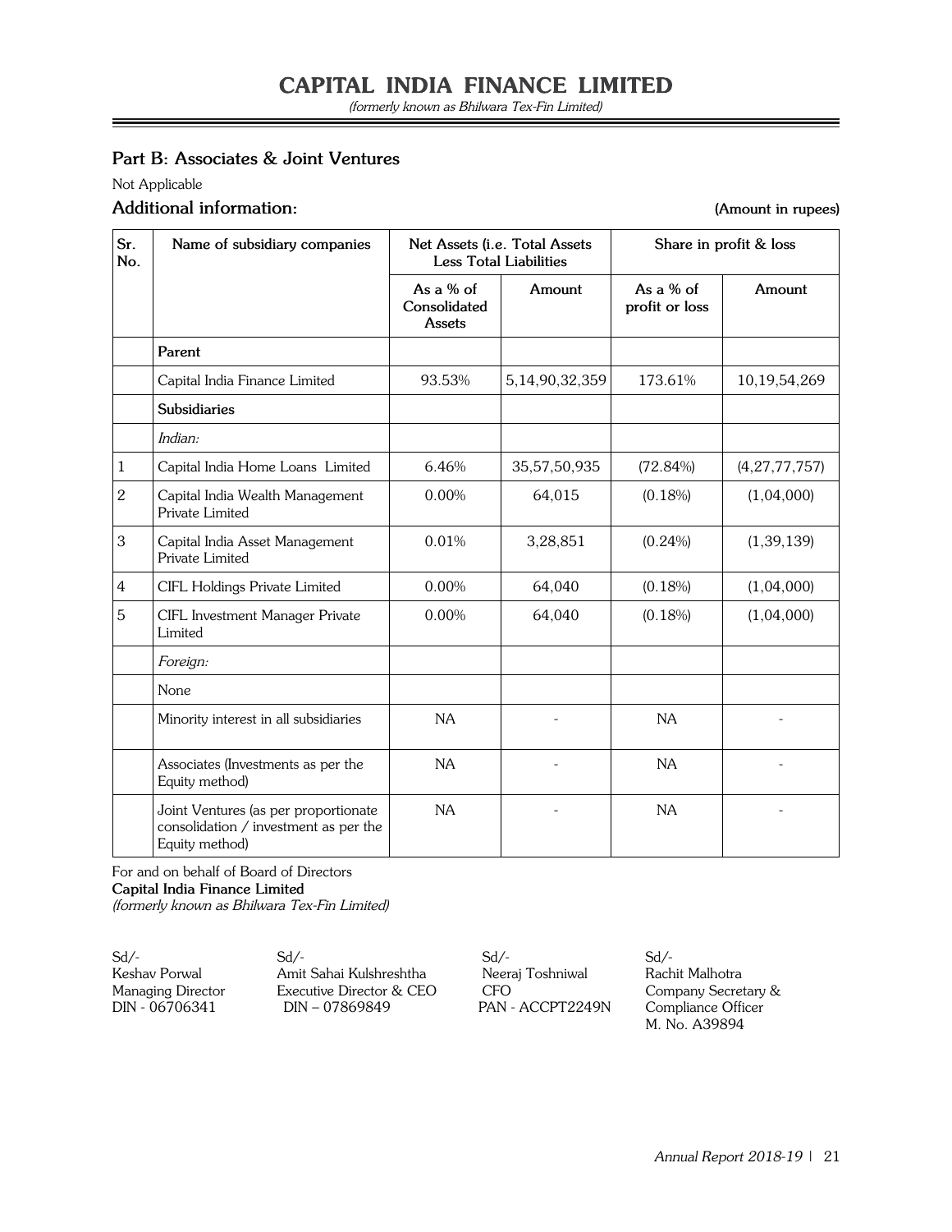## Part B: Associates & Joint Ventures

Not Applicable

### Additional information:

**(Amount in rupees)**

| Sr. No. | Name of subsidiary companies | Net Assets (i.e. Total Assets Less Total Liabilities | | Share in profit & loss | |
|---|---|---|---|---|---|
| | | As a % of Consolidated Assets | Amount | As a % of profit or loss | Amount |
| | **Parent** | | | | |
| | Capital India Finance Limited | 93.53% | 5,14,90,32,359 | 173.61% | 10,19,54,269 |
| | **Subsidiaries** | | | | |
| | *Indian:* | | | | |
| 1 | Capital India Home Loans Limited | 6.46% | 35,57,50,935 | (72.84%) | (4,27,77,757) |
| 2 | Capital India Wealth Management Private Limited | 0.00% | 64,015 | (0.18%) | (1,04,000) |
| 3 | Capital India Asset Management Private Limited | 0.01% | 3,28,851 | (0.24%) | (1,39,139) |
| 4 | CIFL Holdings Private Limited | 0.00% | 64,040 | (0.18%) | (1,04,000) |
| 5 | CIFL Investment Manager Private Limited | 0.00% | 64,040 | (0.18%) | (1,04,000) |
| | *Foreign:* | | | | |
| | None | | | | |
| | Minority interest in all subsidiaries | NA | - | NA | - |
| | Associates (Investments as per the Equity method) | NA | - | NA | - |
| | Joint Ventures (as per proportionate consolidation / investment as per the Equity method) | NA | - | NA | - |

For and on behalf of Board of Directors

**Capital India Finance Limited**

*(formerly known as Bhilwara Tex-Fin Limited)*

| Sd/- | Sd/- | Sd/- | Sd/- |
|---|---|---|---|
| Keshav Porwal | Amit Sahai Kulshreshtha | Neeraj Toshniwal | Rachit Malhotra |
| Managing Director | Executive Director & CEO | CFO | Company Secretary & Compliance Officer |
| DIN - 06706341 | DIN – 07869849 | PAN - ACCPT2249N | M. No. A39894 |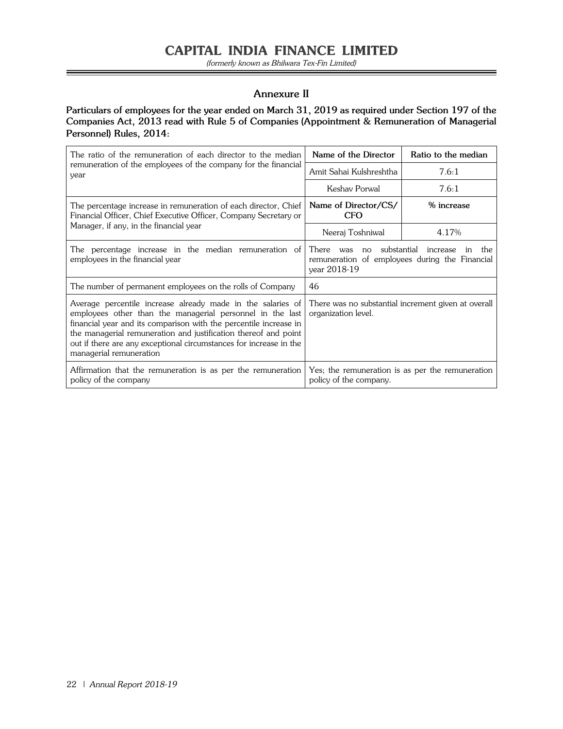## Annexure II

**Particulars of employees for the year ended on March 31, 2019 as required under Section 197 of the Companies Act, 2013 read with Rule 5 of Companies (Appointment & Remuneration of Managerial Personnel) Rules, 2014:**

| | | |
|---|---|---|
| The ratio of the remuneration of each director to the median remuneration of the employees of the company for the financial year | **Name of the Director** | **Ratio to the median** |
| | Amit Sahai Kulshreshtha | 7.6:1 |
| | Keshav Porwal | 7.6:1 |
| The percentage increase in remuneration of each director, Chief Financial Officer, Chief Executive Officer, Company Secretary or Manager, if any, in the financial year | **Name of Director/CS/ CFO** | **% increase** |
| | Neeraj Toshniwal | 4.17% |
| The percentage increase in the median remuneration of employees in the financial year | There was no substantial increase in the remuneration of employees during the Financial year 2018-19 | |
| The number of permanent employees on the rolls of Company | 46 | |
| Average percentile increase already made in the salaries of employees other than the managerial personnel in the last financial year and its comparison with the percentile increase in the managerial remuneration and justification thereof and point out if there are any exceptional circumstances for increase in the managerial remuneration | There was no substantial increment given at overall organization level. | |
| Affirmation that the remuneration is as per the remuneration policy of the company | Yes; the remuneration is as per the remuneration policy of the company. | |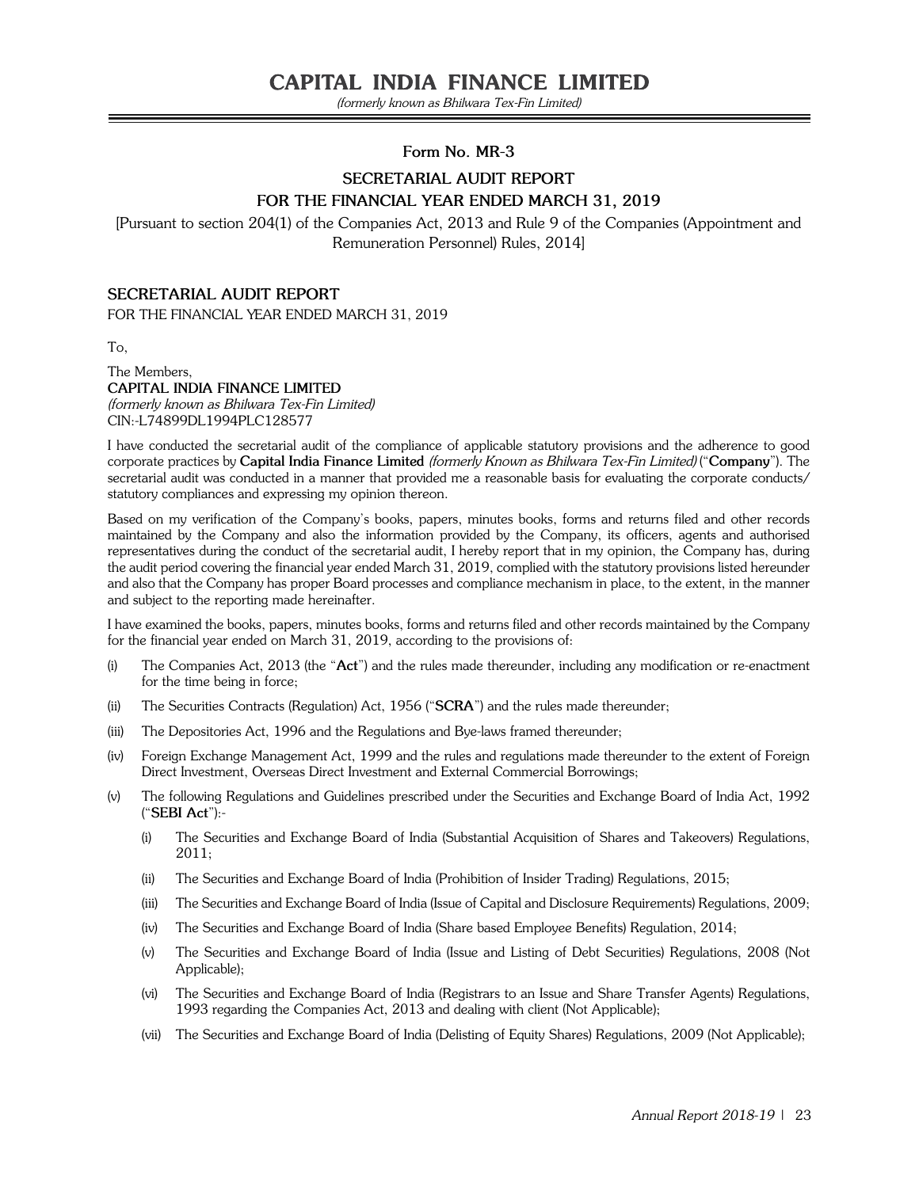## Form No. MR-3

## SECRETARIAL AUDIT REPORT
## FOR THE FINANCIAL YEAR ENDED MARCH 31, 2019

[Pursuant to section 204(1) of the Companies Act, 2013 and Rule 9 of the Companies (Appointment and Remuneration Personnel) Rules, 2014]

### SECRETARIAL AUDIT REPORT

FOR THE FINANCIAL YEAR ENDED MARCH 31, 2019

To,

The Members,
**CAPITAL INDIA FINANCE LIMITED**
*(formerly known as Bhilwara Tex-Fin Limited)*
CIN:-L74899DL1994PLC128577

I have conducted the secretarial audit of the compliance of applicable statutory provisions and the adherence to good corporate practices by **Capital India Finance Limited** *(formerly Known as Bhilwara Tex-Fin Limited)* ("**Company**"). The secretarial audit was conducted in a manner that provided me a reasonable basis for evaluating the corporate conducts/ statutory compliances and expressing my opinion thereon.

Based on my verification of the Company's books, papers, minutes books, forms and returns filed and other records maintained by the Company and also the information provided by the Company, its officers, agents and authorised representatives during the conduct of the secretarial audit, I hereby report that in my opinion, the Company has, during the audit period covering the financial year ended March 31, 2019, complied with the statutory provisions listed hereunder and also that the Company has proper Board processes and compliance mechanism in place, to the extent, in the manner and subject to the reporting made hereinafter.

I have examined the books, papers, minutes books, forms and returns filed and other records maintained by the Company for the financial year ended on March 31, 2019, according to the provisions of:

(i) The Companies Act, 2013 (the "**Act**") and the rules made thereunder, including any modification or re-enactment for the time being in force;

(ii) The Securities Contracts (Regulation) Act, 1956 ("**SCRA**") and the rules made thereunder;

(iii) The Depositories Act, 1996 and the Regulations and Bye-laws framed thereunder;

(iv) Foreign Exchange Management Act, 1999 and the rules and regulations made thereunder to the extent of Foreign Direct Investment, Overseas Direct Investment and External Commercial Borrowings;

(v) The following Regulations and Guidelines prescribed under the Securities and Exchange Board of India Act, 1992 ("**SEBI Act**"):-

  (i) The Securities and Exchange Board of India (Substantial Acquisition of Shares and Takeovers) Regulations, 2011;

  (ii) The Securities and Exchange Board of India (Prohibition of Insider Trading) Regulations, 2015;

  (iii) The Securities and Exchange Board of India (Issue of Capital and Disclosure Requirements) Regulations, 2009;

  (iv) The Securities and Exchange Board of India (Share based Employee Benefits) Regulation, 2014;

  (v) The Securities and Exchange Board of India (Issue and Listing of Debt Securities) Regulations, 2008 (Not Applicable);

  (vi) The Securities and Exchange Board of India (Registrars to an Issue and Share Transfer Agents) Regulations, 1993 regarding the Companies Act, 2013 and dealing with client (Not Applicable);

  (vii) The Securities and Exchange Board of India (Delisting of Equity Shares) Regulations, 2009 (Not Applicable);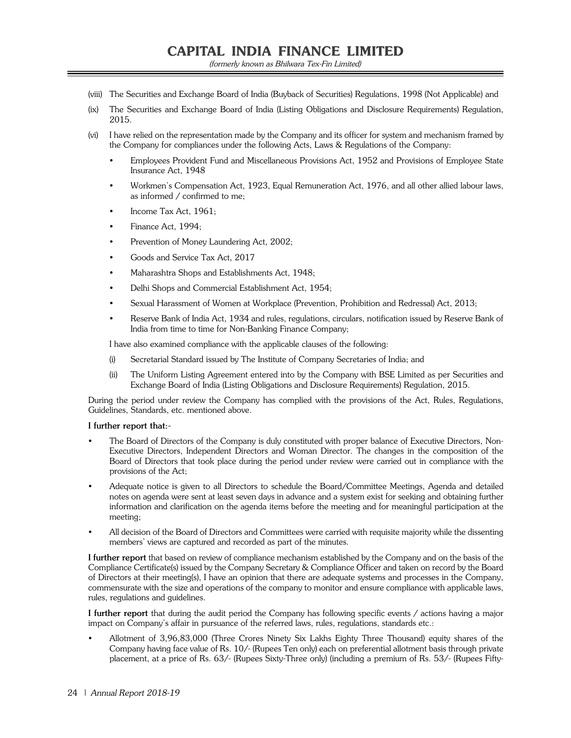(viii) The Securities and Exchange Board of India (Buyback of Securities) Regulations, 1998 (Not Applicable) and

(ix) The Securities and Exchange Board of India (Listing Obligations and Disclosure Requirements) Regulation, 2015.

(vi) I have relied on the representation made by the Company and its officer for system and mechanism framed by the Company for compliances under the following Acts, Laws & Regulations of the Company:

- Employees Provident Fund and Miscellaneous Provisions Act, 1952 and Provisions of Employee State Insurance Act, 1948
- Workmen's Compensation Act, 1923, Equal Remuneration Act, 1976, and all other allied labour laws, as informed / confirmed to me;
- Income Tax Act, 1961;
- Finance Act, 1994;
- Prevention of Money Laundering Act, 2002;
- Goods and Service Tax Act, 2017
- Maharashtra Shops and Establishments Act, 1948;
- Delhi Shops and Commercial Establishment Act, 1954;
- Sexual Harassment of Women at Workplace (Prevention, Prohibition and Redressal) Act, 2013;
- Reserve Bank of India Act, 1934 and rules, regulations, circulars, notification issued by Reserve Bank of India from time to time for Non-Banking Finance Company;

I have also examined compliance with the applicable clauses of the following:

(i) Secretarial Standard issued by The Institute of Company Secretaries of India; and

(ii) The Uniform Listing Agreement entered into by the Company with BSE Limited as per Securities and Exchange Board of India (Listing Obligations and Disclosure Requirements) Regulation, 2015.

During the period under review the Company has complied with the provisions of the Act, Rules, Regulations, Guidelines, Standards, etc. mentioned above.

**I further report that:-**

- The Board of Directors of the Company is duly constituted with proper balance of Executive Directors, Non-Executive Directors, Independent Directors and Woman Director. The changes in the composition of the Board of Directors that took place during the period under review were carried out in compliance with the provisions of the Act;
- Adequate notice is given to all Directors to schedule the Board/Committee Meetings, Agenda and detailed notes on agenda were sent at least seven days in advance and a system exist for seeking and obtaining further information and clarification on the agenda items before the meeting and for meaningful participation at the meeting;
- All decision of the Board of Directors and Committees were carried with requisite majority while the dissenting members' views are captured and recorded as part of the minutes.

**I further report** that based on review of compliance mechanism established by the Company and on the basis of the Compliance Certificate(s) issued by the Company Secretary & Compliance Officer and taken on record by the Board of Directors at their meeting(s), I have an opinion that there are adequate systems and processes in the Company, commensurate with the size and operations of the company to monitor and ensure compliance with applicable laws, rules, regulations and guidelines.

**I further report** that during the audit period the Company has following specific events / actions having a major impact on Company's affair in pursuance of the referred laws, rules, regulations, standards etc.:

- Allotment of 3,96,83,000 (Three Crores Ninety Six Lakhs Eighty Three Thousand) equity shares of the Company having face value of Rs. 10/- (Rupees Ten only) each on preferential allotment basis through private placement, at a price of Rs. 63/- (Rupees Sixty-Three only) (including a premium of Rs. 53/- (Rupees Fifty-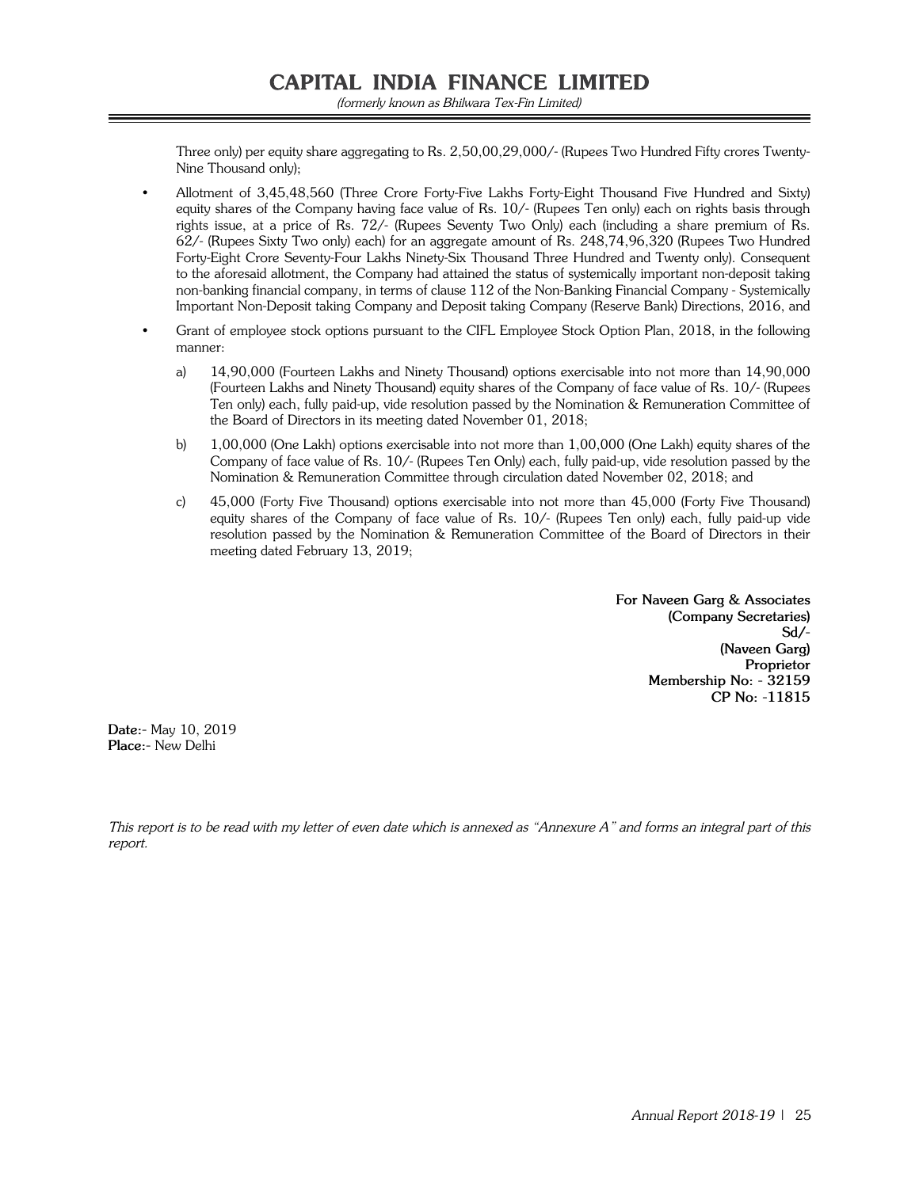Three only) per equity share aggregating to Rs. 2,50,00,29,000/- (Rupees Two Hundred Fifty crores Twenty-Nine Thousand only);

- Allotment of 3,45,48,560 (Three Crore Forty-Five Lakhs Forty-Eight Thousand Five Hundred and Sixty) equity shares of the Company having face value of Rs. 10/- (Rupees Ten only) each on rights basis through rights issue, at a price of Rs. 72/- (Rupees Seventy Two Only) each (including a share premium of Rs. 62/- (Rupees Sixty Two only) each) for an aggregate amount of Rs. 248,74,96,320 (Rupees Two Hundred Forty-Eight Crore Seventy-Four Lakhs Ninety-Six Thousand Three Hundred and Twenty only). Consequent to the aforesaid allotment, the Company had attained the status of systemically important non-deposit taking non-banking financial company, in terms of clause 112 of the Non-Banking Financial Company - Systemically Important Non-Deposit taking Company and Deposit taking Company (Reserve Bank) Directions, 2016, and
- Grant of employee stock options pursuant to the CIFL Employee Stock Option Plan, 2018, in the following manner:
  a) 14,90,000 (Fourteen Lakhs and Ninety Thousand) options exercisable into not more than 14,90,000 (Fourteen Lakhs and Ninety Thousand) equity shares of the Company of face value of Rs. 10/- (Rupees Ten only) each, fully paid-up, vide resolution passed by the Nomination & Remuneration Committee of the Board of Directors in its meeting dated November 01, 2018;
  b) 1,00,000 (One Lakh) options exercisable into not more than 1,00,000 (One Lakh) equity shares of the Company of face value of Rs. 10/- (Rupees Ten Only) each, fully paid-up, vide resolution passed by the Nomination & Remuneration Committee through circulation dated November 02, 2018; and
  c) 45,000 (Forty Five Thousand) options exercisable into not more than 45,000 (Forty Five Thousand) equity shares of the Company of face value of Rs. 10/- (Rupees Ten only) each, fully paid-up vide resolution passed by the Nomination & Remuneration Committee of the Board of Directors in their meeting dated February 13, 2019;

**For Naveen Garg & Associates**
**(Company Secretaries)**
**Sd/-**
**(Naveen Garg)**
**Proprietor**
**Membership No: - 32159**
**CP No: -11815**

**Date:**- May 10, 2019
**Place:**- New Delhi

*This report is to be read with my letter of even date which is annexed as "Annexure A" and forms an integral part of this report.*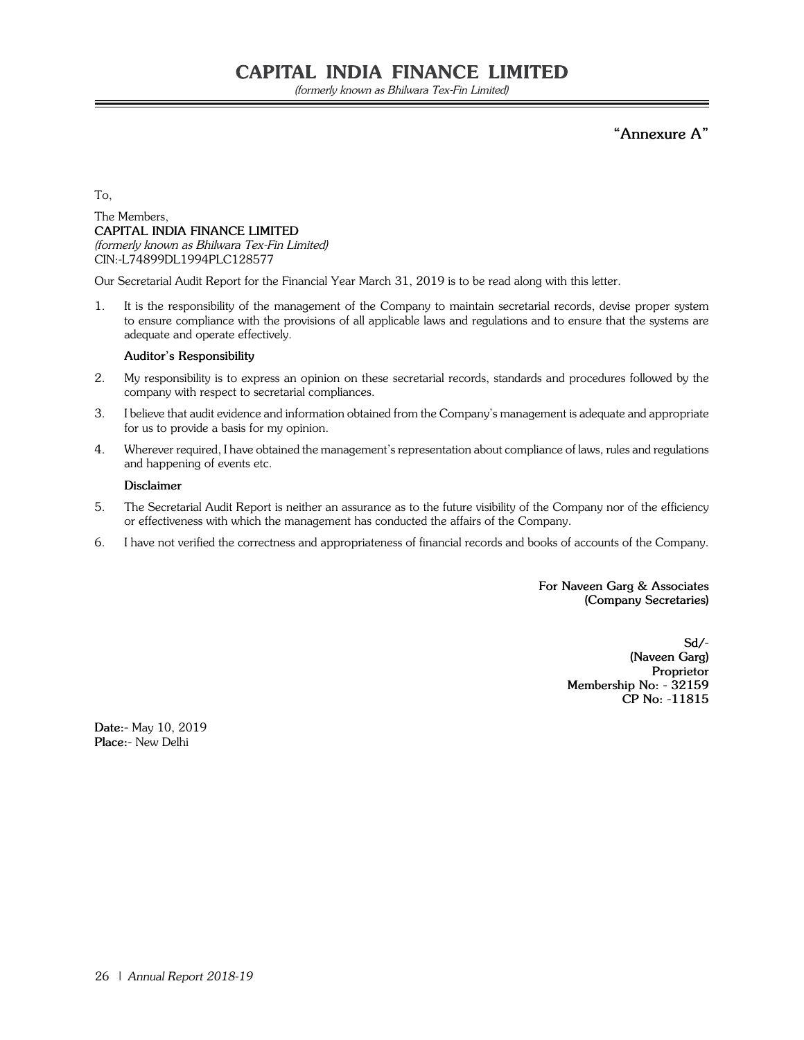**"Annexure A"**

To,

The Members,
**CAPITAL INDIA FINANCE LIMITED**
*(formerly known as Bhilwara Tex-Fin Limited)*
CIN:-L74899DL1994PLC128577

Our Secretarial Audit Report for the Financial Year March 31, 2019 is to be read along with this letter.

1. It is the responsibility of the management of the Company to maintain secretarial records, devise proper system to ensure compliance with the provisions of all applicable laws and regulations and to ensure that the systems are adequate and operate effectively.

**Auditor's Responsibility**

2. My responsibility is to express an opinion on these secretarial records, standards and procedures followed by the company with respect to secretarial compliances.

3. I believe that audit evidence and information obtained from the Company's management is adequate and appropriate for us to provide a basis for my opinion.

4. Wherever required, I have obtained the management's representation about compliance of laws, rules and regulations and happening of events etc.

**Disclaimer**

5. The Secretarial Audit Report is neither an assurance as to the future visibility of the Company nor of the efficiency or effectiveness with which the management has conducted the affairs of the Company.

6. I have not verified the correctness and appropriateness of financial records and books of accounts of the Company.

**For Naveen Garg & Associates**
**(Company Secretaries)**

**Sd/-**
**(Naveen Garg)**
**Proprietor**
**Membership No: - 32159**
**CP No: -11815**

**Date:**- May 10, 2019
**Place:**- New Delhi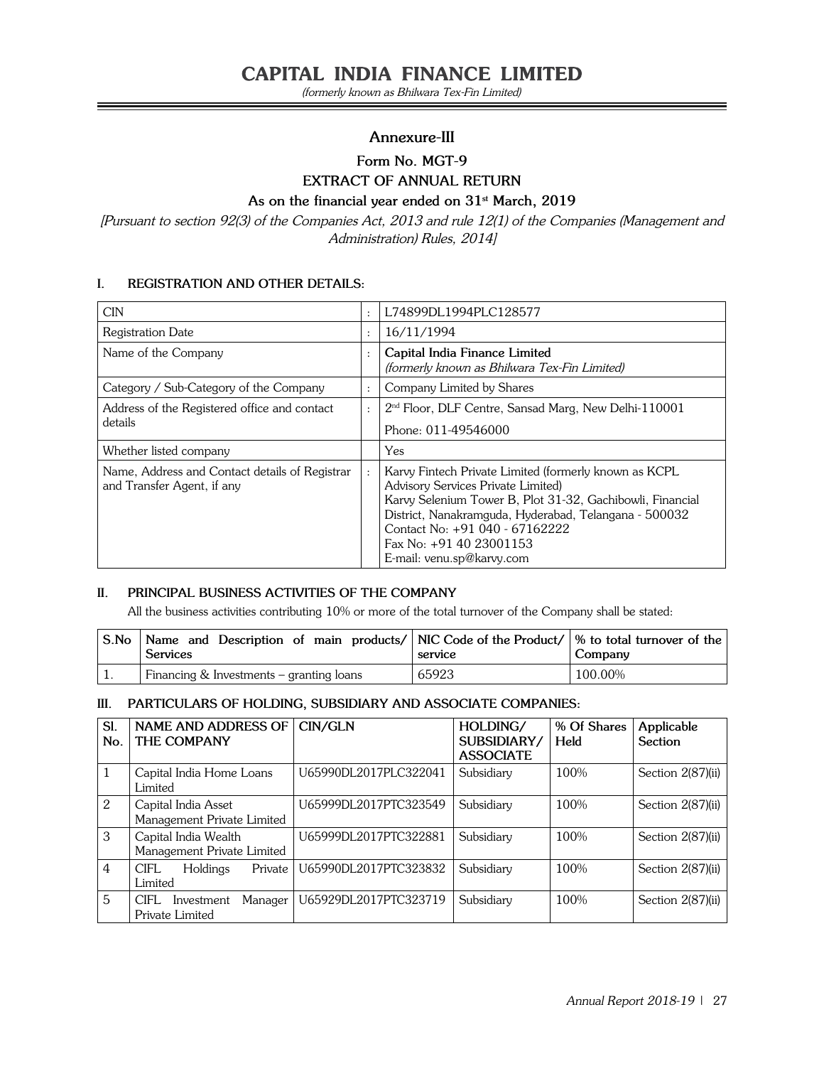# CAPITAL INDIA FINANCE LIMITED

*(formerly known as Bhilwara Tex-Fin Limited)*

## Annexure-III

### Form No. MGT-9

### EXTRACT OF ANNUAL RETURN

### As on the financial year ended on 31st March, 2019

*[Pursuant to section 92(3) of the Companies Act, 2013 and rule 12(1) of the Companies (Management and Administration) Rules, 2014]*

#### I. REGISTRATION AND OTHER DETAILS:

| | | |
|---|---|---|
| CIN | : | L74899DL1994PLC128577 |
| Registration Date | : | 16/11/1994 |
| Name of the Company | : | **Capital India Finance Limited** *(formerly known as Bhilwara Tex-Fin Limited)* |
| Category / Sub-Category of the Company | : | Company Limited by Shares |
| Address of the Registered office and contact details | : | 2nd Floor, DLF Centre, Sansad Marg, New Delhi-110001<br>Phone: 011-49546000 |
| Whether listed company | | Yes |
| Name, Address and Contact details of Registrar and Transfer Agent, if any | : | Karvy Fintech Private Limited (formerly known as KCPL Advisory Services Private Limited)<br>Karvy Selenium Tower B, Plot 31-32, Gachibowli, Financial District, Nanakramguda, Hyderabad, Telangana - 500032<br>Contact No: +91 040 - 67162222<br>Fax No: +91 40 23001153<br>E-mail: venu.sp@karvy.com |

#### II. PRINCIPAL BUSINESS ACTIVITIES OF THE COMPANY

All the business activities contributing 10% or more of the total turnover of the Company shall be stated:

| S.No | Name and Description of main products/ Services | NIC Code of the Product/ service | % to total turnover of the Company |
|---|---|---|---|
| 1. | Financing & Investments – granting loans | 65923 | 100.00% |

#### III. PARTICULARS OF HOLDING, SUBSIDIARY AND ASSOCIATE COMPANIES:

| Sl. No. | NAME AND ADDRESS OF THE COMPANY | CIN/GLN | HOLDING/ SUBSIDIARY/ ASSOCIATE | % Of Shares Held | Applicable Section |
|---|---|---|---|---|---|
| 1 | Capital India Home Loans Limited | U65990DL2017PLC322041 | Subsidiary | 100% | Section 2(87)(ii) |
| 2 | Capital India Asset Management Private Limited | U65999DL2017PTC323549 | Subsidiary | 100% | Section 2(87)(ii) |
| 3 | Capital India Wealth Management Private Limited | U65999DL2017PTC322881 | Subsidiary | 100% | Section 2(87)(ii) |
| 4 | CIFL Holdings Private Limited | U65990DL2017PTC323832 | Subsidiary | 100% | Section 2(87)(ii) |
| 5 | CIFL Investment Manager Private Limited | U65929DL2017PTC323719 | Subsidiary | 100% | Section 2(87)(ii) |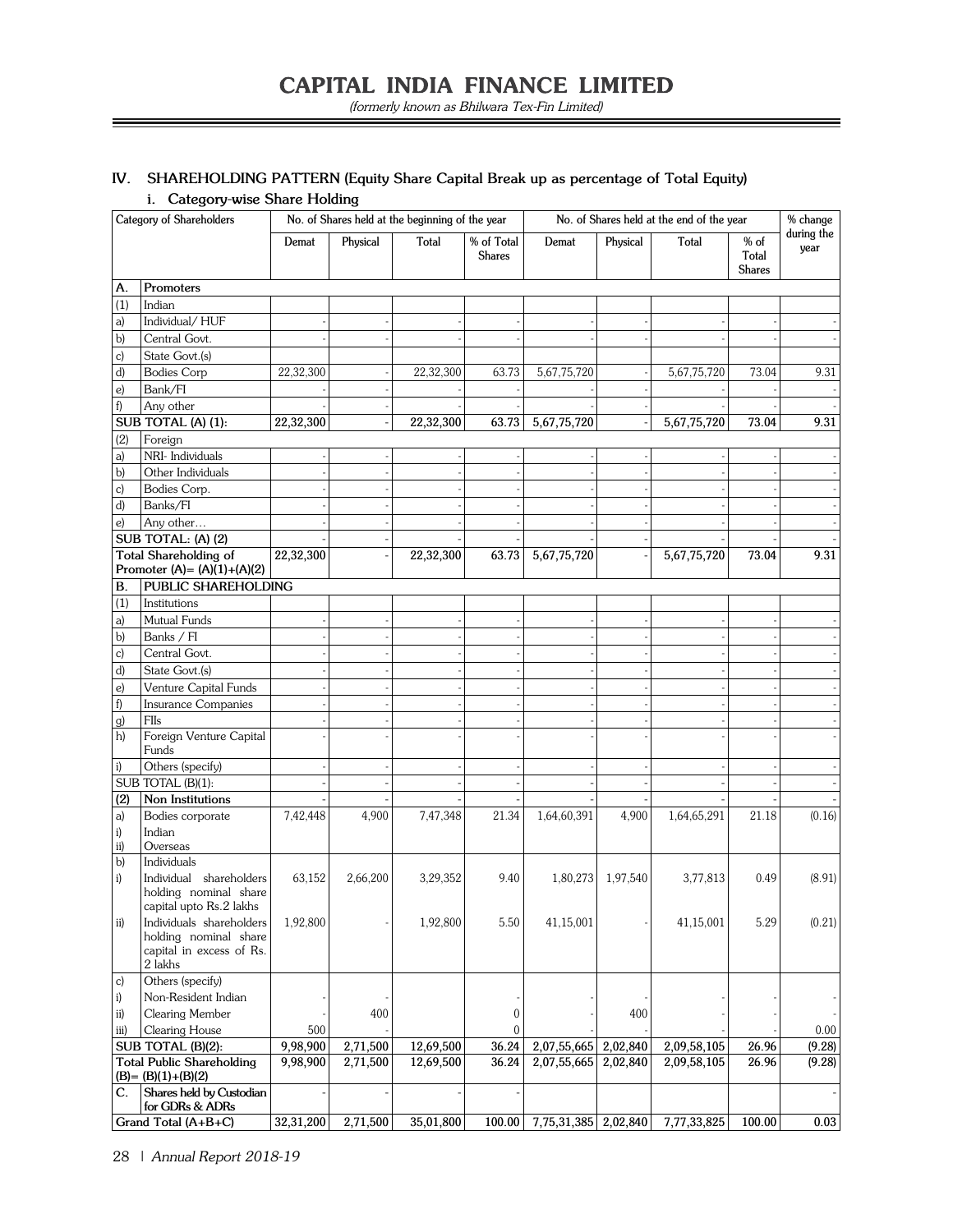## IV. SHAREHOLDING PATTERN (Equity Share Capital Break up as percentage of Total Equity)

### i. Category-wise Share Holding

| Category of Shareholders | | No. of Shares held at the beginning of the year | | | | No. of Shares held at the end of the year | | | | % change during the year |
|---|---|---|---|---|---|---|---|---|---|---|
| | | Demat | Physical | Total | % of Total Shares | Demat | Physical | Total | % of Total Shares | |
| **A.** | **Promoters** | | | | | | | | | |
| (1) | Indian | | | | | | | | | |
| a) | Individual/ HUF | - | - | - | - | - | - | - | - | - |
| b) | Central Govt. | - | - | - | - | - | - | - | - | - |
| c) | State Govt.(s) | | | | | | | | | |
| d) | Bodies Corp | 22,32,300 | - | 22,32,300 | 63.73 | 5,67,75,720 | - | 5,67,75,720 | 73.04 | 9.31 |
| e) | Bank/FI | - | - | - | - | - | - | - | - | - |
| f) | Any other | - | - | - | - | - | - | - | - | - |
| **SUB TOTAL (A) (1):** | | **22,32,300** | - | **22,32,300** | **63.73** | **5,67,75,720** | - | **5,67,75,720** | **73.04** | **9.31** |
| (2) | Foreign | | | | | | | | | |
| a) | NRI- Individuals | - | - | - | - | - | - | - | - | - |
| b) | Other Individuals | - | - | - | - | - | - | - | - | - |
| c) | Bodies Corp. | - | - | - | - | - | - | - | - | - |
| d) | Banks/FI | - | - | - | - | - | - | - | - | - |
| e) | Any other… | - | - | - | - | - | - | - | - | - |
| **SUB TOTAL: (A) (2)** | | - | - | - | - | - | - | - | - | - |
| **Total Shareholding of Promoter (A)= (A)(1)+(A)(2)** | | **22,32,300** | - | **22,32,300** | **63.73** | **5,67,75,720** | - | **5,67,75,720** | **73.04** | **9.31** |
| **B.** | **PUBLIC SHAREHOLDING** | | | | | | | | | |
| (1) | Institutions | | | | | | | | | |
| a) | Mutual Funds | - | - | - | - | - | - | - | - | - |
| b) | Banks / FI | - | - | - | - | - | - | - | - | - |
| c) | Central Govt. | - | - | - | - | - | - | - | - | - |
| d) | State Govt.(s) | - | - | - | - | - | - | - | - | - |
| e) | Venture Capital Funds | - | - | - | - | - | - | - | - | - |
| f) | Insurance Companies | - | - | - | - | - | - | - | - | - |
| g) | FIIs | - | - | - | - | - | - | - | - | - |
| h) | Foreign Venture Capital Funds | - | - | - | - | - | - | - | - | - |
| i) | Others (specify) | - | - | - | - | - | - | - | - | - |
| SUB TOTAL (B)(1): | | - | - | - | - | - | - | - | - | - |
| **(2)** | **Non Institutions** | - | - | - | - | - | - | - | - | - |
| a) | Bodies corporate | 7,42,448 | 4,900 | 7,47,348 | 21.34 | 1,64,60,391 | 4,900 | 1,64,65,291 | 21.18 | (0.16) |
| i) | Indian | | | | | | | | | |
| ii) | Overseas | | | | | | | | | |
| b) | Individuals | | | | | | | | | |
| i) | Individual shareholders holding nominal share capital upto Rs.2 lakhs | 63,152 | 2,66,200 | 3,29,352 | 9.40 | 1,80,273 | 1,97,540 | 3,77,813 | 0.49 | (8.91) |
| ii) | Individuals shareholders holding nominal share capital in excess of Rs. 2 lakhs | 1,92,800 | - | 1,92,800 | 5.50 | 41,15,001 | - | 41,15,001 | 5.29 | (0.21) |
| c) | Others (specify) | | | | | | | | | |
| i) | Non-Resident Indian | - | - | | - | - | - | - | - | - |
| ii) | Clearing Member | - | 400 | | 0 | - | 400 | - | - | - |
| iii) | Clearing House | 500 | - | | 0 | - | - | - | - | 0.00 |
| **SUB TOTAL (B)(2):** | | **9,98,900** | **2,71,500** | **12,69,500** | **36.24** | **2,07,55,665** | **2,02,840** | **2,09,58,105** | **26.96** | **(9.28)** |
| **Total Public Shareholding (B)= (B)(1)+(B)(2)** | | **9,98,900** | **2,71,500** | **12,69,500** | **36.24** | **2,07,55,665** | **2,02,840** | **2,09,58,105** | **26.96** | **(9.28)** |
| **C.** | **Shares held by Custodian for GDRs & ADRs** | - | - | - | - | | | | | - |
| **Grand Total (A+B+C)** | | **32,31,200** | **2,71,500** | **35,01,800** | **100.00** | **7,75,31,385** | **2,02,840** | **7,77,33,825** | **100.00** | **0.03** |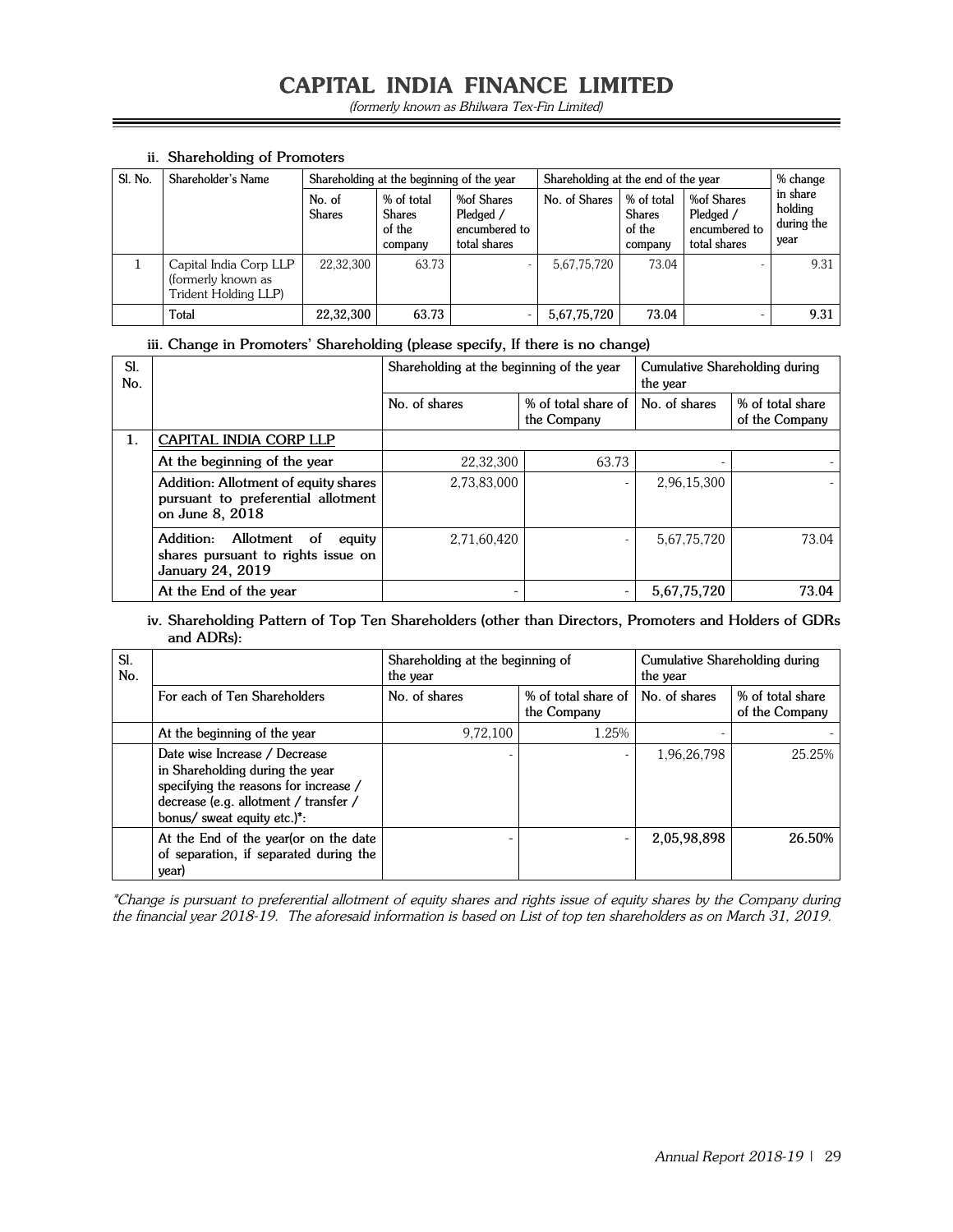#### ii. Shareholding of Promoters

| Sl. No. | Shareholder's Name | Shareholding at the beginning of the year | | | Shareholding at the end of the year | | | % change in share holding during the year |
|---|---|---|---|---|---|---|---|---|
| | | No. of Shares | % of total Shares of the company | %of Shares Pledged / encumbered to total shares | No. of Shares | % of total Shares of the company | %of Shares Pledged / encumbered to total shares | |
| 1 | Capital India Corp LLP (formerly known as Trident Holding LLP) | 22,32,300 | 63.73 | - | 5,67,75,720 | 73.04 | - | 9.31 |
| | **Total** | **22,32,300** | **63.73** | - | **5,67,75,720** | **73.04** | - | **9.31** |

#### iii. Change in Promoters' Shareholding (please specify, If there is no change)

| Sl. No. | | Shareholding at the beginning of the year | | Cumulative Shareholding during the year | |
|---|---|---|---|---|---|
| | | No. of shares | % of total share of the Company | No. of shares | % of total share of the Company |
| 1. | <u>CAPITAL INDIA CORP LLP</u> | | | | |
| | At the beginning of the year | 22,32,300 | 63.73 | - | - |
| | Addition: Allotment of equity shares pursuant to preferential allotment on June 8, 2018 | 2,73,83,000 | - | 2,96,15,300 | - |
| | Addition: Allotment of equity shares pursuant to rights issue on January 24, 2019 | 2,71,60,420 | - | 5,67,75,720 | 73.04 |
| | At the End of the year | - | - | **5,67,75,720** | **73.04** |

#### iv. Shareholding Pattern of Top Ten Shareholders (other than Directors, Promoters and Holders of GDRs and ADRs):

| Sl. No. | | Shareholding at the beginning of the year | | Cumulative Shareholding during the year | |
|---|---|---|---|---|---|
| | For each of Ten Shareholders | No. of shares | % of total share of the Company | No. of shares | % of total share of the Company |
| | At the beginning of the year | 9,72,100 | 1.25% | - | - |
| | Date wise Increase / Decrease in Shareholding during the year specifying the reasons for increase / decrease (e.g. allotment / transfer / bonus/ sweat equity etc.)*: | - | - | 1,96,26,798 | 25.25% |
| | At the End of the year(or on the date of separation, if separated during the year) | - | - | **2,05,98,898** | **26.50%** |

*\*Change is pursuant to preferential allotment of equity shares and rights issue of equity shares by the Company during the financial year 2018-19. The aforesaid information is based on List of top ten shareholders as on March 31, 2019.*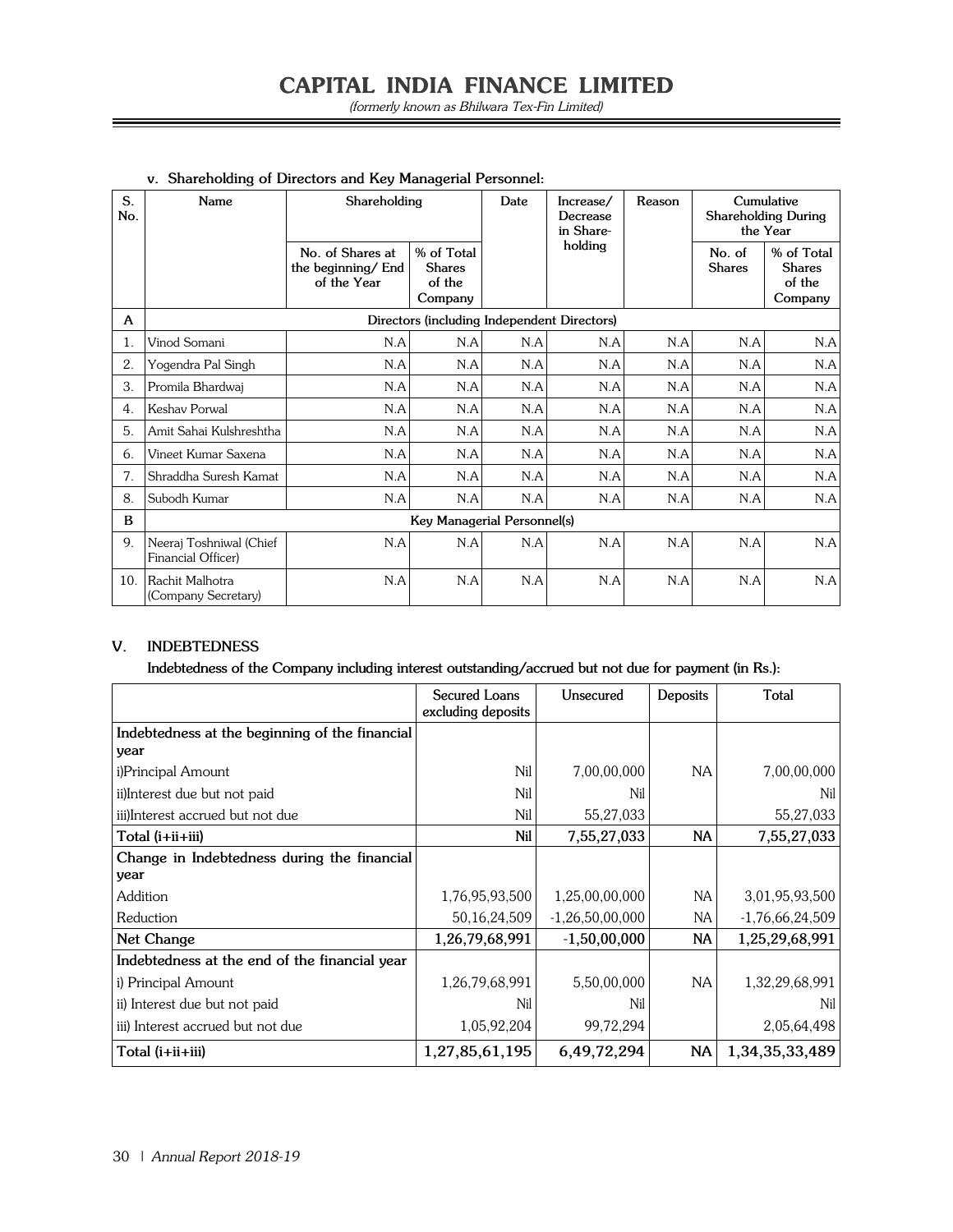v. Shareholding of Directors and Key Managerial Personnel:

| S. No. | Name | Shareholding | | Date | Increase/ Decrease in Share-holding | Reason | Cumulative Shareholding During the Year | |
|---|---|---|---|---|---|---|---|---|
| | | No. of Shares at the beginning/ End of the Year | % of Total Shares of the Company | | | | No. of Shares | % of Total Shares of the Company |
| **A** | **Directors (including Independent Directors)** | | | | | | | |
| 1. | Vinod Somani | N.A | N.A | N.A | N.A | N.A | N.A | N.A |
| 2. | Yogendra Pal Singh | N.A | N.A | N.A | N.A | N.A | N.A | N.A |
| 3. | Promila Bhardwaj | N.A | N.A | N.A | N.A | N.A | N.A | N.A |
| 4. | Keshav Porwal | N.A | N.A | N.A | N.A | N.A | N.A | N.A |
| 5. | Amit Sahai Kulshreshtha | N.A | N.A | N.A | N.A | N.A | N.A | N.A |
| 6. | Vineet Kumar Saxena | N.A | N.A | N.A | N.A | N.A | N.A | N.A |
| 7. | Shraddha Suresh Kamat | N.A | N.A | N.A | N.A | N.A | N.A | N.A |
| 8. | Subodh Kumar | N.A | N.A | N.A | N.A | N.A | N.A | N.A |
| **B** | **Key Managerial Personnel(s)** | | | | | | | |
| 9. | Neeraj Toshniwal (Chief Financial Officer) | N.A | N.A | N.A | N.A | N.A | N.A | N.A |
| 10. | Rachit Malhotra (Company Secretary) | N.A | N.A | N.A | N.A | N.A | N.A | N.A |

## V. INDEBTEDNESS

**Indebtedness of the Company including interest outstanding/accrued but not due for payment (in Rs.):**

| | Secured Loans excluding deposits | Unsecured | Deposits | Total |
|---|---|---|---|---|
| **Indebtedness at the beginning of the financial year** | | | | |
| i)Principal Amount | Nil | 7,00,00,000 | NA | 7,00,00,000 |
| ii)Interest due but not paid | Nil | Nil | | Nil |
| iii)Interest accrued but not due | Nil | 55,27,033 | | 55,27,033 |
| **Total (i+ii+iii)** | **Nil** | **7,55,27,033** | **NA** | **7,55,27,033** |
| **Change in Indebtedness during the financial year** | | | | |
| Addition | 1,76,95,93,500 | 1,25,00,00,000 | NA | 3,01,95,93,500 |
| Reduction | 50,16,24,509 | -1,26,50,00,000 | NA | -1,76,66,24,509 |
| **Net Change** | **1,26,79,68,991** | **-1,50,00,000** | **NA** | **1,25,29,68,991** |
| **Indebtedness at the end of the financial year** | | | | |
| i) Principal Amount | 1,26,79,68,991 | 5,50,00,000 | NA | 1,32,29,68,991 |
| ii) Interest due but not paid | Nil | Nil | | Nil |
| iii) Interest accrued but not due | 1,05,92,204 | 99,72,294 | | 2,05,64,498 |
| **Total (i+ii+iii)** | **1,27,85,61,195** | **6,49,72,294** | **NA** | **1,34,35,33,489** |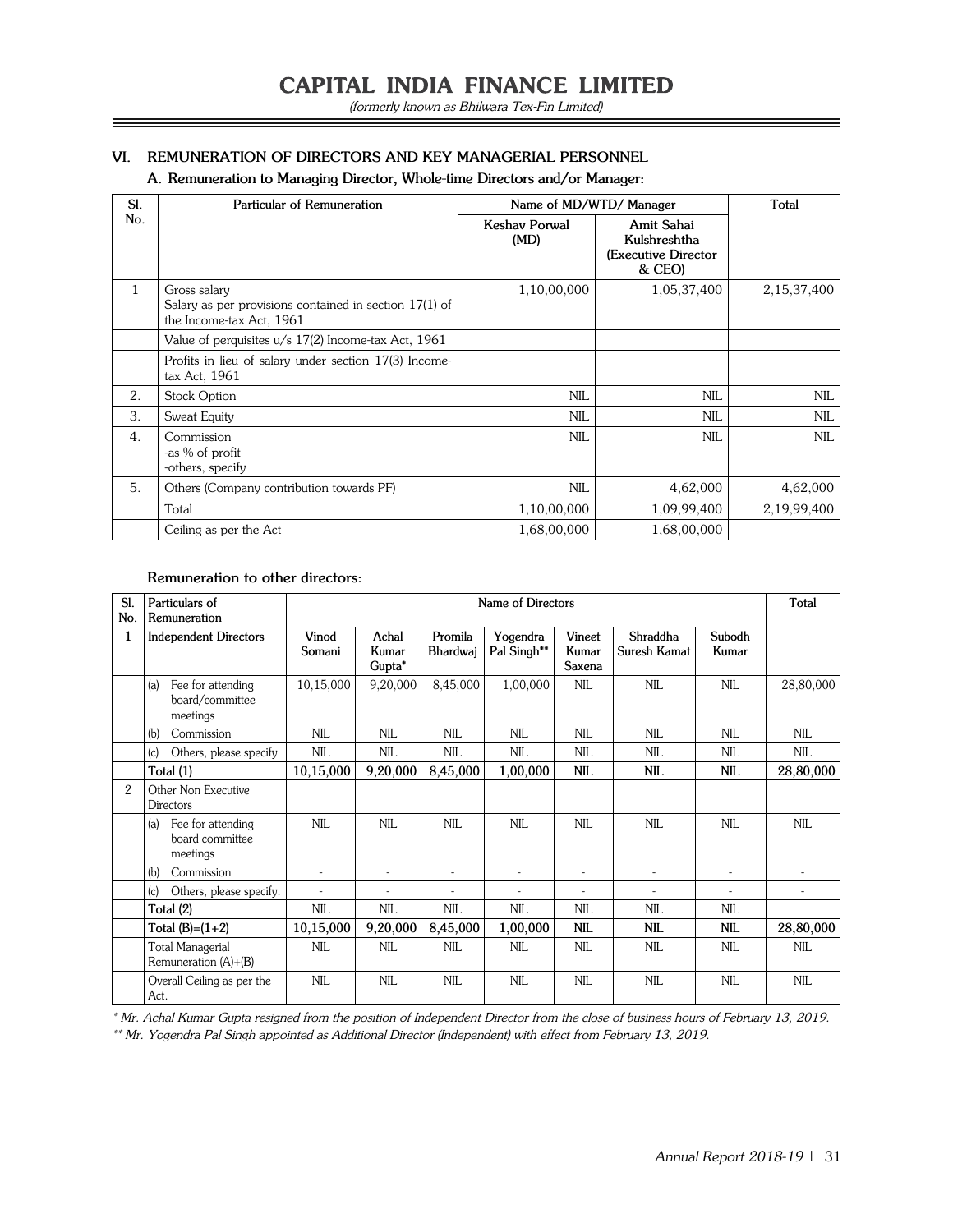## VI. REMUNERATION OF DIRECTORS AND KEY MANAGERIAL PERSONNEL

### A. Remuneration to Managing Director, Whole-time Directors and/or Manager:

| Sl. No. | Particular of Remuneration | Name of MD/WTD/ Manager | | Total |
|---|---|---|---|---|
| | | Keshav Porwal (MD) | Amit Sahai Kulshreshtha (Executive Director & CEO) | |
| 1 | Gross salary<br>Salary as per provisions contained in section 17(1) of the Income-tax Act, 1961 | 1,10,00,000 | 1,05,37,400 | 2,15,37,400 |
| | Value of perquisites u/s 17(2) Income-tax Act, 1961 | | | |
| | Profits in lieu of salary under section 17(3) Income-tax Act, 1961 | | | |
| 2. | Stock Option | NIL | NIL | NIL |
| 3. | Sweat Equity | NIL | NIL | NIL |
| 4. | Commission<br>-as % of profit<br>-others, specify | NIL | NIL | NIL |
| 5. | Others (Company contribution towards PF) | NIL | 4,62,000 | 4,62,000 |
| | Total | 1,10,00,000 | 1,09,99,400 | 2,19,99,400 |
| | Ceiling as per the Act | 1,68,00,000 | 1,68,00,000 | |

### Remuneration to other directors:

| Sl. No. | Particulars of Remuneration | Name of Directors | | | | | | | Total |
|---|---|---|---|---|---|---|---|---|---|
| 1 | **Independent Directors** | **Vinod Somani** | **Achal Kumar Gupta*** | **Promila Bhardwaj** | **Yogendra Pal Singh**** | **Vineet Kumar Saxena** | **Shraddha Suresh Kamat** | **Subodh Kumar** | |
| | (a) Fee for attending board/committee meetings | 10,15,000 | 9,20,000 | 8,45,000 | 1,00,000 | NIL | NIL | NIL | 28,80,000 |
| | (b) Commission | NIL | NIL | NIL | NIL | NIL | NIL | NIL | NIL |
| | (c) Others, please specify | NIL | NIL | NIL | NIL | NIL | NIL | NIL | NIL |
| | **Total (1)** | **10,15,000** | **9,20,000** | **8,45,000** | **1,00,000** | **NIL** | **NIL** | **NIL** | **28,80,000** |
| 2 | Other Non Executive Directors | | | | | | | | |
| | (a) Fee for attending board committee meetings | NIL | NIL | NIL | NIL | NIL | NIL | NIL | NIL |
| | (b) Commission | - | - | - | - | - | - | - | - |
| | (c) Others, please specify. | - | - | - | - | - | - | - | - |
| | **Total (2)** | NIL | NIL | NIL | NIL | NIL | NIL | NIL | |
| | **Total (B)=(1+2)** | **10,15,000** | **9,20,000** | **8,45,000** | **1,00,000** | **NIL** | **NIL** | **NIL** | **28,80,000** |
| | Total Managerial Remuneration (A)+(B) | NIL | NIL | NIL | NIL | NIL | NIL | NIL | NIL |
| | Overall Ceiling as per the Act. | NIL | NIL | NIL | NIL | NIL | NIL | NIL | NIL |

*\* Mr. Achal Kumar Gupta resigned from the position of Independent Director from the close of business hours of February 13, 2019.*

*\*\* Mr. Yogendra Pal Singh appointed as Additional Director (Independent) with effect from February 13, 2019.*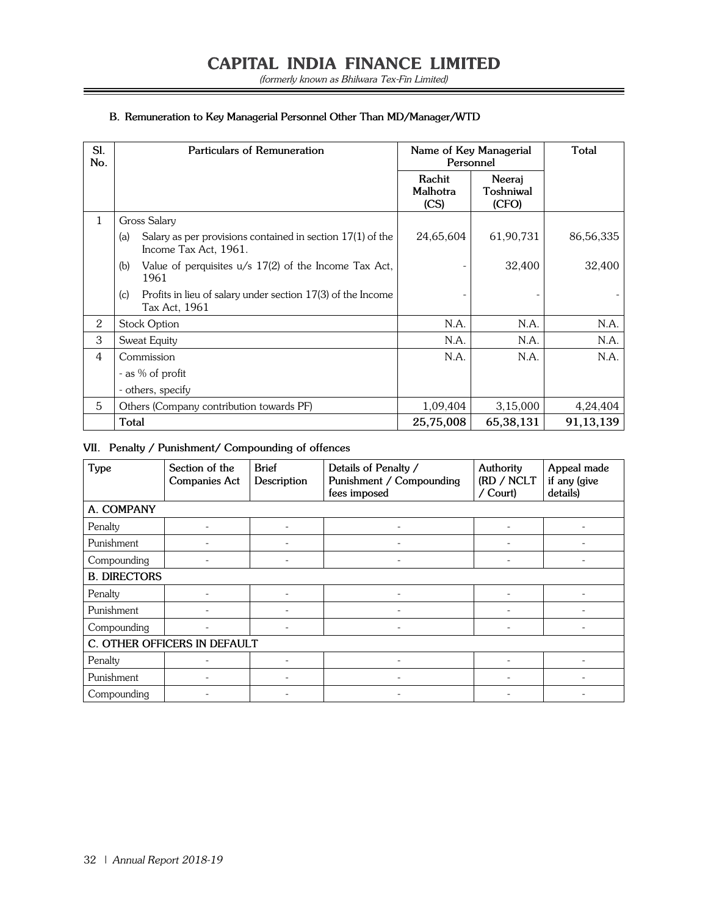### B. Remuneration to Key Managerial Personnel Other Than MD/Manager/WTD

| Sl. No. | Particulars of Remuneration | Name of Key Managerial Personnel | | Total |
|---|---|---|---|---|
| | | Rachit Malhotra (CS) | Neeraj Toshniwal (CFO) | |
| 1 | Gross Salary | | | |
| | (a) Salary as per provisions contained in section 17(1) of the Income Tax Act, 1961. | 24,65,604 | 61,90,731 | 86,56,335 |
| | (b) Value of perquisites u/s 17(2) of the Income Tax Act, 1961 | - | 32,400 | 32,400 |
| | (c) Profits in lieu of salary under section 17(3) of the Income Tax Act, 1961 | - | - | - |
| 2 | Stock Option | N.A. | N.A. | N.A. |
| 3 | Sweat Equity | N.A. | N.A. | N.A. |
| 4 | Commission<br>- as % of profit<br>- others, specify | N.A. | N.A. | N.A. |
| 5 | Others (Company contribution towards PF) | 1,09,404 | 3,15,000 | 4,24,404 |
| | **Total** | **25,75,008** | **65,38,131** | **91,13,139** |

### VII. Penalty / Punishment/ Compounding of offences

| Type | Section of the Companies Act | Brief Description | Details of Penalty / Punishment / Compounding fees imposed | Authority (RD / NCLT / Court) | Appeal made if any (give details) |
|---|---|---|---|---|---|
| **A. COMPANY** | | | | | |
| Penalty | - | - | - | - | - |
| Punishment | - | - | - | - | - |
| Compounding | - | - | - | - | - |
| **B. DIRECTORS** | | | | | |
| Penalty | - | - | - | - | - |
| Punishment | - | - | - | - | - |
| Compounding | - | - | - | - | - |
| **C. OTHER OFFICERS IN DEFAULT** | | | | | |
| Penalty | - | - | - | - | - |
| Punishment | - | - | - | - | - |
| Compounding | - | - | - | - | - |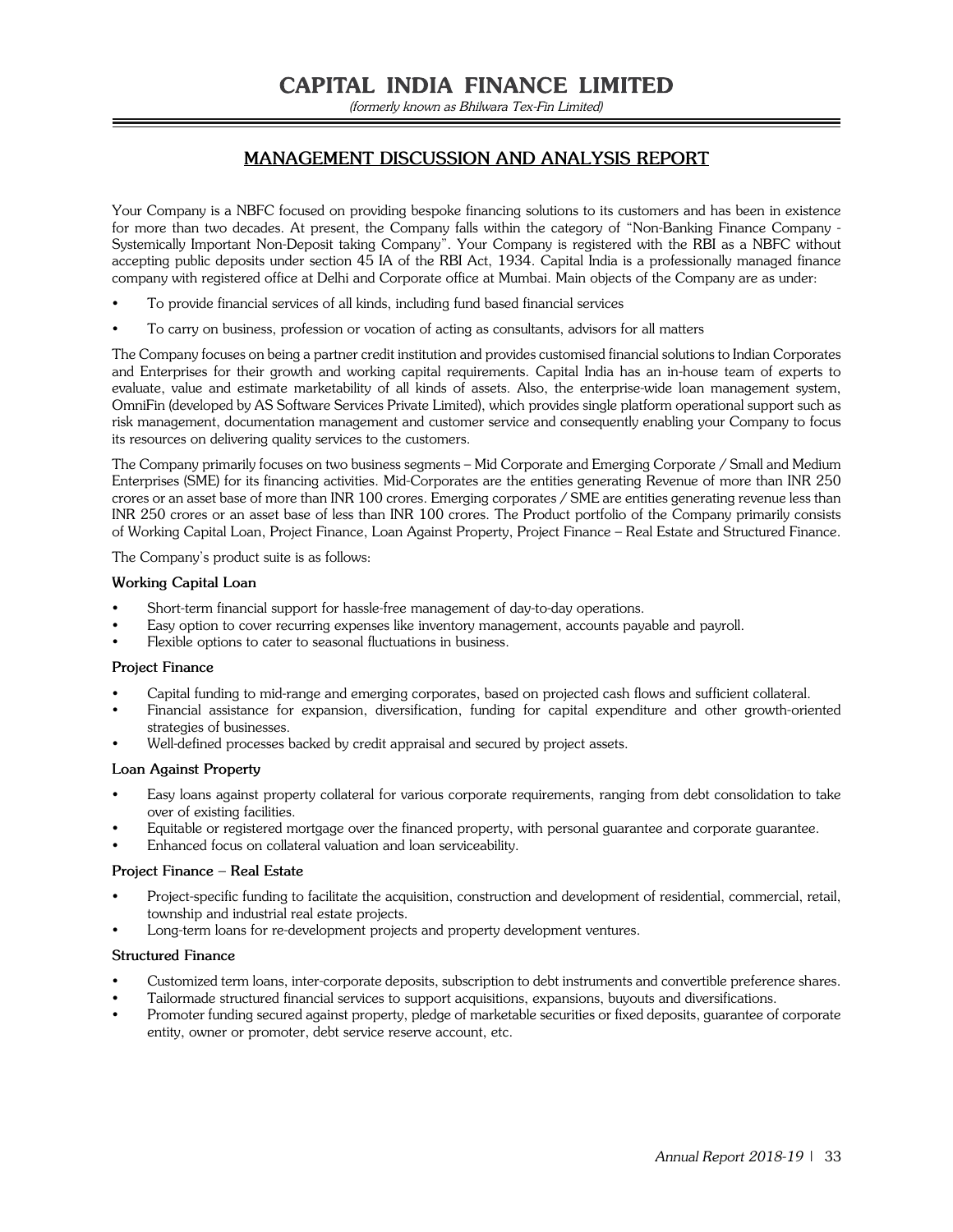## MANAGEMENT DISCUSSION AND ANALYSIS REPORT

Your Company is a NBFC focused on providing bespoke financing solutions to its customers and has been in existence for more than two decades. At present, the Company falls within the category of "Non-Banking Finance Company - Systemically Important Non-Deposit taking Company". Your Company is registered with the RBI as a NBFC without accepting public deposits under section 45 IA of the RBI Act, 1934. Capital India is a professionally managed finance company with registered office at Delhi and Corporate office at Mumbai. Main objects of the Company are as under:

- To provide financial services of all kinds, including fund based financial services
- To carry on business, profession or vocation of acting as consultants, advisors for all matters

The Company focuses on being a partner credit institution and provides customised financial solutions to Indian Corporates and Enterprises for their growth and working capital requirements. Capital India has an in-house team of experts to evaluate, value and estimate marketability of all kinds of assets. Also, the enterprise-wide loan management system, OmniFin (developed by AS Software Services Private Limited), which provides single platform operational support such as risk management, documentation management and customer service and consequently enabling your Company to focus its resources on delivering quality services to the customers.

The Company primarily focuses on two business segments – Mid Corporate and Emerging Corporate / Small and Medium Enterprises (SME) for its financing activities. Mid-Corporates are the entities generating Revenue of more than INR 250 crores or an asset base of more than INR 100 crores. Emerging corporates / SME are entities generating revenue less than INR 250 crores or an asset base of less than INR 100 crores. The Product portfolio of the Company primarily consists of Working Capital Loan, Project Finance, Loan Against Property, Project Finance – Real Estate and Structured Finance.

The Company's product suite is as follows:

**Working Capital Loan**

- Short-term financial support for hassle-free management of day-to-day operations.
- Easy option to cover recurring expenses like inventory management, accounts payable and payroll.
- Flexible options to cater to seasonal fluctuations in business.

**Project Finance**

- Capital funding to mid-range and emerging corporates, based on projected cash flows and sufficient collateral.
- Financial assistance for expansion, diversification, funding for capital expenditure and other growth-oriented strategies of businesses.
- Well-defined processes backed by credit appraisal and secured by project assets.

**Loan Against Property**

- Easy loans against property collateral for various corporate requirements, ranging from debt consolidation to take over of existing facilities.
- Equitable or registered mortgage over the financed property, with personal guarantee and corporate guarantee.
- Enhanced focus on collateral valuation and loan serviceability.

**Project Finance – Real Estate**

- Project-specific funding to facilitate the acquisition, construction and development of residential, commercial, retail, township and industrial real estate projects.
- Long-term loans for re-development projects and property development ventures.

**Structured Finance**

- Customized term loans, inter-corporate deposits, subscription to debt instruments and convertible preference shares.
- Tailormade structured financial services to support acquisitions, expansions, buyouts and diversifications.
- Promoter funding secured against property, pledge of marketable securities or fixed deposits, guarantee of corporate entity, owner or promoter, debt service reserve account, etc.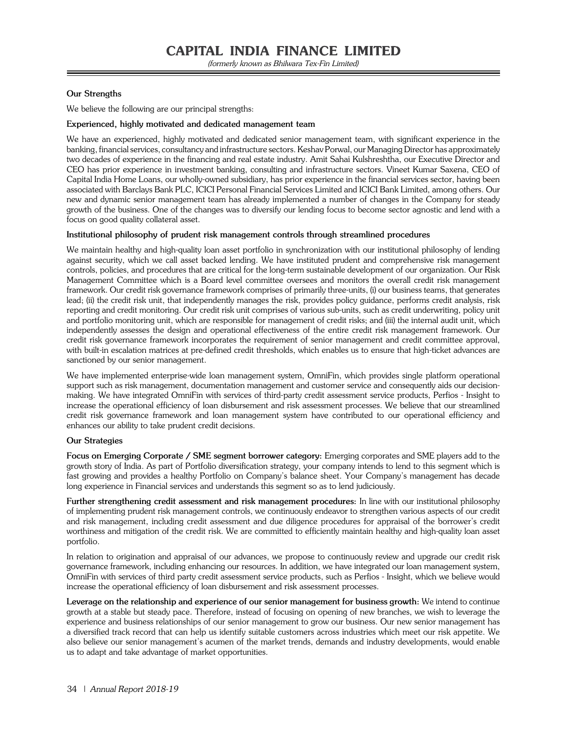### Our Strengths

We believe the following are our principal strengths:

**Experienced, highly motivated and dedicated management team**

We have an experienced, highly motivated and dedicated senior management team, with significant experience in the banking, financial services, consultancy and infrastructure sectors. Keshav Porwal, our Managing Director has approximately two decades of experience in the financing and real estate industry. Amit Sahai Kulshreshtha, our Executive Director and CEO has prior experience in investment banking, consulting and infrastructure sectors. Vineet Kumar Saxena, CEO of Capital India Home Loans, our wholly-owned subsidiary, has prior experience in the financial services sector, having been associated with Barclays Bank PLC, ICICI Personal Financial Services Limited and ICICI Bank Limited, among others. Our new and dynamic senior management team has already implemented a number of changes in the Company for steady growth of the business. One of the changes was to diversify our lending focus to become sector agnostic and lend with a focus on good quality collateral asset.

**Institutional philosophy of prudent risk management controls through streamlined procedures**

We maintain healthy and high-quality loan asset portfolio in synchronization with our institutional philosophy of lending against security, which we call asset backed lending. We have instituted prudent and comprehensive risk management controls, policies, and procedures that are critical for the long-term sustainable development of our organization. Our Risk Management Committee which is a Board level committee oversees and monitors the overall credit risk management framework. Our credit risk governance framework comprises of primarily three-units, (i) our business teams, that generates lead; (ii) the credit risk unit, that independently manages the risk, provides policy guidance, performs credit analysis, risk reporting and credit monitoring. Our credit risk unit comprises of various sub-units, such as credit underwriting, policy unit and portfolio monitoring unit, which are responsible for management of credit risks; and (iii) the internal audit unit, which independently assesses the design and operational effectiveness of the entire credit risk management framework. Our credit risk governance framework incorporates the requirement of senior management and credit committee approval, with built-in escalation matrices at pre-defined credit thresholds, which enables us to ensure that high-ticket advances are sanctioned by our senior management.

We have implemented enterprise-wide loan management system, OmniFin, which provides single platform operational support such as risk management, documentation management and customer service and consequently aids our decision-making. We have integrated OmniFin with services of third-party credit assessment service products, Perfios - Insight to increase the operational efficiency of loan disbursement and risk assessment processes. We believe that our streamlined credit risk governance framework and loan management system have contributed to our operational efficiency and enhances our ability to take prudent credit decisions.

### Our Strategies

**Focus on Emerging Corporate / SME segment borrower category:** Emerging corporates and SME players add to the growth story of India. As part of Portfolio diversification strategy, your company intends to lend to this segment which is fast growing and provides a healthy Portfolio on Company's balance sheet. Your Company's management has decade long experience in Financial services and understands this segment so as to lend judiciously.

**Further strengthening credit assessment and risk management procedures:** In line with our institutional philosophy of implementing prudent risk management controls, we continuously endeavor to strengthen various aspects of our credit and risk management, including credit assessment and due diligence procedures for appraisal of the borrower's credit worthiness and mitigation of the credit risk. We are committed to efficiently maintain healthy and high-quality loan asset portfolio.

In relation to origination and appraisal of our advances, we propose to continuously review and upgrade our credit risk governance framework, including enhancing our resources. In addition, we have integrated our loan management system, OmniFin with services of third party credit assessment service products, such as Perfios - Insight, which we believe would increase the operational efficiency of loan disbursement and risk assessment processes.

**Leverage on the relationship and experience of our senior management for business growth:** We intend to continue growth at a stable but steady pace. Therefore, instead of focusing on opening of new branches, we wish to leverage the experience and business relationships of our senior management to grow our business. Our new senior management has a diversified track record that can help us identify suitable customers across industries which meet our risk appetite. We also believe our senior management's acumen of the market trends, demands and industry developments, would enable us to adapt and take advantage of market opportunities.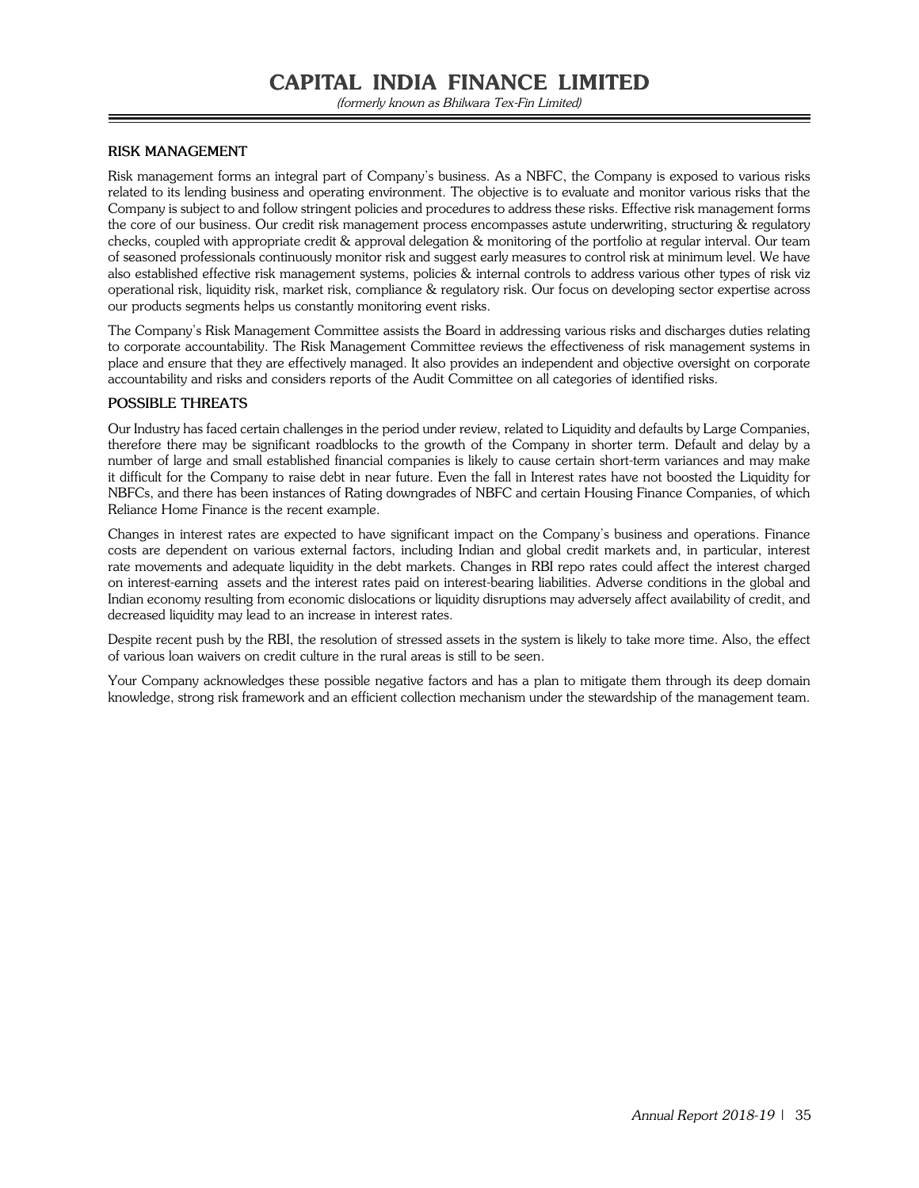## RISK MANAGEMENT

Risk management forms an integral part of Company's business. As a NBFC, the Company is exposed to various risks related to its lending business and operating environment. The objective is to evaluate and monitor various risks that the Company is subject to and follow stringent policies and procedures to address these risks. Effective risk management forms the core of our business. Our credit risk management process encompasses astute underwriting, structuring & regulatory checks, coupled with appropriate credit & approval delegation & monitoring of the portfolio at regular interval. Our team of seasoned professionals continuously monitor risk and suggest early measures to control risk at minimum level. We have also established effective risk management systems, policies & internal controls to address various other types of risk viz operational risk, liquidity risk, market risk, compliance & regulatory risk. Our focus on developing sector expertise across our products segments helps us constantly monitoring event risks.

The Company's Risk Management Committee assists the Board in addressing various risks and discharges duties relating to corporate accountability. The Risk Management Committee reviews the effectiveness of risk management systems in place and ensure that they are effectively managed. It also provides an independent and objective oversight on corporate accountability and risks and considers reports of the Audit Committee on all categories of identified risks.

## POSSIBLE THREATS

Our Industry has faced certain challenges in the period under review, related to Liquidity and defaults by Large Companies, therefore there may be significant roadblocks to the growth of the Company in shorter term. Default and delay by a number of large and small established financial companies is likely to cause certain short-term variances and may make it difficult for the Company to raise debt in near future. Even the fall in Interest rates have not boosted the Liquidity for NBFCs, and there has been instances of Rating downgrades of NBFC and certain Housing Finance Companies, of which Reliance Home Finance is the recent example.

Changes in interest rates are expected to have significant impact on the Company's business and operations. Finance costs are dependent on various external factors, including Indian and global credit markets and, in particular, interest rate movements and adequate liquidity in the debt markets. Changes in RBI repo rates could affect the interest charged on interest-earning assets and the interest rates paid on interest-bearing liabilities. Adverse conditions in the global and Indian economy resulting from economic dislocations or liquidity disruptions may adversely affect availability of credit, and decreased liquidity may lead to an increase in interest rates.

Despite recent push by the RBI, the resolution of stressed assets in the system is likely to take more time. Also, the effect of various loan waivers on credit culture in the rural areas is still to be seen.

Your Company acknowledges these possible negative factors and has a plan to mitigate them through its deep domain knowledge, strong risk framework and an efficient collection mechanism under the stewardship of the management team.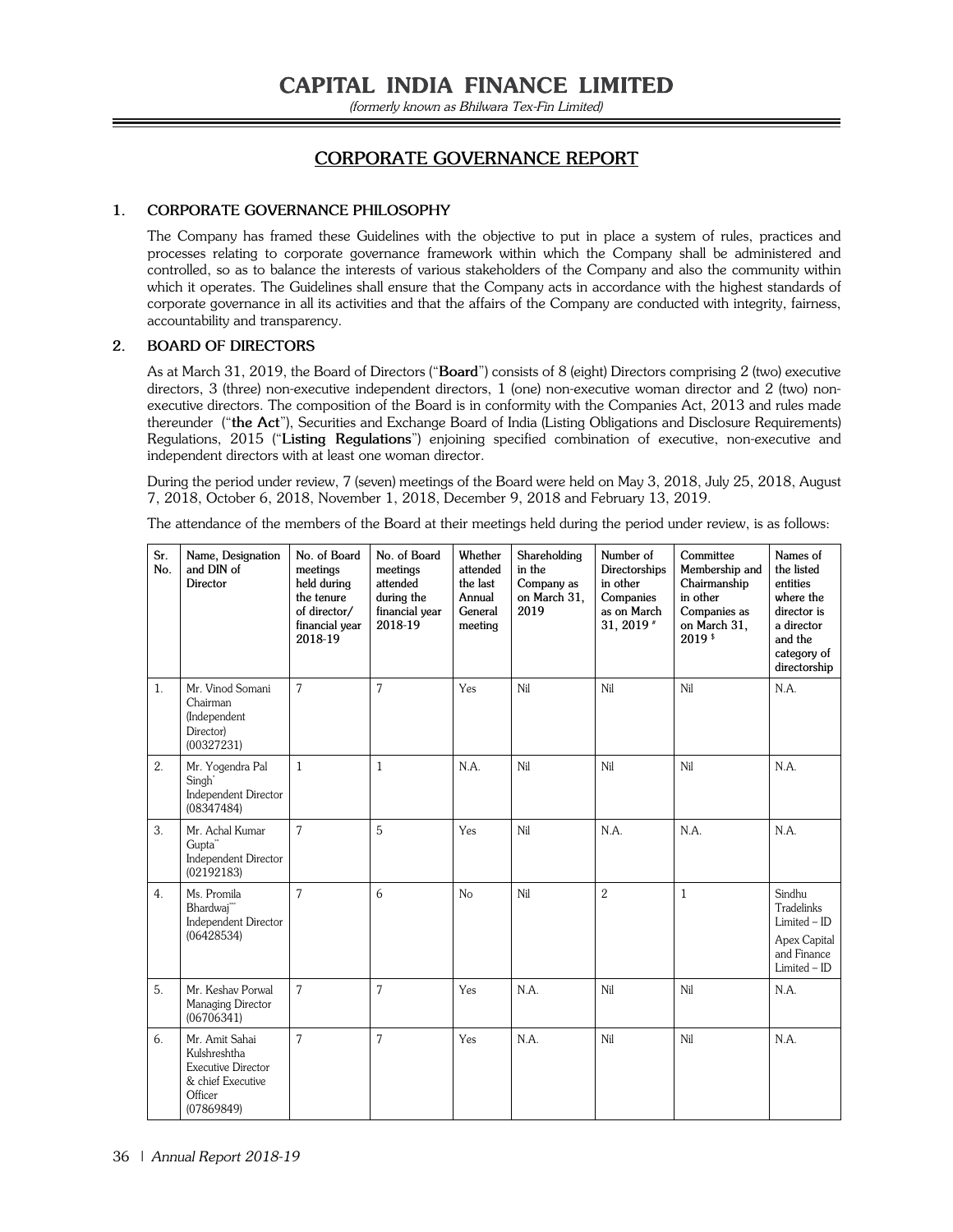# CAPITAL INDIA FINANCE LIMITED

*(formerly known as Bhilwara Tex-Fin Limited)*

## CORPORATE GOVERNANCE REPORT

### 1. CORPORATE GOVERNANCE PHILOSOPHY

The Company has framed these Guidelines with the objective to put in place a system of rules, practices and processes relating to corporate governance framework within which the Company shall be administered and controlled, so as to balance the interests of various stakeholders of the Company and also the community within which it operates. The Guidelines shall ensure that the Company acts in accordance with the highest standards of corporate governance in all its activities and that the affairs of the Company are conducted with integrity, fairness, accountability and transparency.

### 2. BOARD OF DIRECTORS

As at March 31, 2019, the Board of Directors ("**Board**") consists of 8 (eight) Directors comprising 2 (two) executive directors, 3 (three) non-executive independent directors, 1 (one) non-executive woman director and 2 (two) non-executive directors. The composition of the Board is in conformity with the Companies Act, 2013 and rules made thereunder ("**the Act**"), Securities and Exchange Board of India (Listing Obligations and Disclosure Requirements) Regulations, 2015 ("**Listing Regulations**") enjoining specified combination of executive, non-executive and independent directors with at least one woman director.

During the period under review, 7 (seven) meetings of the Board were held on May 3, 2018, July 25, 2018, August 7, 2018, October 6, 2018, November 1, 2018, December 9, 2018 and February 13, 2019.

The attendance of the members of the Board at their meetings held during the period under review, is as follows:

| Sr. No. | Name, Designation and DIN of Director | No. of Board meetings held during the tenure of director/ financial year 2018-19 | No. of Board meetings attended during the financial year 2018-19 | Whether attended the last Annual General meeting | Shareholding in the Company as on March 31, 2019 | Number of Directorships in other Companies as on March 31, 2019 # | Committee Membership and Chairmanship in other Companies as on March 31, 2019 $ | Names of the listed entities where the director is a director and the category of directorship |
|---|---|---|---|---|---|---|---|---|
| 1. | Mr. Vinod Somani Chairman (Independent Director) (00327231) | 7 | 7 | Yes | Nil | Nil | Nil | N.A. |
| 2. | Mr. Yogendra Pal Singh* Independent Director (08347484) | 1 | 1 | N.A. | Nil | Nil | Nil | N.A. |
| 3. | Mr. Achal Kumar Gupta** Independent Director (02192183) | 7 | 5 | Yes | Nil | N.A. | N.A. | N.A. |
| 4. | Ms. Promila Bhardwaj*** Independent Director (06428534) | 7 | 6 | No | Nil | 2 | 1 | Sindhu Tradelinks Limited – ID<br>Apex Capital and Finance Limited – ID |
| 5. | Mr. Keshav Porwal Managing Director (06706341) | 7 | 7 | Yes | N.A. | Nil | Nil | N.A. |
| 6. | Mr. Amit Sahai Kulshreshtha Executive Director & chief Executive Officer (07869849) | 7 | 7 | Yes | N.A. | Nil | Nil | N.A. |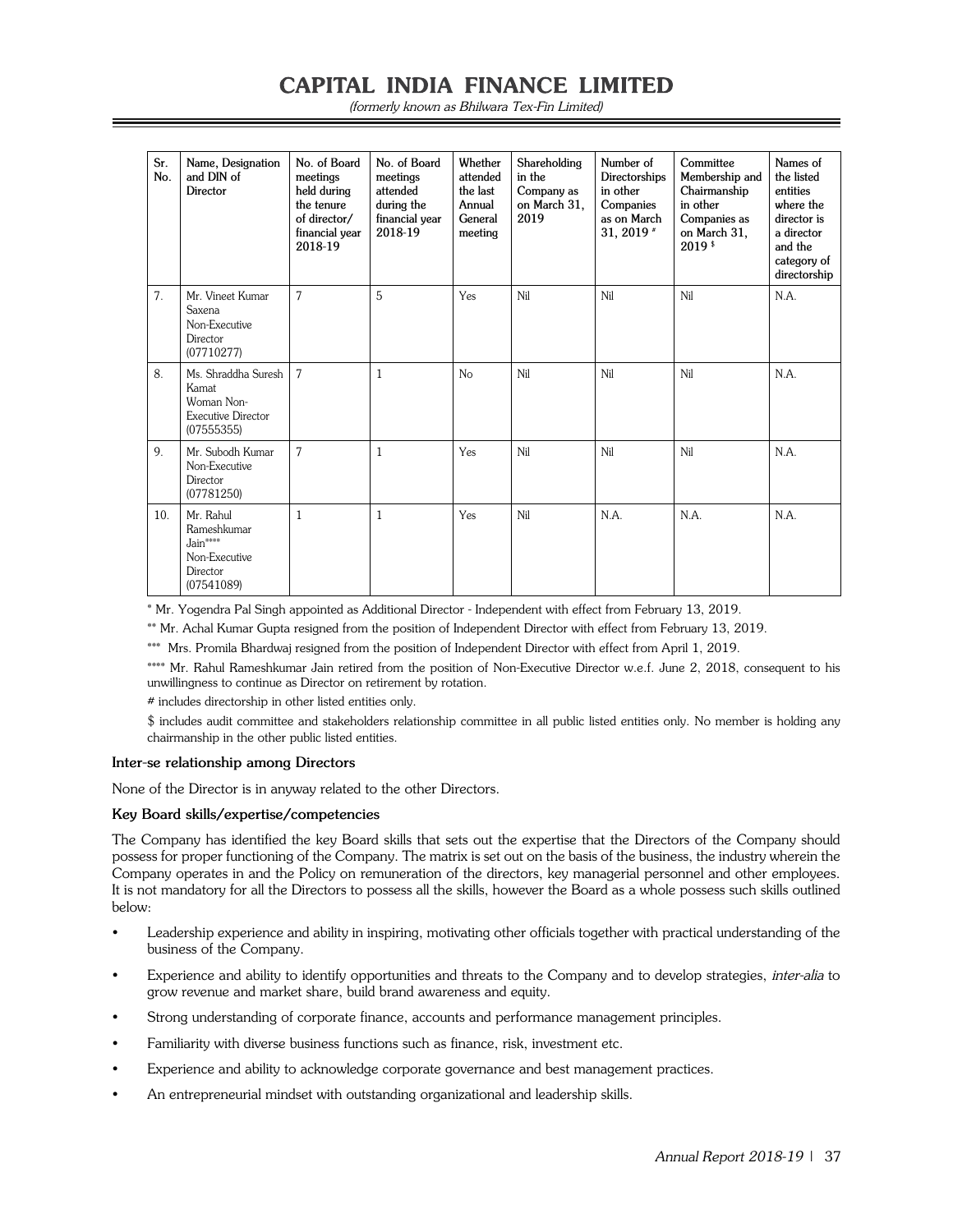| Sr. No. | Name, Designation and DIN of Director | No. of Board meetings held during the tenure of director/ financial year 2018-19 | No. of Board meetings attended during the financial year 2018-19 | Whether attended the last Annual General meeting | Shareholding in the Company as on March 31, 2019 | Number of Directorships in other Companies as on March 31, 2019 # | Committee Membership and Chairmanship in other Companies as on March 31, 2019 $ | Names of the listed entities where the director is a director and the category of directorship |
|---|---|---|---|---|---|---|---|---|
| 7. | Mr. Vineet Kumar Saxena Non-Executive Director (07710277) | 7 | 5 | Yes | Nil | Nil | Nil | N.A. |
| 8. | Ms. Shraddha Suresh Kamat Woman Non-Executive Director (07555355) | 7 | 1 | No | Nil | Nil | Nil | N.A. |
| 9. | Mr. Subodh Kumar Non-Executive Director (07781250) | 7 | 1 | Yes | Nil | Nil | Nil | N.A. |
| 10. | Mr. Rahul Rameshkumar Jain**** Non-Executive Director (07541089) | 1 | 1 | Yes | Nil | N.A. | N.A. | N.A. |

* Mr. Yogendra Pal Singh appointed as Additional Director - Independent with effect from February 13, 2019.

** Mr. Achal Kumar Gupta resigned from the position of Independent Director with effect from February 13, 2019.

*** Mrs. Promila Bhardwaj resigned from the position of Independent Director with effect from April 1, 2019.

**** Mr. Rahul Rameshkumar Jain retired from the position of Non-Executive Director w.e.f. June 2, 2018, consequent to his unwillingness to continue as Director on retirement by rotation.

# includes directorship in other listed entities only.

$ includes audit committee and stakeholders relationship committee in all public listed entities only. No member is holding any chairmanship in the other public listed entities.

**Inter-se relationship among Directors**

None of the Director is in anyway related to the other Directors.

**Key Board skills/expertise/competencies**

The Company has identified the key Board skills that sets out the expertise that the Directors of the Company should possess for proper functioning of the Company. The matrix is set out on the basis of the business, the industry wherein the Company operates in and the Policy on remuneration of the directors, key managerial personnel and other employees. It is not mandatory for all the Directors to possess all the skills, however the Board as a whole possess such skills outlined below:

- Leadership experience and ability in inspiring, motivating other officials together with practical understanding of the business of the Company.
- Experience and ability to identify opportunities and threats to the Company and to develop strategies, *inter-alia* to grow revenue and market share, build brand awareness and equity.
- Strong understanding of corporate finance, accounts and performance management principles.
- Familiarity with diverse business functions such as finance, risk, investment etc.
- Experience and ability to acknowledge corporate governance and best management practices.
- An entrepreneurial mindset with outstanding organizational and leadership skills.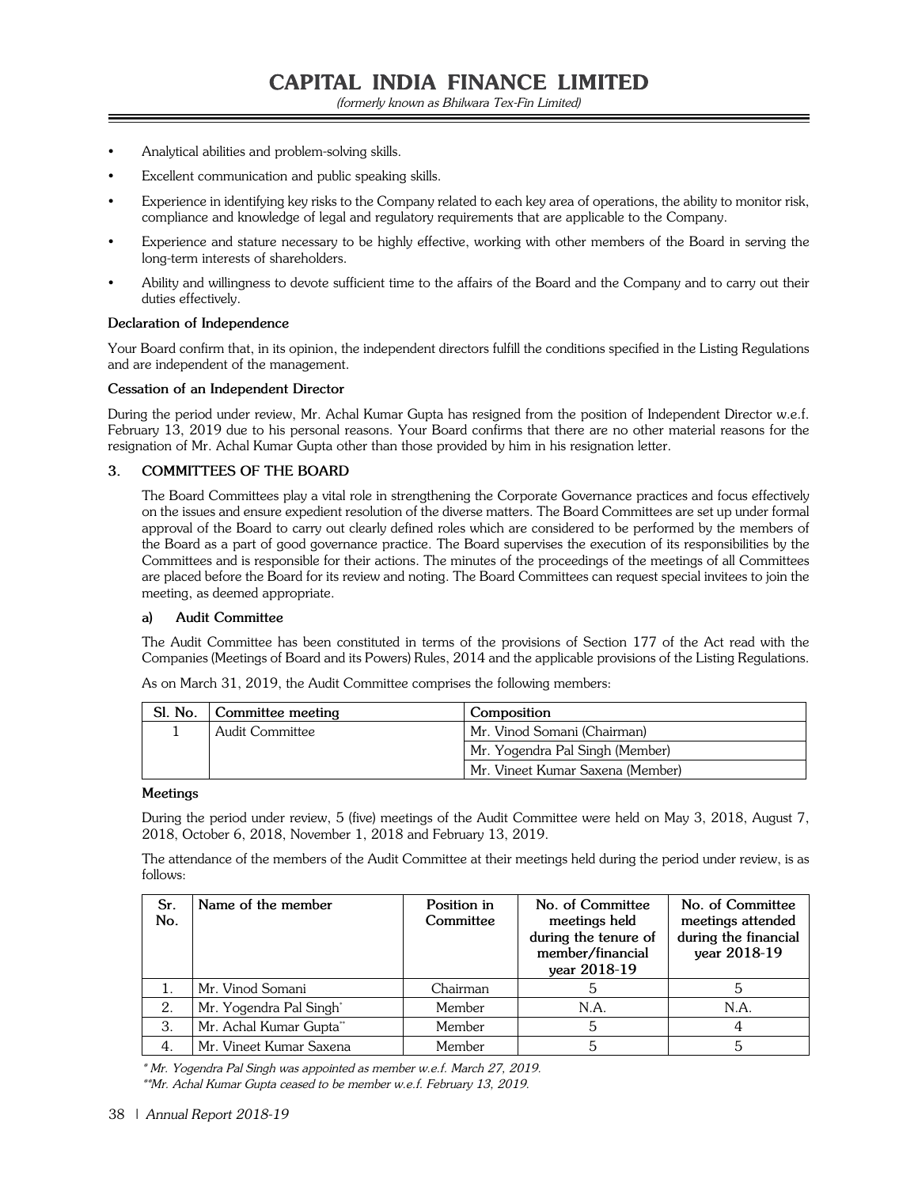- Analytical abilities and problem-solving skills.
- Excellent communication and public speaking skills.
- Experience in identifying key risks to the Company related to each key area of operations, the ability to monitor risk, compliance and knowledge of legal and regulatory requirements that are applicable to the Company.
- Experience and stature necessary to be highly effective, working with other members of the Board in serving the long-term interests of shareholders.
- Ability and willingness to devote sufficient time to the affairs of the Board and the Company and to carry out their duties effectively.

**Declaration of Independence**

Your Board confirm that, in its opinion, the independent directors fulfill the conditions specified in the Listing Regulations and are independent of the management.

**Cessation of an Independent Director**

During the period under review, Mr. Achal Kumar Gupta has resigned from the position of Independent Director w.e.f. February 13, 2019 due to his personal reasons. Your Board confirms that there are no other material reasons for the resignation of Mr. Achal Kumar Gupta other than those provided by him in his resignation letter.

## 3. COMMITTEES OF THE BOARD

The Board Committees play a vital role in strengthening the Corporate Governance practices and focus effectively on the issues and ensure expedient resolution of the diverse matters. The Board Committees are set up under formal approval of the Board to carry out clearly defined roles which are considered to be performed by the members of the Board as a part of good governance practice. The Board supervises the execution of its responsibilities by the Committees and is responsible for their actions. The minutes of the proceedings of the meetings of all Committees are placed before the Board for its review and noting. The Board Committees can request special invitees to join the meeting, as deemed appropriate.

### a) Audit Committee

The Audit Committee has been constituted in terms of the provisions of Section 177 of the Act read with the Companies (Meetings of Board and its Powers) Rules, 2014 and the applicable provisions of the Listing Regulations.

As on March 31, 2019, the Audit Committee comprises the following members:

| Sl. No. | Committee meeting | Composition |
|---|---|---|
| 1 | Audit Committee | Mr. Vinod Somani (Chairman) |
| | | Mr. Yogendra Pal Singh (Member) |
| | | Mr. Vineet Kumar Saxena (Member) |

**Meetings**

During the period under review, 5 (five) meetings of the Audit Committee were held on May 3, 2018, August 7, 2018, October 6, 2018, November 1, 2018 and February 13, 2019.

The attendance of the members of the Audit Committee at their meetings held during the period under review, is as follows:

| Sr. No. | Name of the member | Position in Committee | No. of Committee meetings held during the tenure of member/financial year 2018-19 | No. of Committee meetings attended during the financial year 2018-19 |
|---|---|---|---|---|
| 1. | Mr. Vinod Somani | Chairman | 5 | 5 |
| 2. | Mr. Yogendra Pal Singh* | Member | N.A. | N.A. |
| 3. | Mr. Achal Kumar Gupta** | Member | 5 | 4 |
| 4. | Mr. Vineet Kumar Saxena | Member | 5 | 5 |

*\* Mr. Yogendra Pal Singh was appointed as member w.e.f. March 27, 2019.*

*\*\*Mr. Achal Kumar Gupta ceased to be member w.e.f. February 13, 2019.*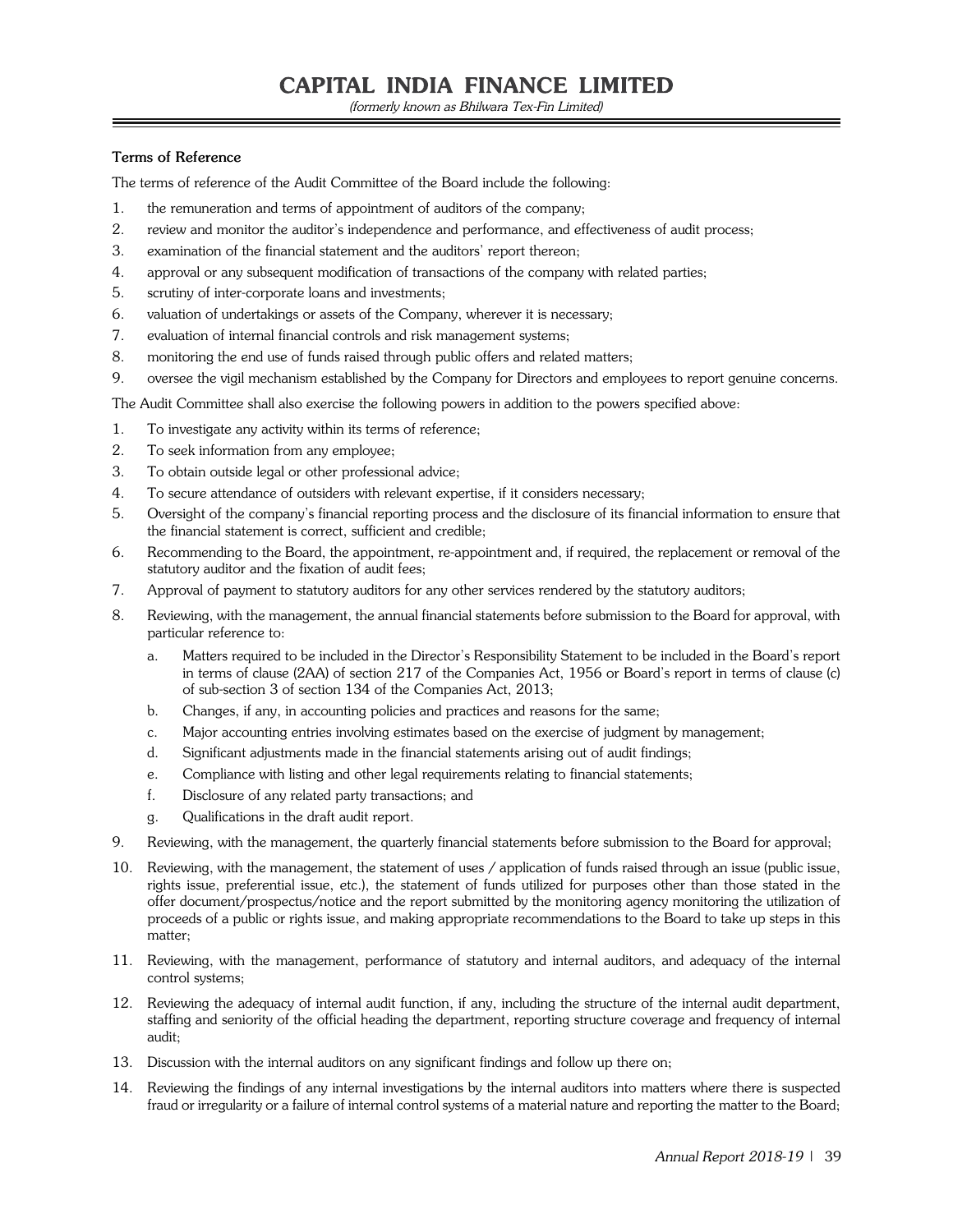**Terms of Reference**

The terms of reference of the Audit Committee of the Board include the following:

1. the remuneration and terms of appointment of auditors of the company;
2. review and monitor the auditor's independence and performance, and effectiveness of audit process;
3. examination of the financial statement and the auditors' report thereon;
4. approval or any subsequent modification of transactions of the company with related parties;
5. scrutiny of inter-corporate loans and investments;
6. valuation of undertakings or assets of the Company, wherever it is necessary;
7. evaluation of internal financial controls and risk management systems;
8. monitoring the end use of funds raised through public offers and related matters;
9. oversee the vigil mechanism established by the Company for Directors and employees to report genuine concerns.

The Audit Committee shall also exercise the following powers in addition to the powers specified above:

1. To investigate any activity within its terms of reference;
2. To seek information from any employee;
3. To obtain outside legal or other professional advice;
4. To secure attendance of outsiders with relevant expertise, if it considers necessary;
5. Oversight of the company's financial reporting process and the disclosure of its financial information to ensure that the financial statement is correct, sufficient and credible;
6. Recommending to the Board, the appointment, re-appointment and, if required, the replacement or removal of the statutory auditor and the fixation of audit fees;
7. Approval of payment to statutory auditors for any other services rendered by the statutory auditors;
8. Reviewing, with the management, the annual financial statements before submission to the Board for approval, with particular reference to:
    a. Matters required to be included in the Director's Responsibility Statement to be included in the Board's report in terms of clause (2AA) of section 217 of the Companies Act, 1956 or Board's report in terms of clause (c) of sub-section 3 of section 134 of the Companies Act, 2013;
    b. Changes, if any, in accounting policies and practices and reasons for the same;
    c. Major accounting entries involving estimates based on the exercise of judgment by management;
    d. Significant adjustments made in the financial statements arising out of audit findings;
    e. Compliance with listing and other legal requirements relating to financial statements;
    f. Disclosure of any related party transactions; and
    g. Qualifications in the draft audit report.
9. Reviewing, with the management, the quarterly financial statements before submission to the Board for approval;
10. Reviewing, with the management, the statement of uses / application of funds raised through an issue (public issue, rights issue, preferential issue, etc.), the statement of funds utilized for purposes other than those stated in the offer document/prospectus/notice and the report submitted by the monitoring agency monitoring the utilization of proceeds of a public or rights issue, and making appropriate recommendations to the Board to take up steps in this matter;
11. Reviewing, with the management, performance of statutory and internal auditors, and adequacy of the internal control systems;
12. Reviewing the adequacy of internal audit function, if any, including the structure of the internal audit department, staffing and seniority of the official heading the department, reporting structure coverage and frequency of internal audit;
13. Discussion with the internal auditors on any significant findings and follow up there on;
14. Reviewing the findings of any internal investigations by the internal auditors into matters where there is suspected fraud or irregularity or a failure of internal control systems of a material nature and reporting the matter to the Board;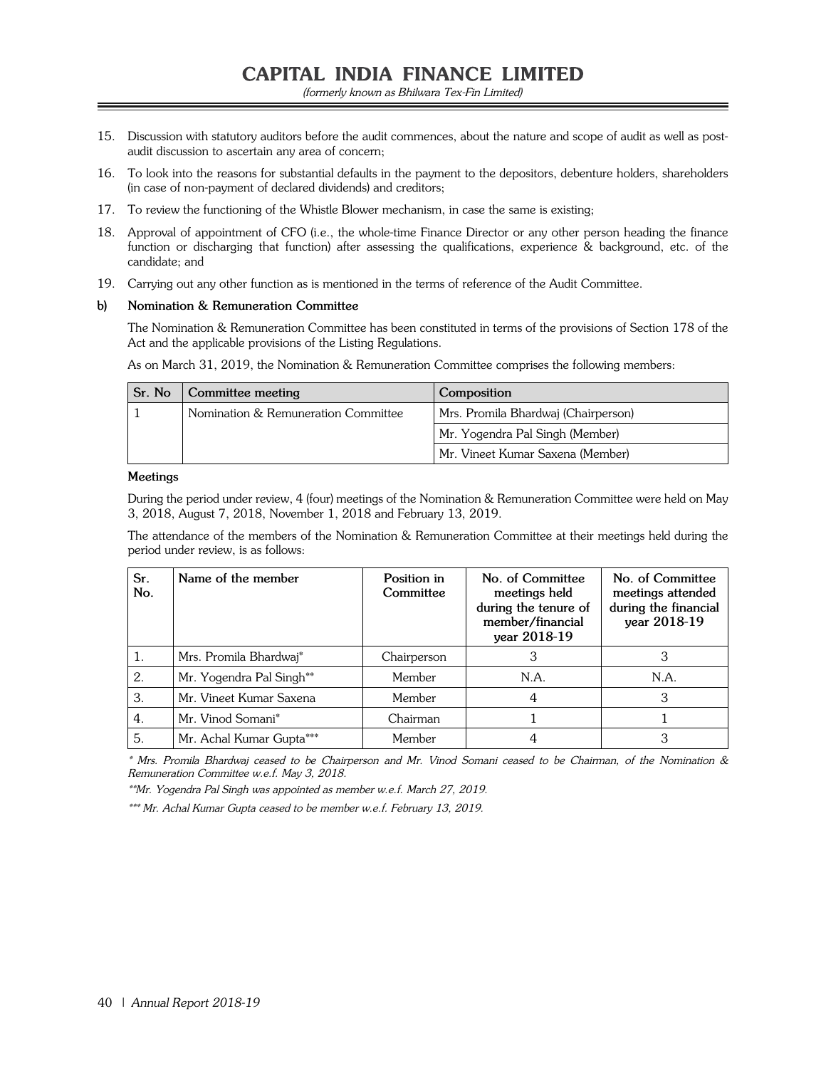15. Discussion with statutory auditors before the audit commences, about the nature and scope of audit as well as post-audit discussion to ascertain any area of concern;
16. To look into the reasons for substantial defaults in the payment to the depositors, debenture holders, shareholders (in case of non-payment of declared dividends) and creditors;
17. To review the functioning of the Whistle Blower mechanism, in case the same is existing;
18. Approval of appointment of CFO (i.e., the whole-time Finance Director or any other person heading the finance function or discharging that function) after assessing the qualifications, experience & background, etc. of the candidate; and
19. Carrying out any other function as is mentioned in the terms of reference of the Audit Committee.

**b) Nomination & Remuneration Committee**

The Nomination & Remuneration Committee has been constituted in terms of the provisions of Section 178 of the Act and the applicable provisions of the Listing Regulations.

As on March 31, 2019, the Nomination & Remuneration Committee comprises the following members:

| Sr. No | Committee meeting | Composition |
|---|---|---|
| 1 | Nomination & Remuneration Committee | Mrs. Promila Bhardwaj (Chairperson) |
| | | Mr. Yogendra Pal Singh (Member) |
| | | Mr. Vineet Kumar Saxena (Member) |

**Meetings**

During the period under review, 4 (four) meetings of the Nomination & Remuneration Committee were held on May 3, 2018, August 7, 2018, November 1, 2018 and February 13, 2019.

The attendance of the members of the Nomination & Remuneration Committee at their meetings held during the period under review, is as follows:

| Sr. No. | Name of the member | Position in Committee | No. of Committee meetings held during the tenure of member/financial year 2018-19 | No. of Committee meetings attended during the financial year 2018-19 |
|---|---|---|---|---|
| 1. | Mrs. Promila Bhardwaj* | Chairperson | 3 | 3 |
| 2. | Mr. Yogendra Pal Singh** | Member | N.A. | N.A. |
| 3. | Mr. Vineet Kumar Saxena | Member | 4 | 3 |
| 4. | Mr. Vinod Somani* | Chairman | 1 | 1 |
| 5. | Mr. Achal Kumar Gupta*** | Member | 4 | 3 |

*\* Mrs. Promila Bhardwaj ceased to be Chairperson and Mr. Vinod Somani ceased to be Chairman, of the Nomination & Remuneration Committee w.e.f. May 3, 2018.*

*\*\*Mr. Yogendra Pal Singh was appointed as member w.e.f. March 27, 2019.*

*\*\*\* Mr. Achal Kumar Gupta ceased to be member w.e.f. February 13, 2019.*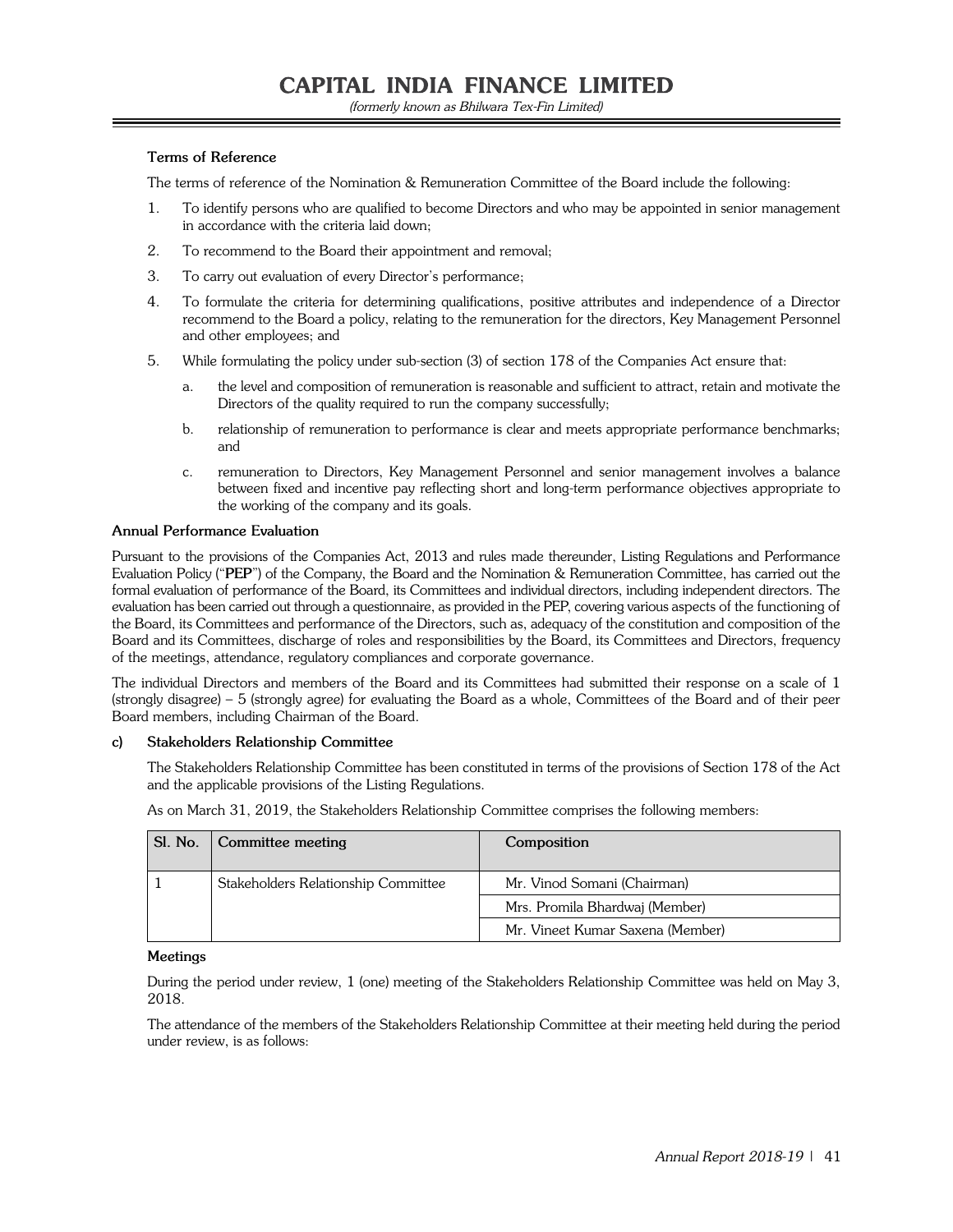**Terms of Reference**

The terms of reference of the Nomination & Remuneration Committee of the Board include the following:

1. To identify persons who are qualified to become Directors and who may be appointed in senior management in accordance with the criteria laid down;
2. To recommend to the Board their appointment and removal;
3. To carry out evaluation of every Director's performance;
4. To formulate the criteria for determining qualifications, positive attributes and independence of a Director recommend to the Board a policy, relating to the remuneration for the directors, Key Management Personnel and other employees; and
5. While formulating the policy under sub-section (3) of section 178 of the Companies Act ensure that:
   a. the level and composition of remuneration is reasonable and sufficient to attract, retain and motivate the Directors of the quality required to run the company successfully;
   b. relationship of remuneration to performance is clear and meets appropriate performance benchmarks; and
   c. remuneration to Directors, Key Management Personnel and senior management involves a balance between fixed and incentive pay reflecting short and long-term performance objectives appropriate to the working of the company and its goals.

**Annual Performance Evaluation**

Pursuant to the provisions of the Companies Act, 2013 and rules made thereunder, Listing Regulations and Performance Evaluation Policy ("**PEP**") of the Company, the Board and the Nomination & Remuneration Committee, has carried out the formal evaluation of performance of the Board, its Committees and individual directors, including independent directors. The evaluation has been carried out through a questionnaire, as provided in the PEP, covering various aspects of the functioning of the Board, its Committees and performance of the Directors, such as, adequacy of the constitution and composition of the Board and its Committees, discharge of roles and responsibilities by the Board, its Committees and Directors, frequency of the meetings, attendance, regulatory compliances and corporate governance.

The individual Directors and members of the Board and its Committees had submitted their response on a scale of 1 (strongly disagree) – 5 (strongly agree) for evaluating the Board as a whole, Committees of the Board and of their peer Board members, including Chairman of the Board.

**c) Stakeholders Relationship Committee**

The Stakeholders Relationship Committee has been constituted in terms of the provisions of Section 178 of the Act and the applicable provisions of the Listing Regulations.

As on March 31, 2019, the Stakeholders Relationship Committee comprises the following members:

| Sl. No. | Committee meeting | Composition |
|---|---|---|
| 1 | Stakeholders Relationship Committee | Mr. Vinod Somani (Chairman) |
| | | Mrs. Promila Bhardwaj (Member) |
| | | Mr. Vineet Kumar Saxena (Member) |

**Meetings**

During the period under review, 1 (one) meeting of the Stakeholders Relationship Committee was held on May 3, 2018.

The attendance of the members of the Stakeholders Relationship Committee at their meeting held during the period under review, is as follows: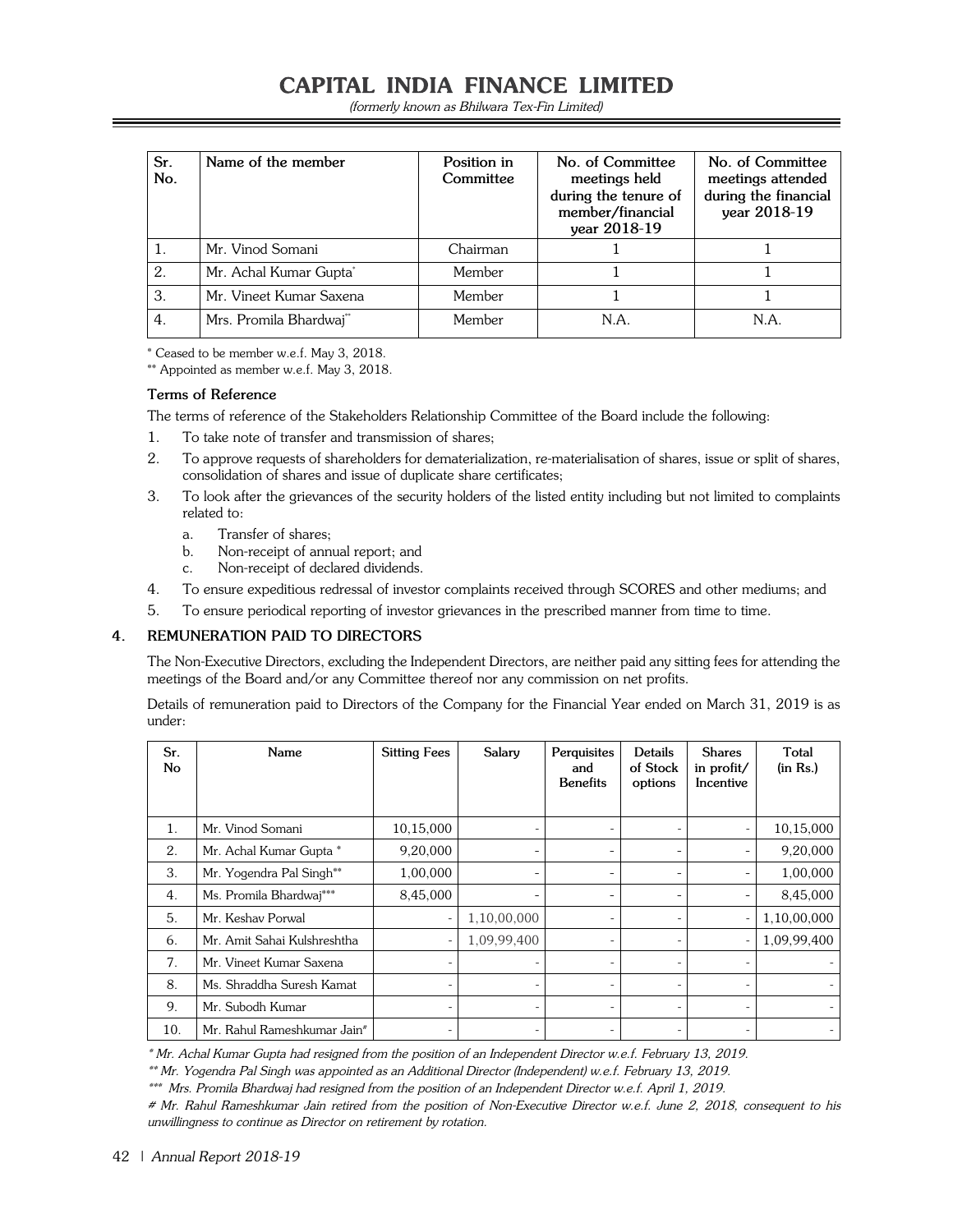| Sr. No. | Name of the member | Position in Committee | No. of Committee meetings held during the tenure of member/financial year 2018-19 | No. of Committee meetings attended during the financial year 2018-19 |
|---|---|---|---|---|
| 1. | Mr. Vinod Somani | Chairman | 1 | 1 |
| 2. | Mr. Achal Kumar Gupta* | Member | 1 | 1 |
| 3. | Mr. Vineet Kumar Saxena | Member | 1 | 1 |
| 4. | Mrs. Promila Bhardwaj** | Member | N.A. | N.A. |

\* Ceased to be member w.e.f. May 3, 2018.

** Appointed as member w.e.f. May 3, 2018.

**Terms of Reference**

The terms of reference of the Stakeholders Relationship Committee of the Board include the following:

1. To take note of transfer and transmission of shares;
2. To approve requests of shareholders for dematerialization, re-materialisation of shares, issue or split of shares, consolidation of shares and issue of duplicate share certificates;
3. To look after the grievances of the security holders of the listed entity including but not limited to complaints related to:
   a. Transfer of shares;
   b. Non-receipt of annual report; and
   c. Non-receipt of declared dividends.
4. To ensure expeditious redressal of investor complaints received through SCORES and other mediums; and
5. To ensure periodical reporting of investor grievances in the prescribed manner from time to time.

## 4. REMUNERATION PAID TO DIRECTORS

The Non-Executive Directors, excluding the Independent Directors, are neither paid any sitting fees for attending the meetings of the Board and/or any Committee thereof nor any commission on net profits.

Details of remuneration paid to Directors of the Company for the Financial Year ended on March 31, 2019 is as under:

| Sr. No | Name | Sitting Fees | Salary | Perquisites and Benefits | Details of Stock options | Shares in profit/ Incentive | Total (in Rs.) |
|---|---|---|---|---|---|---|---|
| 1. | Mr. Vinod Somani | 10,15,000 | - | - | - | - | 10,15,000 |
| 2. | Mr. Achal Kumar Gupta * | 9,20,000 | - | - | - | - | 9,20,000 |
| 3. | Mr. Yogendra Pal Singh** | 1,00,000 | - | - | - | - | 1,00,000 |
| 4. | Ms. Promila Bhardwaj*** | 8,45,000 | - | - | - | - | 8,45,000 |
| 5. | Mr. Keshav Porwal | - | 1,10,00,000 | - | - | - | 1,10,00,000 |
| 6. | Mr. Amit Sahai Kulshreshtha | - | 1,09,99,400 | - | - | - | 1,09,99,400 |
| 7. | Mr. Vineet Kumar Saxena | - | - | - | - | - | - |
| 8. | Ms. Shraddha Suresh Kamat | - | - | - | - | - | - |
| 9. | Mr. Subodh Kumar | - | - | - | - | - | - |
| 10. | Mr. Rahul Rameshkumar Jain# | - | - | - | - | - | - |

*\* Mr. Achal Kumar Gupta had resigned from the position of an Independent Director w.e.f. February 13, 2019.*

*** Mr. Yogendra Pal Singh was appointed as an Additional Director (Independent) w.e.f. February 13, 2019.*

**** Mrs. Promila Bhardwaj had resigned from the position of an Independent Director w.e.f. April 1, 2019.*

*# Mr. Rahul Rameshkumar Jain retired from the position of Non-Executive Director w.e.f. June 2, 2018, consequent to his unwillingness to continue as Director on retirement by rotation.*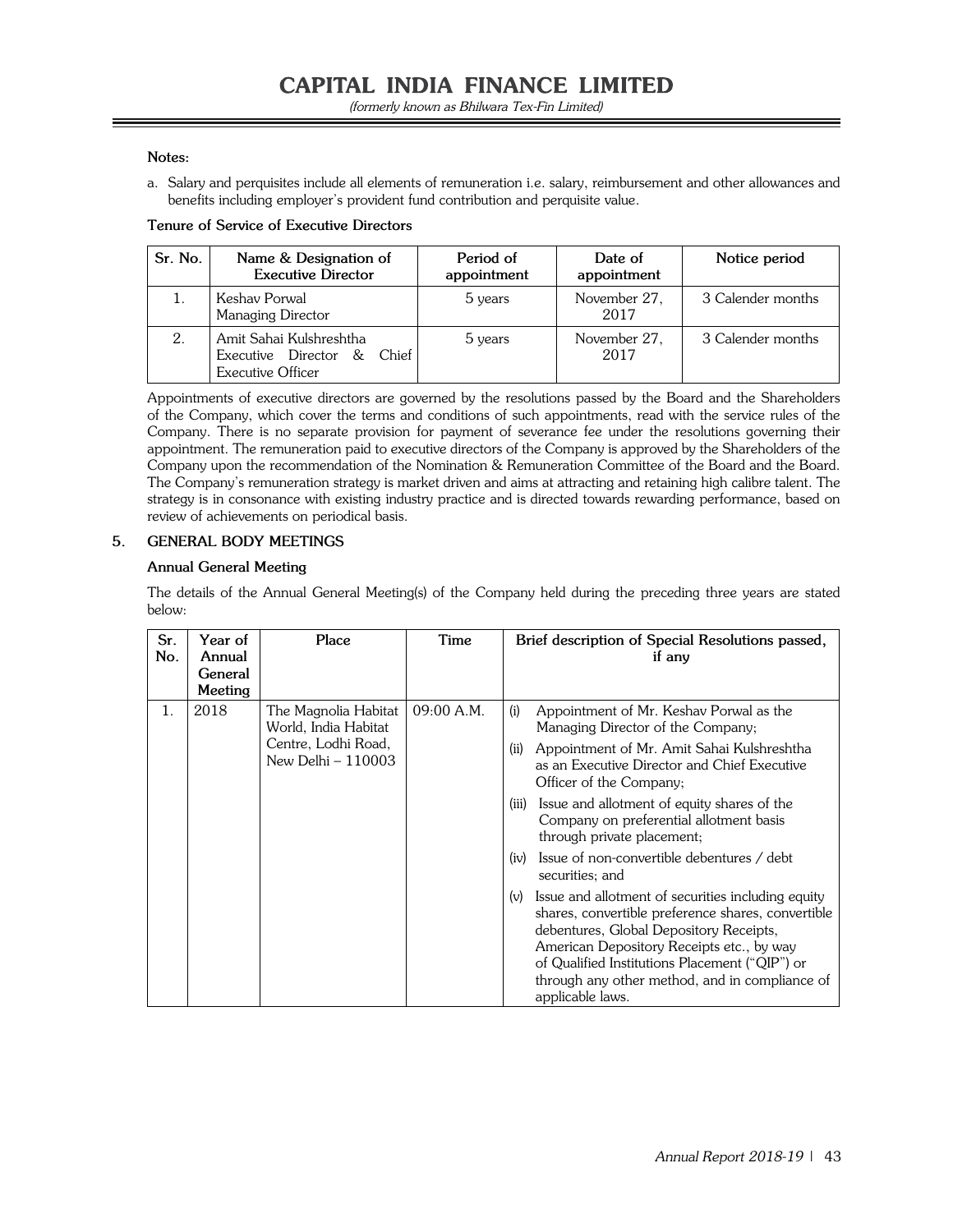**Notes:**

a. Salary and perquisites include all elements of remuneration i.e. salary, reimbursement and other allowances and benefits including employer's provident fund contribution and perquisite value.

**Tenure of Service of Executive Directors**

| Sr. No. | Name & Designation of Executive Director | Period of appointment | Date of appointment | Notice period |
|---|---|---|---|---|
| 1. | Keshav Porwal<br>Managing Director | 5 years | November 27, 2017 | 3 Calender months |
| 2. | Amit Sahai Kulshreshtha<br>Executive Director & Chief Executive Officer | 5 years | November 27, 2017 | 3 Calender months |

Appointments of executive directors are governed by the resolutions passed by the Board and the Shareholders of the Company, which cover the terms and conditions of such appointments, read with the service rules of the Company. There is no separate provision for payment of severance fee under the resolutions governing their appointment. The remuneration paid to executive directors of the Company is approved by the Shareholders of the Company upon the recommendation of the Nomination & Remuneration Committee of the Board and the Board. The Company's remuneration strategy is market driven and aims at attracting and retaining high calibre talent. The strategy is in consonance with existing industry practice and is directed towards rewarding performance, based on review of achievements on periodical basis.

## 5. GENERAL BODY MEETINGS

**Annual General Meeting**

The details of the Annual General Meeting(s) of the Company held during the preceding three years are stated below:

| Sr. No. | Year of Annual General Meeting | Place | Time | Brief description of Special Resolutions passed, if any |
|---|---|---|---|---|
| 1. | 2018 | The Magnolia Habitat World, India Habitat Centre, Lodhi Road, New Delhi – 110003 | 09:00 A.M. | (i) Appointment of Mr. Keshav Porwal as the Managing Director of the Company;<br>(ii) Appointment of Mr. Amit Sahai Kulshreshtha as an Executive Director and Chief Executive Officer of the Company;<br>(iii) Issue and allotment of equity shares of the Company on preferential allotment basis through private placement;<br>(iv) Issue of non-convertible debentures / debt securities; and<br>(v) Issue and allotment of securities including equity shares, convertible preference shares, convertible debentures, Global Depository Receipts, American Depository Receipts etc., by way of Qualified Institutions Placement ("QIP") or through any other method, and in compliance of applicable laws. |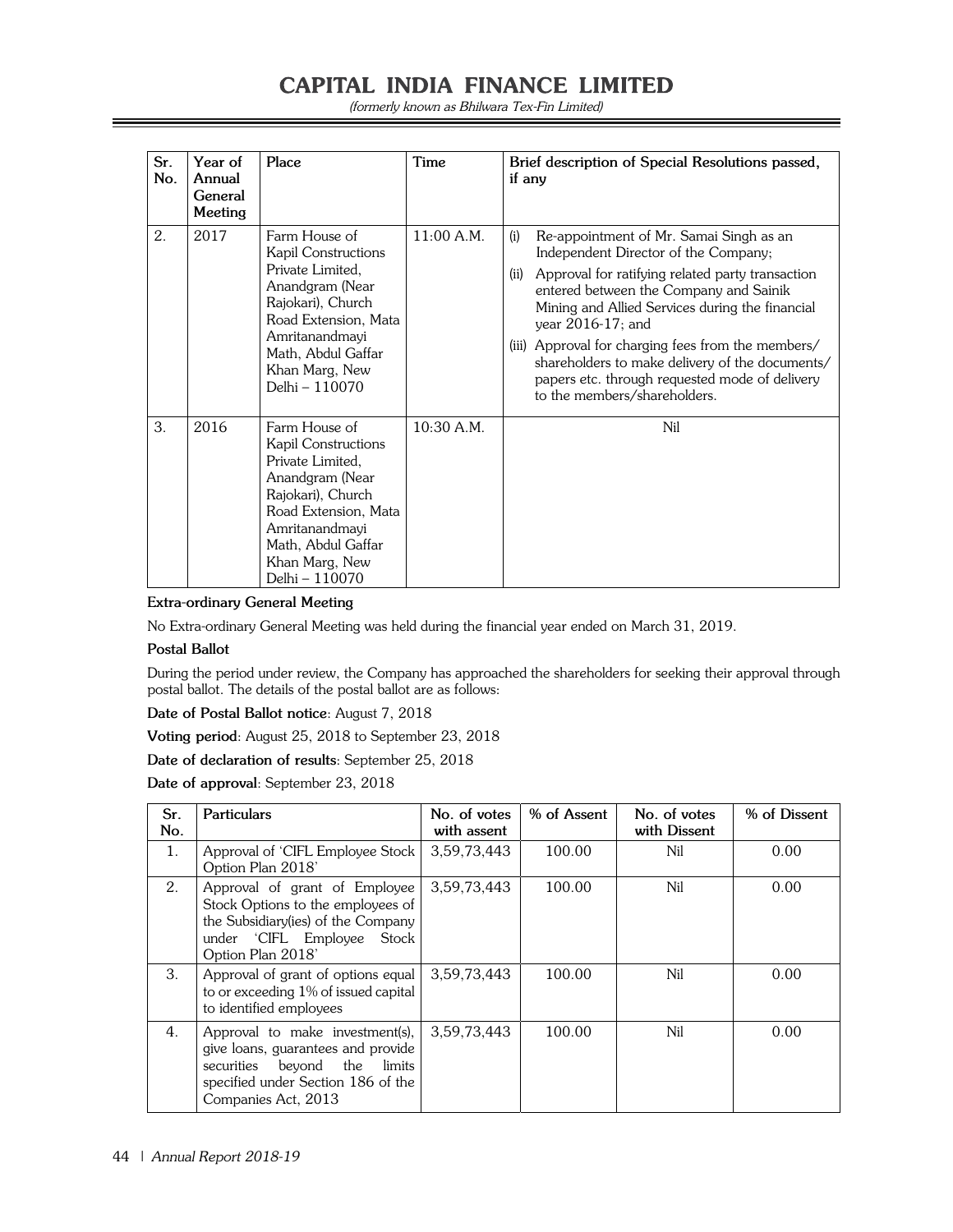| Sr. No. | Year of Annual General Meeting | Place | Time | Brief description of Special Resolutions passed, if any |
|---|---|---|---|---|
| 2. | 2017 | Farm House of Kapil Constructions Private Limited, Anandgram (Near Rajokari), Church Road Extension, Mata Amritanandmayi Math, Abdul Gaffar Khan Marg, New Delhi – 110070 | 11:00 A.M. | (i) Re-appointment of Mr. Samai Singh as an Independent Director of the Company; (ii) Approval for ratifying related party transaction entered between the Company and Sainik Mining and Allied Services during the financial year 2016-17; and (iii) Approval for charging fees from the members/ shareholders to make delivery of the documents/ papers etc. through requested mode of delivery to the members/shareholders. |
| 3. | 2016 | Farm House of Kapil Constructions Private Limited, Anandgram (Near Rajokari), Church Road Extension, Mata Amritanandmayi Math, Abdul Gaffar Khan Marg, New Delhi – 110070 | 10:30 A.M. | Nil |

**Extra-ordinary General Meeting**

No Extra-ordinary General Meeting was held during the financial year ended on March 31, 2019.

**Postal Ballot**

During the period under review, the Company has approached the shareholders for seeking their approval through postal ballot. The details of the postal ballot are as follows:

**Date of Postal Ballot notice**: August 7, 2018

**Voting period**: August 25, 2018 to September 23, 2018

**Date of declaration of results**: September 25, 2018

**Date of approval**: September 23, 2018

| Sr. No. | Particulars | No. of votes with assent | % of Assent | No. of votes with Dissent | % of Dissent |
|---|---|---|---|---|---|
| 1. | Approval of 'CIFL Employee Stock Option Plan 2018' | 3,59,73,443 | 100.00 | Nil | 0.00 |
| 2. | Approval of grant of Employee Stock Options to the employees of the Subsidiary(ies) of the Company under 'CIFL Employee Stock Option Plan 2018' | 3,59,73,443 | 100.00 | Nil | 0.00 |
| 3. | Approval of grant of options equal to or exceeding 1% of issued capital to identified employees | 3,59,73,443 | 100.00 | Nil | 0.00 |
| 4. | Approval to make investment(s), give loans, guarantees and provide securities beyond the limits specified under Section 186 of the Companies Act, 2013 | 3,59,73,443 | 100.00 | Nil | 0.00 |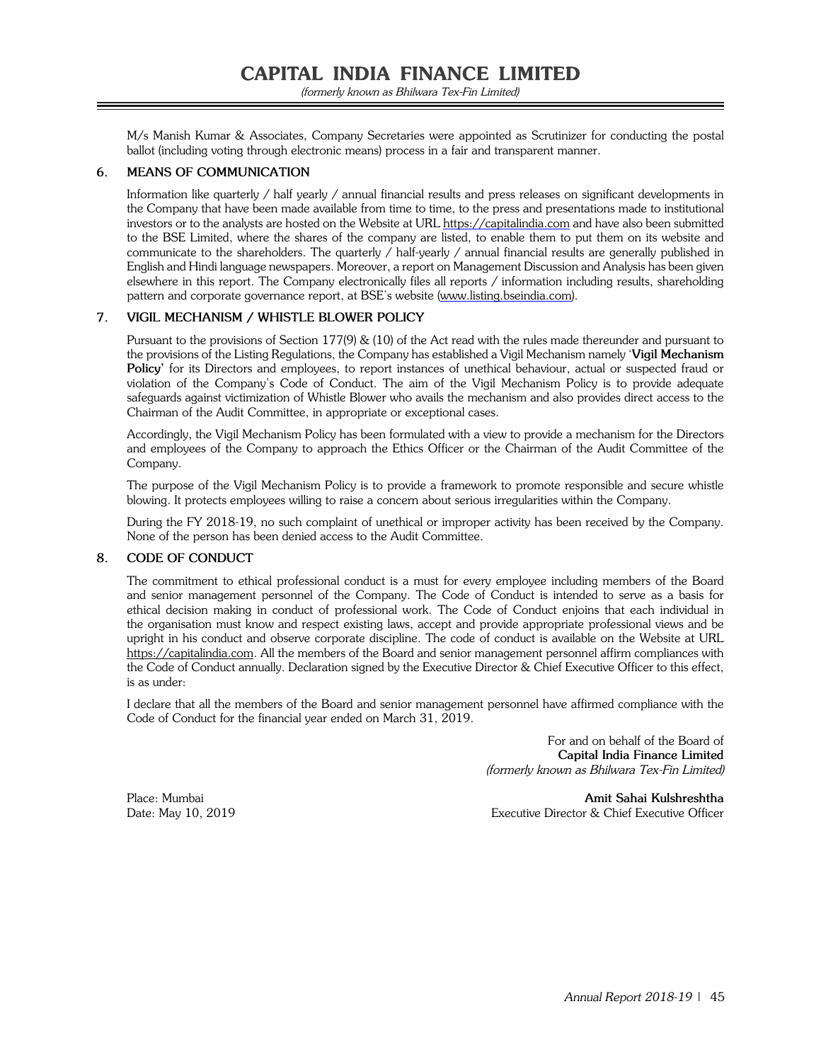M/s Manish Kumar & Associates, Company Secretaries were appointed as Scrutinizer for conducting the postal ballot (including voting through electronic means) process in a fair and transparent manner.

## 6. MEANS OF COMMUNICATION

Information like quarterly / half yearly / annual financial results and press releases on significant developments in the Company that have been made available from time to time, to the press and presentations made to institutional investors or to the analysts are hosted on the Website at URL https://capitalindia.com and have also been submitted to the BSE Limited, where the shares of the company are listed, to enable them to put them on its website and communicate to the shareholders. The quarterly / half-yearly / annual financial results are generally published in English and Hindi language newspapers. Moreover, a report on Management Discussion and Analysis has been given elsewhere in this report. The Company electronically files all reports / information including results, shareholding pattern and corporate governance report, at BSE's website (www.listing.bseindia.com).

## 7. VIGIL MECHANISM / WHISTLE BLOWER POLICY

Pursuant to the provisions of Section 177(9) & (10) of the Act read with the rules made thereunder and pursuant to the provisions of the Listing Regulations, the Company has established a Vigil Mechanism namely '**Vigil Mechanism Policy**' for its Directors and employees, to report instances of unethical behaviour, actual or suspected fraud or violation of the Company's Code of Conduct. The aim of the Vigil Mechanism Policy is to provide adequate safeguards against victimization of Whistle Blower who avails the mechanism and also provides direct access to the Chairman of the Audit Committee, in appropriate or exceptional cases.

Accordingly, the Vigil Mechanism Policy has been formulated with a view to provide a mechanism for the Directors and employees of the Company to approach the Ethics Officer or the Chairman of the Audit Committee of the Company.

The purpose of the Vigil Mechanism Policy is to provide a framework to promote responsible and secure whistle blowing. It protects employees willing to raise a concern about serious irregularities within the Company.

During the FY 2018-19, no such complaint of unethical or improper activity has been received by the Company. None of the person has been denied access to the Audit Committee.

## 8. CODE OF CONDUCT

The commitment to ethical professional conduct is a must for every employee including members of the Board and senior management personnel of the Company. The Code of Conduct is intended to serve as a basis for ethical decision making in conduct of professional work. The Code of Conduct enjoins that each individual in the organisation must know and respect existing laws, accept and provide appropriate professional views and be upright in his conduct and observe corporate discipline. The code of conduct is available on the Website at URL https://capitalindia.com. All the members of the Board and senior management personnel affirm compliances with the Code of Conduct annually. Declaration signed by the Executive Director & Chief Executive Officer to this effect, is as under:

I declare that all the members of the Board and senior management personnel have affirmed compliance with the Code of Conduct for the financial year ended on March 31, 2019.

For and on behalf of the Board of
**Capital India Finance Limited**
*(formerly known as Bhilwara Tex-Fin Limited)*

Place: Mumbai
Date: May 10, 2019

**Amit Sahai Kulshreshtha**
Executive Director & Chief Executive Officer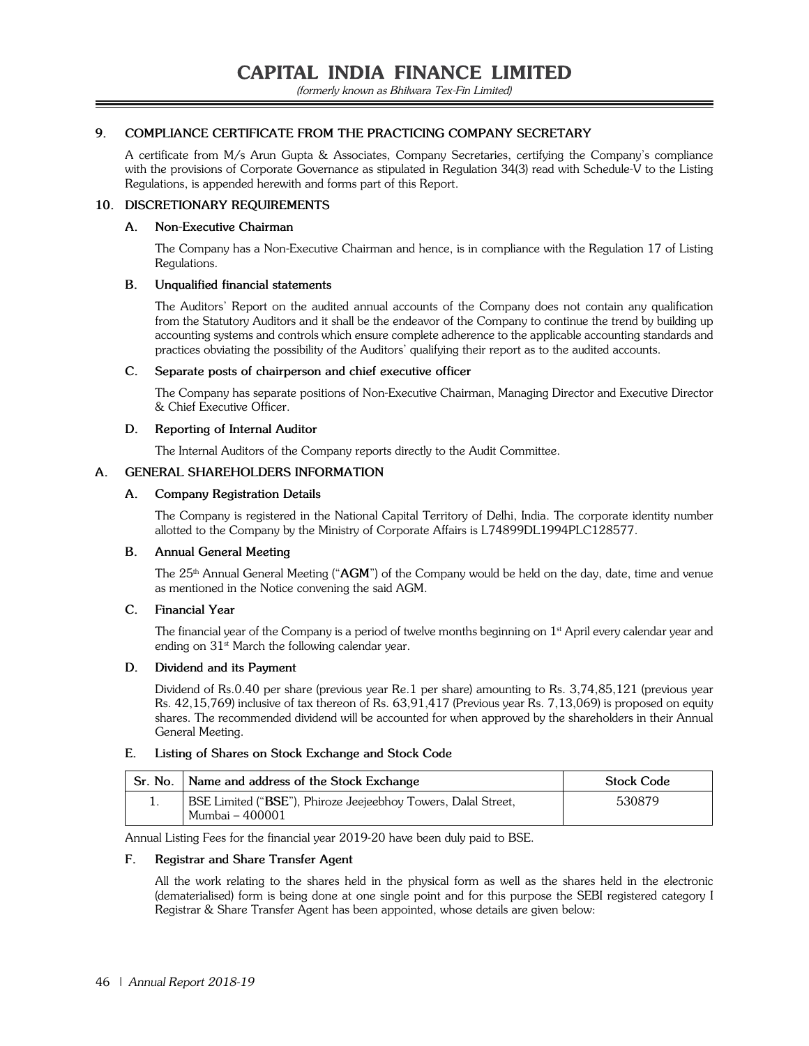## 9. COMPLIANCE CERTIFICATE FROM THE PRACTICING COMPANY SECRETARY

A certificate from M/s Arun Gupta & Associates, Company Secretaries, certifying the Company's compliance with the provisions of Corporate Governance as stipulated in Regulation 34(3) read with Schedule-V to the Listing Regulations, is appended herewith and forms part of this Report.

## 10. DISCRETIONARY REQUIREMENTS

### A. Non-Executive Chairman

The Company has a Non-Executive Chairman and hence, is in compliance with the Regulation 17 of Listing Regulations.

### B. Unqualified financial statements

The Auditors' Report on the audited annual accounts of the Company does not contain any qualification from the Statutory Auditors and it shall be the endeavor of the Company to continue the trend by building up accounting systems and controls which ensure complete adherence to the applicable accounting standards and practices obviating the possibility of the Auditors' qualifying their report as to the audited accounts.

### C. Separate posts of chairperson and chief executive officer

The Company has separate positions of Non-Executive Chairman, Managing Director and Executive Director & Chief Executive Officer.

### D. Reporting of Internal Auditor

The Internal Auditors of the Company reports directly to the Audit Committee.

## A. GENERAL SHAREHOLDERS INFORMATION

### A. Company Registration Details

The Company is registered in the National Capital Territory of Delhi, India. The corporate identity number allotted to the Company by the Ministry of Corporate Affairs is L74899DL1994PLC128577.

### B. Annual General Meeting

The 25th Annual General Meeting ("**AGM**") of the Company would be held on the day, date, time and venue as mentioned in the Notice convening the said AGM.

### C. Financial Year

The financial year of the Company is a period of twelve months beginning on 1st April every calendar year and ending on 31st March the following calendar year.

### D. Dividend and its Payment

Dividend of Rs.0.40 per share (previous year Re.1 per share) amounting to Rs. 3,74,85,121 (previous year Rs. 42,15,769) inclusive of tax thereon of Rs. 63,91,417 (Previous year Rs. 7,13,069) is proposed on equity shares. The recommended dividend will be accounted for when approved by the shareholders in their Annual General Meeting.

### E. Listing of Shares on Stock Exchange and Stock Code

| Sr. No. | Name and address of the Stock Exchange | Stock Code |
|---|---|---|
| 1. | BSE Limited ("**BSE**"), Phiroze Jeejeebhoy Towers, Dalal Street, Mumbai – 400001 | 530879 |

Annual Listing Fees for the financial year 2019-20 have been duly paid to BSE.

### F. Registrar and Share Transfer Agent

All the work relating to the shares held in the physical form as well as the shares held in the electronic (dematerialised) form is being done at one single point and for this purpose the SEBI registered category I Registrar & Share Transfer Agent has been appointed, whose details are given below: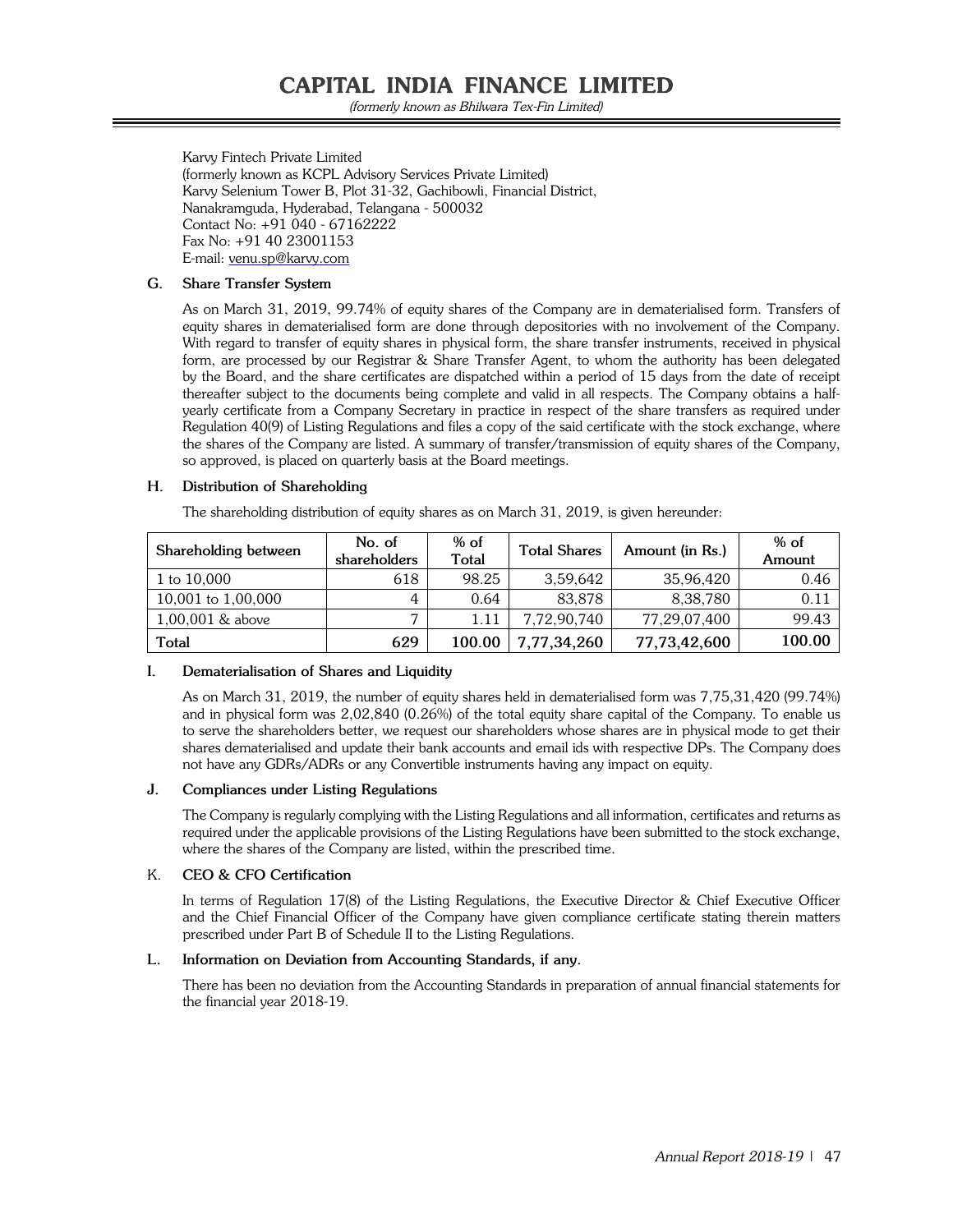Karvy Fintech Private Limited
(formerly known as KCPL Advisory Services Private Limited)
Karvy Selenium Tower B, Plot 31-32, Gachibowli, Financial District,
Nanakramguda, Hyderabad, Telangana - 500032
Contact No: +91 040 - 67162222
Fax No: +91 40 23001153
E-mail: venu.sp@karvy.com

### G. Share Transfer System

As on March 31, 2019, 99.74% of equity shares of the Company are in dematerialised form. Transfers of equity shares in dematerialised form are done through depositories with no involvement of the Company. With regard to transfer of equity shares in physical form, the share transfer instruments, received in physical form, are processed by our Registrar & Share Transfer Agent, to whom the authority has been delegated by the Board, and the share certificates are dispatched within a period of 15 days from the date of receipt thereafter subject to the documents being complete and valid in all respects. The Company obtains a half-yearly certificate from a Company Secretary in practice in respect of the share transfers as required under Regulation 40(9) of Listing Regulations and files a copy of the said certificate with the stock exchange, where the shares of the Company are listed. A summary of transfer/transmission of equity shares of the Company, so approved, is placed on quarterly basis at the Board meetings.

### H. Distribution of Shareholding

The shareholding distribution of equity shares as on March 31, 2019, is given hereunder:

| Shareholding between | No. of shareholders | % of Total | Total Shares | Amount (in Rs.) | % of Amount |
|---|---|---|---|---|---|
| 1 to 10,000 | 618 | 98.25 | 3,59,642 | 35,96,420 | 0.46 |
| 10,001 to 1,00,000 | 4 | 0.64 | 83,878 | 8,38,780 | 0.11 |
| 1,00,001 & above | 7 | 1.11 | 7,72,90,740 | 77,29,07,400 | 99.43 |
| **Total** | **629** | **100.00** | **7,77,34,260** | **77,73,42,600** | **100.00** |

### I. Dematerialisation of Shares and Liquidity

As on March 31, 2019, the number of equity shares held in dematerialised form was 7,75,31,420 (99.74%) and in physical form was 2,02,840 (0.26%) of the total equity share capital of the Company. To enable us to serve the shareholders better, we request our shareholders whose shares are in physical mode to get their shares dematerialised and update their bank accounts and email ids with respective DPs. The Company does not have any GDRs/ADRs or any Convertible instruments having any impact on equity.

### J. Compliances under Listing Regulations

The Company is regularly complying with the Listing Regulations and all information, certificates and returns as required under the applicable provisions of the Listing Regulations have been submitted to the stock exchange, where the shares of the Company are listed, within the prescribed time.

### K. CEO & CFO Certification

In terms of Regulation 17(8) of the Listing Regulations, the Executive Director & Chief Executive Officer and the Chief Financial Officer of the Company have given compliance certificate stating therein matters prescribed under Part B of Schedule II to the Listing Regulations.

### L. Information on Deviation from Accounting Standards, if any.

There has been no deviation from the Accounting Standards in preparation of annual financial statements for the financial year 2018-19.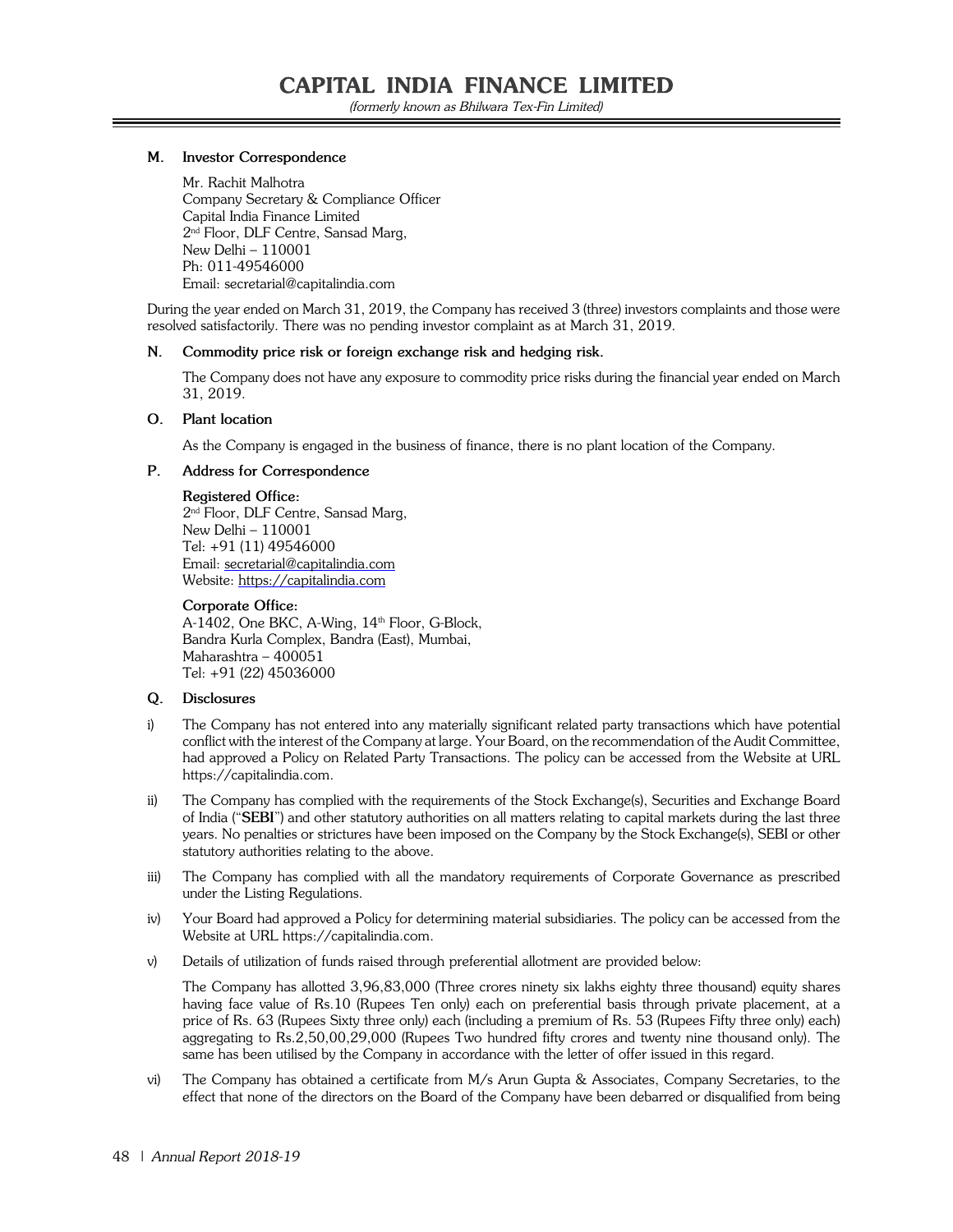### M. Investor Correspondence

Mr. Rachit Malhotra
Company Secretary & Compliance Officer
Capital India Finance Limited
2nd Floor, DLF Centre, Sansad Marg,
New Delhi – 110001
Ph: 011-49546000
Email: secretarial@capitalindia.com

During the year ended on March 31, 2019, the Company has received 3 (three) investors complaints and those were resolved satisfactorily. There was no pending investor complaint as at March 31, 2019.

### N. Commodity price risk or foreign exchange risk and hedging risk.

The Company does not have any exposure to commodity price risks during the financial year ended on March 31, 2019.

### O. Plant location

As the Company is engaged in the business of finance, there is no plant location of the Company.

### P. Address for Correspondence

**Registered Office:**
2nd Floor, DLF Centre, Sansad Marg,
New Delhi – 110001
Tel: +91 (11) 49546000
Email: secretarial@capitalindia.com
Website: https://capitalindia.com

**Corporate Office:**
A-1402, One BKC, A-Wing, 14th Floor, G-Block,
Bandra Kurla Complex, Bandra (East), Mumbai,
Maharashtra – 400051
Tel: +91 (22) 45036000

### Q. Disclosures

i) The Company has not entered into any materially significant related party transactions which have potential conflict with the interest of the Company at large. Your Board, on the recommendation of the Audit Committee, had approved a Policy on Related Party Transactions. The policy can be accessed from the Website at URL https://capitalindia.com.

ii) The Company has complied with the requirements of the Stock Exchange(s), Securities and Exchange Board of India ("**SEBI**") and other statutory authorities on all matters relating to capital markets during the last three years. No penalties or strictures have been imposed on the Company by the Stock Exchange(s), SEBI or other statutory authorities relating to the above.

iii) The Company has complied with all the mandatory requirements of Corporate Governance as prescribed under the Listing Regulations.

iv) Your Board had approved a Policy for determining material subsidiaries. The policy can be accessed from the Website at URL https://capitalindia.com.

v) Details of utilization of funds raised through preferential allotment are provided below:

The Company has allotted 3,96,83,000 (Three crores ninety six lakhs eighty three thousand) equity shares having face value of Rs.10 (Rupees Ten only) each on preferential basis through private placement, at a price of Rs. 63 (Rupees Sixty three only) each (including a premium of Rs. 53 (Rupees Fifty three only) each) aggregating to Rs.2,50,00,29,000 (Rupees Two hundred fifty crores and twenty nine thousand only). The same has been utilised by the Company in accordance with the letter of offer issued in this regard.

vi) The Company has obtained a certificate from M/s Arun Gupta & Associates, Company Secretaries, to the effect that none of the directors on the Board of the Company have been debarred or disqualified from being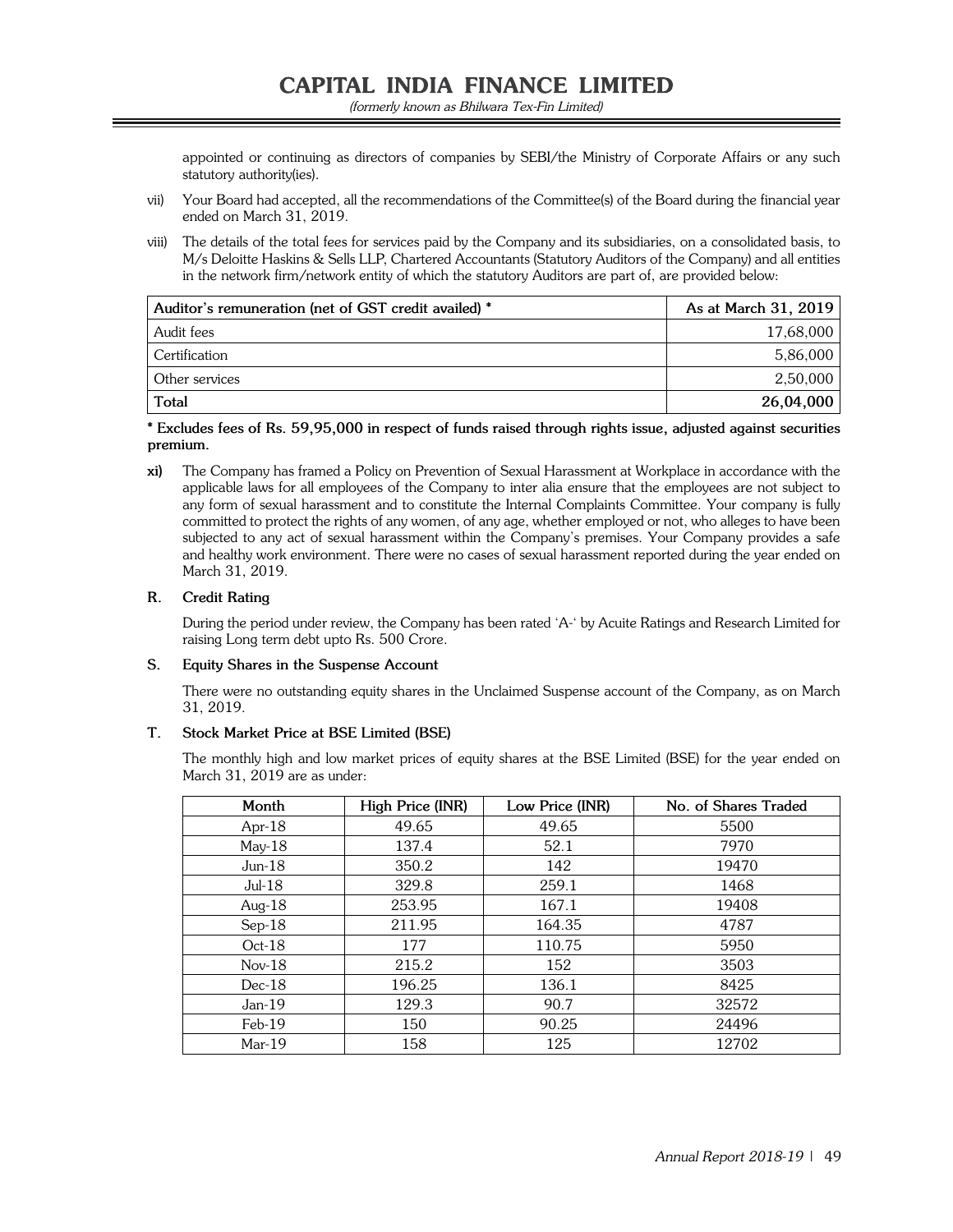appointed or continuing as directors of companies by SEBI/the Ministry of Corporate Affairs or any such statutory authority(ies).

vii) Your Board had accepted, all the recommendations of the Committee(s) of the Board during the financial year ended on March 31, 2019.

viii) The details of the total fees for services paid by the Company and its subsidiaries, on a consolidated basis, to M/s Deloitte Haskins & Sells LLP, Chartered Accountants (Statutory Auditors of the Company) and all entities in the network firm/network entity of which the statutory Auditors are part of, are provided below:

| Auditor's remuneration (net of GST credit availed) * | As at March 31, 2019 |
|---|---|
| Audit fees | 17,68,000 |
| Certification | 5,86,000 |
| Other services | 2,50,000 |
| **Total** | **26,04,000** |

**\* Excludes fees of Rs. 59,95,000 in respect of funds raised through rights issue, adjusted against securities premium.**

**xi)** The Company has framed a Policy on Prevention of Sexual Harassment at Workplace in accordance with the applicable laws for all employees of the Company to inter alia ensure that the employees are not subject to any form of sexual harassment and to constitute the Internal Complaints Committee. Your company is fully committed to protect the rights of any women, of any age, whether employed or not, who alleges to have been subjected to any act of sexual harassment within the Company's premises. Your Company provides a safe and healthy work environment. There were no cases of sexual harassment reported during the year ended on March 31, 2019.

## R. Credit Rating

During the period under review, the Company has been rated 'A-' by Acuite Ratings and Research Limited for raising Long term debt upto Rs. 500 Crore.

## S. Equity Shares in the Suspense Account

There were no outstanding equity shares in the Unclaimed Suspense account of the Company, as on March 31, 2019.

## T. Stock Market Price at BSE Limited (BSE)

The monthly high and low market prices of equity shares at the BSE Limited (BSE) for the year ended on March 31, 2019 are as under:

| Month | High Price (INR) | Low Price (INR) | No. of Shares Traded |
|---|---|---|---|
| Apr-18 | 49.65 | 49.65 | 5500 |
| May-18 | 137.4 | 52.1 | 7970 |
| Jun-18 | 350.2 | 142 | 19470 |
| Jul-18 | 329.8 | 259.1 | 1468 |
| Aug-18 | 253.95 | 167.1 | 19408 |
| Sep-18 | 211.95 | 164.35 | 4787 |
| Oct-18 | 177 | 110.75 | 5950 |
| Nov-18 | 215.2 | 152 | 3503 |
| Dec-18 | 196.25 | 136.1 | 8425 |
| Jan-19 | 129.3 | 90.7 | 32572 |
| Feb-19 | 150 | 90.25 | 24496 |
| Mar-19 | 158 | 125 | 12702 |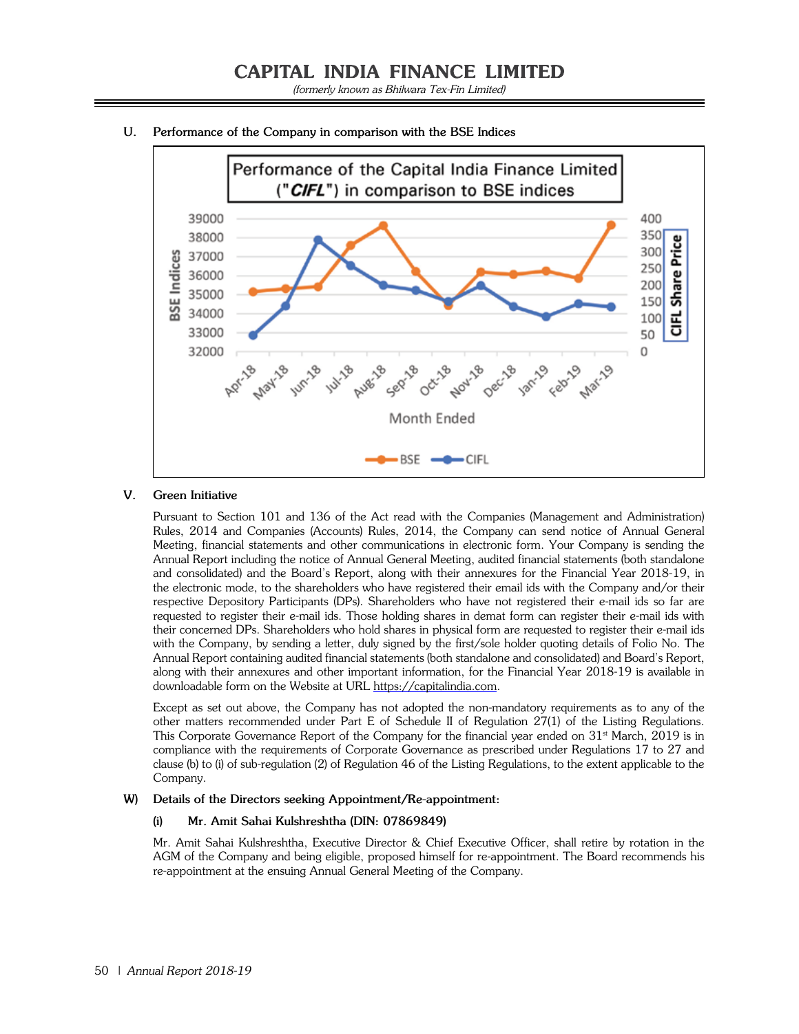### U. Performance of the Company in comparison with the BSE Indices

### V. Green Initiative

Pursuant to Section 101 and 136 of the Act read with the Companies (Management and Administration) Rules, 2014 and Companies (Accounts) Rules, 2014, the Company can send notice of Annual General Meeting, financial statements and other communications in electronic form. Your Company is sending the Annual Report including the notice of Annual General Meeting, audited financial statements (both standalone and consolidated) and the Board's Report, along with their annexures for the Financial Year 2018-19, in the electronic mode, to the shareholders who have registered their email ids with the Company and/or their respective Depository Participants (DPs). Shareholders who have not registered their e-mail ids so far are requested to register their e-mail ids. Those holding shares in demat form can register their e-mail ids with their concerned DPs. Shareholders who hold shares in physical form are requested to register their e-mail ids with the Company, by sending a letter, duly signed by the first/sole holder quoting details of Folio No. The Annual Report containing audited financial statements (both standalone and consolidated) and Board's Report, along with their annexures and other important information, for the Financial Year 2018-19 is available in downloadable form on the Website at URL https://capitalindia.com.

Except as set out above, the Company has not adopted the non-mandatory requirements as to any of the other matters recommended under Part E of Schedule II of Regulation 27(1) of the Listing Regulations. This Corporate Governance Report of the Company for the financial year ended on 31st March, 2019 is in compliance with the requirements of Corporate Governance as prescribed under Regulations 17 to 27 and clause (b) to (i) of sub-regulation (2) of Regulation 46 of the Listing Regulations, to the extent applicable to the Company.

### W) Details of the Directors seeking Appointment/Re-appointment:

#### (i) Mr. Amit Sahai Kulshreshtha (DIN: 07869849)

Mr. Amit Sahai Kulshreshtha, Executive Director & Chief Executive Officer, shall retire by rotation in the AGM of the Company and being eligible, proposed himself for re-appointment. The Board recommends his re-appointment at the ensuing Annual General Meeting of the Company.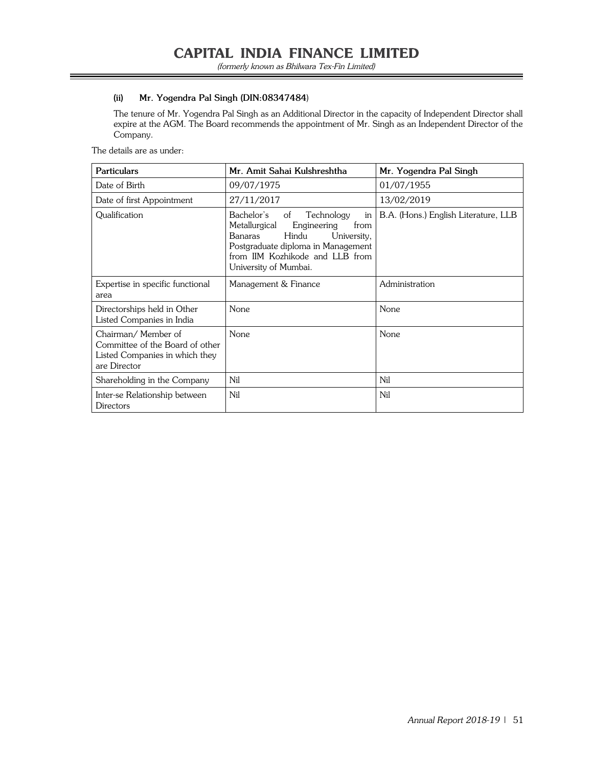**(ii) Mr. Yogendra Pal Singh (DIN:08347484)**

The tenure of Mr. Yogendra Pal Singh as an Additional Director in the capacity of Independent Director shall expire at the AGM. The Board recommends the appointment of Mr. Singh as an Independent Director of the Company.

The details are as under:

| Particulars | Mr. Amit Sahai Kulshreshtha | Mr. Yogendra Pal Singh |
|---|---|---|
| Date of Birth | 09/07/1975 | 01/07/1955 |
| Date of first Appointment | 27/11/2017 | 13/02/2019 |
| Qualification | Bachelor's of Technology in Metallurgical Engineering from Banaras Hindu University, Postgraduate diploma in Management from IIM Kozhikode and LLB from University of Mumbai. | B.A. (Hons.) English Literature, LLB |
| Expertise in specific functional area | Management & Finance | Administration |
| Directorships held in Other Listed Companies in India | None | None |
| Chairman/ Member of Committee of the Board of other Listed Companies in which they are Director | None | None |
| Shareholding in the Company | Nil | Nil |
| Inter-se Relationship between Directors | Nil | Nil |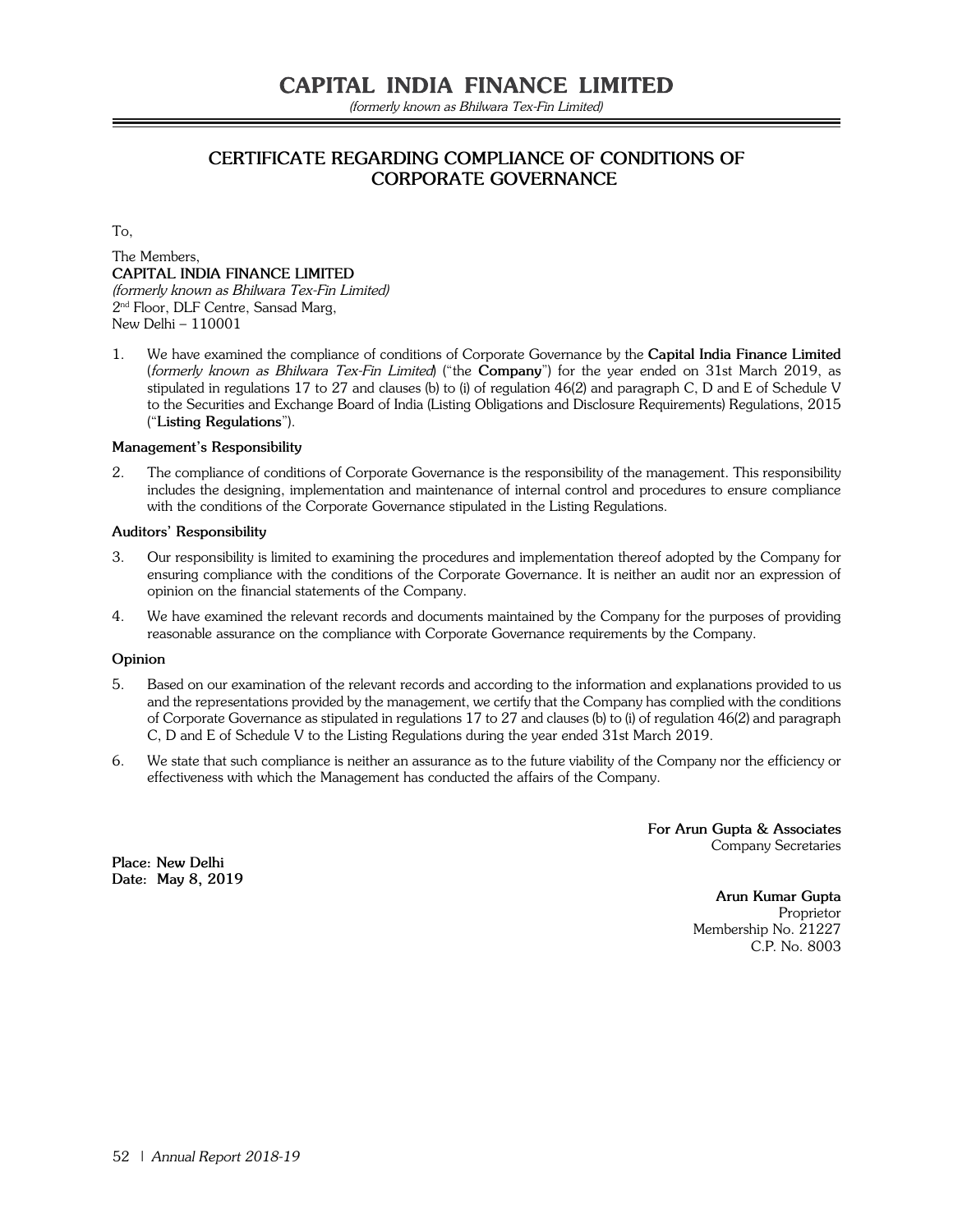# CAPITAL INDIA FINANCE LIMITED

*(formerly known as Bhilwara Tex-Fin Limited)*

## CERTIFICATE REGARDING COMPLIANCE OF CONDITIONS OF CORPORATE GOVERNANCE

To,

The Members,
**CAPITAL INDIA FINANCE LIMITED**
*(formerly known as Bhilwara Tex-Fin Limited)*
2nd Floor, DLF Centre, Sansad Marg,
New Delhi – 110001

1. We have examined the compliance of conditions of Corporate Governance by the **Capital India Finance Limited** (*formerly known as Bhilwara Tex-Fin Limited*) ("the **Company**") for the year ended on 31st March 2019, as stipulated in regulations 17 to 27 and clauses (b) to (i) of regulation 46(2) and paragraph C, D and E of Schedule V to the Securities and Exchange Board of India (Listing Obligations and Disclosure Requirements) Regulations, 2015 ("**Listing Regulations**").

**Management's Responsibility**

2. The compliance of conditions of Corporate Governance is the responsibility of the management. This responsibility includes the designing, implementation and maintenance of internal control and procedures to ensure compliance with the conditions of the Corporate Governance stipulated in the Listing Regulations.

**Auditors' Responsibility**

3. Our responsibility is limited to examining the procedures and implementation thereof adopted by the Company for ensuring compliance with the conditions of the Corporate Governance. It is neither an audit nor an expression of opinion on the financial statements of the Company.

4. We have examined the relevant records and documents maintained by the Company for the purposes of providing reasonable assurance on the compliance with Corporate Governance requirements by the Company.

**Opinion**

5. Based on our examination of the relevant records and according to the information and explanations provided to us and the representations provided by the management, we certify that the Company has complied with the conditions of Corporate Governance as stipulated in regulations 17 to 27 and clauses (b) to (i) of regulation 46(2) and paragraph C, D and E of Schedule V to the Listing Regulations during the year ended 31st March 2019.

6. We state that such compliance is neither an assurance as to the future viability of the Company nor the efficiency or effectiveness with which the Management has conducted the affairs of the Company.

**For Arun Gupta & Associates**
Company Secretaries

**Place: New Delhi**
**Date: May 8, 2019**

**Arun Kumar Gupta**
Proprietor
Membership No. 21227
C.P. No. 8003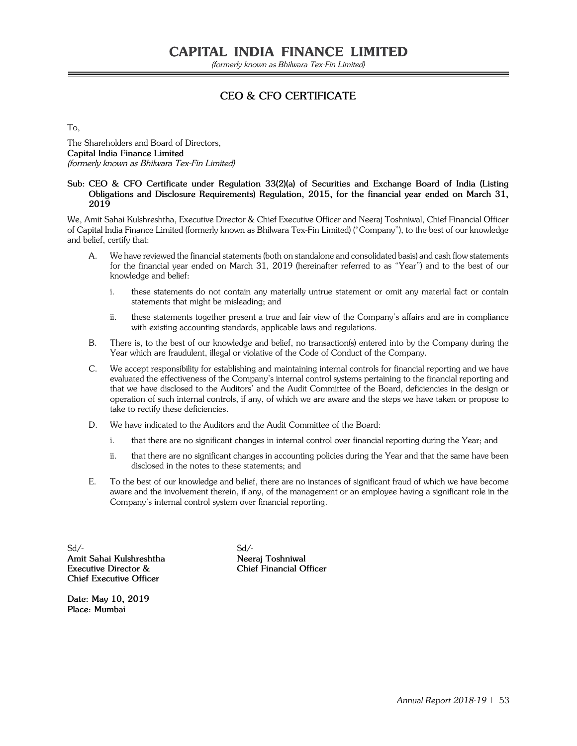# CAPITAL INDIA FINANCE LIMITED

*(formerly known as Bhilwara Tex-Fin Limited)*

## CEO & CFO CERTIFICATE

To,

The Shareholders and Board of Directors,
**Capital India Finance Limited**
*(formerly known as Bhilwara Tex-Fin Limited)*

**Sub: CEO & CFO Certificate under Regulation 33(2)(a) of Securities and Exchange Board of India (Listing Obligations and Disclosure Requirements) Regulation, 2015, for the financial year ended on March 31, 2019**

We, Amit Sahai Kulshreshtha, Executive Director & Chief Executive Officer and Neeraj Toshniwal, Chief Financial Officer of Capital India Finance Limited (formerly known as Bhilwara Tex-Fin Limited) ("Company"), to the best of our knowledge and belief, certify that:

A. We have reviewed the financial statements (both on standalone and consolidated basis) and cash flow statements for the financial year ended on March 31, 2019 (hereinafter referred to as "Year") and to the best of our knowledge and belief:

   i. these statements do not contain any materially untrue statement or omit any material fact or contain statements that might be misleading; and

   ii. these statements together present a true and fair view of the Company's affairs and are in compliance with existing accounting standards, applicable laws and regulations.

B. There is, to the best of our knowledge and belief, no transaction(s) entered into by the Company during the Year which are fraudulent, illegal or violative of the Code of Conduct of the Company.

C. We accept responsibility for establishing and maintaining internal controls for financial reporting and we have evaluated the effectiveness of the Company's internal control systems pertaining to the financial reporting and that we have disclosed to the Auditors' and the Audit Committee of the Board, deficiencies in the design or operation of such internal controls, if any, of which we are aware and the steps we have taken or propose to take to rectify these deficiencies.

D. We have indicated to the Auditors and the Audit Committee of the Board:

   i. that there are no significant changes in internal control over financial reporting during the Year; and

   ii. that there are no significant changes in accounting policies during the Year and that the same have been disclosed in the notes to these statements; and

E. To the best of our knowledge and belief, there are no instances of significant fraud of which we have become aware and the involvement therein, if any, of the management or an employee having a significant role in the Company's internal control system over financial reporting.

Sd/-
**Amit Sahai Kulshreshtha**
**Executive Director &**
**Chief Executive Officer**

Sd/-
**Neeraj Toshniwal**
**Chief Financial Officer**

**Date: May 10, 2019**
**Place: Mumbai**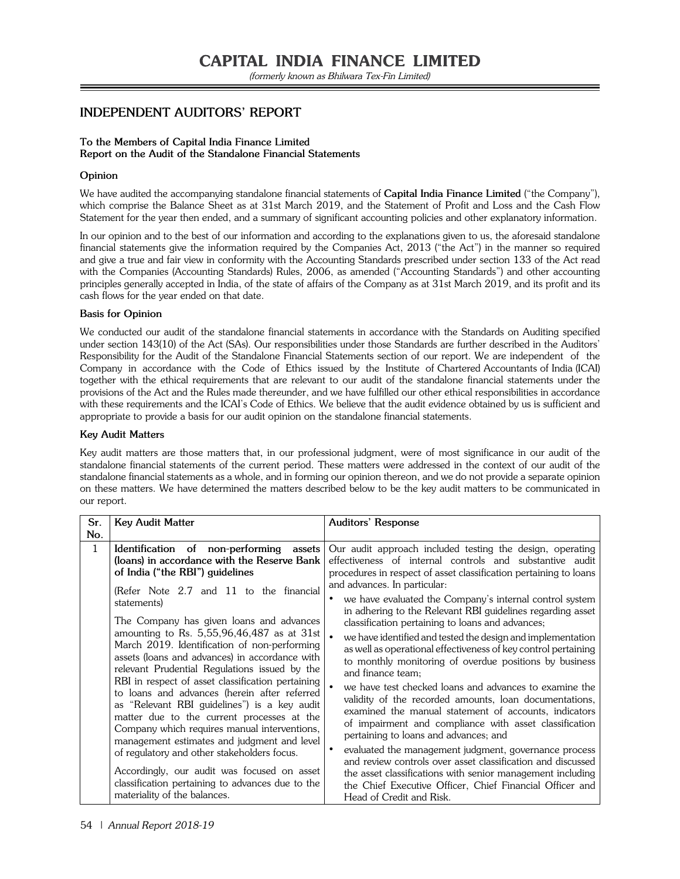# CAPITAL INDIA FINANCE LIMITED

*(formerly known as Bhilwara Tex-Fin Limited)*

## INDEPENDENT AUDITORS' REPORT

**To the Members of Capital India Finance Limited**
**Report on the Audit of the Standalone Financial Statements**

### Opinion

We have audited the accompanying standalone financial statements of **Capital India Finance Limited** ("the Company"), which comprise the Balance Sheet as at 31st March 2019, and the Statement of Profit and Loss and the Cash Flow Statement for the year then ended, and a summary of significant accounting policies and other explanatory information.

In our opinion and to the best of our information and according to the explanations given to us, the aforesaid standalone financial statements give the information required by the Companies Act, 2013 ("the Act") in the manner so required and give a true and fair view in conformity with the Accounting Standards prescribed under section 133 of the Act read with the Companies (Accounting Standards) Rules, 2006, as amended ("Accounting Standards") and other accounting principles generally accepted in India, of the state of affairs of the Company as at 31st March 2019, and its profit and its cash flows for the year ended on that date.

### Basis for Opinion

We conducted our audit of the standalone financial statements in accordance with the Standards on Auditing specified under section 143(10) of the Act (SAs). Our responsibilities under those Standards are further described in the Auditors' Responsibility for the Audit of the Standalone Financial Statements section of our report. We are independent of the Company in accordance with the Code of Ethics issued by the Institute of Chartered Accountants of India (ICAI) together with the ethical requirements that are relevant to our audit of the standalone financial statements under the provisions of the Act and the Rules made thereunder, and we have fulfilled our other ethical responsibilities in accordance with these requirements and the ICAI's Code of Ethics. We believe that the audit evidence obtained by us is sufficient and appropriate to provide a basis for our audit opinion on the standalone financial statements.

### Key Audit Matters

Key audit matters are those matters that, in our professional judgment, were of most significance in our audit of the standalone financial statements of the current period. These matters were addressed in the context of our audit of the standalone financial statements as a whole, and in forming our opinion thereon, and we do not provide a separate opinion on these matters. We have determined the matters described below to be the key audit matters to be communicated in our report.

| Sr. No. | Key Audit Matter | Auditors' Response |
|---|---|---|
| 1 | **Identification of non-performing assets (loans) in accordance with the Reserve Bank of India ("the RBI") guidelines**<br><br>(Refer Note 2.7 and 11 to the financial statements)<br><br>The Company has given loans and advances amounting to Rs. 5,55,96,46,487 as at 31st March 2019. Identification of non-performing assets (loans and advances) in accordance with relevant Prudential Regulations issued by the RBI in respect of asset classification pertaining to loans and advances (herein after referred as "Relevant RBI guidelines") is a key audit matter due to the current processes at the Company which requires manual interventions, management estimates and judgment and level of regulatory and other stakeholders focus.<br><br>Accordingly, our audit was focused on asset classification pertaining to advances due to the materiality of the balances. | Our audit approach included testing the design, operating effectiveness of internal controls and substantive audit procedures in respect of asset classification pertaining to loans and advances. In particular:<br>• we have evaluated the Company's internal control system in adhering to the Relevant RBI guidelines regarding asset classification pertaining to loans and advances;<br>• we have identified and tested the design and implementation as well as operational effectiveness of key control pertaining to monthly monitoring of overdue positions by business and finance team;<br>• we have test checked loans and advances to examine the validity of the recorded amounts, loan documentations, examined the manual statement of accounts, indicators of impairment and compliance with asset classification pertaining to loans and advances; and<br>• evaluated the management judgment, governance process and review controls over asset classification and discussed the asset classifications with senior management including the Chief Executive Officer, Chief Financial Officer and Head of Credit and Risk. |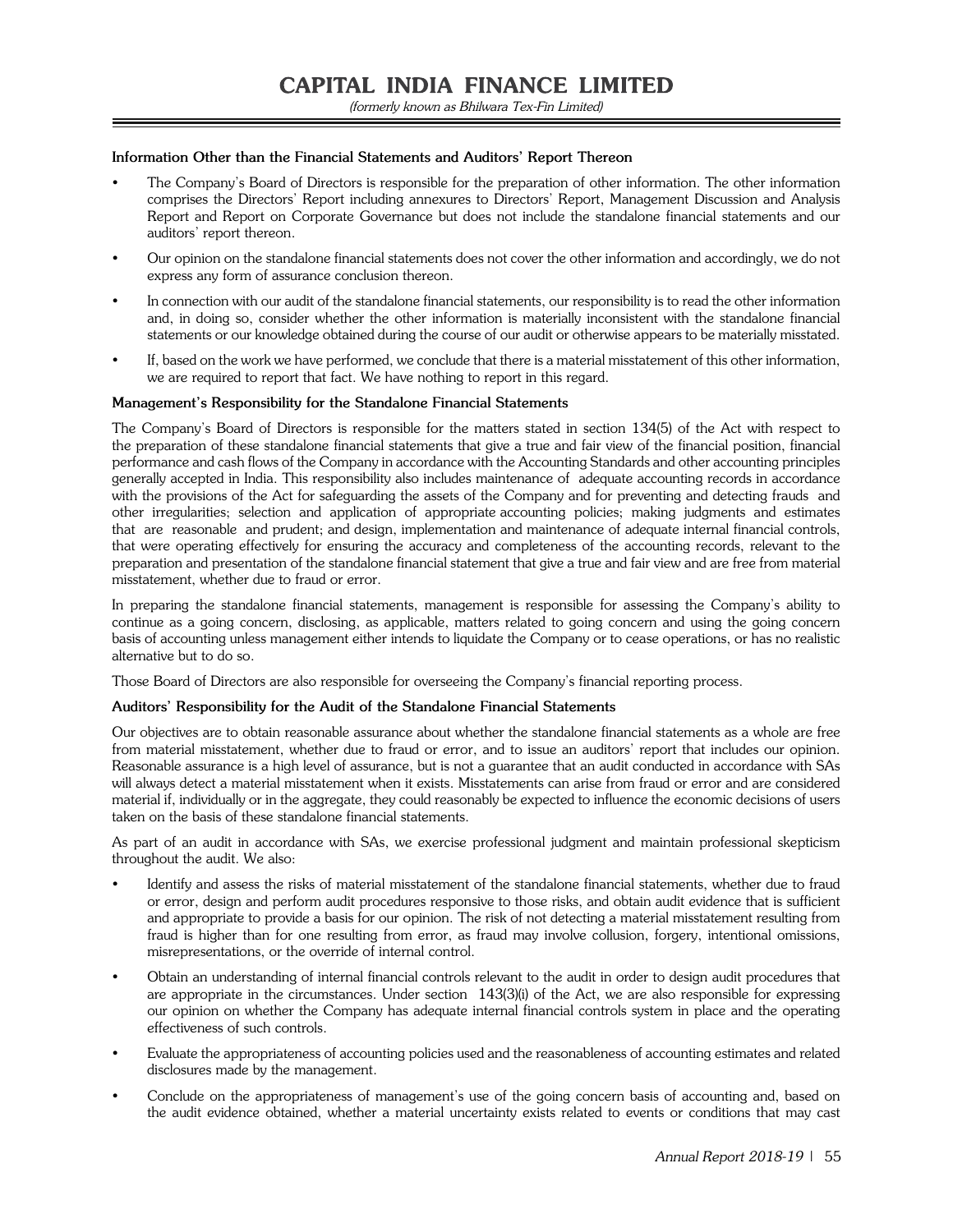**Information Other than the Financial Statements and Auditors' Report Thereon**

- The Company's Board of Directors is responsible for the preparation of other information. The other information comprises the Directors' Report including annexures to Directors' Report, Management Discussion and Analysis Report and Report on Corporate Governance but does not include the standalone financial statements and our auditors' report thereon.
- Our opinion on the standalone financial statements does not cover the other information and accordingly, we do not express any form of assurance conclusion thereon.
- In connection with our audit of the standalone financial statements, our responsibility is to read the other information and, in doing so, consider whether the other information is materially inconsistent with the standalone financial statements or our knowledge obtained during the course of our audit or otherwise appears to be materially misstated.
- If, based on the work we have performed, we conclude that there is a material misstatement of this other information, we are required to report that fact. We have nothing to report in this regard.

**Management's Responsibility for the Standalone Financial Statements**

The Company's Board of Directors is responsible for the matters stated in section 134(5) of the Act with respect to the preparation of these standalone financial statements that give a true and fair view of the financial position, financial performance and cash flows of the Company in accordance with the Accounting Standards and other accounting principles generally accepted in India. This responsibility also includes maintenance of adequate accounting records in accordance with the provisions of the Act for safeguarding the assets of the Company and for preventing and detecting frauds and other irregularities; selection and application of appropriate accounting policies; making judgments and estimates that are reasonable and prudent; and design, implementation and maintenance of adequate internal financial controls, that were operating effectively for ensuring the accuracy and completeness of the accounting records, relevant to the preparation and presentation of the standalone financial statement that give a true and fair view and are free from material misstatement, whether due to fraud or error.

In preparing the standalone financial statements, management is responsible for assessing the Company's ability to continue as a going concern, disclosing, as applicable, matters related to going concern and using the going concern basis of accounting unless management either intends to liquidate the Company or to cease operations, or has no realistic alternative but to do so.

Those Board of Directors are also responsible for overseeing the Company's financial reporting process.

**Auditors' Responsibility for the Audit of the Standalone Financial Statements**

Our objectives are to obtain reasonable assurance about whether the standalone financial statements as a whole are free from material misstatement, whether due to fraud or error, and to issue an auditors' report that includes our opinion. Reasonable assurance is a high level of assurance, but is not a guarantee that an audit conducted in accordance with SAs will always detect a material misstatement when it exists. Misstatements can arise from fraud or error and are considered material if, individually or in the aggregate, they could reasonably be expected to influence the economic decisions of users taken on the basis of these standalone financial statements.

As part of an audit in accordance with SAs, we exercise professional judgment and maintain professional skepticism throughout the audit. We also:

- Identify and assess the risks of material misstatement of the standalone financial statements, whether due to fraud or error, design and perform audit procedures responsive to those risks, and obtain audit evidence that is sufficient and appropriate to provide a basis for our opinion. The risk of not detecting a material misstatement resulting from fraud is higher than for one resulting from error, as fraud may involve collusion, forgery, intentional omissions, misrepresentations, or the override of internal control.
- Obtain an understanding of internal financial controls relevant to the audit in order to design audit procedures that are appropriate in the circumstances. Under section 143(3)(i) of the Act, we are also responsible for expressing our opinion on whether the Company has adequate internal financial controls system in place and the operating effectiveness of such controls.
- Evaluate the appropriateness of accounting policies used and the reasonableness of accounting estimates and related disclosures made by the management.
- Conclude on the appropriateness of management's use of the going concern basis of accounting and, based on the audit evidence obtained, whether a material uncertainty exists related to events or conditions that may cast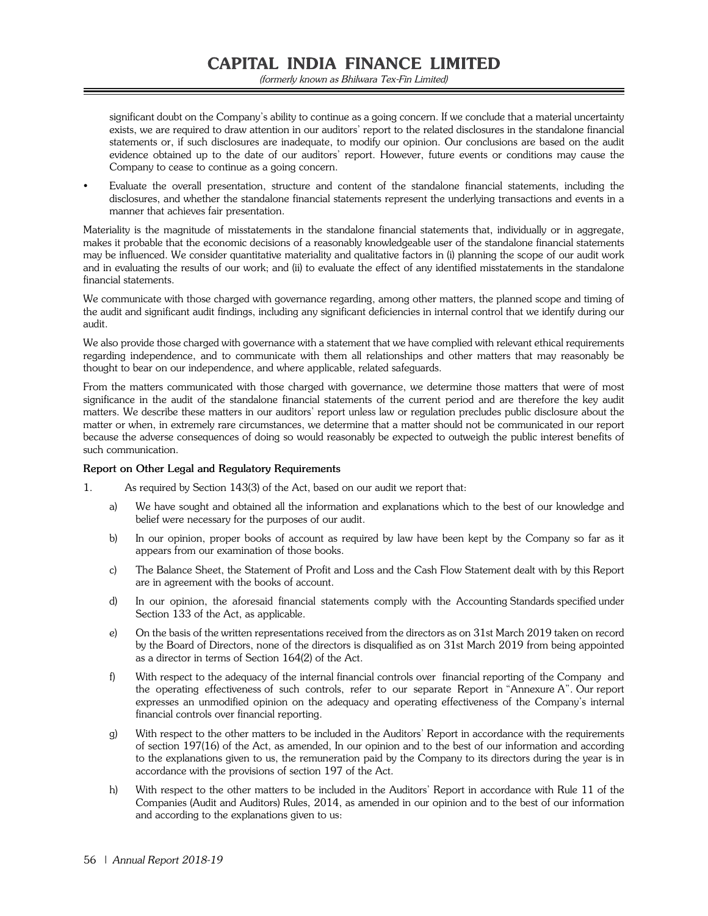significant doubt on the Company's ability to continue as a going concern. If we conclude that a material uncertainty exists, we are required to draw attention in our auditors' report to the related disclosures in the standalone financial statements or, if such disclosures are inadequate, to modify our opinion. Our conclusions are based on the audit evidence obtained up to the date of our auditors' report. However, future events or conditions may cause the Company to cease to continue as a going concern.

- Evaluate the overall presentation, structure and content of the standalone financial statements, including the disclosures, and whether the standalone financial statements represent the underlying transactions and events in a manner that achieves fair presentation.

Materiality is the magnitude of misstatements in the standalone financial statements that, individually or in aggregate, makes it probable that the economic decisions of a reasonably knowledgeable user of the standalone financial statements may be influenced. We consider quantitative materiality and qualitative factors in (i) planning the scope of our audit work and in evaluating the results of our work; and (ii) to evaluate the effect of any identified misstatements in the standalone financial statements.

We communicate with those charged with governance regarding, among other matters, the planned scope and timing of the audit and significant audit findings, including any significant deficiencies in internal control that we identify during our audit.

We also provide those charged with governance with a statement that we have complied with relevant ethical requirements regarding independence, and to communicate with them all relationships and other matters that may reasonably be thought to bear on our independence, and where applicable, related safeguards.

From the matters communicated with those charged with governance, we determine those matters that were of most significance in the audit of the standalone financial statements of the current period and are therefore the key audit matters. We describe these matters in our auditors' report unless law or regulation precludes public disclosure about the matter or when, in extremely rare circumstances, we determine that a matter should not be communicated in our report because the adverse consequences of doing so would reasonably be expected to outweigh the public interest benefits of such communication.

**Report on Other Legal and Regulatory Requirements**

1. As required by Section 143(3) of the Act, based on our audit we report that:

   a) We have sought and obtained all the information and explanations which to the best of our knowledge and belief were necessary for the purposes of our audit.

   b) In our opinion, proper books of account as required by law have been kept by the Company so far as it appears from our examination of those books.

   c) The Balance Sheet, the Statement of Profit and Loss and the Cash Flow Statement dealt with by this Report are in agreement with the books of account.

   d) In our opinion, the aforesaid financial statements comply with the Accounting Standards specified under Section 133 of the Act, as applicable.

   e) On the basis of the written representations received from the directors as on 31st March 2019 taken on record by the Board of Directors, none of the directors is disqualified as on 31st March 2019 from being appointed as a director in terms of Section 164(2) of the Act.

   f) With respect to the adequacy of the internal financial controls over financial reporting of the Company and the operating effectiveness of such controls, refer to our separate Report in "Annexure A". Our report expresses an unmodified opinion on the adequacy and operating effectiveness of the Company's internal financial controls over financial reporting.

   g) With respect to the other matters to be included in the Auditors' Report in accordance with the requirements of section 197(16) of the Act, as amended, In our opinion and to the best of our information and according to the explanations given to us, the remuneration paid by the Company to its directors during the year is in accordance with the provisions of section 197 of the Act.

   h) With respect to the other matters to be included in the Auditors' Report in accordance with Rule 11 of the Companies (Audit and Auditors) Rules, 2014, as amended in our opinion and to the best of our information and according to the explanations given to us: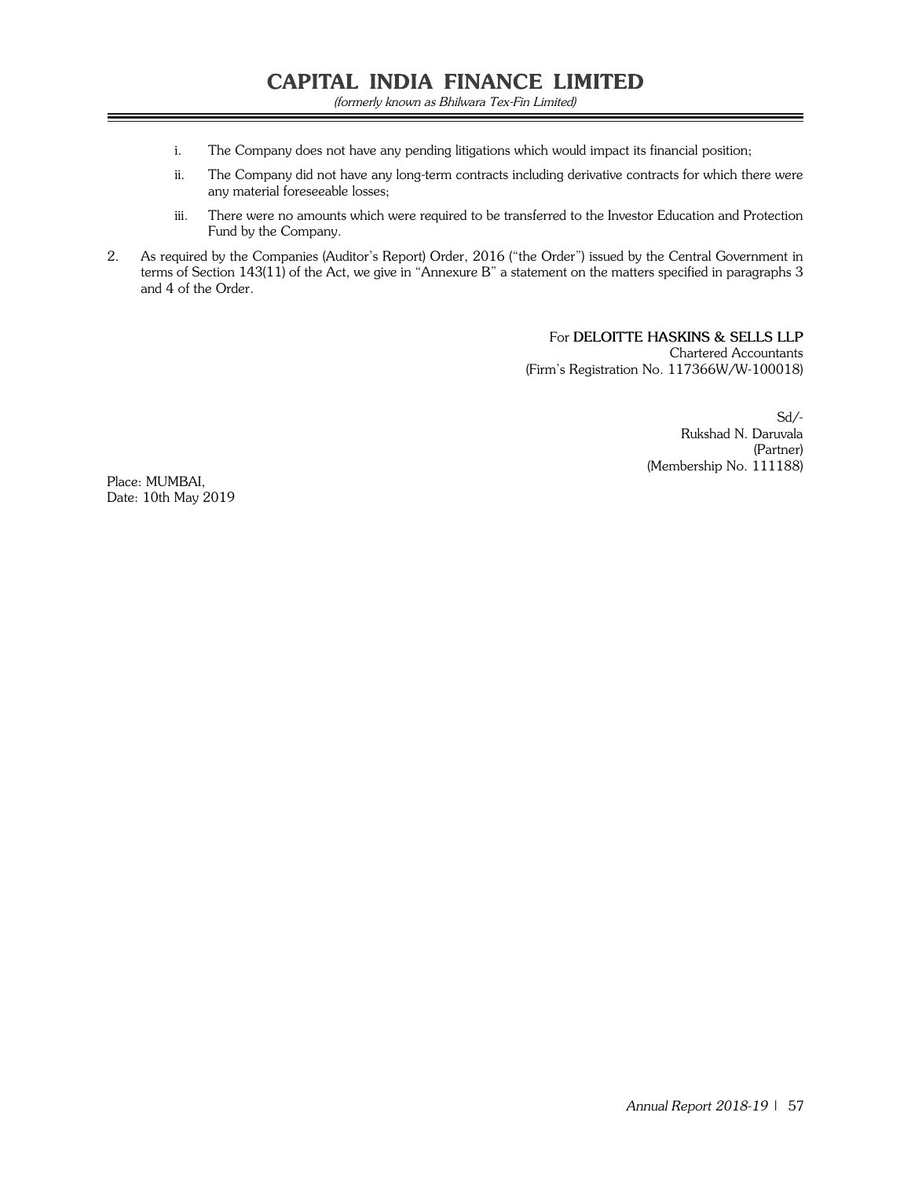i. The Company does not have any pending litigations which would impact its financial position;

ii. The Company did not have any long-term contracts including derivative contracts for which there were any material foreseeable losses;

iii. There were no amounts which were required to be transferred to the Investor Education and Protection Fund by the Company.

2. As required by the Companies (Auditor's Report) Order, 2016 ("the Order") issued by the Central Government in terms of Section 143(11) of the Act, we give in "Annexure B" a statement on the matters specified in paragraphs 3 and 4 of the Order.

For **DELOITTE HASKINS & SELLS LLP**
Chartered Accountants
(Firm's Registration No. 117366W/W-100018)

Sd/-
Rukshad N. Daruvala
(Partner)
(Membership No. 111188)

Place: MUMBAI,
Date: 10th May 2019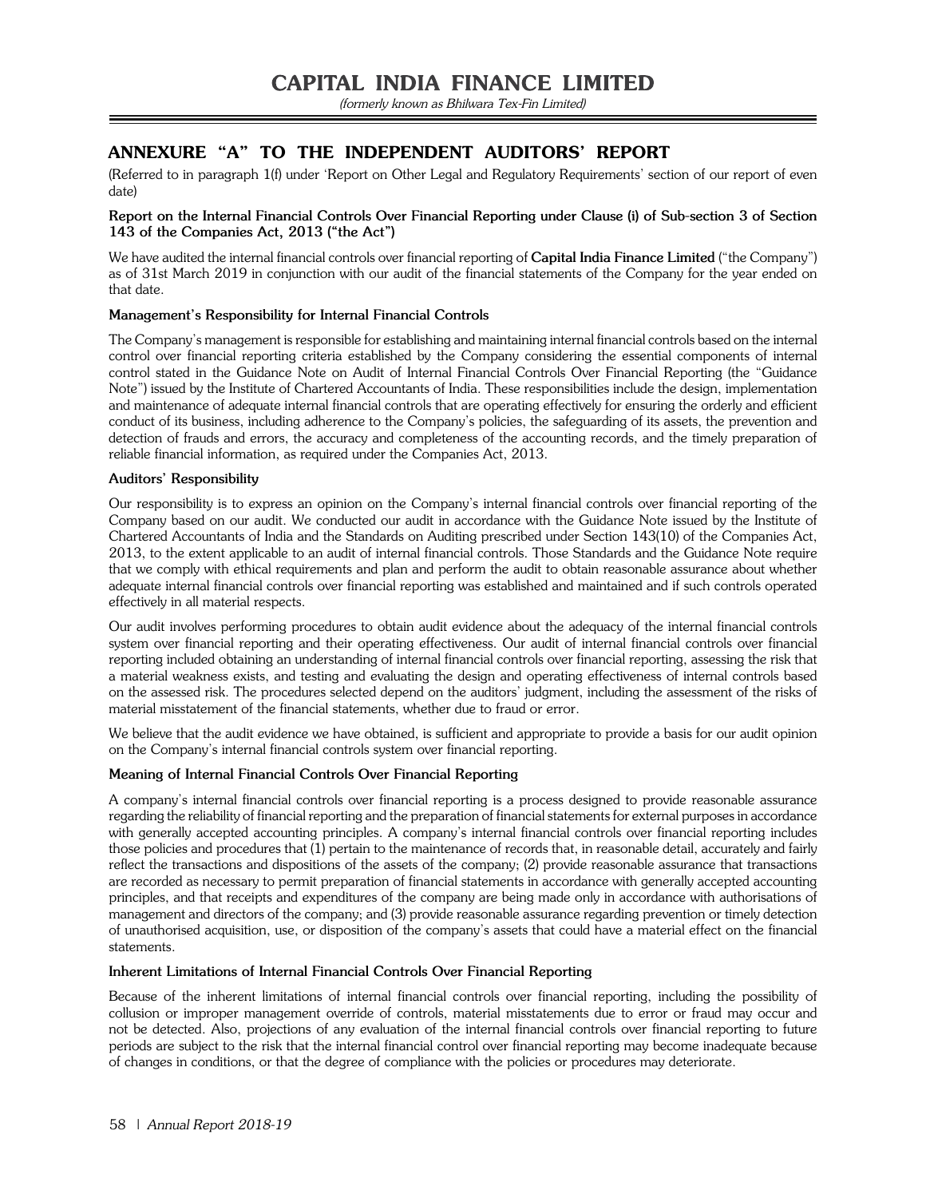## ANNEXURE "A" TO THE INDEPENDENT AUDITORS' REPORT

(Referred to in paragraph 1(f) under 'Report on Other Legal and Regulatory Requirements' section of our report of even date)

**Report on the Internal Financial Controls Over Financial Reporting under Clause (i) of Sub-section 3 of Section 143 of the Companies Act, 2013 ("the Act")**

We have audited the internal financial controls over financial reporting of **Capital India Finance Limited** ("the Company") as of 31st March 2019 in conjunction with our audit of the financial statements of the Company for the year ended on that date.

**Management's Responsibility for Internal Financial Controls**

The Company's management is responsible for establishing and maintaining internal financial controls based on the internal control over financial reporting criteria established by the Company considering the essential components of internal control stated in the Guidance Note on Audit of Internal Financial Controls Over Financial Reporting (the "Guidance Note") issued by the Institute of Chartered Accountants of India. These responsibilities include the design, implementation and maintenance of adequate internal financial controls that are operating effectively for ensuring the orderly and efficient conduct of its business, including adherence to the Company's policies, the safeguarding of its assets, the prevention and detection of frauds and errors, the accuracy and completeness of the accounting records, and the timely preparation of reliable financial information, as required under the Companies Act, 2013.

**Auditors' Responsibility**

Our responsibility is to express an opinion on the Company's internal financial controls over financial reporting of the Company based on our audit. We conducted our audit in accordance with the Guidance Note issued by the Institute of Chartered Accountants of India and the Standards on Auditing prescribed under Section 143(10) of the Companies Act, 2013, to the extent applicable to an audit of internal financial controls. Those Standards and the Guidance Note require that we comply with ethical requirements and plan and perform the audit to obtain reasonable assurance about whether adequate internal financial controls over financial reporting was established and maintained and if such controls operated effectively in all material respects.

Our audit involves performing procedures to obtain audit evidence about the adequacy of the internal financial controls system over financial reporting and their operating effectiveness. Our audit of internal financial controls over financial reporting included obtaining an understanding of internal financial controls over financial reporting, assessing the risk that a material weakness exists, and testing and evaluating the design and operating effectiveness of internal controls based on the assessed risk. The procedures selected depend on the auditors' judgment, including the assessment of the risks of material misstatement of the financial statements, whether due to fraud or error.

We believe that the audit evidence we have obtained, is sufficient and appropriate to provide a basis for our audit opinion on the Company's internal financial controls system over financial reporting.

**Meaning of Internal Financial Controls Over Financial Reporting**

A company's internal financial controls over financial reporting is a process designed to provide reasonable assurance regarding the reliability of financial reporting and the preparation of financial statements for external purposes in accordance with generally accepted accounting principles. A company's internal financial controls over financial reporting includes those policies and procedures that (1) pertain to the maintenance of records that, in reasonable detail, accurately and fairly reflect the transactions and dispositions of the assets of the company; (2) provide reasonable assurance that transactions are recorded as necessary to permit preparation of financial statements in accordance with generally accepted accounting principles, and that receipts and expenditures of the company are being made only in accordance with authorisations of management and directors of the company; and (3) provide reasonable assurance regarding prevention or timely detection of unauthorised acquisition, use, or disposition of the company's assets that could have a material effect on the financial statements.

**Inherent Limitations of Internal Financial Controls Over Financial Reporting**

Because of the inherent limitations of internal financial controls over financial reporting, including the possibility of collusion or improper management override of controls, material misstatements due to error or fraud may occur and not be detected. Also, projections of any evaluation of the internal financial controls over financial reporting to future periods are subject to the risk that the internal financial control over financial reporting may become inadequate because of changes in conditions, or that the degree of compliance with the policies or procedures may deteriorate.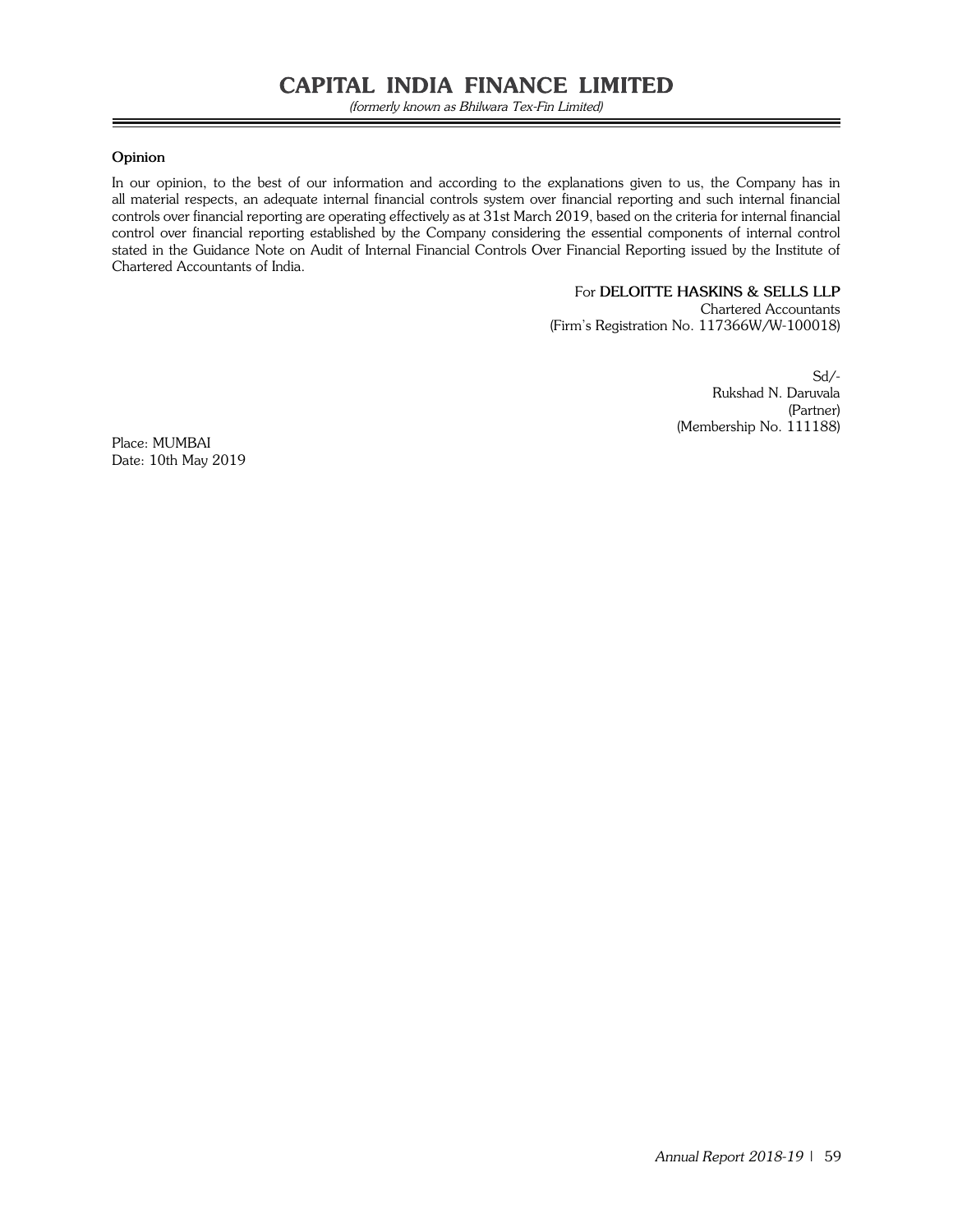**Opinion**

In our opinion, to the best of our information and according to the explanations given to us, the Company has in all material respects, an adequate internal financial controls system over financial reporting and such internal financial controls over financial reporting are operating effectively as at 31st March 2019, based on the criteria for internal financial control over financial reporting established by the Company considering the essential components of internal control stated in the Guidance Note on Audit of Internal Financial Controls Over Financial Reporting issued by the Institute of Chartered Accountants of India.

For **DELOITTE HASKINS & SELLS LLP**
Chartered Accountants
(Firm's Registration No. 117366W/W-100018)

Sd/-
Rukshad N. Daruvala
(Partner)
(Membership No. 111188)

Place: MUMBAI
Date: 10th May 2019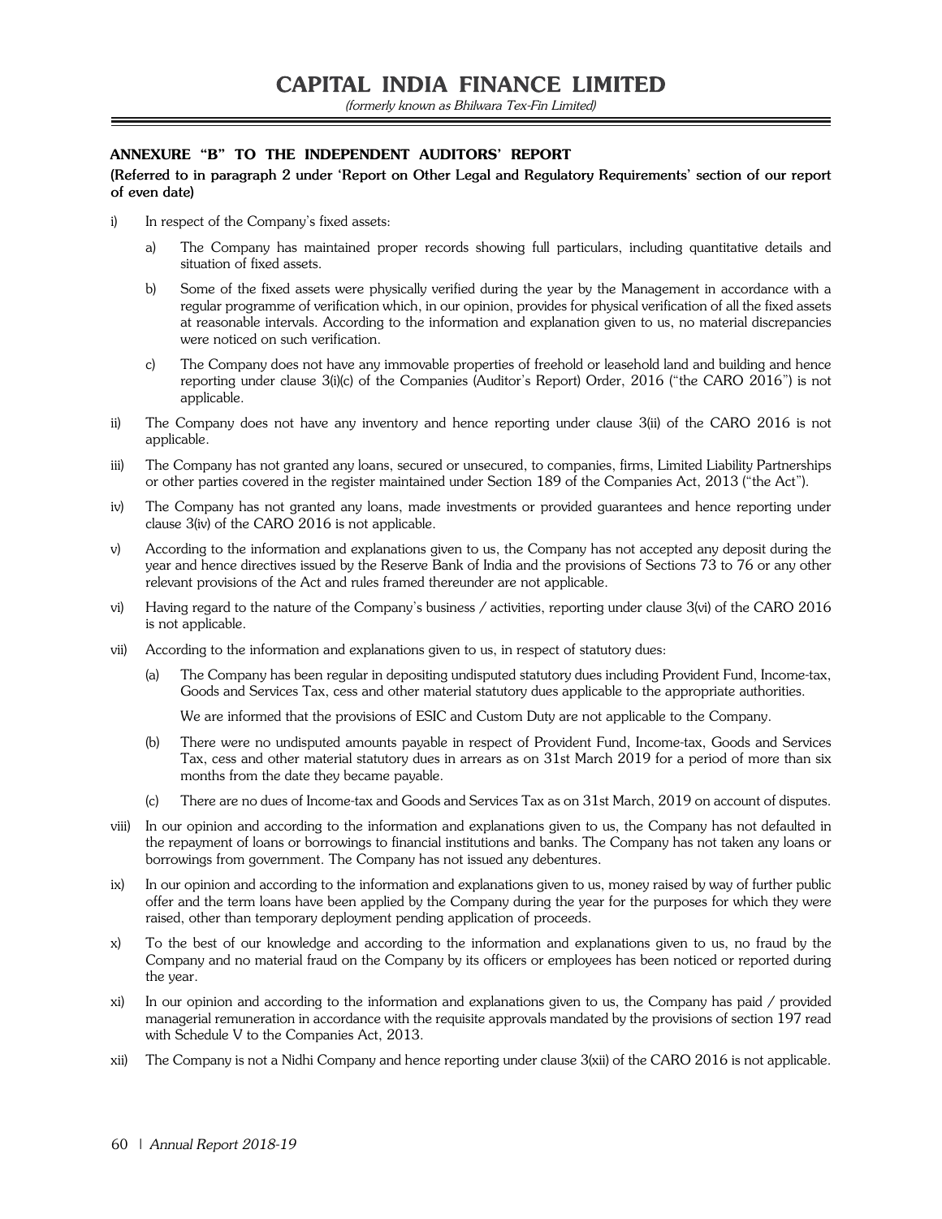## ANNEXURE "B" TO THE INDEPENDENT AUDITORS' REPORT

**(Referred to in paragraph 2 under 'Report on Other Legal and Regulatory Requirements' section of our report of even date)**

i) In respect of the Company's fixed assets:

   a) The Company has maintained proper records showing full particulars, including quantitative details and situation of fixed assets.

   b) Some of the fixed assets were physically verified during the year by the Management in accordance with a regular programme of verification which, in our opinion, provides for physical verification of all the fixed assets at reasonable intervals. According to the information and explanation given to us, no material discrepancies were noticed on such verification.

   c) The Company does not have any immovable properties of freehold or leasehold land and building and hence reporting under clause 3(i)(c) of the Companies (Auditor's Report) Order, 2016 ("the CARO 2016") is not applicable.

ii) The Company does not have any inventory and hence reporting under clause 3(ii) of the CARO 2016 is not applicable.

iii) The Company has not granted any loans, secured or unsecured, to companies, firms, Limited Liability Partnerships or other parties covered in the register maintained under Section 189 of the Companies Act, 2013 ("the Act").

iv) The Company has not granted any loans, made investments or provided guarantees and hence reporting under clause 3(iv) of the CARO 2016 is not applicable.

v) According to the information and explanations given to us, the Company has not accepted any deposit during the year and hence directives issued by the Reserve Bank of India and the provisions of Sections 73 to 76 or any other relevant provisions of the Act and rules framed thereunder are not applicable.

vi) Having regard to the nature of the Company's business / activities, reporting under clause 3(vi) of the CARO 2016 is not applicable.

vii) According to the information and explanations given to us, in respect of statutory dues:

   (a) The Company has been regular in depositing undisputed statutory dues including Provident Fund, Income-tax, Goods and Services Tax, cess and other material statutory dues applicable to the appropriate authorities.

   We are informed that the provisions of ESIC and Custom Duty are not applicable to the Company.

   (b) There were no undisputed amounts payable in respect of Provident Fund, Income-tax, Goods and Services Tax, cess and other material statutory dues in arrears as on 31st March 2019 for a period of more than six months from the date they became payable.

   (c) There are no dues of Income-tax and Goods and Services Tax as on 31st March, 2019 on account of disputes.

viii) In our opinion and according to the information and explanations given to us, the Company has not defaulted in the repayment of loans or borrowings to financial institutions and banks. The Company has not taken any loans or borrowings from government. The Company has not issued any debentures.

ix) In our opinion and according to the information and explanations given to us, money raised by way of further public offer and the term loans have been applied by the Company during the year for the purposes for which they were raised, other than temporary deployment pending application of proceeds.

x) To the best of our knowledge and according to the information and explanations given to us, no fraud by the Company and no material fraud on the Company by its officers or employees has been noticed or reported during the year.

xi) In our opinion and according to the information and explanations given to us, the Company has paid / provided managerial remuneration in accordance with the requisite approvals mandated by the provisions of section 197 read with Schedule V to the Companies Act, 2013.

xii) The Company is not a Nidhi Company and hence reporting under clause 3(xii) of the CARO 2016 is not applicable.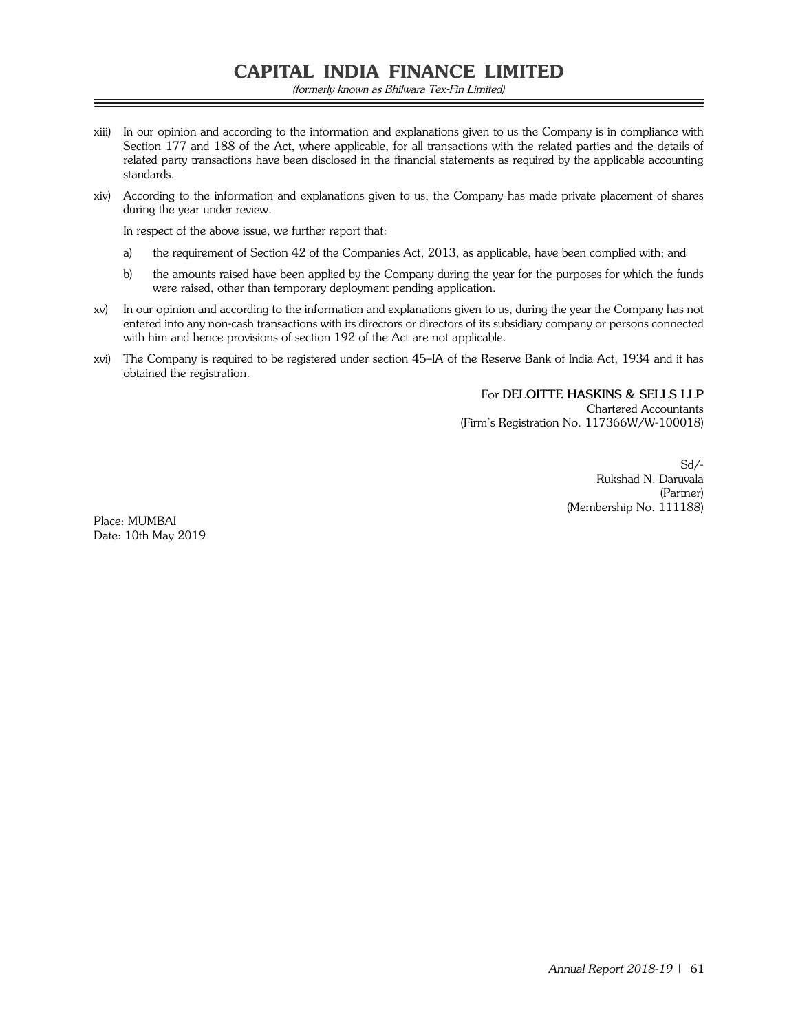xiii) In our opinion and according to the information and explanations given to us the Company is in compliance with Section 177 and 188 of the Act, where applicable, for all transactions with the related parties and the details of related party transactions have been disclosed in the financial statements as required by the applicable accounting standards.

xiv) According to the information and explanations given to us, the Company has made private placement of shares during the year under review.

In respect of the above issue, we further report that:

a) the requirement of Section 42 of the Companies Act, 2013, as applicable, have been complied with; and

b) the amounts raised have been applied by the Company during the year for the purposes for which the funds were raised, other than temporary deployment pending application.

xv) In our opinion and according to the information and explanations given to us, during the year the Company has not entered into any non-cash transactions with its directors or directors of its subsidiary company or persons connected with him and hence provisions of section 192 of the Act are not applicable.

xvi) The Company is required to be registered under section 45–IA of the Reserve Bank of India Act, 1934 and it has obtained the registration.

For **DELOITTE HASKINS & SELLS LLP**
Chartered Accountants
(Firm's Registration No. 117366W/W-100018)

Sd/-
Rukshad N. Daruvala
(Partner)
(Membership No. 111188)

Place: MUMBAI
Date: 10th May 2019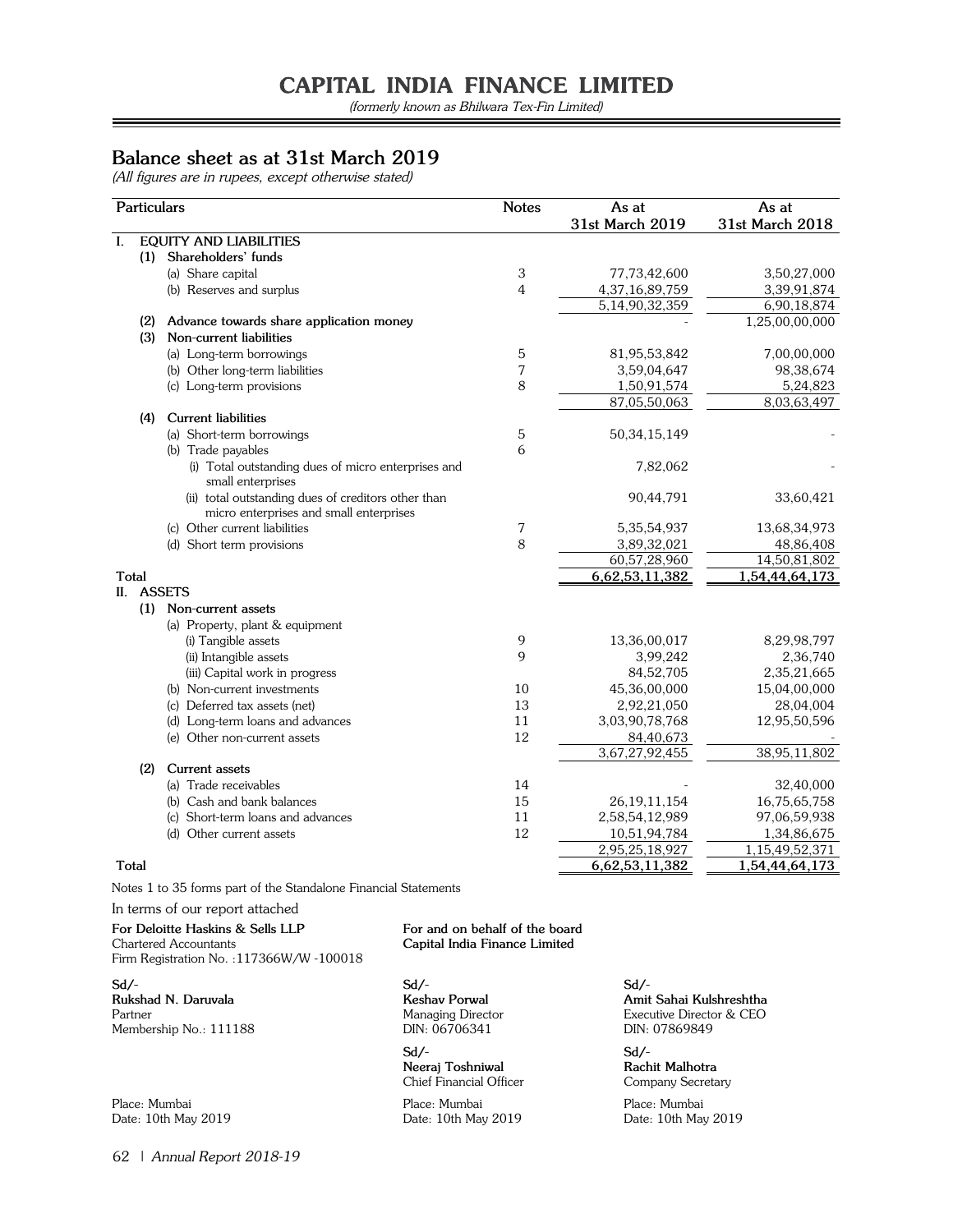# CAPITAL INDIA FINANCE LIMITED

*(formerly known as Bhilwara Tex-Fin Limited)*

## Balance sheet as at 31st March 2019

*(All figures are in rupees, except otherwise stated)*

| Particulars | Notes | As at 31st March 2019 | As at 31st March 2018 |
|---|---|---|---|
| **I. EQUITY AND LIABILITIES** | | | |
| **(1) Shareholders' funds** | | | |
| (a) Share capital | 3 | 77,73,42,600 | 3,50,27,000 |
| (b) Reserves and surplus | 4 | 4,37,16,89,759 | 3,39,91,874 |
| | | 5,14,90,32,359 | 6,90,18,874 |
| **(2) Advance towards share application money** | | - | 1,25,00,00,000 |
| **(3) Non-current liabilities** | | | |
| (a) Long-term borrowings | 5 | 81,95,53,842 | 7,00,00,000 |
| (b) Other long-term liabilities | 7 | 3,59,04,647 | 98,38,674 |
| (c) Long-term provisions | 8 | 1,50,91,574 | 5,24,823 |
| | | 87,05,50,063 | 8,03,63,497 |
| **(4) Current liabilities** | | | |
| (a) Short-term borrowings | 5 | 50,34,15,149 | - |
| (b) Trade payables | 6 | | |
| (i) Total outstanding dues of micro enterprises and small enterprises | | 7,82,062 | - |
| (ii) total outstanding dues of creditors other than micro enterprises and small enterprises | | 90,44,791 | 33,60,421 |
| (c) Other current liabilities | 7 | 5,35,54,937 | 13,68,34,973 |
| (d) Short term provisions | 8 | 3,89,32,021 | 48,86,408 |
| | | 60,57,28,960 | 14,50,81,802 |
| **Total** | | 6,62,53,11,382 | 1,54,44,64,173 |
| **II. ASSETS** | | | |
| **(1) Non-current assets** | | | |
| (a) Property, plant & equipment | | | |
| (i) Tangible assets | 9 | 13,36,00,017 | 8,29,98,797 |
| (ii) Intangible assets | 9 | 3,99,242 | 2,36,740 |
| (iii) Capital work in progress | | 84,52,705 | 2,35,21,665 |
| (b) Non-current investments | 10 | 45,36,00,000 | 15,04,00,000 |
| (c) Deferred tax assets (net) | 13 | 2,92,21,050 | 28,04,004 |
| (d) Long-term loans and advances | 11 | 3,03,90,78,768 | 12,95,50,596 |
| (e) Other non-current assets | 12 | 84,40,673 | - |
| | | 3,67,27,92,455 | 38,95,11,802 |
| **(2) Current assets** | | | |
| (a) Trade receivables | 14 | - | 32,40,000 |
| (b) Cash and bank balances | 15 | 26,19,11,154 | 16,75,65,758 |
| (c) Short-term loans and advances | 11 | 2,58,54,12,989 | 97,06,59,938 |
| (d) Other current assets | 12 | 10,51,94,784 | 1,34,86,675 |
| | | 2,95,25,18,927 | 1,15,49,52,371 |
| **Total** | | 6,62,53,11,382 | 1,54,44,64,173 |

Notes 1 to 35 forms part of the Standalone Financial Statements

In terms of our report attached

**For Deloitte Haskins & Sells LLP**
Chartered Accountants
Firm Registration No. :117366W/W -100018

Sd/-
**Rukshad N. Daruvala**
Partner
Membership No.: 111188

Place: Mumbai
Date: 10th May 2019

**For and on behalf of the board**
**Capital India Finance Limited**

Sd/-
**Keshav Porwal**
Managing Director
DIN: 06706341

Sd/-
**Amit Sahai Kulshreshtha**
Executive Director & CEO
DIN: 07869849

Sd/-
**Neeraj Toshniwal**
Chief Financial Officer

Sd/-
**Rachit Malhotra**
Company Secretary

Place: Mumbai
Date: 10th May 2019

Place: Mumbai
Date: 10th May 2019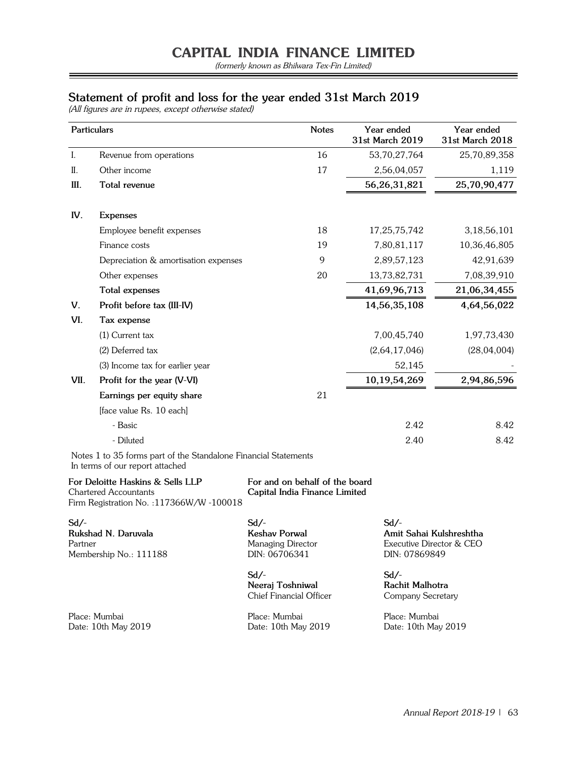# CAPITAL INDIA FINANCE LIMITED

*(formerly known as Bhilwara Tex-Fin Limited)*

## Statement of profit and loss for the year ended 31st March 2019

*(All figures are in rupees, except otherwise stated)*

| | Particulars | Notes | Year ended 31st March 2019 | Year ended 31st March 2018 |
|---|---|---|---|---|
| I. | Revenue from operations | 16 | 53,70,27,764 | 25,70,89,358 |
| II. | Other income | 17 | 2,56,04,057 | 1,119 |
| **III.** | **Total revenue** | | **56,26,31,821** | **25,70,90,477** |
| **IV.** | **Expenses** | | | |
| | Employee benefit expenses | 18 | 17,25,75,742 | 3,18,56,101 |
| | Finance costs | 19 | 7,80,81,117 | 10,36,46,805 |
| | Depreciation & amortisation expenses | 9 | 2,89,57,123 | 42,91,639 |
| | Other expenses | 20 | 13,73,82,731 | 7,08,39,910 |
| | **Total expenses** | | **41,69,96,713** | **21,06,34,455** |
| **V.** | **Profit before tax (III-IV)** | | **14,56,35,108** | **4,64,56,022** |
| **VI.** | **Tax expense** | | | |
| | (1) Current tax | | 7,00,45,740 | 1,97,73,430 |
| | (2) Deferred tax | | (2,64,17,046) | (28,04,004) |
| | (3) Income tax for earlier year | | 52,145 | - |
| **VII.** | **Profit for the year (V-VI)** | | **10,19,54,269** | **2,94,86,596** |
| | **Earnings per equity share** | 21 | | |
| | [face value Rs. 10 each] | | | |
| | - Basic | | 2.42 | 8.42 |
| | - Diluted | | 2.40 | 8.42 |

Notes 1 to 35 forms part of the Standalone Financial Statements
In terms of our report attached

**For Deloitte Haskins & Sells LLP**
Chartered Accountants
Firm Registration No. :117366W/W -100018

Sd/-
**Rukshad N. Daruvala**
Partner
Membership No.: 111188

Place: Mumbai
Date: 10th May 2019

**For and on behalf of the board**
**Capital India Finance Limited**

Sd/-
**Keshav Porwal**
Managing Director
DIN: 06706341

Sd/-
**Amit Sahai Kulshreshtha**
Executive Director & CEO
DIN: 07869849

Sd/-
**Neeraj Toshniwal**
Chief Financial Officer

Sd/-
**Rachit Malhotra**
Company Secretary

Place: Mumbai
Date: 10th May 2019

Place: Mumbai
Date: 10th May 2019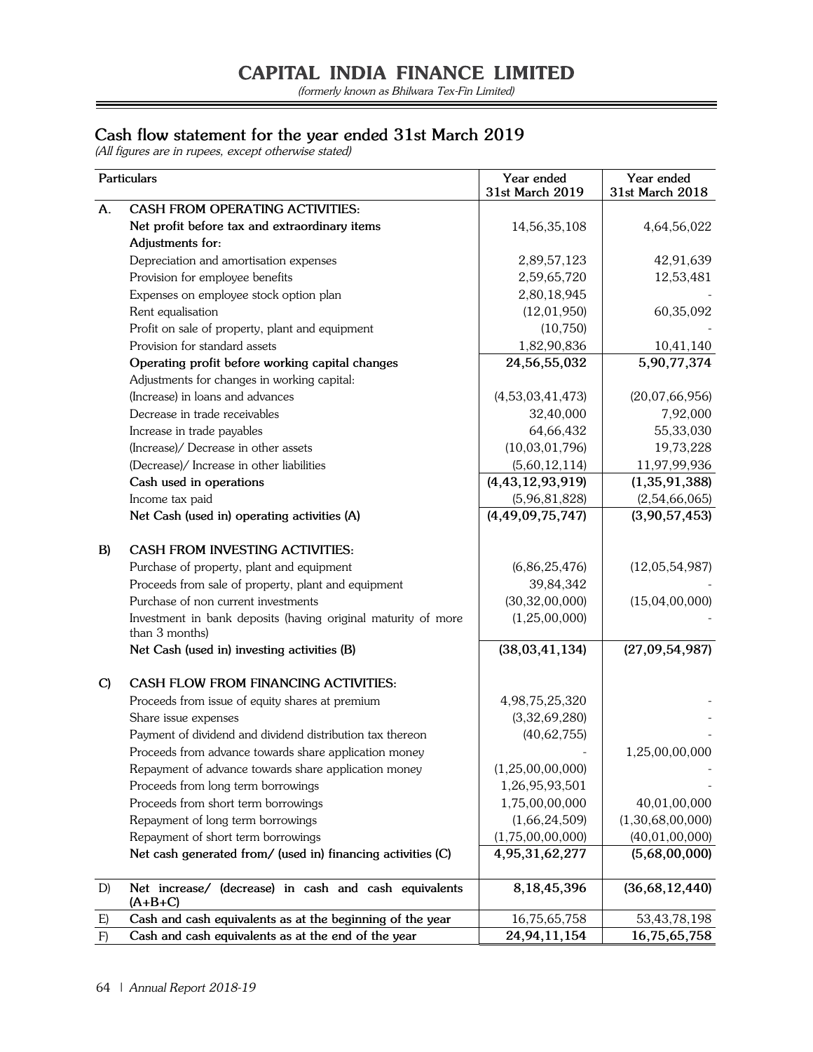# CAPITAL INDIA FINANCE LIMITED

*(formerly known as Bhilwara Tex-Fin Limited)*

## Cash flow statement for the year ended 31st March 2019

*(All figures are in rupees, except otherwise stated)*

| | Particulars | Year ended 31st March 2019 | Year ended 31st March 2018 |
|---|---|---|---|
| A. | **CASH FROM OPERATING ACTIVITIES:** | | |
| | **Net profit before tax and extraordinary items** | 14,56,35,108 | 4,64,56,022 |
| | **Adjustments for:** | | |
| | Depreciation and amortisation expenses | 2,89,57,123 | 42,91,639 |
| | Provision for employee benefits | 2,59,65,720 | 12,53,481 |
| | Expenses on employee stock option plan | 2,80,18,945 | - |
| | Rent equalisation | (12,01,950) | 60,35,092 |
| | Profit on sale of property, plant and equipment | (10,750) | - |
| | Provision for standard assets | 1,82,90,836 | 10,41,140 |
| | **Operating profit before working capital changes** | **24,56,55,032** | **5,90,77,374** |
| | Adjustments for changes in working capital: | | |
| | (Increase) in loans and advances | (4,53,03,41,473) | (20,07,66,956) |
| | Decrease in trade receivables | 32,40,000 | 7,92,000 |
| | Increase in trade payables | 64,66,432 | 55,33,030 |
| | (Increase)/ Decrease in other assets | (10,03,01,796) | 19,73,228 |
| | (Decrease)/ Increase in other liabilities | (5,60,12,114) | 11,97,99,936 |
| | **Cash used in operations** | **(4,43,12,93,919)** | **(1,35,91,388)** |
| | Income tax paid | (5,96,81,828) | (2,54,66,065) |
| | **Net Cash (used in) operating activities (A)** | **(4,49,09,75,747)** | **(3,90,57,453)** |
| B) | **CASH FROM INVESTING ACTIVITIES:** | | |
| | Purchase of property, plant and equipment | (6,86,25,476) | (12,05,54,987) |
| | Proceeds from sale of property, plant and equipment | 39,84,342 | - |
| | Purchase of non current investments | (30,32,00,000) | (15,04,00,000) |
| | Investment in bank deposits (having original maturity of more than 3 months) | (1,25,00,000) | - |
| | **Net Cash (used in) investing activities (B)** | **(38,03,41,134)** | **(27,09,54,987)** |
| C) | **CASH FLOW FROM FINANCING ACTIVITIES:** | | |
| | Proceeds from issue of equity shares at premium | 4,98,75,25,320 | - |
| | Share issue expenses | (3,32,69,280) | - |
| | Payment of dividend and dividend distribution tax thereon | (40,62,755) | - |
| | Proceeds from advance towards share application money | - | 1,25,00,00,000 |
| | Repayment of advance towards share application money | (1,25,00,00,000) | - |
| | Proceeds from long term borrowings | 1,26,95,93,501 | - |
| | Proceeds from short term borrowings | 1,75,00,00,000 | 40,01,00,000 |
| | Repayment of long term borrowings | (1,66,24,509) | (1,30,68,00,000) |
| | Repayment of short term borrowings | (1,75,00,00,000) | (40,01,00,000) |
| | **Net cash generated from/ (used in) financing activities (C)** | **4,95,31,62,277** | **(5,68,00,000)** |
| D) | **Net increase/ (decrease) in cash and cash equivalents (A+B+C)** | **8,18,45,396** | **(36,68,12,440)** |
| E) | **Cash and cash equivalents as at the beginning of the year** | 16,75,65,758 | 53,43,78,198 |
| F) | **Cash and cash equivalents as at the end of the year** | **24,94,11,154** | **16,75,65,758** |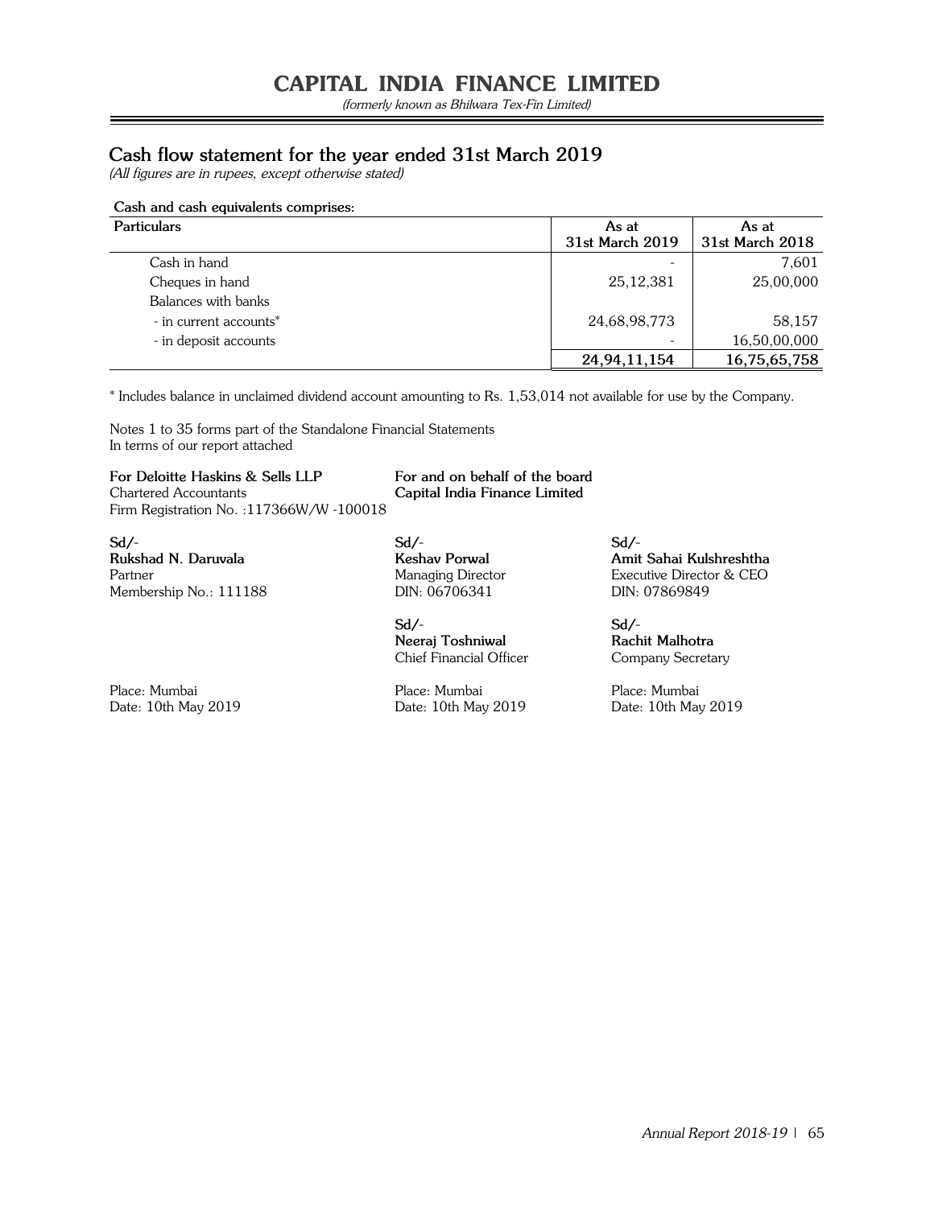# CAPITAL INDIA FINANCE LIMITED

*(formerly known as Bhilwara Tex-Fin Limited)*

## Cash flow statement for the year ended 31st March 2019

*(All figures are in rupees, except otherwise stated)*

**Cash and cash equivalents comprises:**

| Particulars | As at 31st March 2019 | As at 31st March 2018 |
|---|---|---|
| Cash in hand | - | 7,601 |
| Cheques in hand | 25,12,381 | 25,00,000 |
| Balances with banks | | |
| - in current accounts* | 24,68,98,773 | 58,157 |
| - in deposit accounts | - | 16,50,00,000 |
| | **24,94,11,154** | **16,75,65,758** |

* Includes balance in unclaimed dividend account amounting to Rs. 1,53,014 not available for use by the Company.

Notes 1 to 35 forms part of the Standalone Financial Statements
In terms of our report attached

**For Deloitte Haskins & Sells LLP**
Chartered Accountants
Firm Registration No. :117366W/W -100018

Sd/-
**Rukshad N. Daruvala**
Partner
Membership No.: 111188

Place: Mumbai
Date: 10th May 2019

**For and on behalf of the board**
**Capital India Finance Limited**

Sd/-
**Keshav Porwal**
Managing Director
DIN: 06706341

Sd/-
**Amit Sahai Kulshreshtha**
Executive Director & CEO
DIN: 07869849

Sd/-
**Neeraj Toshniwal**
Chief Financial Officer

Sd/-
**Rachit Malhotra**
Company Secretary

Place: Mumbai
Date: 10th May 2019

Place: Mumbai
Date: 10th May 2019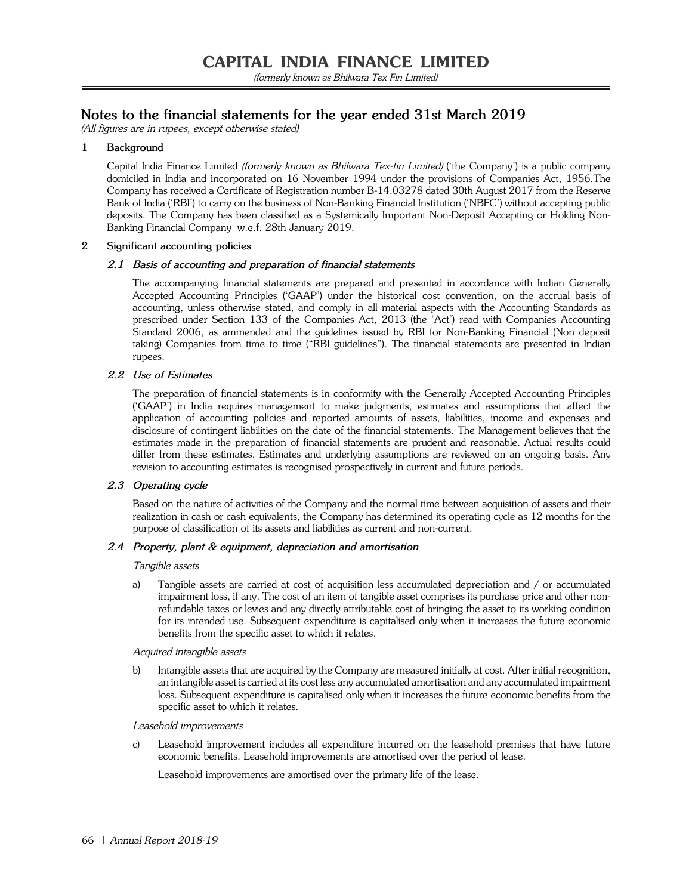# Notes to the financial statements for the year ended 31st March 2019

*(All figures are in rupees, except otherwise stated)*

**1 Background**

Capital India Finance Limited *(formerly known as Bhilwara Tex-fin Limited)* ('the Company') is a public company domiciled in India and incorporated on 16 November 1994 under the provisions of Companies Act, 1956.The Company has received a Certificate of Registration number B-14.03278 dated 30th August 2017 from the Reserve Bank of India ('RBI') to carry on the business of Non-Banking Financial Institution ('NBFC') without accepting public deposits. The Company has been classified as a Systemically Important Non-Deposit Accepting or Holding Non-Banking Financial Company w.e.f. 28th January 2019.

**2 Significant accounting policies**

***2.1 Basis of accounting and preparation of financial statements***

The accompanying financial statements are prepared and presented in accordance with Indian Generally Accepted Accounting Principles ('GAAP') under the historical cost convention, on the accrual basis of accounting, unless otherwise stated, and comply in all material aspects with the Accounting Standards as prescribed under Section 133 of the Companies Act, 2013 (the 'Act') read with Companies Accounting Standard 2006, as ammended and the guidelines issued by RBI for Non-Banking Financial (Non deposit taking) Companies from time to time ("RBI guidelines"). The financial statements are presented in Indian rupees.

***2.2 Use of Estimates***

The preparation of financial statements is in conformity with the Generally Accepted Accounting Principles ('GAAP') in India requires management to make judgments, estimates and assumptions that affect the application of accounting policies and reported amounts of assets, liabilities, income and expenses and disclosure of contingent liabilities on the date of the financial statements. The Management believes that the estimates made in the preparation of financial statements are prudent and reasonable. Actual results could differ from these estimates. Estimates and underlying assumptions are reviewed on an ongoing basis. Any revision to accounting estimates is recognised prospectively in current and future periods.

***2.3 Operating cycle***

Based on the nature of activities of the Company and the normal time between acquisition of assets and their realization in cash or cash equivalents, the Company has determined its operating cycle as 12 months for the purpose of classification of its assets and liabilities as current and non-current.

***2.4 Property, plant & equipment, depreciation and amortisation***

*Tangible assets*

a) Tangible assets are carried at cost of acquisition less accumulated depreciation and / or accumulated impairment loss, if any. The cost of an item of tangible asset comprises its purchase price and other non-refundable taxes or levies and any directly attributable cost of bringing the asset to its working condition for its intended use. Subsequent expenditure is capitalised only when it increases the future economic benefits from the specific asset to which it relates.

*Acquired intangible assets*

b) Intangible assets that are acquired by the Company are measured initially at cost. After initial recognition, an intangible asset is carried at its cost less any accumulated amortisation and any accumulated impairment loss. Subsequent expenditure is capitalised only when it increases the future economic benefits from the specific asset to which it relates.

*Leasehold improvements*

c) Leasehold improvement includes all expenditure incurred on the leasehold premises that have future economic benefits. Leasehold improvements are amortised over the period of lease.

Leasehold improvements are amortised over the primary life of the lease.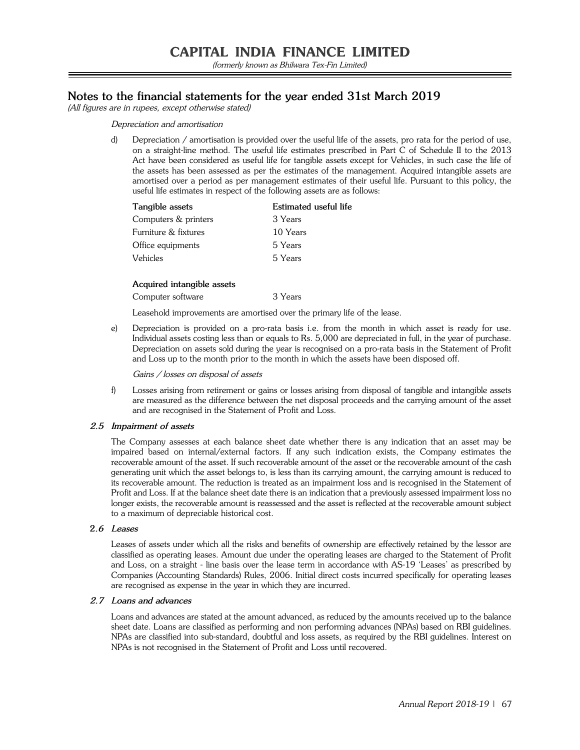# Notes to the financial statements for the year ended 31st March 2019

*(All figures are in rupees, except otherwise stated)*

*Depreciation and amortisation*

d) Depreciation / amortisation is provided over the useful life of the assets, pro rata for the period of use, on a straight-line method. The useful life estimates prescribed in Part C of Schedule II to the 2013 Act have been considered as useful life for tangible assets except for Vehicles, in such case the life of the assets has been assessed as per the estimates of the management. Acquired intangible assets are amortised over a period as per management estimates of their useful life. Pursuant to this policy, the useful life estimates in respect of the following assets are as follows:

| Tangible assets | Estimated useful life |
|---|---|
| Computers & printers | 3 Years |
| Furniture & fixtures | 10 Years |
| Office equipments | 5 Years |
| Vehicles | 5 Years |
| **Acquired intangible assets** | |
| Computer software | 3 Years |

Leasehold improvements are amortised over the primary life of the lease.

e) Depreciation is provided on a pro-rata basis i.e. from the month in which asset is ready for use. Individual assets costing less than or equals to Rs. 5,000 are depreciated in full, in the year of purchase. Depreciation on assets sold during the year is recognised on a pro-rata basis in the Statement of Profit and Loss up to the month prior to the month in which the assets have been disposed off.

*Gains / losses on disposal of assets*

f) Losses arising from retirement or gains or losses arising from disposal of tangible and intangible assets are measured as the difference between the net disposal proceeds and the carrying amount of the asset and are recognised in the Statement of Profit and Loss.

### 2.5 Impairment of assets

The Company assesses at each balance sheet date whether there is any indication that an asset may be impaired based on internal/external factors. If any such indication exists, the Company estimates the recoverable amount of the asset. If such recoverable amount of the asset or the recoverable amount of the cash generating unit which the asset belongs to, is less than its carrying amount, the carrying amount is reduced to its recoverable amount. The reduction is treated as an impairment loss and is recognised in the Statement of Profit and Loss. If at the balance sheet date there is an indication that a previously assessed impairment loss no longer exists, the recoverable amount is reassessed and the asset is reflected at the recoverable amount subject to a maximum of depreciable historical cost.

### 2.6 Leases

Leases of assets under which all the risks and benefits of ownership are effectively retained by the lessor are classified as operating leases. Amount due under the operating leases are charged to the Statement of Profit and Loss, on a straight - line basis over the lease term in accordance with AS-19 'Leases' as prescribed by Companies (Accounting Standards) Rules, 2006. Initial direct costs incurred specifically for operating leases are recognised as expense in the year in which they are incurred.

### 2.7 Loans and advances

Loans and advances are stated at the amount advanced, as reduced by the amounts received up to the balance sheet date. Loans are classified as performing and non performing advances (NPAs) based on RBI guidelines. NPAs are classified into sub-standard, doubtful and loss assets, as required by the RBI guidelines. Interest on NPAs is not recognised in the Statement of Profit and Loss until recovered.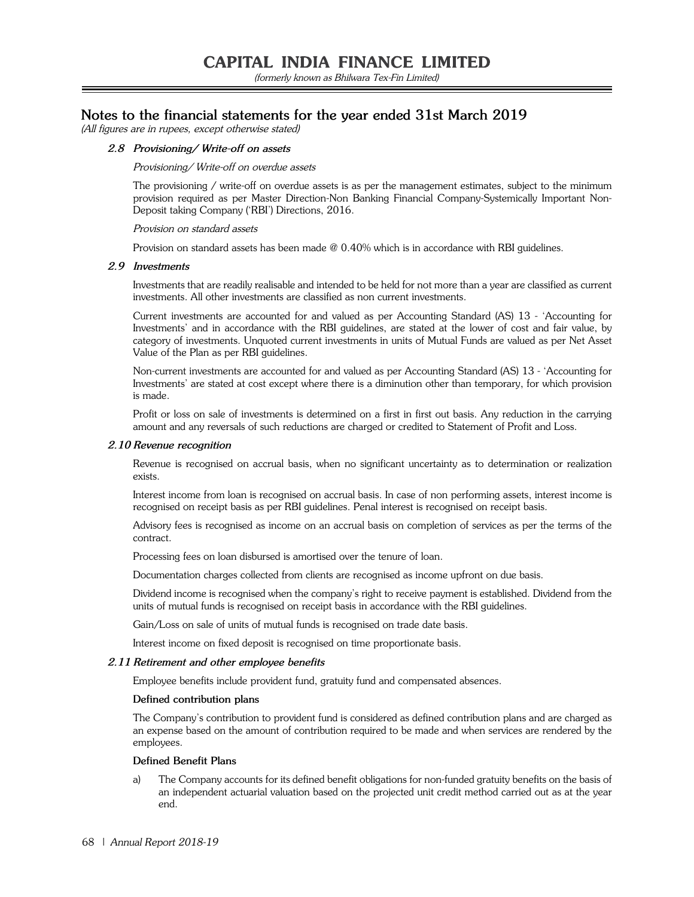## Notes to the financial statements for the year ended 31st March 2019

*(All figures are in rupees, except otherwise stated)*

### 2.8 Provisioning/ Write-off on assets

*Provisioning/ Write-off on overdue assets*

The provisioning / write-off on overdue assets is as per the management estimates, subject to the minimum provision required as per Master Direction-Non Banking Financial Company-Systemically Important Non-Deposit taking Company ('RBI') Directions, 2016.

*Provision on standard assets*

Provision on standard assets has been made @ 0.40% which is in accordance with RBI guidelines.

### 2.9 Investments

Investments that are readily realisable and intended to be held for not more than a year are classified as current investments. All other investments are classified as non current investments.

Current investments are accounted for and valued as per Accounting Standard (AS) 13 - 'Accounting for Investments' and in accordance with the RBI guidelines, are stated at the lower of cost and fair value, by category of investments. Unquoted current investments in units of Mutual Funds are valued as per Net Asset Value of the Plan as per RBI guidelines.

Non-current investments are accounted for and valued as per Accounting Standard (AS) 13 - 'Accounting for Investments' are stated at cost except where there is a diminution other than temporary, for which provision is made.

Profit or loss on sale of investments is determined on a first in first out basis. Any reduction in the carrying amount and any reversals of such reductions are charged or credited to Statement of Profit and Loss.

### 2.10 Revenue recognition

Revenue is recognised on accrual basis, when no significant uncertainty as to determination or realization exists.

Interest income from loan is recognised on accrual basis. In case of non performing assets, interest income is recognised on receipt basis as per RBI guidelines. Penal interest is recognised on receipt basis.

Advisory fees is recognised as income on an accrual basis on completion of services as per the terms of the contract.

Processing fees on loan disbursed is amortised over the tenure of loan.

Documentation charges collected from clients are recognised as income upfront on due basis.

Dividend income is recognised when the company's right to receive payment is established. Dividend from the units of mutual funds is recognised on receipt basis in accordance with the RBI guidelines.

Gain/Loss on sale of units of mutual funds is recognised on trade date basis.

Interest income on fixed deposit is recognised on time proportionate basis.

### 2.11 Retirement and other employee benefits

Employee benefits include provident fund, gratuity fund and compensated absences.

**Defined contribution plans**

The Company's contribution to provident fund is considered as defined contribution plans and are charged as an expense based on the amount of contribution required to be made and when services are rendered by the employees.

**Defined Benefit Plans**

a) The Company accounts for its defined benefit obligations for non-funded gratuity benefits on the basis of an independent actuarial valuation based on the projected unit credit method carried out as at the year end.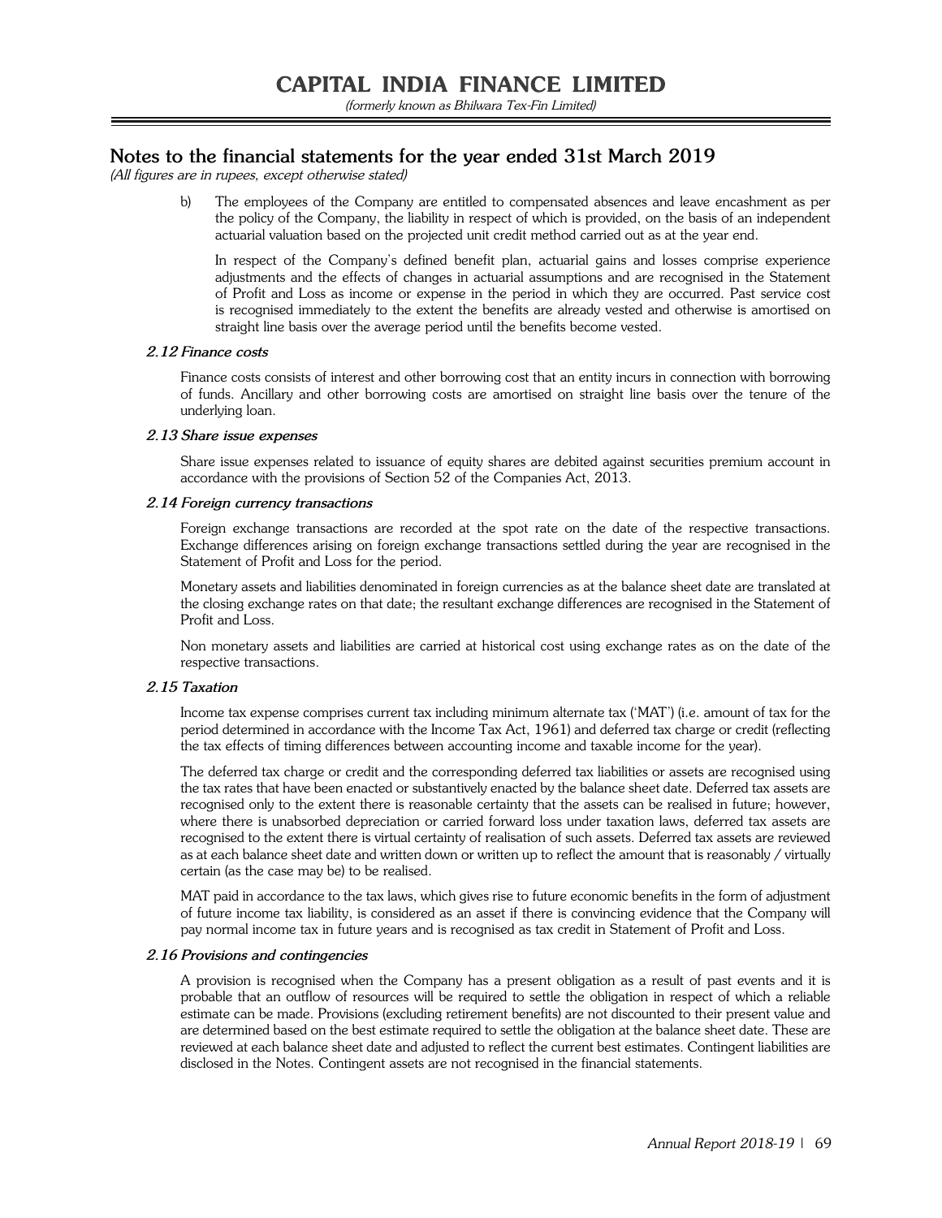b) The employees of the Company are entitled to compensated absences and leave encashment as per the policy of the Company, the liability in respect of which is provided, on the basis of an independent actuarial valuation based on the projected unit credit method carried out as at the year end.

In respect of the Company's defined benefit plan, actuarial gains and losses comprise experience adjustments and the effects of changes in actuarial assumptions and are recognised in the Statement of Profit and Loss as income or expense in the period in which they are occurred. Past service cost is recognised immediately to the extent the benefits are already vested and otherwise is amortised on straight line basis over the average period until the benefits become vested.

### *2.12 Finance costs*

Finance costs consists of interest and other borrowing cost that an entity incurs in connection with borrowing of funds. Ancillary and other borrowing costs are amortised on straight line basis over the tenure of the underlying loan.

### *2.13 Share issue expenses*

Share issue expenses related to issuance of equity shares are debited against securities premium account in accordance with the provisions of Section 52 of the Companies Act, 2013.

### *2.14 Foreign currency transactions*

Foreign exchange transactions are recorded at the spot rate on the date of the respective transactions. Exchange differences arising on foreign exchange transactions settled during the year are recognised in the Statement of Profit and Loss for the period.

Monetary assets and liabilities denominated in foreign currencies as at the balance sheet date are translated at the closing exchange rates on that date; the resultant exchange differences are recognised in the Statement of Profit and Loss.

Non monetary assets and liabilities are carried at historical cost using exchange rates as on the date of the respective transactions.

### *2.15 Taxation*

Income tax expense comprises current tax including minimum alternate tax ('MAT') (i.e. amount of tax for the period determined in accordance with the Income Tax Act, 1961) and deferred tax charge or credit (reflecting the tax effects of timing differences between accounting income and taxable income for the year).

The deferred tax charge or credit and the corresponding deferred tax liabilities or assets are recognised using the tax rates that have been enacted or substantively enacted by the balance sheet date. Deferred tax assets are recognised only to the extent there is reasonable certainty that the assets can be realised in future; however, where there is unabsorbed depreciation or carried forward loss under taxation laws, deferred tax assets are recognised to the extent there is virtual certainty of realisation of such assets. Deferred tax assets are reviewed as at each balance sheet date and written down or written up to reflect the amount that is reasonably / virtually certain (as the case may be) to be realised.

MAT paid in accordance to the tax laws, which gives rise to future economic benefits in the form of adjustment of future income tax liability, is considered as an asset if there is convincing evidence that the Company will pay normal income tax in future years and is recognised as tax credit in Statement of Profit and Loss.

### *2.16 Provisions and contingencies*

A provision is recognised when the Company has a present obligation as a result of past events and it is probable that an outflow of resources will be required to settle the obligation in respect of which a reliable estimate can be made. Provisions (excluding retirement benefits) are not discounted to their present value and are determined based on the best estimate required to settle the obligation at the balance sheet date. These are reviewed at each balance sheet date and adjusted to reflect the current best estimates. Contingent liabilities are disclosed in the Notes. Contingent assets are not recognised in the financial statements.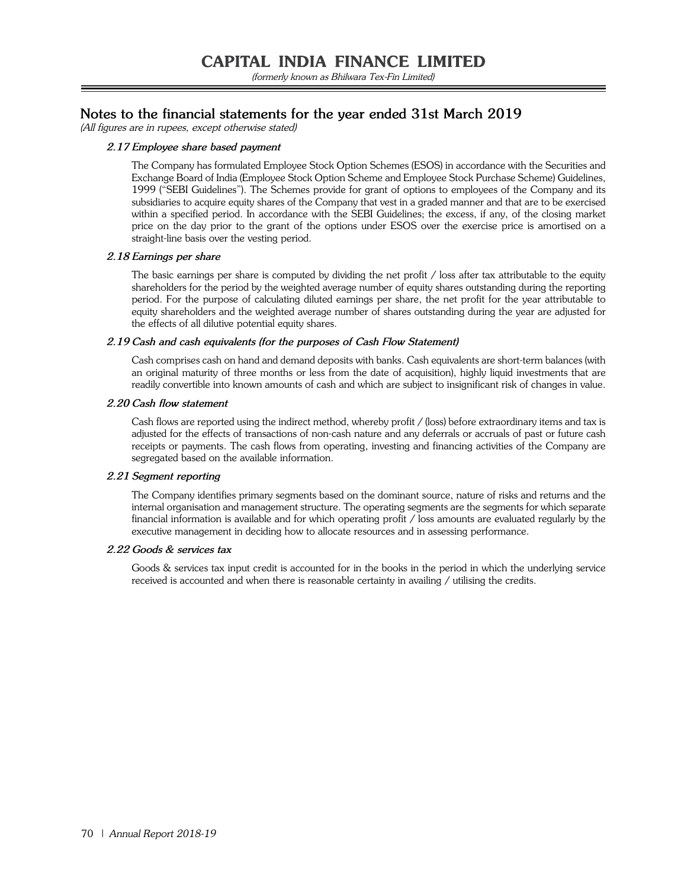## Notes to the financial statements for the year ended 31st March 2019

*(All figures are in rupees, except otherwise stated)*

### *2.17 Employee share based payment*

The Company has formulated Employee Stock Option Schemes (ESOS) in accordance with the Securities and Exchange Board of India (Employee Stock Option Scheme and Employee Stock Purchase Scheme) Guidelines, 1999 ("SEBI Guidelines"). The Schemes provide for grant of options to employees of the Company and its subsidiaries to acquire equity shares of the Company that vest in a graded manner and that are to be exercised within a specified period. In accordance with the SEBI Guidelines; the excess, if any, of the closing market price on the day prior to the grant of the options under ESOS over the exercise price is amortised on a straight-line basis over the vesting period.

### *2.18 Earnings per share*

The basic earnings per share is computed by dividing the net profit / loss after tax attributable to the equity shareholders for the period by the weighted average number of equity shares outstanding during the reporting period. For the purpose of calculating diluted earnings per share, the net profit for the year attributable to equity shareholders and the weighted average number of shares outstanding during the year are adjusted for the effects of all dilutive potential equity shares.

### *2.19 Cash and cash equivalents (for the purposes of Cash Flow Statement)*

Cash comprises cash on hand and demand deposits with banks. Cash equivalents are short-term balances (with an original maturity of three months or less from the date of acquisition), highly liquid investments that are readily convertible into known amounts of cash and which are subject to insignificant risk of changes in value.

### *2.20 Cash flow statement*

Cash flows are reported using the indirect method, whereby profit / (loss) before extraordinary items and tax is adjusted for the effects of transactions of non-cash nature and any deferrals or accruals of past or future cash receipts or payments. The cash flows from operating, investing and financing activities of the Company are segregated based on the available information.

### *2.21 Segment reporting*

The Company identifies primary segments based on the dominant source, nature of risks and returns and the internal organisation and management structure. The operating segments are the segments for which separate financial information is available and for which operating profit / loss amounts are evaluated regularly by the executive management in deciding how to allocate resources and in assessing performance.

### *2.22 Goods & services tax*

Goods & services tax input credit is accounted for in the books in the period in which the underlying service received is accounted and when there is reasonable certainty in availing / utilising the credits.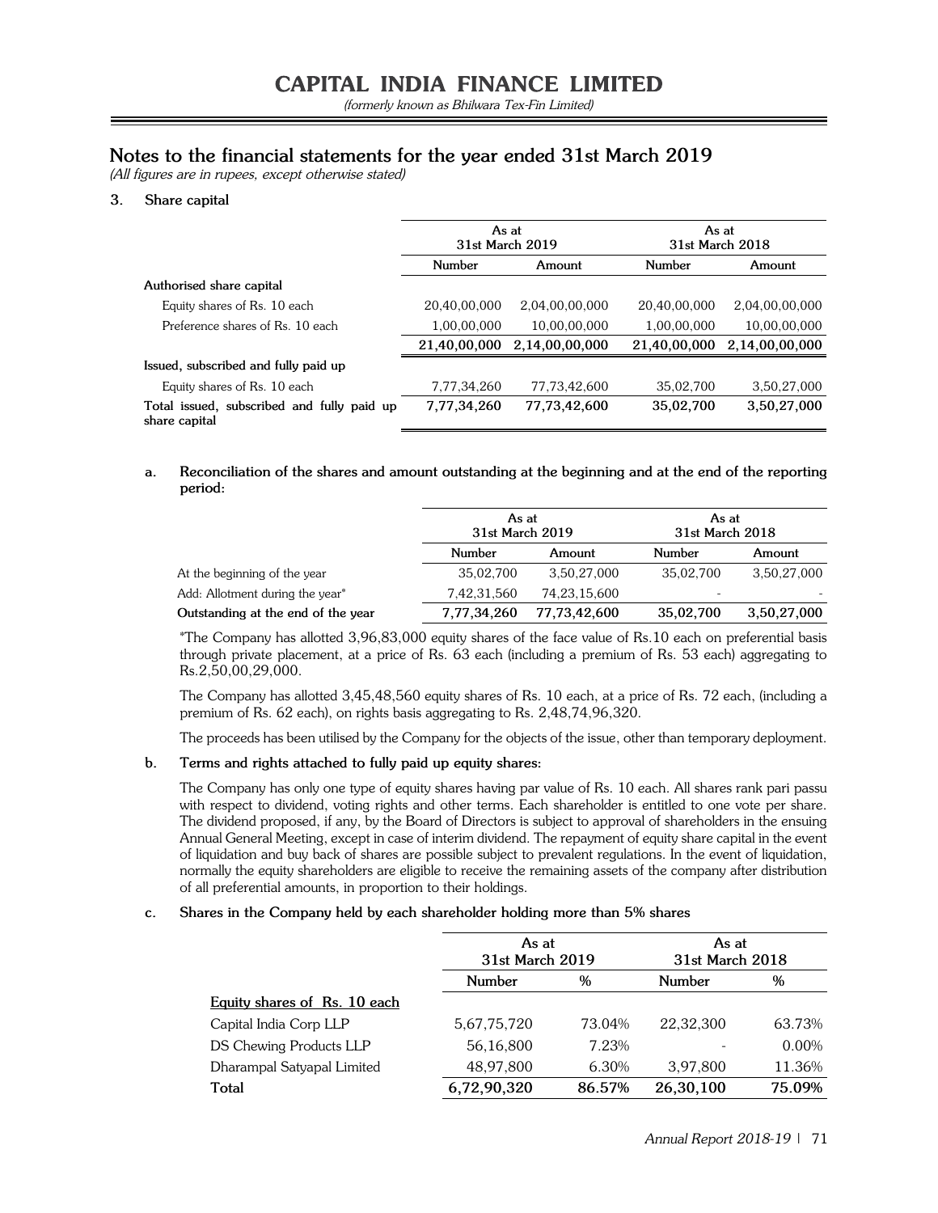# CAPITAL INDIA FINANCE LIMITED

*(formerly known as Bhilwara Tex-Fin Limited)*

## Notes to the financial statements for the year ended 31st March 2019

*(All figures are in rupees, except otherwise stated)*

### 3. Share capital

| | As at 31st March 2019 | | As at 31st March 2018 | |
|---|---|---|---|---|
| | Number | Amount | Number | Amount |
| **Authorised share capital** | | | | |
| Equity shares of Rs. 10 each | 20,40,00,000 | 2,04,00,00,000 | 20,40,00,000 | 2,04,00,00,000 |
| Preference shares of Rs. 10 each | 1,00,00,000 | 10,00,00,000 | 1,00,00,000 | 10,00,00,000 |
| | **21,40,00,000** | **2,14,00,00,000** | **21,40,00,000** | **2,14,00,00,000** |
| **Issued, subscribed and fully paid up** | | | | |
| Equity shares of Rs. 10 each | 7,77,34,260 | 77,73,42,600 | 35,02,700 | 3,50,27,000 |
| **Total issued, subscribed and fully paid up share capital** | **7,77,34,260** | **77,73,42,600** | **35,02,700** | **3,50,27,000** |

**a. Reconciliation of the shares and amount outstanding at the beginning and at the end of the reporting period:**

| | As at 31st March 2019 | | As at 31st March 2018 | |
|---|---|---|---|---|
| | Number | Amount | Number | Amount |
| At the beginning of the year | 35,02,700 | 3,50,27,000 | 35,02,700 | 3,50,27,000 |
| Add: Allotment during the year* | 7,42,31,560 | 74,23,15,600 | - | - |
| **Outstanding at the end of the year** | **7,77,34,260** | **77,73,42,600** | **35,02,700** | **3,50,27,000** |

*The Company has allotted 3,96,83,000 equity shares of the face value of Rs.10 each on preferential basis through private placement, at a price of Rs. 63 each (including a premium of Rs. 53 each) aggregating to Rs.2,50,00,29,000.

The Company has allotted 3,45,48,560 equity shares of Rs. 10 each, at a price of Rs. 72 each, (including a premium of Rs. 62 each), on rights basis aggregating to Rs. 2,48,74,96,320.

The proceeds has been utilised by the Company for the objects of the issue, other than temporary deployment.

**b. Terms and rights attached to fully paid up equity shares:**

The Company has only one type of equity shares having par value of Rs. 10 each. All shares rank pari passu with respect to dividend, voting rights and other terms. Each shareholder is entitled to one vote per share. The dividend proposed, if any, by the Board of Directors is subject to approval of shareholders in the ensuing Annual General Meeting, except in case of interim dividend. The repayment of equity share capital in the event of liquidation and buy back of shares are possible subject to prevalent regulations. In the event of liquidation, normally the equity shareholders are eligible to receive the remaining assets of the company after distribution of all preferential amounts, in proportion to their holdings.

**c. Shares in the Company held by each shareholder holding more than 5% shares**

| | As at 31st March 2019 | | As at 31st March 2018 | |
|---|---|---|---|---|
| | Number | % | Number | % |
| Equity shares of Rs. 10 each | | | | |
| Capital India Corp LLP | 5,67,75,720 | 73.04% | 22,32,300 | 63.73% |
| DS Chewing Products LLP | 56,16,800 | 7.23% | - | 0.00% |
| Dharampal Satyapal Limited | 48,97,800 | 6.30% | 3,97,800 | 11.36% |
| **Total** | **6,72,90,320** | **86.57%** | **26,30,100** | **75.09%** |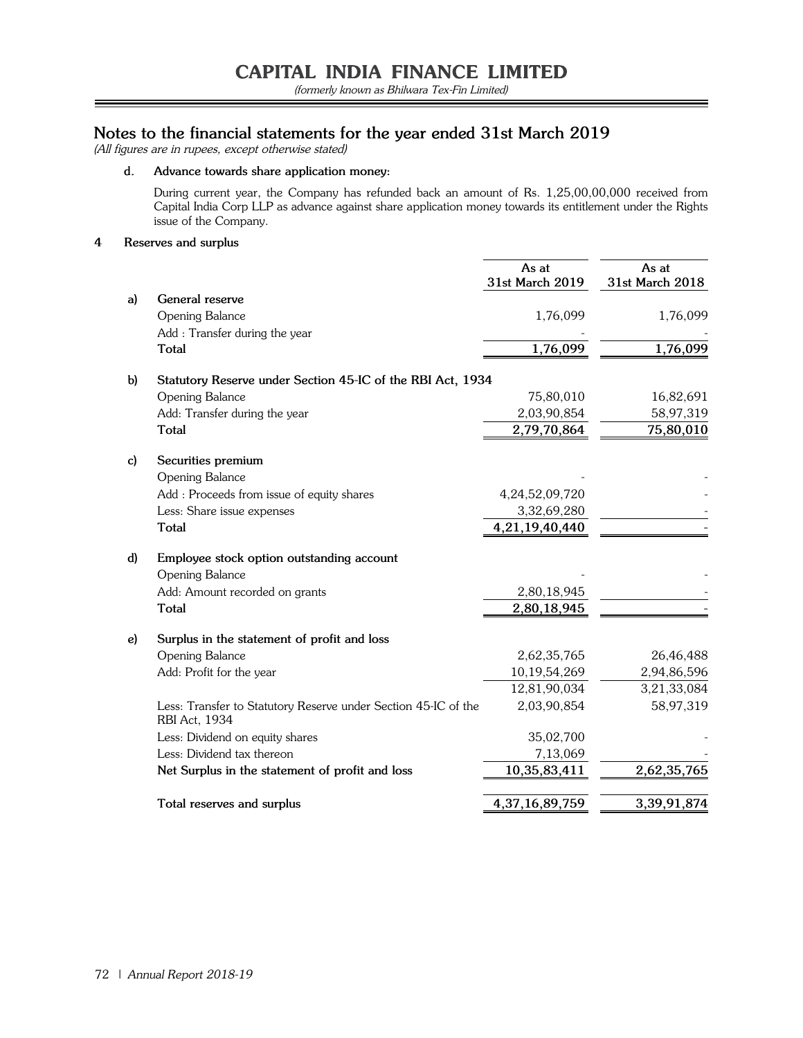# CAPITAL INDIA FINANCE LIMITED

*(formerly known as Bhilwara Tex-Fin Limited)*

## Notes to the financial statements for the year ended 31st March 2019

*(All figures are in rupees, except otherwise stated)*

**d. Advance towards share application money:**

During current year, the Company has refunded back an amount of Rs. 1,25,00,00,000 received from Capital India Corp LLP as advance against share application money towards its entitlement under the Rights issue of the Company.

**4 Reserves and surplus**

| | | As at 31st March 2019 | As at 31st March 2018 |
|---|---|---|---|
| **a)** | **General reserve** | | |
| | Opening Balance | 1,76,099 | 1,76,099 |
| | Add : Transfer during the year | - | - |
| | **Total** | **1,76,099** | **1,76,099** |
| **b)** | **Statutory Reserve under Section 45-IC of the RBI Act, 1934** | | |
| | Opening Balance | 75,80,010 | 16,82,691 |
| | Add: Transfer during the year | 2,03,90,854 | 58,97,319 |
| | **Total** | **2,79,70,864** | **75,80,010** |
| **c)** | **Securities premium** | | |
| | Opening Balance | - | - |
| | Add : Proceeds from issue of equity shares | 4,24,52,09,720 | - |
| | Less: Share issue expenses | 3,32,69,280 | - |
| | **Total** | **4,21,19,40,440** | - |
| **d)** | **Employee stock option outstanding account** | | |
| | Opening Balance | - | - |
| | Add: Amount recorded on grants | 2,80,18,945 | - |
| | **Total** | **2,80,18,945** | - |
| **e)** | **Surplus in the statement of profit and loss** | | |
| | Opening Balance | 2,62,35,765 | 26,46,488 |
| | Add: Profit for the year | 10,19,54,269 | 2,94,86,596 |
| | | 12,81,90,034 | 3,21,33,084 |
| | Less: Transfer to Statutory Reserve under Section 45-IC of the RBI Act, 1934 | 2,03,90,854 | 58,97,319 |
| | Less: Dividend on equity shares | 35,02,700 | - |
| | Less: Dividend tax thereon | 7,13,069 | - |
| | **Net Surplus in the statement of profit and loss** | **10,35,83,411** | **2,62,35,765** |
| | **Total reserves and surplus** | **4,37,16,89,759** | **3,39,91,874** |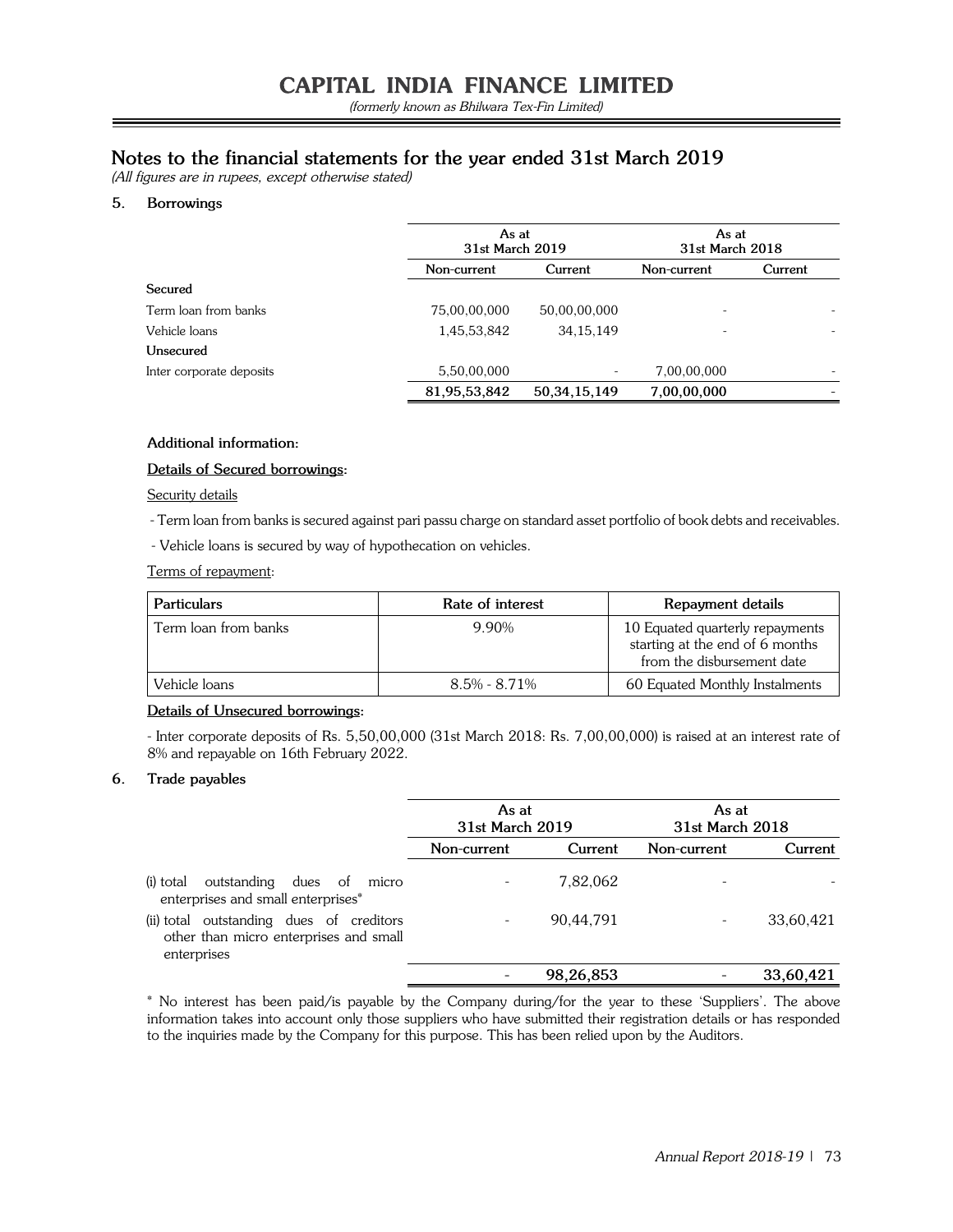# CAPITAL INDIA FINANCE LIMITED

*(formerly known as Bhilwara Tex-Fin Limited)*

## Notes to the financial statements for the year ended 31st March 2019

*(All figures are in rupees, except otherwise stated)*

### 5. Borrowings

| | As at 31st March 2019 | | As at 31st March 2018 | |
|---|---|---|---|---|
| | Non-current | Current | Non-current | Current |
| **Secured** | | | | |
| Term loan from banks | 75,00,00,000 | 50,00,00,000 | - | - |
| Vehicle loans | 1,45,53,842 | 34,15,149 | - | - |
| **Unsecured** | | | | |
| Inter corporate deposits | 5,50,00,000 | - | 7,00,00,000 | - |
| | **81,95,53,842** | **50,34,15,149** | **7,00,00,000** | - |

**Additional information:**

**Details of Secured borrowings:**

Security details

- Term loan from banks is secured against pari passu charge on standard asset portfolio of book debts and receivables.
- Vehicle loans is secured by way of hypothecation on vehicles.

Terms of repayment:

| Particulars | Rate of interest | Repayment details |
|---|---|---|
| Term loan from banks | 9.90% | 10 Equated quarterly repayments starting at the end of 6 months from the disbursement date |
| Vehicle loans | 8.5% - 8.71% | 60 Equated Monthly Instalments |

**Details of Unsecured borrowings:**

- Inter corporate deposits of Rs. 5,50,00,000 (31st March 2018: Rs. 7,00,00,000) is raised at an interest rate of 8% and repayable on 16th February 2022.

### 6. Trade payables

| | As at 31st March 2019 | | As at 31st March 2018 | |
|---|---|---|---|---|
| | Non-current | Current | Non-current | Current |
| (i) total outstanding dues of micro enterprises and small enterprises* | - | 7,82,062 | - | - |
| (ii) total outstanding dues of creditors other than micro enterprises and small enterprises | - | 90,44,791 | - | 33,60,421 |
| | - | **98,26,853** | - | **33,60,421** |

* No interest has been paid/is payable by the Company during/for the year to these 'Suppliers'. The above information takes into account only those suppliers who have submitted their registration details or has responded to the inquiries made by the Company for this purpose. This has been relied upon by the Auditors.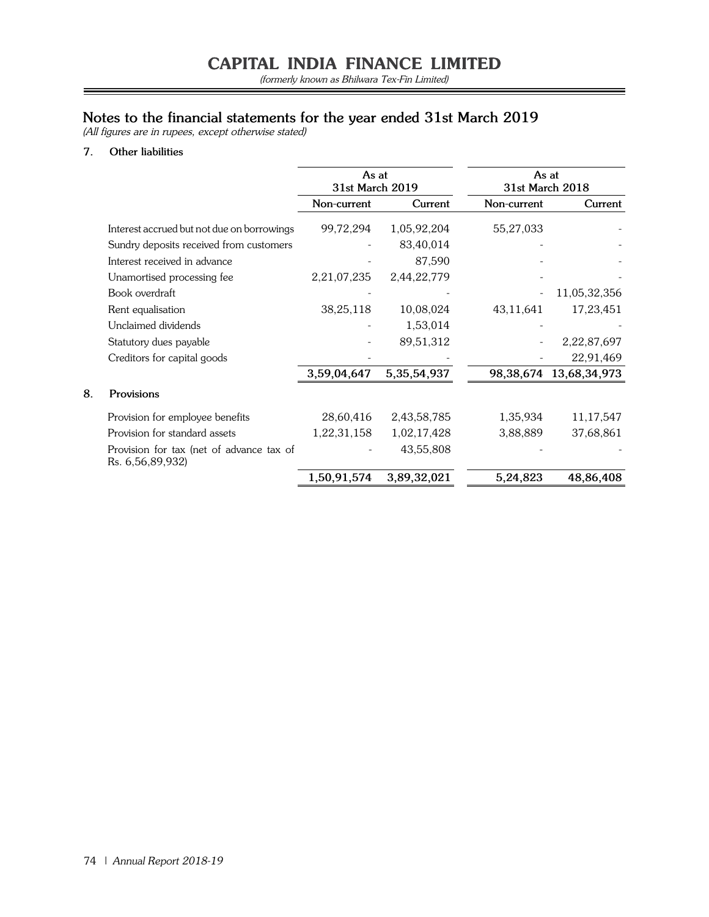## Notes to the financial statements for the year ended 31st March 2019

*(All figures are in rupees, except otherwise stated)*

### 7. Other liabilities

| | As at 31st March 2019 | | As at 31st March 2018 | |
|---|---|---|---|---|
| | Non-current | Current | Non-current | Current |
| Interest accrued but not due on borrowings | 99,72,294 | 1,05,92,204 | 55,27,033 | - |
| Sundry deposits received from customers | - | 83,40,014 | - | - |
| Interest received in advance | - | 87,590 | - | - |
| Unamortised processing fee | 2,21,07,235 | 2,44,22,779 | - | - |
| Book overdraft | - | - | - | 11,05,32,356 |
| Rent equalisation | 38,25,118 | 10,08,024 | 43,11,641 | 17,23,451 |
| Unclaimed dividends | - | 1,53,014 | - | - |
| Statutory dues payable | - | 89,51,312 | - | 2,22,87,697 |
| Creditors for capital goods | - | - | - | 22,91,469 |
| | **3,59,04,647** | **5,35,54,937** | **98,38,674** | **13,68,34,973** |

### 8. Provisions

| | As at 31st March 2019 | | As at 31st March 2018 | |
|---|---|---|---|---|
| | Non-current | Current | Non-current | Current |
| Provision for employee benefits | 28,60,416 | 2,43,58,785 | 1,35,934 | 11,17,547 |
| Provision for standard assets | 1,22,31,158 | 1,02,17,428 | 3,88,889 | 37,68,861 |
| Provision for tax (net of advance tax of Rs. 6,56,89,932) | - | 43,55,808 | - | - |
| | **1,50,91,574** | **3,89,32,021** | **5,24,823** | **48,86,408** |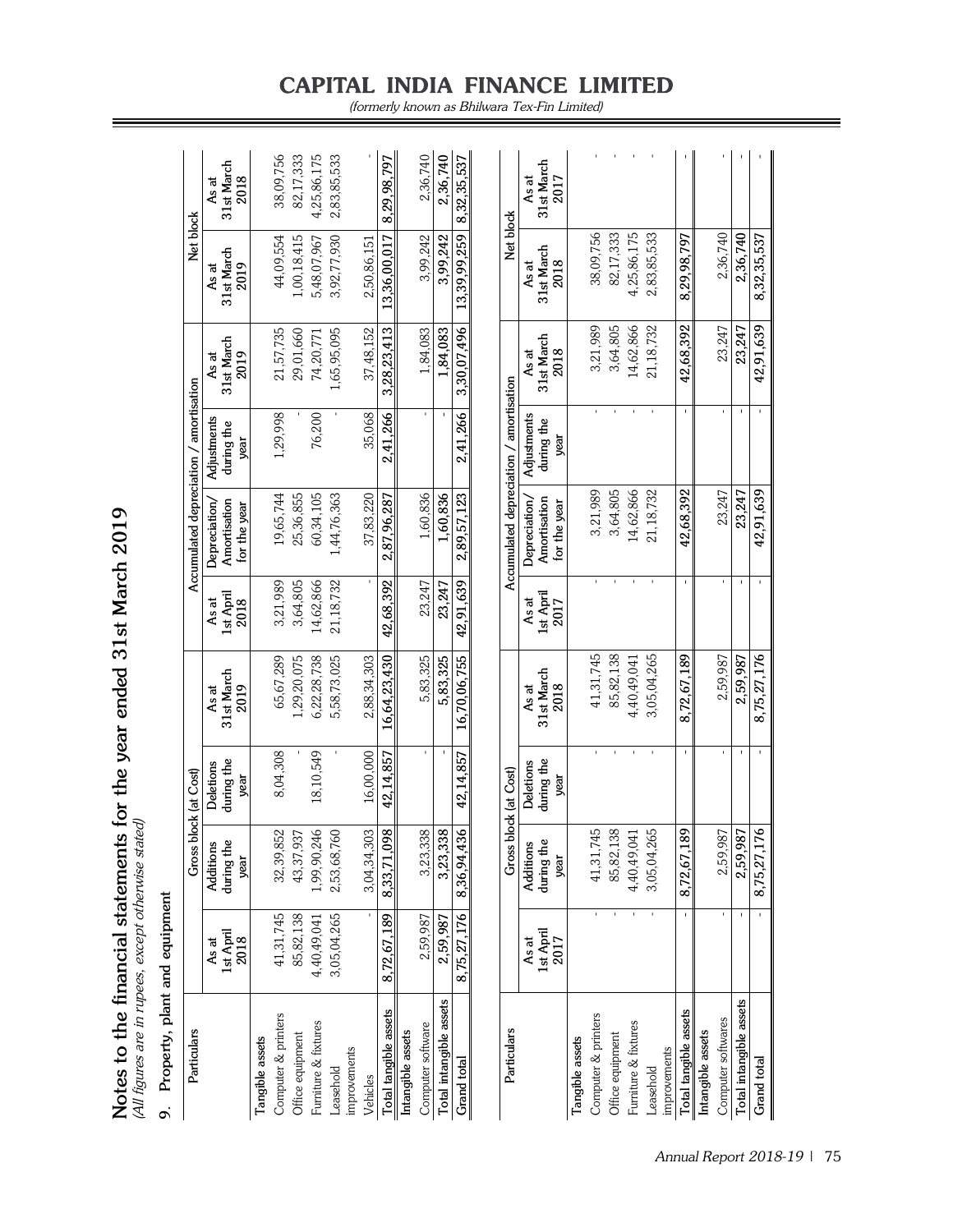# Notes to the financial statements for the year ended 31st March 2019

*(All figures are in rupees, except otherwise stated)*

## 9. Property, plant and equipment

| Particulars | Gross block (at Cost) | | | | Accumulated depreciation / amortisation | | | | Net block | |
|---|---|---|---|---|---|---|---|---|---|---|
| | As at 1st April 2018 | Additions during the year | Deletions during the year | As at 31st March 2019 | As at 1st April 2018 | Depreciation/ Amortisation for the year | Adjustments during the year | As at 31st March 2019 | As at 31st March 2019 | As at 31st March 2018 |
| **Tangible assets** | | | | | | | | | | |
| Computer & printers | 41,31,745 | 32,39,852 | 8,04,308 | 65,67,289 | 3,21,989 | 19,65,744 | 1,29,998 | 21,57,735 | 44,09,554 | 38,09,756 |
| Office equipment | 85,82,138 | 43,37,937 | - | 1,29,20,075 | 3,64,805 | 25,36,855 | - | 29,01,660 | 1,00,18,415 | 82,17,333 |
| Furniture & fixtures | 4,40,49,041 | 1,99,90,246 | 18,10,549 | 6,22,28,738 | 14,62,866 | 60,34,105 | 76,200 | 74,20,771 | 5,48,07,967 | 4,25,86,175 |
| Leasehold improvements | 3,05,04,265 | 2,53,68,760 | - | 5,58,73,025 | 21,18,732 | 1,44,76,363 | - | 1,65,95,095 | 3,92,77,930 | 2,83,85,533 |
| Vehicles | - | 3,04,34,303 | 16,00,000 | 2,88,34,303 | - | 37,83,220 | 35,068 | 37,48,152 | 2,50,86,151 | - |
| **Total tangible assets** | **8,72,67,189** | **8,33,71,098** | **42,14,857** | **16,64,23,430** | **42,68,392** | **2,87,96,287** | **2,41,266** | **3,28,23,413** | **13,36,00,017** | **8,29,98,797** |
| **Intangible assets** | | | | | | | | | | |
| Computer software | 2,59,987 | 3,23,338 | - | 5,83,325 | 23,247 | 1,60,836 | - | 1,84,083 | 3,99,242 | 2,36,740 |
| **Total intangible assets** | **2,59,987** | **3,23,338** | **-** | **5,83,325** | **23,247** | **1,60,836** | **-** | **1,84,083** | **3,99,242** | **2,36,740** |
| **Grand total** | **8,75,27,176** | **8,36,94,436** | **42,14,857** | **16,70,06,755** | **42,91,639** | **2,89,57,123** | **2,41,266** | **3,30,07,496** | **13,39,99,259** | **8,32,35,537** |

| Particulars | Gross block (at Cost) | | | | Accumulated depreciation / amortisation | | | | Net block | |
|---|---|---|---|---|---|---|---|---|---|---|
| | As at 1st April 2017 | Additions during the year | Deletions during the year | As at 31st March 2018 | As at 1st April 2017 | Depreciation/ Amortisation for the year | Adjustments during the year | As at 31st March 2018 | As at 31st March 2018 | As at 31st March 2017 |
| **Tangible assets** | | | | | | | | | | |
| Computer & printers | - | 41,31,745 | - | 41,31,745 | - | 3,21,989 | - | 3,21,989 | 38,09,756 | - |
| Office equipment | - | 85,82,138 | - | 85,82,138 | - | 3,64,805 | - | 3,64,805 | 82,17,333 | - |
| Furniture & fixtures | - | 4,40,49,041 | - | 4,40,49,041 | - | 14,62,866 | - | 14,62,866 | 4,25,86,175 | - |
| Leasehold improvements | - | 3,05,04,265 | - | 3,05,04,265 | - | 21,18,732 | - | 21,18,732 | 2,83,85,533 | - |
| **Total tangible assets** | **-** | **8,72,67,189** | **-** | **8,72,67,189** | **-** | **42,68,392** | **-** | **42,68,392** | **8,29,98,797** | **-** |
| **Intangible assets** | | | | | | | | | | |
| Computer softwares | - | 2,59,987 | - | 2,59,987 | - | 23,247 | - | 23,247 | 2,36,740 | - |
| **Total intangible assets** | **-** | **2,59,987** | **-** | **2,59,987** | **-** | **23,247** | **-** | **23,247** | **2,36,740** | **-** |
| **Grand total** | **-** | **8,75,27,176** | **-** | **8,75,27,176** | **-** | **42,91,639** | **-** | **42,91,639** | **8,32,35,537** | **-** |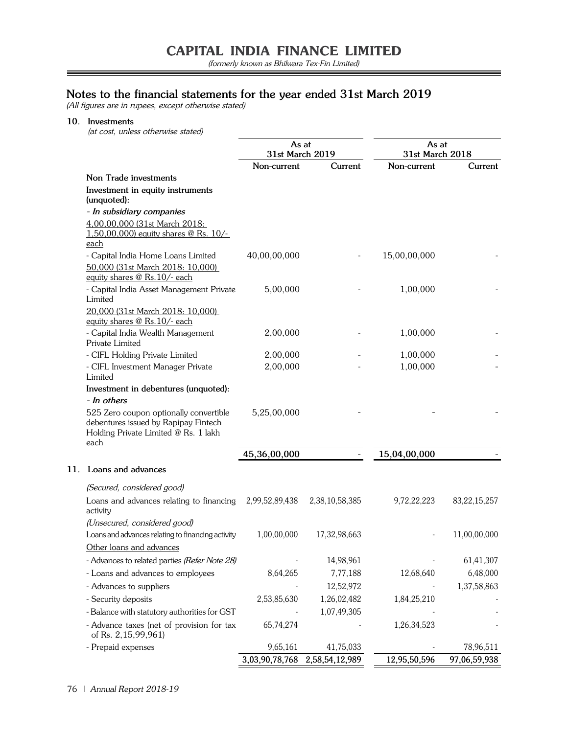# CAPITAL INDIA FINANCE LIMITED

*(formerly known as Bhilwara Tex-Fin Limited)*

## Notes to the financial statements for the year ended 31st March 2019

*(All figures are in rupees, except otherwise stated)*

**10. Investments**

*(at cost, unless otherwise stated)*

| | As at 31st March 2019 | | As at 31st March 2018 | |
|---|---|---|---|---|
| | Non-current | Current | Non-current | Current |
| **Non Trade investments** | | | | |
| **Investment in equity instruments (unquoted):** | | | | |
| ***- In subsidiary companies*** | | | | |
| 4,00,00,000 (31st March 2018: 1,50,00,000) equity shares @ Rs. 10/- each | | | | |
| - Capital India Home Loans Limited | 40,00,00,000 | - | 15,00,00,000 | - |
| 50,000 (31st March 2018: 10,000) equity shares @ Rs.10/- each | | | | |
| - Capital India Asset Management Private Limited | 5,00,000 | - | 1,00,000 | - |
| 20,000 (31st March 2018: 10,000) equity shares @ Rs.10/- each | | | | |
| - Capital India Wealth Management Private Limited | 2,00,000 | - | 1,00,000 | - |
| - CIFL Holding Private Limited | 2,00,000 | - | 1,00,000 | - |
| - CIFL Investment Manager Private Limited | 2,00,000 | - | 1,00,000 | - |
| **Investment in debentures (unquoted):** | | | | |
| ***- In others*** | | | | |
| 525 Zero coupon optionally convertible debentures issued by Rapipay Fintech Holding Private Limited @ Rs. 1 lakh each | 5,25,00,000 | - | - | - |
| | **45,36,00,000** | **-** | **15,04,00,000** | **-** |

**11. Loans and advances**

| | As at 31st March 2019 | | As at 31st March 2018 | |
|---|---|---|---|---|
| | Non-current | Current | Non-current | Current |
| *(Secured, considered good)* | | | | |
| Loans and advances relating to financing activity | 2,99,52,89,438 | 2,38,10,58,385 | 9,72,22,223 | 83,22,15,257 |
| *(Unsecured, considered good)* | | | | |
| Loans and advances relating to financing activity | 1,00,00,000 | 17,32,98,663 | - | 11,00,00,000 |
| Other loans and advances | | | | |
| - Advances to related parties *(Refer Note 28)* | - | 14,98,961 | - | 61,41,307 |
| - Loans and advances to employees | 8,64,265 | 7,77,188 | 12,68,640 | 6,48,000 |
| - Advances to suppliers | - | 12,52,972 | - | 1,37,58,863 |
| - Security deposits | 2,53,85,630 | 1,26,02,482 | 1,84,25,210 | - |
| - Balance with statutory authorities for GST | - | 1,07,49,305 | - | - |
| - Advance taxes (net of provision for tax of Rs. 2,15,99,961) | 65,74,274 | - | 1,26,34,523 | - |
| - Prepaid expenses | 9,65,161 | 41,75,033 | - | 78,96,511 |
| | 3,03,90,78,768 | 2,58,54,12,989 | 12,95,50,596 | 97,06,59,938 |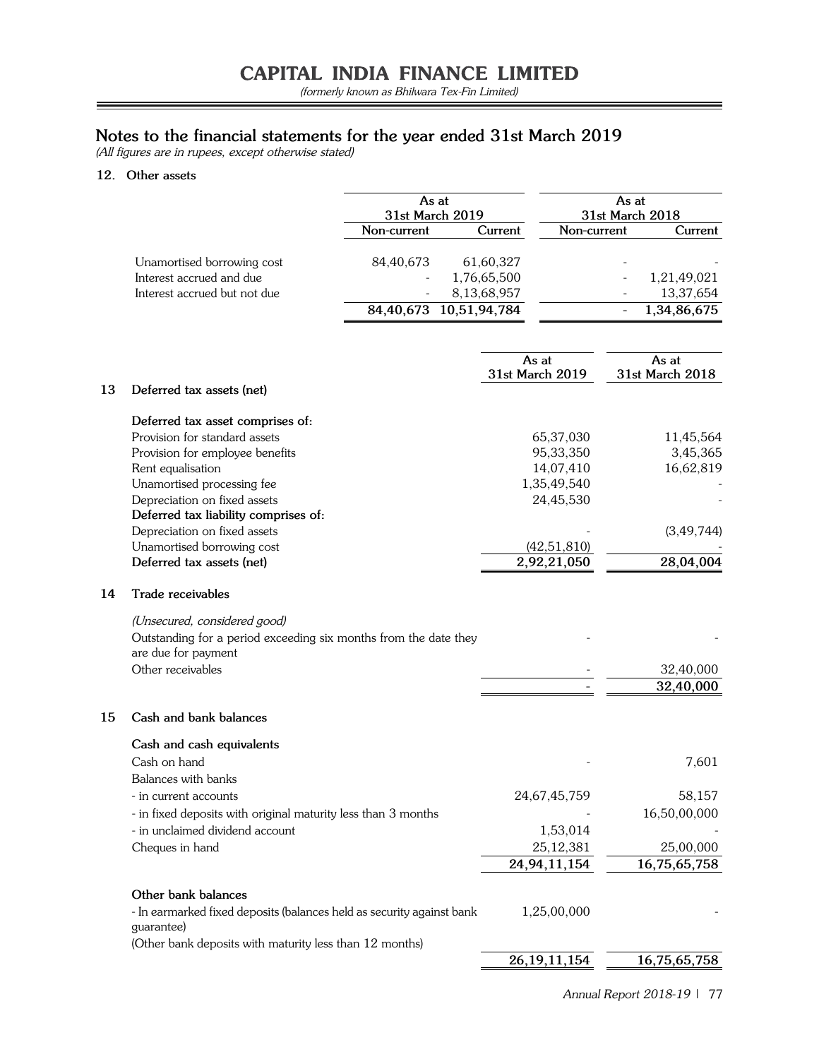# Notes to the financial statements for the year ended 31st March 2019

*(All figures are in rupees, except otherwise stated)*

## 12. Other assets

| | As at 31st March 2019 | | As at 31st March 2018 | |
|---|---|---|---|---|
| | Non-current | Current | Non-current | Current |
| Unamortised borrowing cost | 84,40,673 | 61,60,327 | - | - |
| Interest accrued and due | - | 1,76,65,500 | - | 1,21,49,021 |
| Interest accrued but not due | - | 8,13,68,957 | - | 13,37,654 |
| | **84,40,673** | **10,51,94,784** | - | **1,34,86,675** |

| | | As at 31st March 2019 | As at 31st March 2018 |
|---|---|---|---|
| **13** | **Deferred tax assets (net)** | | |
| | **Deferred tax asset comprises of:** | | |
| | Provision for standard assets | 65,37,030 | 11,45,564 |
| | Provision for employee benefits | 95,33,350 | 3,45,365 |
| | Rent equalisation | 14,07,410 | 16,62,819 |
| | Unamortised processing fee | 1,35,49,540 | - |
| | Depreciation on fixed assets | 24,45,530 | - |
| | **Deferred tax liability comprises of:** | | |
| | Depreciation on fixed assets | - | (3,49,744) |
| | Unamortised borrowing cost | (42,51,810) | - |
| | **Deferred tax assets (net)** | **2,92,21,050** | **28,04,004** |
| **14** | **Trade receivables** | | |
| | *(Unsecured, considered good)* | | |
| | Outstanding for a period exceeding six months from the date they are due for payment | - | - |
| | Other receivables | - | 32,40,000 |
| | | - | **32,40,000** |
| **15** | **Cash and bank balances** | | |
| | **Cash and cash equivalents** | | |
| | Cash on hand | - | 7,601 |
| | Balances with banks | | |
| | - in current accounts | 24,67,45,759 | 58,157 |
| | - in fixed deposits with original maturity less than 3 months | - | 16,50,00,000 |
| | - in unclaimed dividend account | 1,53,014 | - |
| | Cheques in hand | 25,12,381 | 25,00,000 |
| | | **24,94,11,154** | **16,75,65,758** |
| | **Other bank balances** | | |
| | - In earmarked fixed deposits (balances held as security against bank guarantee) | 1,25,00,000 | - |
| | (Other bank deposits with maturity less than 12 months) | | |
| | | **26,19,11,154** | **16,75,65,758** |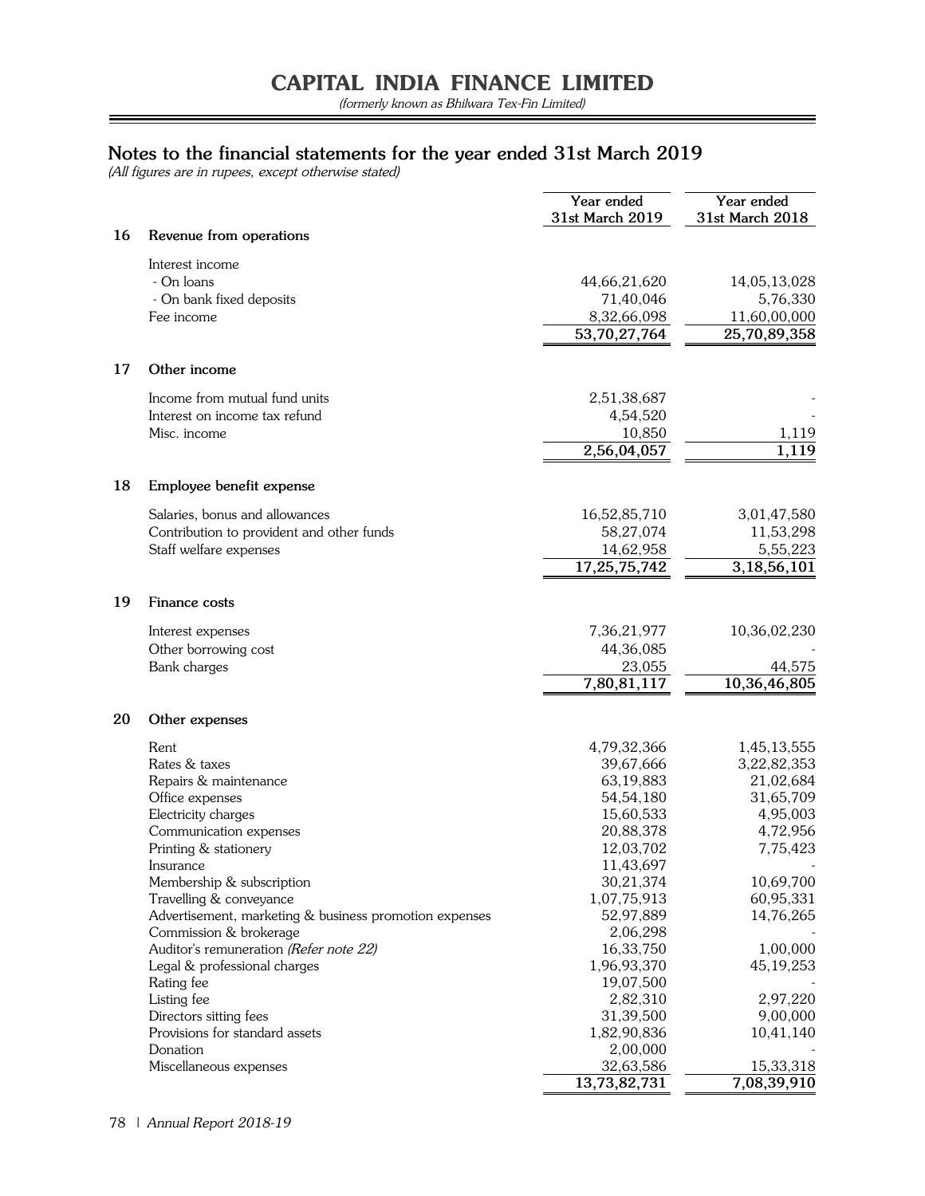# CAPITAL INDIA FINANCE LIMITED

*(formerly known as Bhilwara Tex-Fin Limited)*

## Notes to the financial statements for the year ended 31st March 2019

*(All figures are in rupees, except otherwise stated)*

| | | Year ended 31st March 2019 | Year ended 31st March 2018 |
|---|---|---|---|
| **16** | **Revenue from operations** | | |
| | Interest income | | |
| | - On loans | 44,66,21,620 | 14,05,13,028 |
| | - On bank fixed deposits | 71,40,046 | 5,76,330 |
| | Fee income | 8,32,66,098 | 11,60,00,000 |
| | | **53,70,27,764** | **25,70,89,358** |
| **17** | **Other income** | | |
| | Income from mutual fund units | 2,51,38,687 | - |
| | Interest on income tax refund | 4,54,520 | - |
| | Misc. income | 10,850 | 1,119 |
| | | **2,56,04,057** | **1,119** |
| **18** | **Employee benefit expense** | | |
| | Salaries, bonus and allowances | 16,52,85,710 | 3,01,47,580 |
| | Contribution to provident and other funds | 58,27,074 | 11,53,298 |
| | Staff welfare expenses | 14,62,958 | 5,55,223 |
| | | **17,25,75,742** | **3,18,56,101** |
| **19** | **Finance costs** | | |
| | Interest expenses | 7,36,21,977 | 10,36,02,230 |
| | Other borrowing cost | 44,36,085 | - |
| | Bank charges | 23,055 | 44,575 |
| | | **7,80,81,117** | **10,36,46,805** |
| **20** | **Other expenses** | | |
| | Rent | 4,79,32,366 | 1,45,13,555 |
| | Rates & taxes | 39,67,666 | 3,22,82,353 |
| | Repairs & maintenance | 63,19,883 | 21,02,684 |
| | Office expenses | 54,54,180 | 31,65,709 |
| | Electricity charges | 15,60,533 | 4,95,003 |
| | Communication expenses | 20,88,378 | 4,72,956 |
| | Printing & stationery | 12,03,702 | 7,75,423 |
| | Insurance | 11,43,697 | - |
| | Membership & subscription | 30,21,374 | 10,69,700 |
| | Travelling & conveyance | 1,07,75,913 | 60,95,331 |
| | Advertisement, marketing & business promotion expenses | 52,97,889 | 14,76,265 |
| | Commission & brokerage | 2,06,298 | - |
| | Auditor's remuneration *(Refer note 22)* | 16,33,750 | 1,00,000 |
| | Legal & professional charges | 1,96,93,370 | 45,19,253 |
| | Rating fee | 19,07,500 | - |
| | Listing fee | 2,82,310 | 2,97,220 |
| | Directors sitting fees | 31,39,500 | 9,00,000 |
| | Provisions for standard assets | 1,82,90,836 | 10,41,140 |
| | Donation | 2,00,000 | - |
| | Miscellaneous expenses | 32,63,586 | 15,33,318 |
| | | **13,73,82,731** | **7,08,39,910** |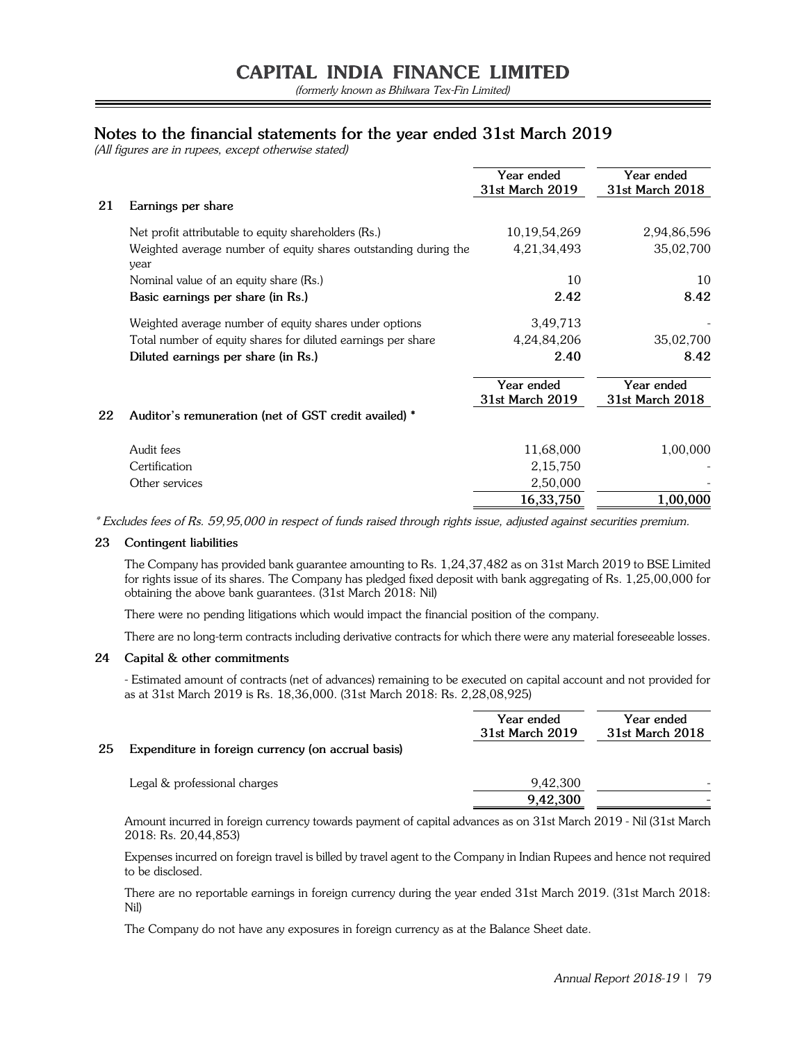# CAPITAL INDIA FINANCE LIMITED

*(formerly known as Bhilwara Tex-Fin Limited)*

## Notes to the financial statements for the year ended 31st March 2019

*(All figures are in rupees, except otherwise stated)*

| | | Year ended 31st March 2019 | Year ended 31st March 2018 |
|---|---|---|---|
| **21** | **Earnings per share** | | |
| | Net profit attributable to equity shareholders (Rs.) | 10,19,54,269 | 2,94,86,596 |
| | Weighted average number of equity shares outstanding during the year | 4,21,34,493 | 35,02,700 |
| | Nominal value of an equity share (Rs.) | 10 | 10 |
| | **Basic earnings per share (in Rs.)** | **2.42** | **8.42** |
| | Weighted average number of equity shares under options | 3,49,713 | - |
| | Total number of equity shares for diluted earnings per share | 4,24,84,206 | 35,02,700 |
| | **Diluted earnings per share (in Rs.)** | **2.40** | **8.42** |

| | | Year ended 31st March 2019 | Year ended 31st March 2018 |
|---|---|---|---|
| **22** | **Auditor's remuneration (net of GST credit availed) *** | | |
| | Audit fees | 11,68,000 | 1,00,000 |
| | Certification | 2,15,750 | - |
| | Other services | 2,50,000 | - |
| | | 16,33,750 | 1,00,000 |

*\* Excludes fees of Rs. 59,95,000 in respect of funds raised through rights issue, adjusted against securities premium.*

**23 Contingent liabilities**

The Company has provided bank guarantee amounting to Rs. 1,24,37,482 as on 31st March 2019 to BSE Limited for rights issue of its shares. The Company has pledged fixed deposit with bank aggregating of Rs. 1,25,00,000 for obtaining the above bank guarantees. (31st March 2018: Nil)

There were no pending litigations which would impact the financial position of the company.

There are no long-term contracts including derivative contracts for which there were any material foreseeable losses.

**24 Capital & other commitments**

- Estimated amount of contracts (net of advances) remaining to be executed on capital account and not provided for as at 31st March 2019 is Rs. 18,36,000. (31st March 2018: Rs. 2,28,08,925)

| | | Year ended 31st March 2019 | Year ended 31st March 2018 |
|---|---|---|---|
| **25** | **Expenditure in foreign currency (on accrual basis)** | | |
| | Legal & professional charges | 9,42,300 | - |
| | | 9,42,300 | - |

Amount incurred in foreign currency towards payment of capital advances as on 31st March 2019 - Nil (31st March 2018: Rs. 20,44,853)

Expenses incurred on foreign travel is billed by travel agent to the Company in Indian Rupees and hence not required to be disclosed.

There are no reportable earnings in foreign currency during the year ended 31st March 2019. (31st March 2018: Nil)

The Company do not have any exposures in foreign currency as at the Balance Sheet date.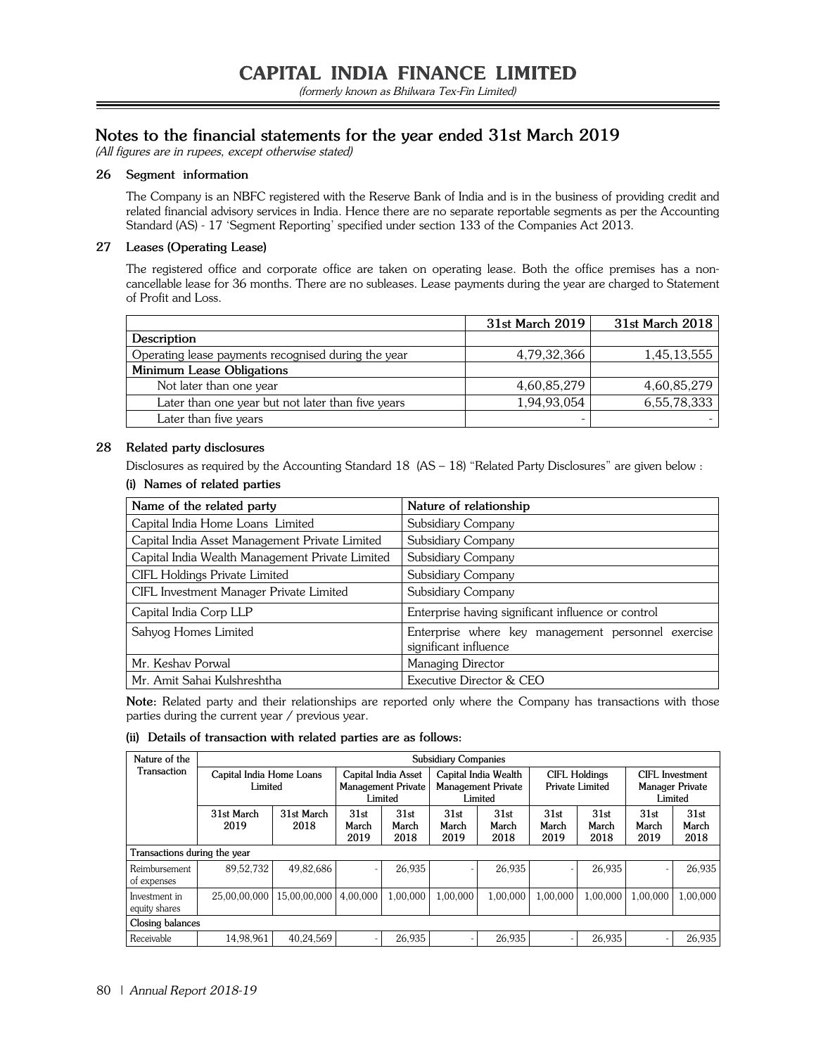# CAPITAL INDIA FINANCE LIMITED

*(formerly known as Bhilwara Tex-Fin Limited)*

## Notes to the financial statements for the year ended 31st March 2019

*(All figures are in rupees, except otherwise stated)*

### 26 Segment information

The Company is an NBFC registered with the Reserve Bank of India and is in the business of providing credit and related financial advisory services in India. Hence there are no separate reportable segments as per the Accounting Standard (AS) - 17 'Segment Reporting' specified under section 133 of the Companies Act 2013.

### 27 Leases (Operating Lease)

The registered office and corporate office are taken on operating lease. Both the office premises has a non-cancellable lease for 36 months. There are no subleases. Lease payments during the year are charged to Statement of Profit and Loss.

| | 31st March 2019 | 31st March 2018 |
|---|---|---|
| **Description** | | |
| Operating lease payments recognised during the year | 4,79,32,366 | 1,45,13,555 |
| **Minimum Lease Obligations** | | |
| Not later than one year | 4,60,85,279 | 4,60,85,279 |
| Later than one year but not later than five years | 1,94,93,054 | 6,55,78,333 |
| Later than five years | - | - |

### 28 Related party disclosures

Disclosures as required by the Accounting Standard 18 (AS – 18) "Related Party Disclosures" are given below :

**(i) Names of related parties**

| Name of the related party | Nature of relationship |
|---|---|
| Capital India Home Loans Limited | Subsidiary Company |
| Capital India Asset Management Private Limited | Subsidiary Company |
| Capital India Wealth Management Private Limited | Subsidiary Company |
| CIFL Holdings Private Limited | Subsidiary Company |
| CIFL Investment Manager Private Limited | Subsidiary Company |
| Capital India Corp LLP | Enterprise having significant influence or control |
| Sahyog Homes Limited | Enterprise where key management personnel exercise significant influence |
| Mr. Keshav Porwal | Managing Director |
| Mr. Amit Sahai Kulshreshtha | Executive Director & CEO |

**Note:** Related party and their relationships are reported only where the Company has transactions with those parties during the current year / previous year.

**(ii) Details of transaction with related parties are as follows:**

| Nature of the Transaction | Subsidiary Companies | | | | | | | | | |
|---|---|---|---|---|---|---|---|---|---|---|
| | Capital India Home Loans Limited | | Capital India Asset Management Private Limited | | Capital India Wealth Management Private Limited | | CIFL Holdings Private Limited | | CIFL Investment Manager Private Limited | |
| | 31st March 2019 | 31st March 2018 | 31st March 2019 | 31st March 2018 | 31st March 2019 | 31st March 2018 | 31st March 2019 | 31st March 2018 | 31st March 2019 | 31st March 2018 |
| **Transactions during the year** | | | | | | | | | | |
| Reimbursement of expenses | 89,52,732 | 49,82,686 | - | 26,935 | - | 26,935 | - | 26,935 | - | 26,935 |
| Investment in equity shares | 25,00,00,000 | 15,00,00,000 | 4,00,000 | 1,00,000 | 1,00,000 | 1,00,000 | 1,00,000 | 1,00,000 | 1,00,000 | 1,00,000 |
| **Closing balances** | | | | | | | | | | |
| Receivable | 14,98,961 | 40,24,569 | - | 26,935 | - | 26,935 | - | 26,935 | - | 26,935 |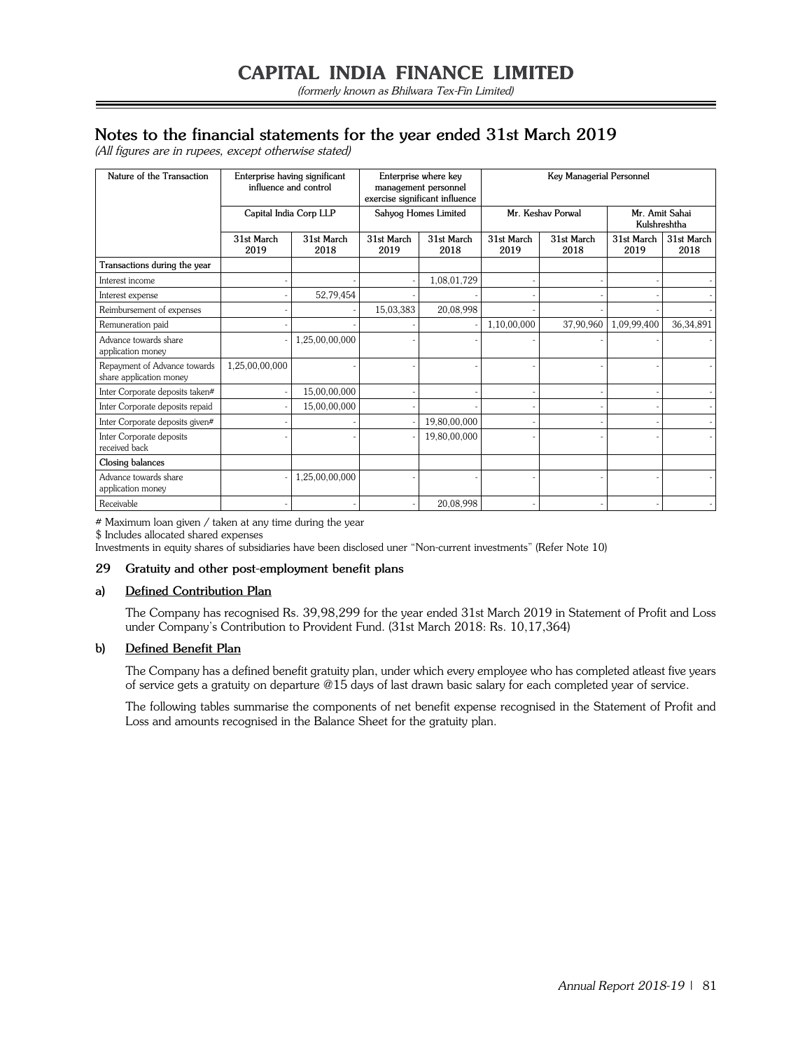# CAPITAL INDIA FINANCE LIMITED

*(formerly known as Bhilwara Tex-Fin Limited)*

## Notes to the financial statements for the year ended 31st March 2019

*(All figures are in rupees, except otherwise stated)*

| Nature of the Transaction | Enterprise having significant influence and control | | Enterprise where key management personnel exercise significant influence | | Key Managerial Personnel | | | |
|---|---|---|---|---|---|---|---|---|
| | Capital India Corp LLP | | Sahyog Homes Limited | | Mr. Keshav Porwal | | Mr. Amit Sahai Kulshreshtha | |
| | 31st March 2019 | 31st March 2018 | 31st March 2019 | 31st March 2018 | 31st March 2019 | 31st March 2018 | 31st March 2019 | 31st March 2018 |
| **Transactions during the year** | | | | | | | | |
| Interest income | - | - | - | 1,08,01,729 | - | - | - | - |
| Interest expense | - | 52,79,454 | - | - | - | - | - | - |
| Reimbursement of expenses | - | - | 15,03,383 | 20,08,998 | - | - | - | - |
| Remuneration paid | - | - | - | - | 1,10,00,000 | 37,90,960 | 1,09,99,400 | 36,34,891 |
| Advance towards share application money | - | 1,25,00,00,000 | - | - | - | - | - | - |
| Repayment of Advance towards share application money | 1,25,00,00,000 | - | - | - | - | - | - | - |
| Inter Corporate deposits taken# | - | 15,00,00,000 | - | - | - | - | - | - |
| Inter Corporate deposits repaid | - | 15,00,00,000 | - | - | - | - | - | - |
| Inter Corporate deposits given# | - | - | - | 19,80,00,000 | - | - | - | - |
| Inter Corporate deposits received back | - | - | - | 19,80,00,000 | - | - | - | - |
| **Closing balances** | | | | | | | | |
| Advance towards share application money | - | 1,25,00,00,000 | - | - | - | - | - | - |
| Receivable | - | - | - | 20,08,998 | - | - | - | - |

\# Maximum loan given / taken at any time during the year

$ Includes allocated shared expenses

Investments in equity shares of subsidiaries have been disclosed uner "Non-current investments" (Refer Note 10)

### 29 Gratuity and other post-employment benefit plans

#### a) Defined Contribution Plan

The Company has recognised Rs. 39,98,299 for the year ended 31st March 2019 in Statement of Profit and Loss under Company's Contribution to Provident Fund. (31st March 2018: Rs. 10,17,364)

#### b) Defined Benefit Plan

The Company has a defined benefit gratuity plan, under which every employee who has completed atleast five years of service gets a gratuity on departure @15 days of last drawn basic salary for each completed year of service.

The following tables summarise the components of net benefit expense recognised in the Statement of Profit and Loss and amounts recognised in the Balance Sheet for the gratuity plan.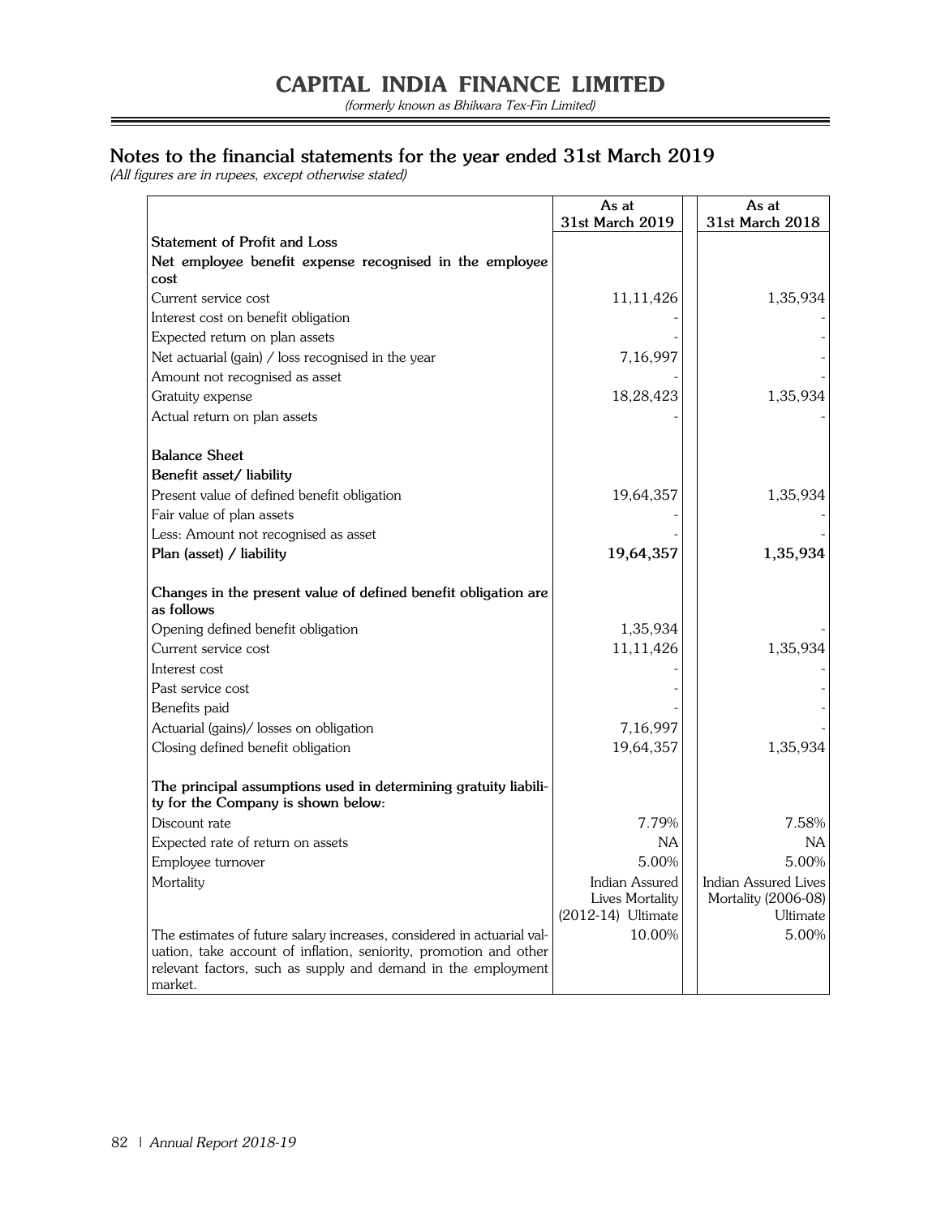# CAPITAL INDIA FINANCE LIMITED

*(formerly known as Bhilwara Tex-Fin Limited)*

## Notes to the financial statements for the year ended 31st March 2019

*(All figures are in rupees, except otherwise stated)*

| | As at 31st March 2019 | As at 31st March 2018 |
|---|---|---|
| **Statement of Profit and Loss** | | |
| **Net employee benefit expense recognised in the employee cost** | | |
| Current service cost | 11,11,426 | 1,35,934 |
| Interest cost on benefit obligation | - | - |
| Expected return on plan assets | - | - |
| Net actuarial (gain) / loss recognised in the year | 7,16,997 | - |
| Amount not recognised as asset | - | - |
| Gratuity expense | 18,28,423 | 1,35,934 |
| Actual return on plan assets | - | - |
| **Balance Sheet** | | |
| **Benefit asset/ liability** | | |
| Present value of defined benefit obligation | 19,64,357 | 1,35,934 |
| Fair value of plan assets | - | - |
| Less: Amount not recognised as asset | - | - |
| **Plan (asset) / liability** | **19,64,357** | **1,35,934** |
| **Changes in the present value of defined benefit obligation are as follows** | | |
| Opening defined benefit obligation | 1,35,934 | - |
| Current service cost | 11,11,426 | 1,35,934 |
| Interest cost | - | - |
| Past service cost | - | - |
| Benefits paid | - | - |
| Actuarial (gains)/ losses on obligation | 7,16,997 | - |
| Closing defined benefit obligation | 19,64,357 | 1,35,934 |
| **The principal assumptions used in determining gratuity liability for the Company is shown below:** | | |
| Discount rate | 7.79% | 7.58% |
| Expected rate of return on assets | NA | NA |
| Employee turnover | 5.00% | 5.00% |
| Mortality | Indian Assured Lives Mortality (2012-14) Ultimate | Indian Assured Lives Mortality (2006-08) Ultimate |
| The estimates of future salary increases, considered in actuarial valuation, take account of inflation, seniority, promotion and other relevant factors, such as supply and demand in the employment market. | 10.00% | 5.00% |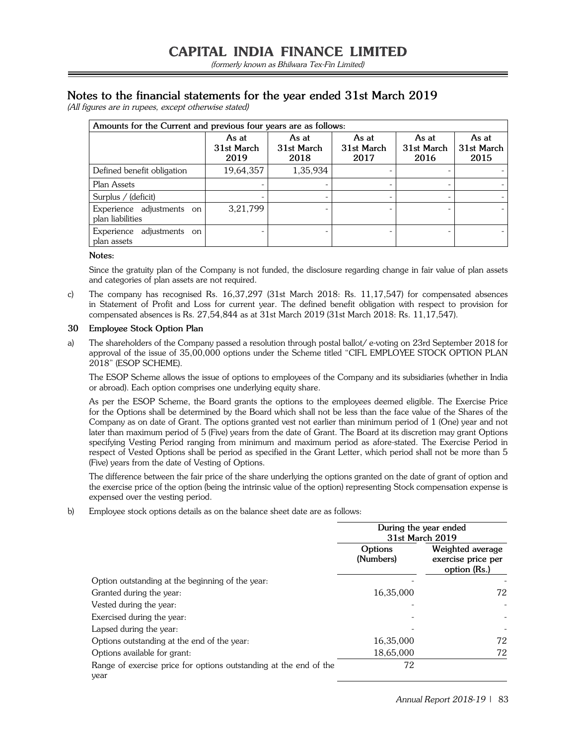## Notes to the financial statements for the year ended 31st March 2019

*(All figures are in rupees, except otherwise stated)*

| Amounts for the Current and previous four years are as follows: | | | | | |
|---|---|---|---|---|---|
| | As at 31st March 2019 | As at 31st March 2018 | As at 31st March 2017 | As at 31st March 2016 | As at 31st March 2015 |
| Defined benefit obligation | 19,64,357 | 1,35,934 | - | - | - |
| Plan Assets | - | - | - | - | - |
| Surplus / (deficit) | - | - | - | - | - |
| Experience adjustments on plan liabilities | 3,21,799 | - | - | - | - |
| Experience adjustments on plan assets | - | - | - | - | - |

**Notes:**

Since the gratuity plan of the Company is not funded, the disclosure regarding change in fair value of plan assets and categories of plan assets are not required.

c) The company has recognised Rs. 16,37,297 (31st March 2018: Rs. 11,17,547) for compensated absences in Statement of Profit and Loss for current year. The defined benefit obligation with respect to provision for compensated absences is Rs. 27,54,844 as at 31st March 2019 (31st March 2018: Rs. 11,17,547).

### 30 Employee Stock Option Plan

a) The shareholders of the Company passed a resolution through postal ballot/ e-voting on 23rd September 2018 for approval of the issue of 35,00,000 options under the Scheme titled "CIFL EMPLOYEE STOCK OPTION PLAN 2018" (ESOP SCHEME).

The ESOP Scheme allows the issue of options to employees of the Company and its subsidiaries (whether in India or abroad). Each option comprises one underlying equity share.

As per the ESOP Scheme, the Board grants the options to the employees deemed eligible. The Exercise Price for the Options shall be determined by the Board which shall not be less than the face value of the Shares of the Company as on date of Grant. The options granted vest not earlier than minimum period of 1 (One) year and not later than maximum period of 5 (Five) years from the date of Grant. The Board at its discretion may grant Options specifying Vesting Period ranging from minimum and maximum period as afore-stated. The Exercise Period in respect of Vested Options shall be period as specified in the Grant Letter, which period shall not be more than 5 (Five) years from the date of Vesting of Options.

The difference between the fair price of the share underlying the options granted on the date of grant of option and the exercise price of the option (being the intrinsic value of the option) representing Stock compensation expense is expensed over the vesting period.

b) Employee stock options details as on the balance sheet date are as follows:

| | During the year ended 31st March 2019 | |
|---|---|---|
| | Options (Numbers) | Weighted average exercise price per option (Rs.) |
| Option outstanding at the beginning of the year: | - | - |
| Granted during the year: | 16,35,000 | 72 |
| Vested during the year: | - | - |
| Exercised during the year: | - | - |
| Lapsed during the year: | - | - |
| Options outstanding at the end of the year: | 16,35,000 | 72 |
| Options available for grant: | 18,65,000 | 72 |
| Range of exercise price for options outstanding at the end of the year | 72 | |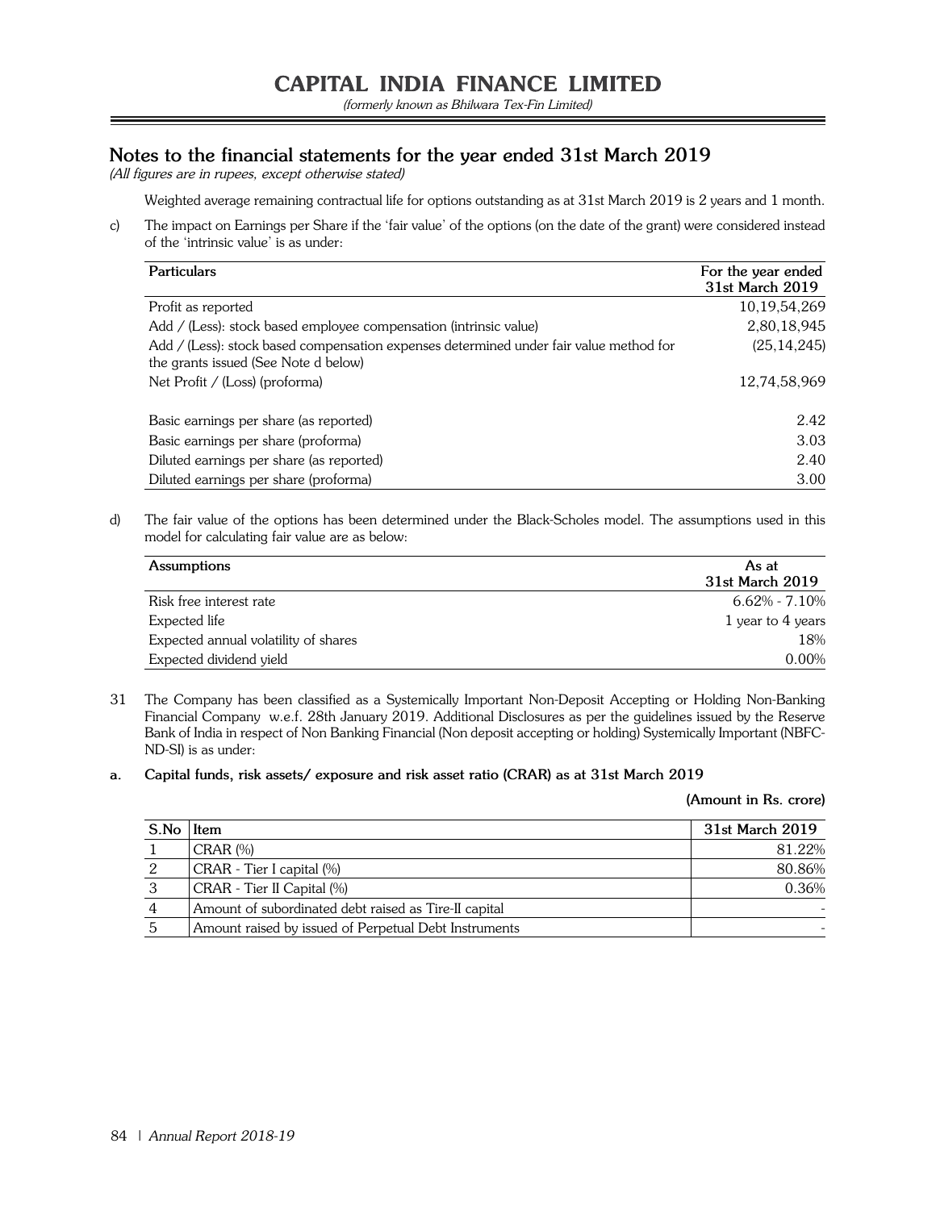## Notes to the financial statements for the year ended 31st March 2019

*(All figures are in rupees, except otherwise stated)*

Weighted average remaining contractual life for options outstanding as at 31st March 2019 is 2 years and 1 month.

c) The impact on Earnings per Share if the 'fair value' of the options (on the date of the grant) were considered instead of the 'intrinsic value' is as under:

| Particulars | For the year ended 31st March 2019 |
|---|---|
| Profit as reported | 10,19,54,269 |
| Add / (Less): stock based employee compensation (intrinsic value) | 2,80,18,945 |
| Add / (Less): stock based compensation expenses determined under fair value method for the grants issued (See Note d below) | (25,14,245) |
| Net Profit / (Loss) (proforma) | 12,74,58,969 |
| Basic earnings per share (as reported) | 2.42 |
| Basic earnings per share (proforma) | 3.03 |
| Diluted earnings per share (as reported) | 2.40 |
| Diluted earnings per share (proforma) | 3.00 |

d) The fair value of the options has been determined under the Black-Scholes model. The assumptions used in this model for calculating fair value are as below:

| Assumptions | As at 31st March 2019 |
|---|---|
| Risk free interest rate | 6.62% - 7.10% |
| Expected life | 1 year to 4 years |
| Expected annual volatility of shares | 18% |
| Expected dividend yield | 0.00% |

31 The Company has been classified as a Systemically Important Non-Deposit Accepting or Holding Non-Banking Financial Company w.e.f. 28th January 2019. Additional Disclosures as per the guidelines issued by the Reserve Bank of India in respect of Non Banking Financial (Non deposit accepting or holding) Systemically Important (NBFC-ND-SI) is as under:

**a. Capital funds, risk assets/ exposure and risk asset ratio (CRAR) as at 31st March 2019**

**(Amount in Rs. crore)**

| S.No | Item | 31st March 2019 |
|---|---|---|
| 1 | CRAR (%) | 81.22% |
| 2 | CRAR - Tier I capital (%) | 80.86% |
| 3 | CRAR - Tier II Capital (%) | 0.36% |
| 4 | Amount of subordinated debt raised as Tire-II capital | - |
| 5 | Amount raised by issued of Perpetual Debt Instruments | - |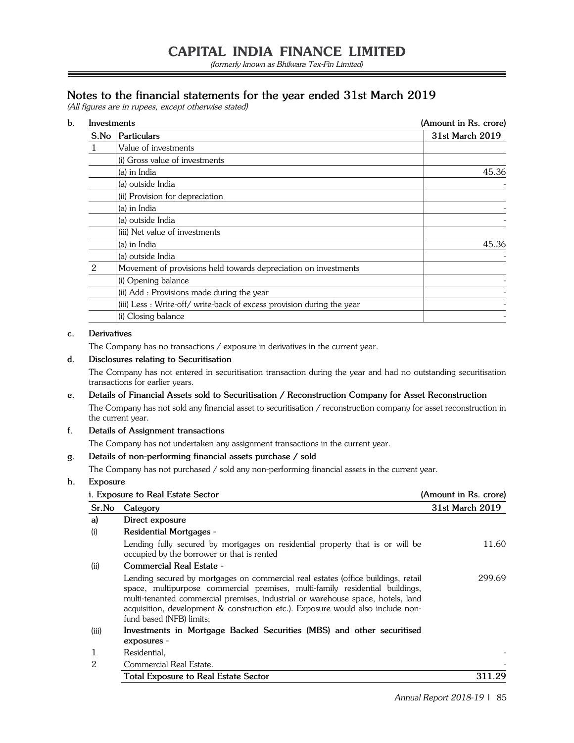## Notes to the financial statements for the year ended 31st March 2019

*(All figures are in rupees, except otherwise stated)*

**b. Investments** **(Amount in Rs. crore)**

| S.No | Particulars | 31st March 2019 |
|---|---|---|
| 1 | Value of investments | |
| | (i) Gross value of investments | |
| | (a) in India | 45.36 |
| | (a) outside India | - |
| | (ii) Provision for depreciation | |
| | (a) in India | - |
| | (a) outside India | - |
| | (iii) Net value of investments | |
| | (a) in India | 45.36 |
| | (a) outside India | - |
| 2 | Movement of provisions held towards depreciation on investments | |
| | (i) Opening balance | - |
| | (ii) Add : Provisions made during the year | - |
| | (iii) Less : Write-off/ write-back of excess provision during the year | - |
| | (i) Closing balance | - |

**c. Derivatives**

The Company has no transactions / exposure in derivatives in the current year.

**d. Disclosures relating to Securitisation**

The Company has not entered in securitisation transaction during the year and had no outstanding securitisation transactions for earlier years.

**e. Details of Financial Assets sold to Securitisation / Reconstruction Company for Asset Reconstruction**

The Company has not sold any financial asset to securitisation / reconstruction company for asset reconstruction in the current year.

**f. Details of Assignment transactions**

The Company has not undertaken any assignment transactions in the current year.

**g. Details of non-performing financial assets purchase / sold**

The Company has not purchased / sold any non-performing financial assets in the current year.

**h. Exposure**

**i. Exposure to Real Estate Sector** **(Amount in Rs. crore)**

| Sr.No | Category | 31st March 2019 |
|---|---|---|
| **a)** | **Direct exposure** | |
| (i) | **Residential Mortgages** - | |
| | Lending fully secured by mortgages on residential property that is or will be occupied by the borrower or that is rented | 11.60 |
| (ii) | **Commercial Real Estate** - | |
| | Lending secured by mortgages on commercial real estates (office buildings, retail space, multipurpose commercial premises, multi-family residential buildings, multi-tenanted commercial premises, industrial or warehouse space, hotels, land acquisition, development & construction etc.). Exposure would also include non-fund based (NFB) limits; | 299.69 |
| (iii) | **Investments in Mortgage Backed Securities (MBS) and other securitised exposures** - | |
| 1 | Residential, | - |
| 2 | Commercial Real Estate. | - |
| | **Total Exposure to Real Estate Sector** | **311.29** |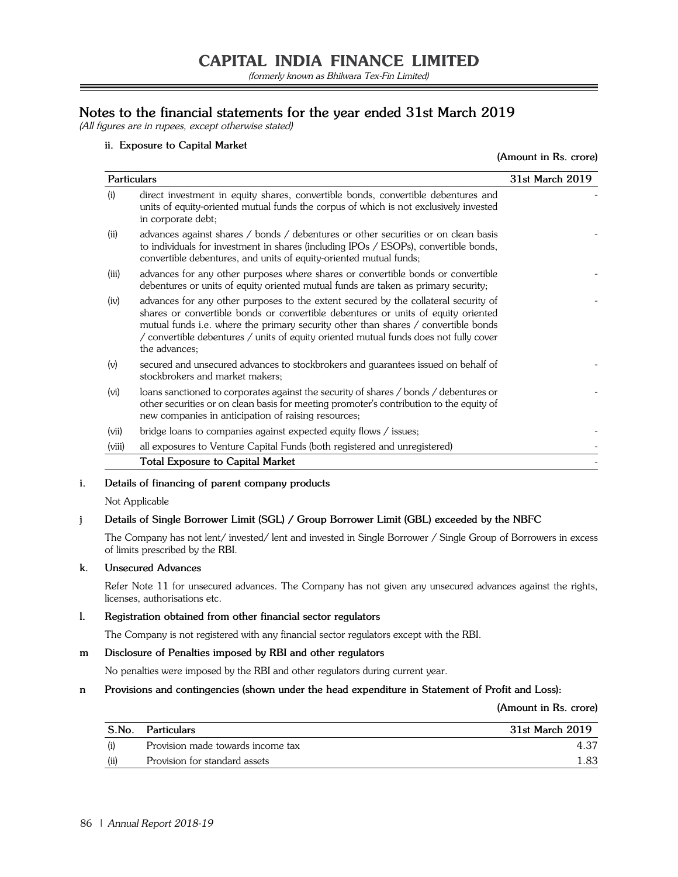## Notes to the financial statements for the year ended 31st March 2019

*(All figures are in rupees, except otherwise stated)*

**ii. Exposure to Capital Market**

**(Amount in Rs. crore)**

| Particulars | | 31st March 2019 |
|---|---|---|
| (i) | direct investment in equity shares, convertible bonds, convertible debentures and units of equity-oriented mutual funds the corpus of which is not exclusively invested in corporate debt; | - |
| (ii) | advances against shares / bonds / debentures or other securities or on clean basis to individuals for investment in shares (including IPOs / ESOPs), convertible bonds, convertible debentures, and units of equity-oriented mutual funds; | - |
| (iii) | advances for any other purposes where shares or convertible bonds or convertible debentures or units of equity oriented mutual funds are taken as primary security; | - |
| (iv) | advances for any other purposes to the extent secured by the collateral security of shares or convertible bonds or convertible debentures or units of equity oriented mutual funds i.e. where the primary security other than shares / convertible bonds / convertible debentures / units of equity oriented mutual funds does not fully cover the advances; | - |
| (v) | secured and unsecured advances to stockbrokers and guarantees issued on behalf of stockbrokers and market makers; | - |
| (vi) | loans sanctioned to corporates against the security of shares / bonds / debentures or other securities or on clean basis for meeting promoter's contribution to the equity of new companies in anticipation of raising resources; | - |
| (vii) | bridge loans to companies against expected equity flows / issues; | - |
| (viii) | all exposures to Venture Capital Funds (both registered and unregistered) | - |
| | **Total Exposure to Capital Market** | - |

**i. Details of financing of parent company products**

Not Applicable

**j Details of Single Borrower Limit (SGL) / Group Borrower Limit (GBL) exceeded by the NBFC**

The Company has not lent/ invested/ lent and invested in Single Borrower / Single Group of Borrowers in excess of limits prescribed by the RBI.

**k. Unsecured Advances**

Refer Note 11 for unsecured advances. The Company has not given any unsecured advances against the rights, licenses, authorisations etc.

**l. Registration obtained from other financial sector regulators**

The Company is not registered with any financial sector regulators except with the RBI.

**m Disclosure of Penalties imposed by RBI and other regulators**

No penalties were imposed by the RBI and other regulators during current year.

**n Provisions and contingencies (shown under the head expenditure in Statement of Profit and Loss):**

**(Amount in Rs. crore)**

| S.No. | Particulars | 31st March 2019 |
|---|---|---|
| (i) | Provision made towards income tax | 4.37 |
| (ii) | Provision for standard assets | 1.83 |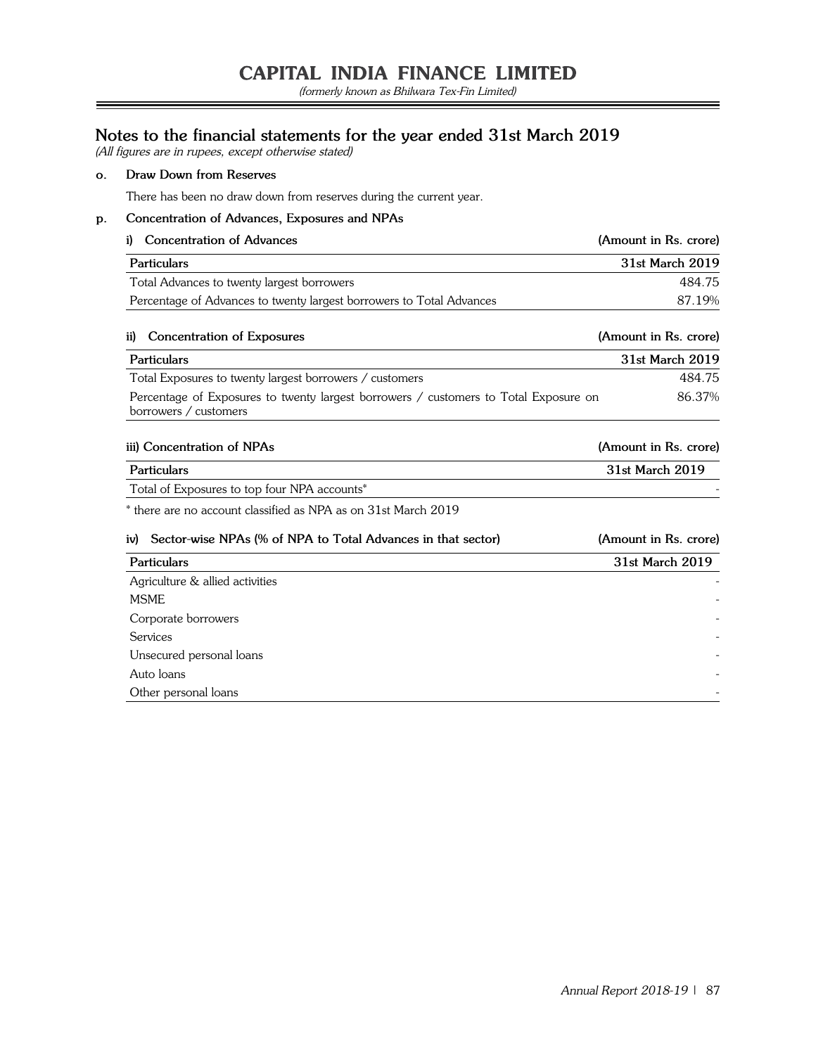## Notes to the financial statements for the year ended 31st March 2019

*(All figures are in rupees, except otherwise stated)*

**o. Draw Down from Reserves**

There has been no draw down from reserves during the current year.

**p. Concentration of Advances, Exposures and NPAs**

**i) Concentration of Advances** **(Amount in Rs. crore)**

| Particulars | 31st March 2019 |
|---|---|
| Total Advances to twenty largest borrowers | 484.75 |
| Percentage of Advances to twenty largest borrowers to Total Advances | 87.19% |

**ii) Concentration of Exposures** **(Amount in Rs. crore)**

| Particulars | 31st March 2019 |
|---|---|
| Total Exposures to twenty largest borrowers / customers | 484.75 |
| Percentage of Exposures to twenty largest borrowers / customers to Total Exposure on borrowers / customers | 86.37% |

**iii) Concentration of NPAs** **(Amount in Rs. crore)**

| Particulars | 31st March 2019 |
|---|---|
| Total of Exposures to top four NPA accounts* | - |

* there are no account classified as NPA as on 31st March 2019

**iv) Sector-wise NPAs (% of NPA to Total Advances in that sector)** **(Amount in Rs. crore)**

| Particulars | 31st March 2019 |
|---|---|
| Agriculture & allied activities | - |
| MSME | - |
| Corporate borrowers | - |
| Services | - |
| Unsecured personal loans | - |
| Auto loans | - |
| Other personal loans | - |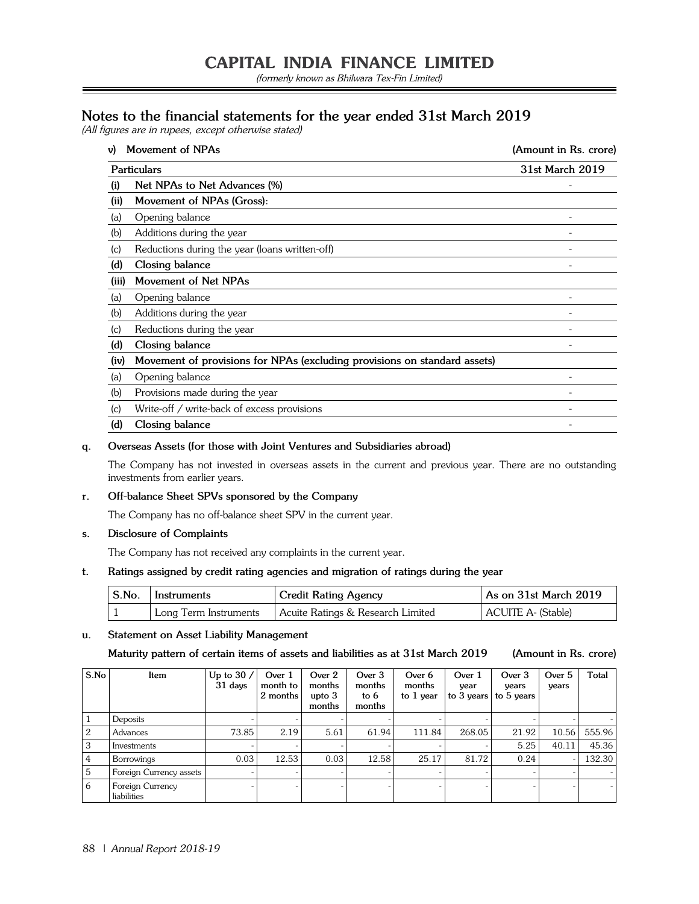## Notes to the financial statements for the year ended 31st March 2019

*(All figures are in rupees, except otherwise stated)*

**v) Movement of NPAs** **(Amount in Rs. crore)**

| | Particulars | 31st March 2019 |
|---|---|---|
| **(i)** | **Net NPAs to Net Advances (%)** | - |
| **(ii)** | **Movement of NPAs (Gross):** | |
| (a) | Opening balance | - |
| (b) | Additions during the year | - |
| (c) | Reductions during the year (loans written-off) | - |
| **(d)** | **Closing balance** | - |
| **(iii)** | **Movement of Net NPAs** | |
| (a) | Opening balance | - |
| (b) | Additions during the year | - |
| (c) | Reductions during the year | - |
| **(d)** | **Closing balance** | - |
| **(iv)** | **Movement of provisions for NPAs (excluding provisions on standard assets)** | |
| (a) | Opening balance | - |
| (b) | Provisions made during the year | - |
| (c) | Write-off / write-back of excess provisions | - |
| **(d)** | **Closing balance** | - |

**q. Overseas Assets (for those with Joint Ventures and Subsidiaries abroad)**

The Company has not invested in overseas assets in the current and previous year. There are no outstanding investments from earlier years.

**r. Off-balance Sheet SPVs sponsored by the Company**

The Company has no off-balance sheet SPV in the current year.

**s. Disclosure of Complaints**

The Company has not received any complaints in the current year.

**t. Ratings assigned by credit rating agencies and migration of ratings during the year**

| S.No. | Instruments | Credit Rating Agency | As on 31st March 2019 |
|---|---|---|---|
| 1 | Long Term Instruments | Acuite Ratings & Research Limited | ACUITE A- (Stable) |

**u. Statement on Asset Liability Management**

**Maturity pattern of certain items of assets and liabilities as at 31st March 2019** **(Amount in Rs. crore)**

| S.No | Item | Up to 30 / 31 days | Over 1 month to 2 months | Over 2 months upto 3 months | Over 3 months to 6 months | Over 6 months to 1 year | Over 1 year to 3 years | Over 3 years to 5 years | Over 5 years | Total |
|---|---|---|---|---|---|---|---|---|---|---|
| 1 | Deposits | - | - | - | - | - | - | - | - | - |
| 2 | Advances | 73.85 | 2.19 | 5.61 | 61.94 | 111.84 | 268.05 | 21.92 | 10.56 | 555.96 |
| 3 | Investments | - | - | - | - | - | - | 5.25 | 40.11 | 45.36 |
| 4 | Borrowings | 0.03 | 12.53 | 0.03 | 12.58 | 25.17 | 81.72 | 0.24 | - | 132.30 |
| 5 | Foreign Currency assets | - | - | - | - | - | - | - | - | - |
| 6 | Foreign Currency liabilities | - | - | - | - | - | - | - | - | - |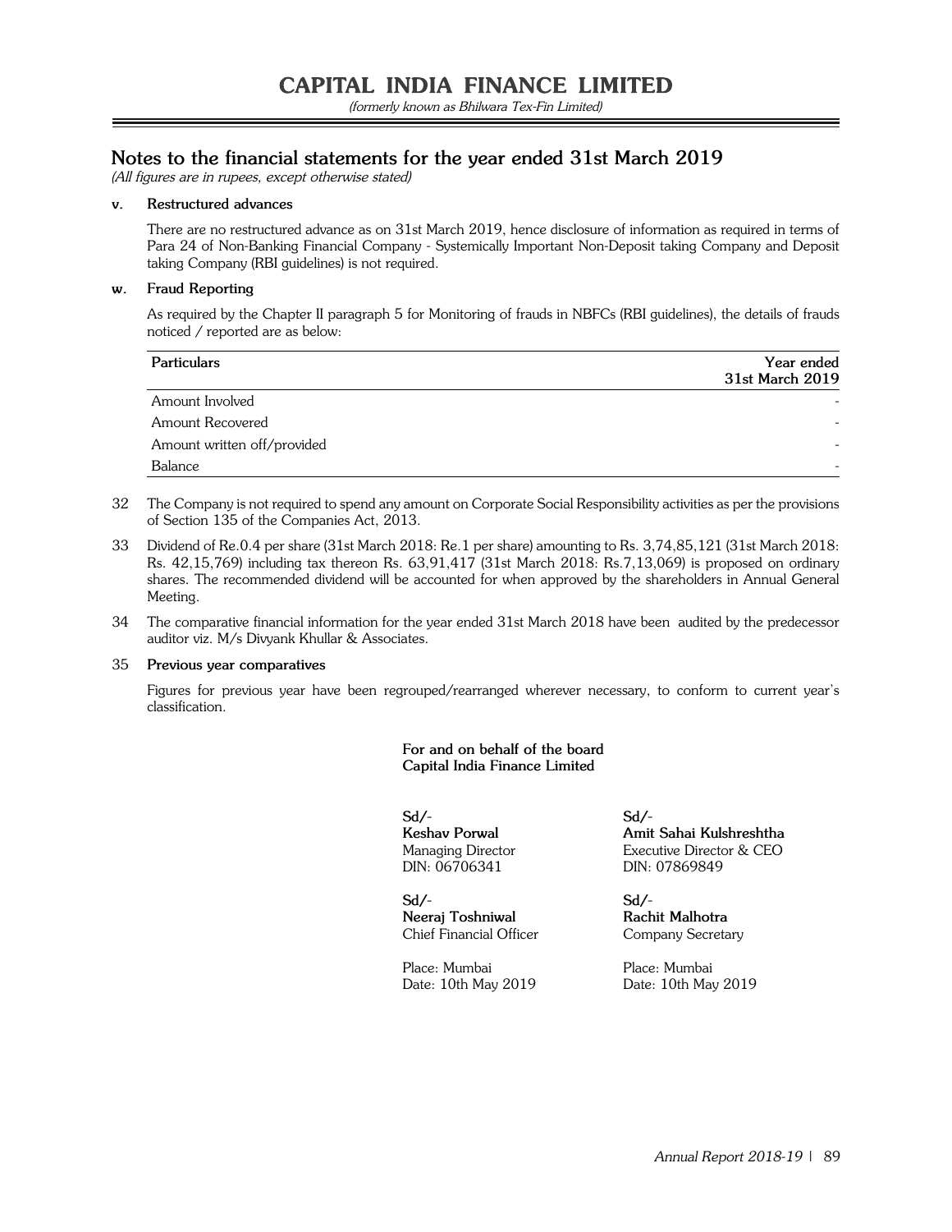## Notes to the financial statements for the year ended 31st March 2019

*(All figures are in rupees, except otherwise stated)*

**v. Restructured advances**

There are no restructured advance as on 31st March 2019, hence disclosure of information as required in terms of Para 24 of Non-Banking Financial Company - Systemically Important Non-Deposit taking Company and Deposit taking Company (RBI guidelines) is not required.

**w. Fraud Reporting**

As required by the Chapter II paragraph 5 for Monitoring of frauds in NBFCs (RBI guidelines), the details of frauds noticed / reported are as below:

| Particulars | Year ended 31st March 2019 |
|---|---|
| Amount Involved | - |
| Amount Recovered | - |
| Amount written off/provided | - |
| Balance | - |

32 The Company is not required to spend any amount on Corporate Social Responsibility activities as per the provisions of Section 135 of the Companies Act, 2013.

33 Dividend of Re.0.4 per share (31st March 2018: Re.1 per share) amounting to Rs. 3,74,85,121 (31st March 2018: Rs. 42,15,769) including tax thereon Rs. 63,91,417 (31st March 2018: Rs.7,13,069) is proposed on ordinary shares. The recommended dividend will be accounted for when approved by the shareholders in Annual General Meeting.

34 The comparative financial information for the year ended 31st March 2018 have been audited by the predecessor auditor viz. M/s Divyank Khullar & Associates.

35 **Previous year comparatives**

Figures for previous year have been regrouped/rearranged wherever necessary, to conform to current year's classification.

**For and on behalf of the board**
**Capital India Finance Limited**

**Sd/-**
**Keshav Porwal**
Managing Director
DIN: 06706341

**Sd/-**
**Amit Sahai Kulshreshtha**
Executive Director & CEO
DIN: 07869849

**Sd/-**
**Neeraj Toshniwal**
Chief Financial Officer

**Sd/-**
**Rachit Malhotra**
Company Secretary

Place: Mumbai
Date: 10th May 2019

Place: Mumbai
Date: 10th May 2019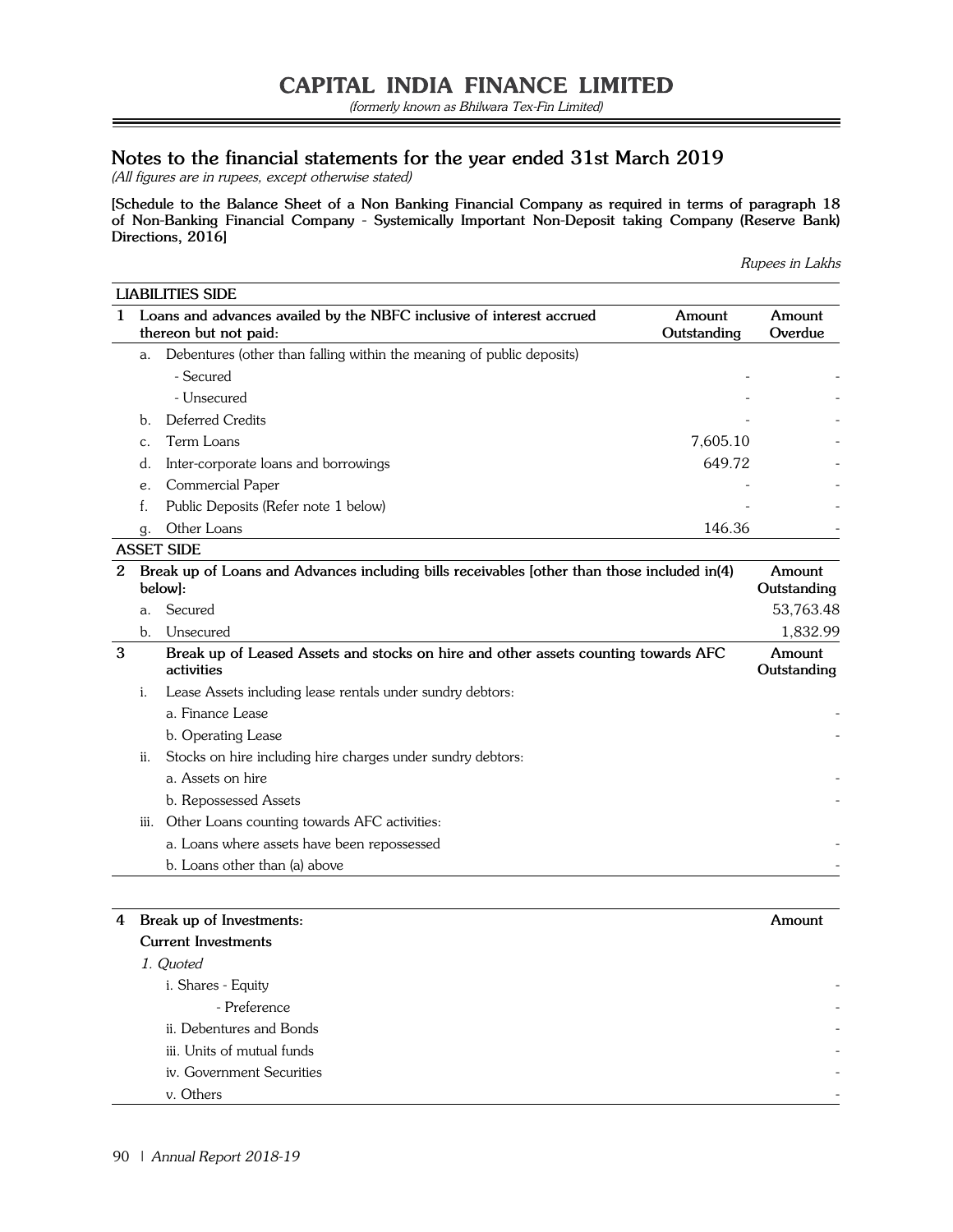# CAPITAL INDIA FINANCE LIMITED

*(formerly known as Bhilwara Tex-Fin Limited)*

## Notes to the financial statements for the year ended 31st March 2019

*(All figures are in rupees, except otherwise stated)*

**[Schedule to the Balance Sheet of a Non Banking Financial Company as required in terms of paragraph 18 of Non-Banking Financial Company - Systemically Important Non-Deposit taking Company (Reserve Bank) Directions, 2016]**

*Rupees in Lakhs*

| | | **LIABILITIES SIDE** | | |
|---|---|---|---|---|
| **1** | | **Loans and advances availed by the NBFC inclusive of interest accrued thereon but not paid:** | **Amount Outstanding** | **Amount Overdue** |
| | a. | Debentures (other than falling within the meaning of public deposits) | | |
| | | - Secured | - | - |
| | | - Unsecured | - | - |
| | b. | Deferred Credits | - | - |
| | c. | Term Loans | 7,605.10 | - |
| | d. | Inter-corporate loans and borrowings | 649.72 | - |
| | e. | Commercial Paper | - | - |
| | f. | Public Deposits (Refer note 1 below) | - | - |
| | g. | Other Loans | 146.36 | - |
| | | **ASSET SIDE** | | |
| **2** | | **Break up of Loans and Advances including bills receivables [other than those included in(4) below]:** | | **Amount Outstanding** |
| | a. | Secured | | 53,763.48 |
| | b. | Unsecured | | 1,832.99 |
| **3** | | **Break up of Leased Assets and stocks on hire and other assets counting towards AFC activities** | | **Amount Outstanding** |
| | i. | Lease Assets including lease rentals under sundry debtors: | | |
| | | a. Finance Lease | | - |
| | | b. Operating Lease | | - |
| | ii. | Stocks on hire including hire charges under sundry debtors: | | |
| | | a. Assets on hire | | - |
| | | b. Repossessed Assets | | - |
| | iii. | Other Loans counting towards AFC activities: | | |
| | | a. Loans where assets have been repossessed | | - |
| | | b. Loans other than (a) above | | - |

| | **Break up of Investments:** | **Amount** |
|---|---|---|
| **4** | **Current Investments** | |
| | *1. Quoted* | |
| | i. Shares - Equity | - |
| | - Preference | - |
| | ii. Debentures and Bonds | - |
| | iii. Units of mutual funds | - |
| | iv. Government Securities | - |
| | v. Others | - |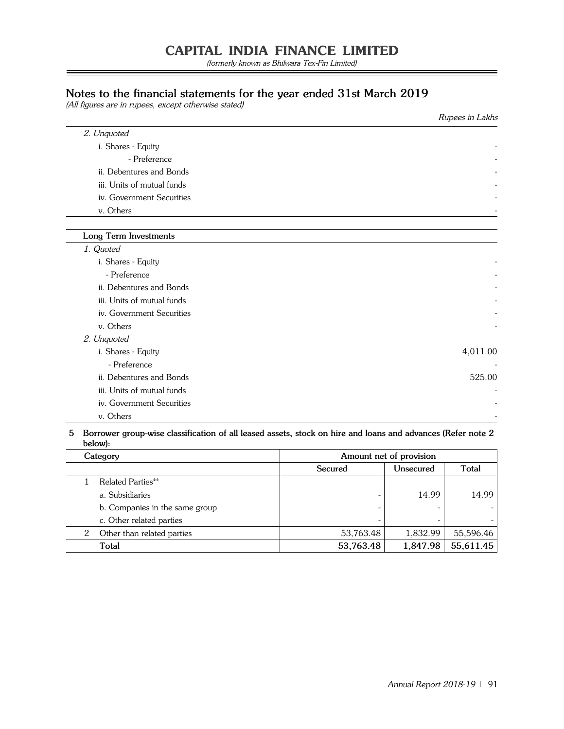# CAPITAL INDIA FINANCE LIMITED

*(formerly known as Bhilwara Tex-Fin Limited)*

## Notes to the financial statements for the year ended 31st March 2019

*(All figures are in rupees, except otherwise stated)*

*Rupees in Lakhs*

| | |
|---|---|
| *2. Unquoted* | |
| i. Shares - Equity | - |
| - Preference | - |
| ii. Debentures and Bonds | - |
| iii. Units of mutual funds | - |
| iv. Government Securities | - |
| v. Others | - |

| **Long Term Investments** | |
|---|---|
| *1. Quoted* | |
| i. Shares - Equity | - |
| - Preference | - |
| ii. Debentures and Bonds | - |
| iii. Units of mutual funds | - |
| iv. Government Securities | - |
| v. Others | - |
| *2. Unquoted* | |
| i. Shares - Equity | 4,011.00 |
| - Preference | - |
| ii. Debentures and Bonds | 525.00 |
| iii. Units of mutual funds | - |
| iv. Government Securities | - |
| v. Others | - |

**5 Borrower group-wise classification of all leased assets, stock on hire and loans and advances (Refer note 2 below):**

| | Category | Amount net of provision | | |
|---|---|---|---|---|
| | | Secured | Unsecured | Total |
| 1 | Related Parties** | | | |
| | a. Subsidiaries | - | 14.99 | 14.99 |
| | b. Companies in the same group | - | - | - |
| | c. Other related parties | - | - | - |
| 2 | Other than related parties | 53,763.48 | 1,832.99 | 55,596.46 |
| | **Total** | **53,763.48** | **1,847.98** | **55,611.45** |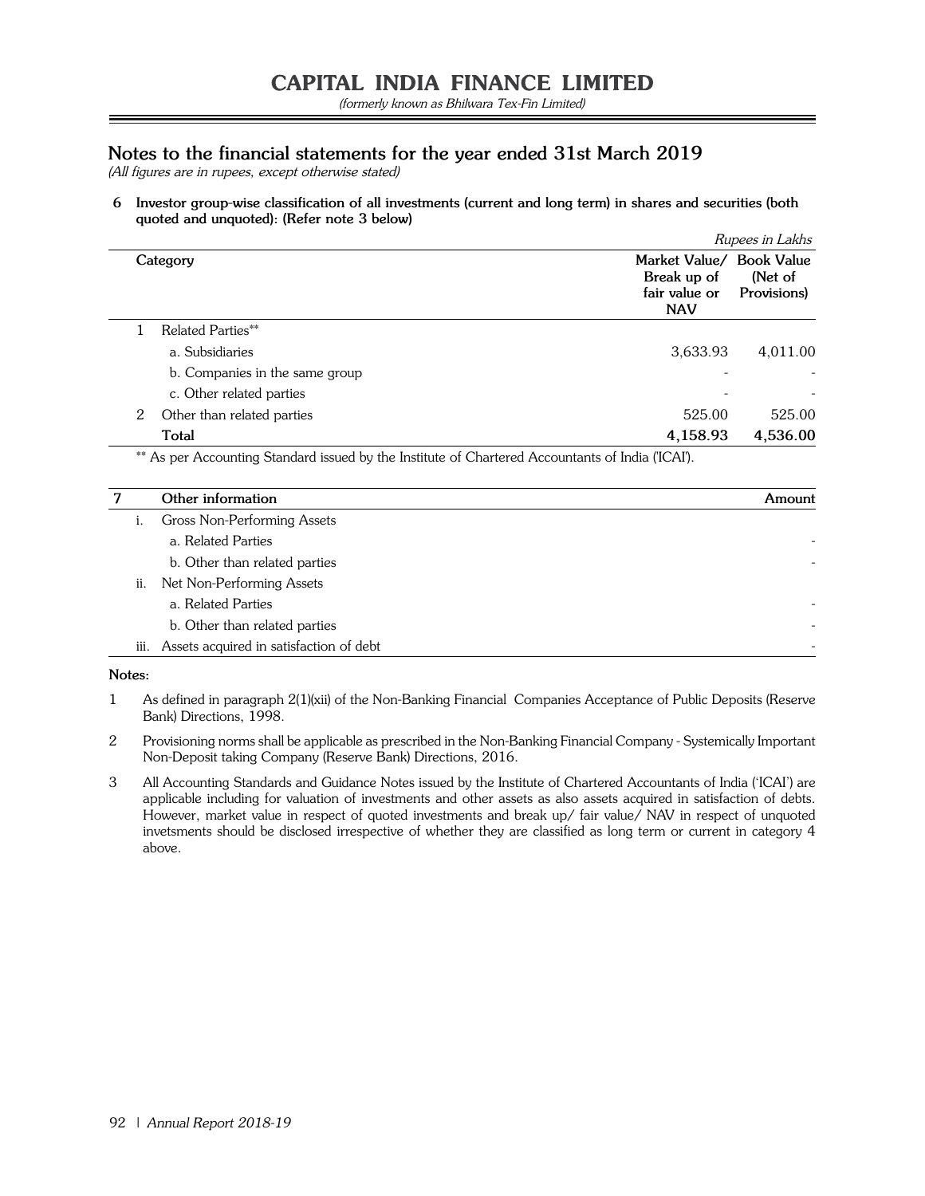# CAPITAL INDIA FINANCE LIMITED

*(formerly known as Bhilwara Tex-Fin Limited)*

## Notes to the financial statements for the year ended 31st March 2019

*(All figures are in rupees, except otherwise stated)*

**6 Investor group-wise classification of all investments (current and long term) in shares and securities (both quoted and unquoted): (Refer note 3 below)**

*Rupees in Lakhs*

| | Category | Market Value/ Break up of fair value or NAV | Book Value (Net of Provisions) |
|---|---|---|---|
| 1 | Related Parties** | | |
| | a. Subsidiaries | 3,633.93 | 4,011.00 |
| | b. Companies in the same group | - | - |
| | c. Other related parties | - | - |
| 2 | Other than related parties | 525.00 | 525.00 |
| | **Total** | **4,158.93** | **4,536.00** |

** As per Accounting Standard issued by the Institute of Chartered Accountants of India ('ICAI').

| 7 | | Other information | Amount |
|---|---|---|---|
| | i. | Gross Non-Performing Assets | |
| | | a. Related Parties | - |
| | | b. Other than related parties | - |
| | ii. | Net Non-Performing Assets | |
| | | a. Related Parties | - |
| | | b. Other than related parties | - |
| | iii. | Assets acquired in satisfaction of debt | - |

**Notes:**

1. As defined in paragraph 2(1)(xii) of the Non-Banking Financial Companies Acceptance of Public Deposits (Reserve Bank) Directions, 1998.
2. Provisioning norms shall be applicable as prescribed in the Non-Banking Financial Company - Systemically Important Non-Deposit taking Company (Reserve Bank) Directions, 2016.
3. All Accounting Standards and Guidance Notes issued by the Institute of Chartered Accountants of India ('ICAI') are applicable including for valuation of investments and other assets as also assets acquired in satisfaction of debts. However, market value in respect of quoted investments and break up/ fair value/ NAV in respect of unquoted invetsments should be disclosed irrespective of whether they are classified as long term or current in category 4 above.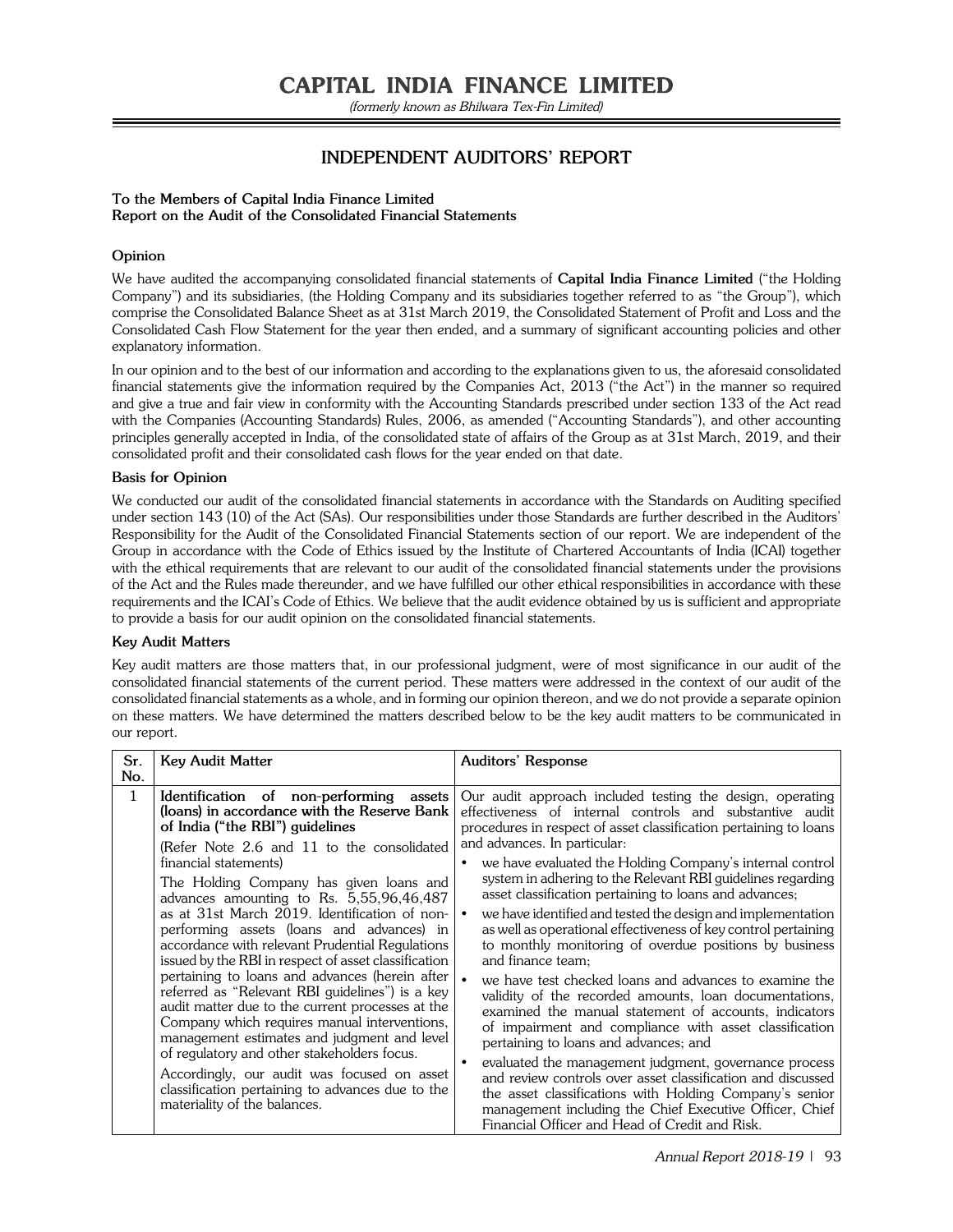# CAPITAL INDIA FINANCE LIMITED

*(formerly known as Bhilwara Tex-Fin Limited)*

## INDEPENDENT AUDITORS' REPORT

**To the Members of Capital India Finance Limited**
**Report on the Audit of the Consolidated Financial Statements**

### Opinion

We have audited the accompanying consolidated financial statements of **Capital India Finance Limited** ("the Holding Company") and its subsidiaries, (the Holding Company and its subsidiaries together referred to as "the Group"), which comprise the Consolidated Balance Sheet as at 31st March 2019, the Consolidated Statement of Profit and Loss and the Consolidated Cash Flow Statement for the year then ended, and a summary of significant accounting policies and other explanatory information.

In our opinion and to the best of our information and according to the explanations given to us, the aforesaid consolidated financial statements give the information required by the Companies Act, 2013 ("the Act") in the manner so required and give a true and fair view in conformity with the Accounting Standards prescribed under section 133 of the Act read with the Companies (Accounting Standards) Rules, 2006, as amended ("Accounting Standards"), and other accounting principles generally accepted in India, of the consolidated state of affairs of the Group as at 31st March, 2019, and their consolidated profit and their consolidated cash flows for the year ended on that date.

### Basis for Opinion

We conducted our audit of the consolidated financial statements in accordance with the Standards on Auditing specified under section 143 (10) of the Act (SAs). Our responsibilities under those Standards are further described in the Auditors' Responsibility for the Audit of the Consolidated Financial Statements section of our report. We are independent of the Group in accordance with the Code of Ethics issued by the Institute of Chartered Accountants of India (ICAI) together with the ethical requirements that are relevant to our audit of the consolidated financial statements under the provisions of the Act and the Rules made thereunder, and we have fulfilled our other ethical responsibilities in accordance with these requirements and the ICAI's Code of Ethics. We believe that the audit evidence obtained by us is sufficient and appropriate to provide a basis for our audit opinion on the consolidated financial statements.

### Key Audit Matters

Key audit matters are those matters that, in our professional judgment, were of most significance in our audit of the consolidated financial statements of the current period. These matters were addressed in the context of our audit of the consolidated financial statements as a whole, and in forming our opinion thereon, and we do not provide a separate opinion on these matters. We have determined the matters described below to be the key audit matters to be communicated in our report.

| Sr. No. | Key Audit Matter | Auditors' Response |
|---|---|---|
| 1 | **Identification of non-performing assets (loans) in accordance with the Reserve Bank of India ("the RBI") guidelines**<br><br>(Refer Note 2.6 and 11 to the consolidated financial statements)<br><br>The Holding Company has given loans and advances amounting to Rs. 5,55,96,46,487 as at 31st March 2019. Identification of non-performing assets (loans and advances) in accordance with relevant Prudential Regulations issued by the RBI in respect of asset classification pertaining to loans and advances (herein after referred as "Relevant RBI guidelines") is a key audit matter due to the current processes at the Company which requires manual interventions, management estimates and judgment and level of regulatory and other stakeholders focus.<br><br>Accordingly, our audit was focused on asset classification pertaining to advances due to the materiality of the balances. | Our audit approach included testing the design, operating effectiveness of internal controls and substantive audit procedures in respect of asset classification pertaining to loans and advances. In particular:<br>• we have evaluated the Holding Company's internal control system in adhering to the Relevant RBI guidelines regarding asset classification pertaining to loans and advances;<br>• we have identified and tested the design and implementation as well as operational effectiveness of key control pertaining to monthly monitoring of overdue positions by business and finance team;<br>• we have test checked loans and advances to examine the validity of the recorded amounts, loan documentations, examined the manual statement of accounts, indicators of impairment and compliance with asset classification pertaining to loans and advances; and<br>• evaluated the management judgment, governance process and review controls over asset classification and discussed the asset classifications with Holding Company's senior management including the Chief Executive Officer, Chief Financial Officer and Head of Credit and Risk. |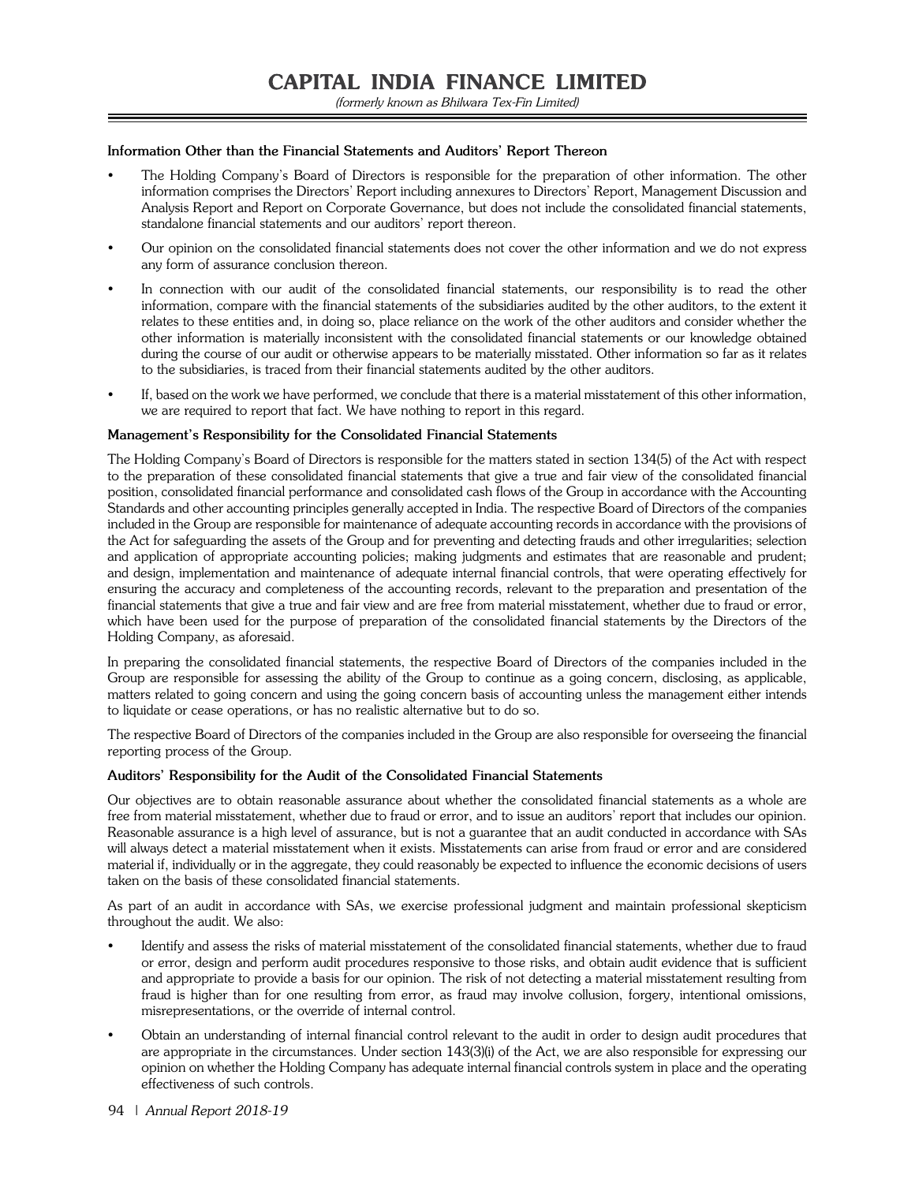**Information Other than the Financial Statements and Auditors' Report Thereon**

- The Holding Company's Board of Directors is responsible for the preparation of other information. The other information comprises the Directors' Report including annexures to Directors' Report, Management Discussion and Analysis Report and Report on Corporate Governance, but does not include the consolidated financial statements, standalone financial statements and our auditors' report thereon.
- Our opinion on the consolidated financial statements does not cover the other information and we do not express any form of assurance conclusion thereon.
- In connection with our audit of the consolidated financial statements, our responsibility is to read the other information, compare with the financial statements of the subsidiaries audited by the other auditors, to the extent it relates to these entities and, in doing so, place reliance on the work of the other auditors and consider whether the other information is materially inconsistent with the consolidated financial statements or our knowledge obtained during the course of our audit or otherwise appears to be materially misstated. Other information so far as it relates to the subsidiaries, is traced from their financial statements audited by the other auditors.
- If, based on the work we have performed, we conclude that there is a material misstatement of this other information, we are required to report that fact. We have nothing to report in this regard.

**Management's Responsibility for the Consolidated Financial Statements**

The Holding Company's Board of Directors is responsible for the matters stated in section 134(5) of the Act with respect to the preparation of these consolidated financial statements that give a true and fair view of the consolidated financial position, consolidated financial performance and consolidated cash flows of the Group in accordance with the Accounting Standards and other accounting principles generally accepted in India. The respective Board of Directors of the companies included in the Group are responsible for maintenance of adequate accounting records in accordance with the provisions of the Act for safeguarding the assets of the Group and for preventing and detecting frauds and other irregularities; selection and application of appropriate accounting policies; making judgments and estimates that are reasonable and prudent; and design, implementation and maintenance of adequate internal financial controls, that were operating effectively for ensuring the accuracy and completeness of the accounting records, relevant to the preparation and presentation of the financial statements that give a true and fair view and are free from material misstatement, whether due to fraud or error, which have been used for the purpose of preparation of the consolidated financial statements by the Directors of the Holding Company, as aforesaid.

In preparing the consolidated financial statements, the respective Board of Directors of the companies included in the Group are responsible for assessing the ability of the Group to continue as a going concern, disclosing, as applicable, matters related to going concern and using the going concern basis of accounting unless the management either intends to liquidate or cease operations, or has no realistic alternative but to do so.

The respective Board of Directors of the companies included in the Group are also responsible for overseeing the financial reporting process of the Group.

**Auditors' Responsibility for the Audit of the Consolidated Financial Statements**

Our objectives are to obtain reasonable assurance about whether the consolidated financial statements as a whole are free from material misstatement, whether due to fraud or error, and to issue an auditors' report that includes our opinion. Reasonable assurance is a high level of assurance, but is not a guarantee that an audit conducted in accordance with SAs will always detect a material misstatement when it exists. Misstatements can arise from fraud or error and are considered material if, individually or in the aggregate, they could reasonably be expected to influence the economic decisions of users taken on the basis of these consolidated financial statements.

As part of an audit in accordance with SAs, we exercise professional judgment and maintain professional skepticism throughout the audit. We also:

- Identify and assess the risks of material misstatement of the consolidated financial statements, whether due to fraud or error, design and perform audit procedures responsive to those risks, and obtain audit evidence that is sufficient and appropriate to provide a basis for our opinion. The risk of not detecting a material misstatement resulting from fraud is higher than for one resulting from error, as fraud may involve collusion, forgery, intentional omissions, misrepresentations, or the override of internal control.
- Obtain an understanding of internal financial control relevant to the audit in order to design audit procedures that are appropriate in the circumstances. Under section 143(3)(i) of the Act, we are also responsible for expressing our opinion on whether the Holding Company has adequate internal financial controls system in place and the operating effectiveness of such controls.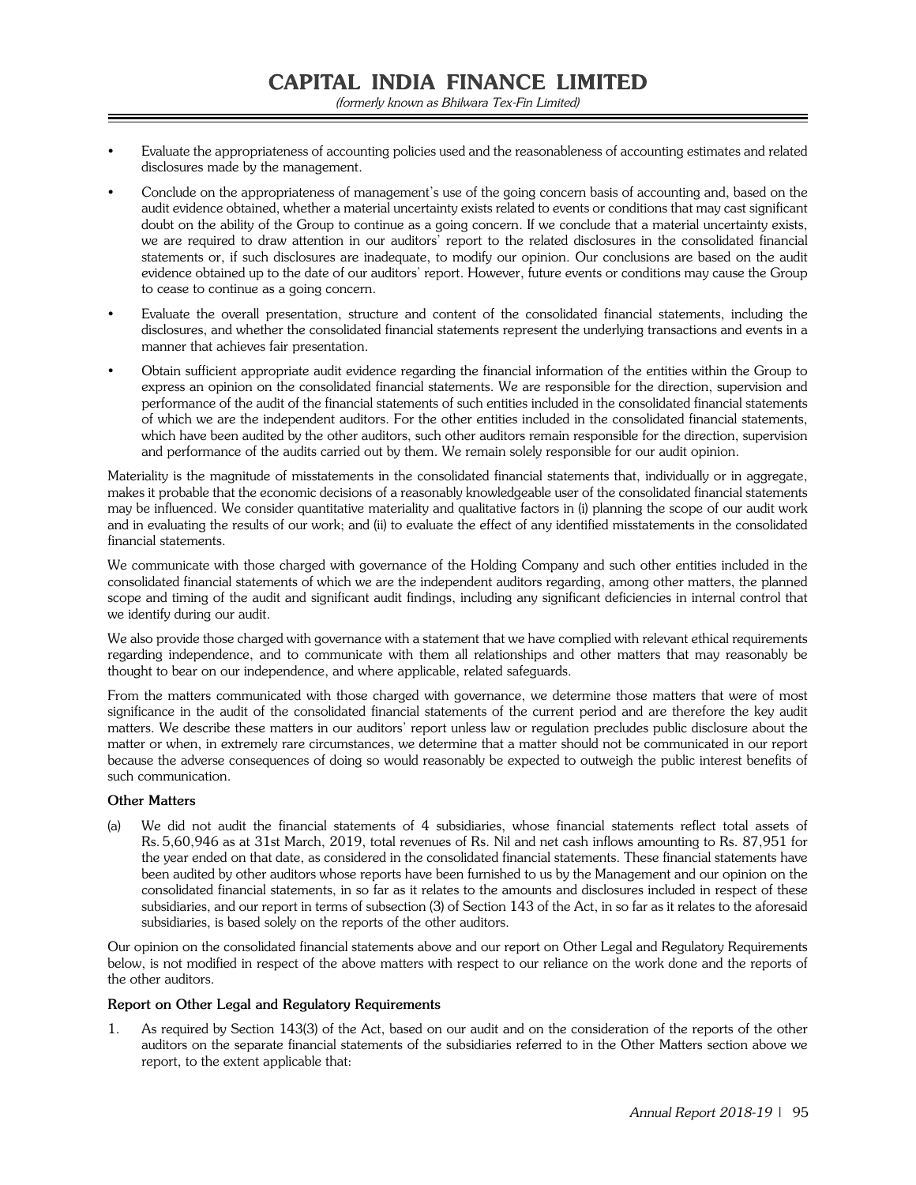- Evaluate the appropriateness of accounting policies used and the reasonableness of accounting estimates and related disclosures made by the management.
- Conclude on the appropriateness of management's use of the going concern basis of accounting and, based on the audit evidence obtained, whether a material uncertainty exists related to events or conditions that may cast significant doubt on the ability of the Group to continue as a going concern. If we conclude that a material uncertainty exists, we are required to draw attention in our auditors' report to the related disclosures in the consolidated financial statements or, if such disclosures are inadequate, to modify our opinion. Our conclusions are based on the audit evidence obtained up to the date of our auditors' report. However, future events or conditions may cause the Group to cease to continue as a going concern.
- Evaluate the overall presentation, structure and content of the consolidated financial statements, including the disclosures, and whether the consolidated financial statements represent the underlying transactions and events in a manner that achieves fair presentation.
- Obtain sufficient appropriate audit evidence regarding the financial information of the entities within the Group to express an opinion on the consolidated financial statements. We are responsible for the direction, supervision and performance of the audit of the financial statements of such entities included in the consolidated financial statements of which we are the independent auditors. For the other entities included in the consolidated financial statements, which have been audited by the other auditors, such other auditors remain responsible for the direction, supervision and performance of the audits carried out by them. We remain solely responsible for our audit opinion.

Materiality is the magnitude of misstatements in the consolidated financial statements that, individually or in aggregate, makes it probable that the economic decisions of a reasonably knowledgeable user of the consolidated financial statements may be influenced. We consider quantitative materiality and qualitative factors in (i) planning the scope of our audit work and in evaluating the results of our work; and (ii) to evaluate the effect of any identified misstatements in the consolidated financial statements.

We communicate with those charged with governance of the Holding Company and such other entities included in the consolidated financial statements of which we are the independent auditors regarding, among other matters, the planned scope and timing of the audit and significant audit findings, including any significant deficiencies in internal control that we identify during our audit.

We also provide those charged with governance with a statement that we have complied with relevant ethical requirements regarding independence, and to communicate with them all relationships and other matters that may reasonably be thought to bear on our independence, and where applicable, related safeguards.

From the matters communicated with those charged with governance, we determine those matters that were of most significance in the audit of the consolidated financial statements of the current period and are therefore the key audit matters. We describe these matters in our auditors' report unless law or regulation precludes public disclosure about the matter or when, in extremely rare circumstances, we determine that a matter should not be communicated in our report because the adverse consequences of doing so would reasonably be expected to outweigh the public interest benefits of such communication.

**Other Matters**

(a) We did not audit the financial statements of 4 subsidiaries, whose financial statements reflect total assets of Rs. 5,60,946 as at 31st March, 2019, total revenues of Rs. Nil and net cash inflows amounting to Rs. 87,951 for the year ended on that date, as considered in the consolidated financial statements. These financial statements have been audited by other auditors whose reports have been furnished to us by the Management and our opinion on the consolidated financial statements, in so far as it relates to the amounts and disclosures included in respect of these subsidiaries, and our report in terms of subsection (3) of Section 143 of the Act, in so far as it relates to the aforesaid subsidiaries, is based solely on the reports of the other auditors.

Our opinion on the consolidated financial statements above and our report on Other Legal and Regulatory Requirements below, is not modified in respect of the above matters with respect to our reliance on the work done and the reports of the other auditors.

**Report on Other Legal and Regulatory Requirements**

1. As required by Section 143(3) of the Act, based on our audit and on the consideration of the reports of the other auditors on the separate financial statements of the subsidiaries referred to in the Other Matters section above we report, to the extent applicable that: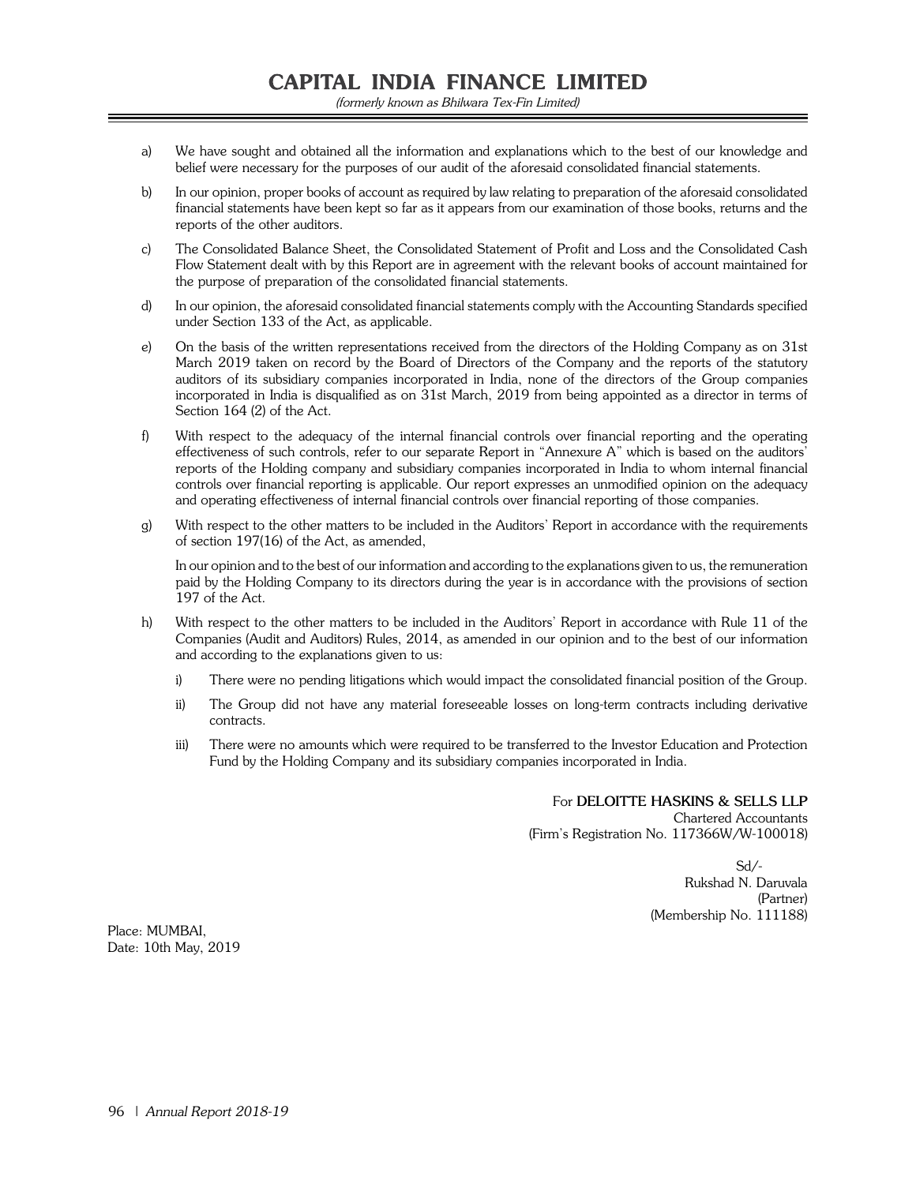a) We have sought and obtained all the information and explanations which to the best of our knowledge and belief were necessary for the purposes of our audit of the aforesaid consolidated financial statements.

b) In our opinion, proper books of account as required by law relating to preparation of the aforesaid consolidated financial statements have been kept so far as it appears from our examination of those books, returns and the reports of the other auditors.

c) The Consolidated Balance Sheet, the Consolidated Statement of Profit and Loss and the Consolidated Cash Flow Statement dealt with by this Report are in agreement with the relevant books of account maintained for the purpose of preparation of the consolidated financial statements.

d) In our opinion, the aforesaid consolidated financial statements comply with the Accounting Standards specified under Section 133 of the Act, as applicable.

e) On the basis of the written representations received from the directors of the Holding Company as on 31st March 2019 taken on record by the Board of Directors of the Company and the reports of the statutory auditors of its subsidiary companies incorporated in India, none of the directors of the Group companies incorporated in India is disqualified as on 31st March, 2019 from being appointed as a director in terms of Section 164 (2) of the Act.

f) With respect to the adequacy of the internal financial controls over financial reporting and the operating effectiveness of such controls, refer to our separate Report in "Annexure A" which is based on the auditors' reports of the Holding company and subsidiary companies incorporated in India to whom internal financial controls over financial reporting is applicable. Our report expresses an unmodified opinion on the adequacy and operating effectiveness of internal financial controls over financial reporting of those companies.

g) With respect to the other matters to be included in the Auditors' Report in accordance with the requirements of section 197(16) of the Act, as amended,

   In our opinion and to the best of our information and according to the explanations given to us, the remuneration paid by the Holding Company to its directors during the year is in accordance with the provisions of section 197 of the Act.

h) With respect to the other matters to be included in the Auditors' Report in accordance with Rule 11 of the Companies (Audit and Auditors) Rules, 2014, as amended in our opinion and to the best of our information and according to the explanations given to us:

   i) There were no pending litigations which would impact the consolidated financial position of the Group.

   ii) The Group did not have any material foreseeable losses on long-term contracts including derivative contracts.

   iii) There were no amounts which were required to be transferred to the Investor Education and Protection Fund by the Holding Company and its subsidiary companies incorporated in India.

For **DELOITTE HASKINS & SELLS LLP**
Chartered Accountants
(Firm's Registration No. 117366W/W-100018)

Sd/-
Rukshad N. Daruvala
(Partner)
(Membership No. 111188)

Place: MUMBAI,
Date: 10th May, 2019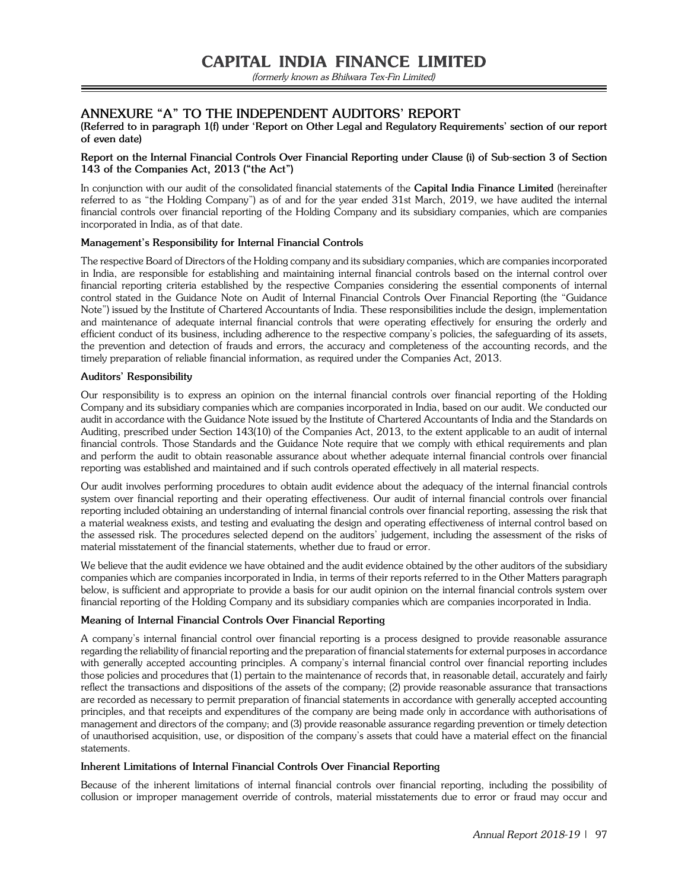## ANNEXURE "A" TO THE INDEPENDENT AUDITORS' REPORT

**(Referred to in paragraph 1(f) under 'Report on Other Legal and Regulatory Requirements' section of our report of even date)**

**Report on the Internal Financial Controls Over Financial Reporting under Clause (i) of Sub-section 3 of Section 143 of the Companies Act, 2013 ("the Act")**

In conjunction with our audit of the consolidated financial statements of the **Capital India Finance Limited** (hereinafter referred to as "the Holding Company") as of and for the year ended 31st March, 2019, we have audited the internal financial controls over financial reporting of the Holding Company and its subsidiary companies, which are companies incorporated in India, as of that date.

**Management's Responsibility for Internal Financial Controls**

The respective Board of Directors of the Holding company and its subsidiary companies, which are companies incorporated in India, are responsible for establishing and maintaining internal financial controls based on the internal control over financial reporting criteria established by the respective Companies considering the essential components of internal control stated in the Guidance Note on Audit of Internal Financial Controls Over Financial Reporting (the "Guidance Note") issued by the Institute of Chartered Accountants of India. These responsibilities include the design, implementation and maintenance of adequate internal financial controls that were operating effectively for ensuring the orderly and efficient conduct of its business, including adherence to the respective company's policies, the safeguarding of its assets, the prevention and detection of frauds and errors, the accuracy and completeness of the accounting records, and the timely preparation of reliable financial information, as required under the Companies Act, 2013.

**Auditors' Responsibility**

Our responsibility is to express an opinion on the internal financial controls over financial reporting of the Holding Company and its subsidiary companies which are companies incorporated in India, based on our audit. We conducted our audit in accordance with the Guidance Note issued by the Institute of Chartered Accountants of India and the Standards on Auditing, prescribed under Section 143(10) of the Companies Act, 2013, to the extent applicable to an audit of internal financial controls. Those Standards and the Guidance Note require that we comply with ethical requirements and plan and perform the audit to obtain reasonable assurance about whether adequate internal financial controls over financial reporting was established and maintained and if such controls operated effectively in all material respects.

Our audit involves performing procedures to obtain audit evidence about the adequacy of the internal financial controls system over financial reporting and their operating effectiveness. Our audit of internal financial controls over financial reporting included obtaining an understanding of internal financial controls over financial reporting, assessing the risk that a material weakness exists, and testing and evaluating the design and operating effectiveness of internal control based on the assessed risk. The procedures selected depend on the auditors' judgement, including the assessment of the risks of material misstatement of the financial statements, whether due to fraud or error.

We believe that the audit evidence we have obtained and the audit evidence obtained by the other auditors of the subsidiary companies which are companies incorporated in India, in terms of their reports referred to in the Other Matters paragraph below, is sufficient and appropriate to provide a basis for our audit opinion on the internal financial controls system over financial reporting of the Holding Company and its subsidiary companies which are companies incorporated in India.

**Meaning of Internal Financial Controls Over Financial Reporting**

A company's internal financial control over financial reporting is a process designed to provide reasonable assurance regarding the reliability of financial reporting and the preparation of financial statements for external purposes in accordance with generally accepted accounting principles. A company's internal financial control over financial reporting includes those policies and procedures that (1) pertain to the maintenance of records that, in reasonable detail, accurately and fairly reflect the transactions and dispositions of the assets of the company; (2) provide reasonable assurance that transactions are recorded as necessary to permit preparation of financial statements in accordance with generally accepted accounting principles, and that receipts and expenditures of the company are being made only in accordance with authorisations of management and directors of the company; and (3) provide reasonable assurance regarding prevention or timely detection of unauthorised acquisition, use, or disposition of the company's assets that could have a material effect on the financial statements.

**Inherent Limitations of Internal Financial Controls Over Financial Reporting**

Because of the inherent limitations of internal financial controls over financial reporting, including the possibility of collusion or improper management override of controls, material misstatements due to error or fraud may occur and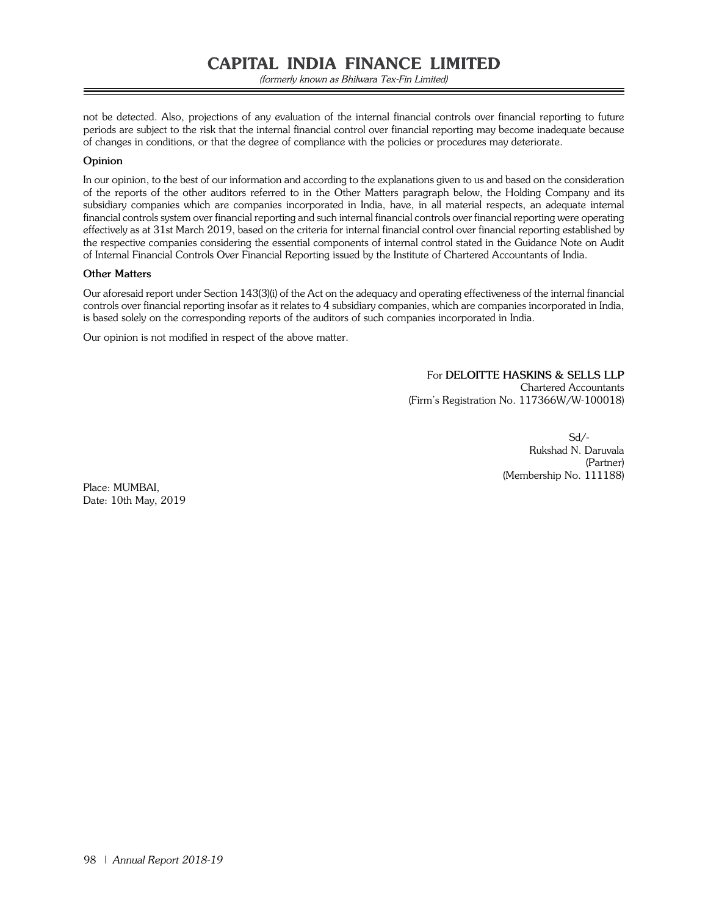not be detected. Also, projections of any evaluation of the internal financial controls over financial reporting to future periods are subject to the risk that the internal financial control over financial reporting may become inadequate because of changes in conditions, or that the degree of compliance with the policies or procedures may deteriorate.

**Opinion**

In our opinion, to the best of our information and according to the explanations given to us and based on the consideration of the reports of the other auditors referred to in the Other Matters paragraph below, the Holding Company and its subsidiary companies which are companies incorporated in India, have, in all material respects, an adequate internal financial controls system over financial reporting and such internal financial controls over financial reporting were operating effectively as at 31st March 2019, based on the criteria for internal financial control over financial reporting established by the respective companies considering the essential components of internal control stated in the Guidance Note on Audit of Internal Financial Controls Over Financial Reporting issued by the Institute of Chartered Accountants of India.

**Other Matters**

Our aforesaid report under Section 143(3)(i) of the Act on the adequacy and operating effectiveness of the internal financial controls over financial reporting insofar as it relates to 4 subsidiary companies, which are companies incorporated in India, is based solely on the corresponding reports of the auditors of such companies incorporated in India.

Our opinion is not modified in respect of the above matter.

For **DELOITTE HASKINS & SELLS LLP**
Chartered Accountants
(Firm's Registration No. 117366W/W-100018)

Sd/-
Rukshad N. Daruvala
(Partner)
(Membership No. 111188)

Place: MUMBAI,
Date: 10th May, 2019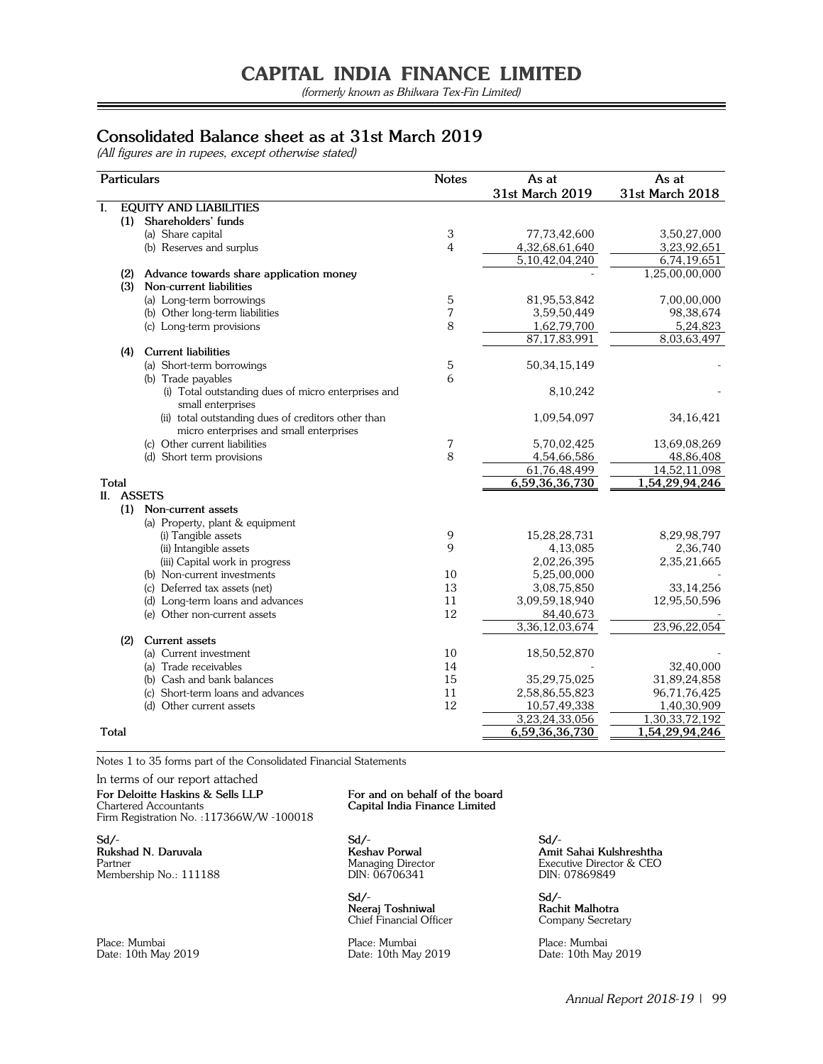# CAPITAL INDIA FINANCE LIMITED

*(formerly known as Bhilwara Tex-Fin Limited)*

## Consolidated Balance sheet as at 31st March 2019

*(All figures are in rupees, except otherwise stated)*

| Particulars | Notes | As at 31st March 2019 | As at 31st March 2018 |
|---|---|---|---|
| **I. EQUITY AND LIABILITIES** | | | |
| **(1) Shareholders' funds** | | | |
| (a) Share capital | 3 | 77,73,42,600 | 3,50,27,000 |
| (b) Reserves and surplus | 4 | 4,32,68,61,640 | 3,23,92,651 |
| | | 5,10,42,04,240 | 6,74,19,651 |
| **(2) Advance towards share application money** | | - | 1,25,00,00,000 |
| **(3) Non-current liabilities** | | | |
| (a) Long-term borrowings | 5 | 81,95,53,842 | 7,00,00,000 |
| (b) Other long-term liabilities | 7 | 3,59,50,449 | 98,38,674 |
| (c) Long-term provisions | 8 | 1,62,79,700 | 5,24,823 |
| | | 87,17,83,991 | 8,03,63,497 |
| **(4) Current liabilities** | | | |
| (a) Short-term borrowings | 5 | 50,34,15,149 | - |
| (b) Trade payables | 6 | | |
| (i) Total outstanding dues of micro enterprises and small enterprises | | 8,10,242 | - |
| (ii) total outstanding dues of creditors other than micro enterprises and small enterprises | | 1,09,54,097 | 34,16,421 |
| (c) Other current liabilities | 7 | 5,70,02,425 | 13,69,08,269 |
| (d) Short term provisions | 8 | 4,54,66,586 | 48,86,408 |
| | | 61,76,48,499 | 14,52,11,098 |
| **Total** | | 6,59,36,36,730 | 1,54,29,94,246 |
| **II. ASSETS** | | | |
| **(1) Non-current assets** | | | |
| (a) Property, plant & equipment | | | |
| (i) Tangible assets | 9 | 15,28,28,731 | 8,29,98,797 |
| (ii) Intangible assets | 9 | 4,13,085 | 2,36,740 |
| (iii) Capital work in progress | | 2,02,26,395 | 2,35,21,665 |
| (b) Non-current investments | 10 | 5,25,00,000 | - |
| (c) Deferred tax assets (net) | 13 | 3,08,75,850 | 33,14,256 |
| (d) Long-term loans and advances | 11 | 3,09,59,18,940 | 12,95,50,596 |
| (e) Other non-current assets | 12 | 84,40,673 | - |
| | | 3,36,12,03,674 | 23,96,22,054 |
| **(2) Current assets** | | | |
| (a) Current investment | 10 | 18,50,52,870 | - |
| (a) Trade receivables | 14 | - | 32,40,000 |
| (b) Cash and bank balances | 15 | 35,29,75,025 | 31,89,24,858 |
| (c) Short-term loans and advances | 11 | 2,58,86,55,823 | 96,71,76,425 |
| (d) Other current assets | 12 | 10,57,49,338 | 1,40,30,909 |
| | | 3,23,24,33,056 | 1,30,33,72,192 |
| **Total** | | 6,59,36,36,730 | 1,54,29,94,246 |

Notes 1 to 35 forms part of the Consolidated Financial Statements

In terms of our report attached

**For Deloitte Haskins & Sells LLP**
Chartered Accountants
Firm Registration No. :117366W/W -100018

Sd/-
**Rukshad N. Daruvala**
Partner
Membership No.: 111188

Place: Mumbai
Date: 10th May 2019

**For and on behalf of the board**
**Capital India Finance Limited**

Sd/-
**Keshav Porwal**
Managing Director
DIN: 06706341

Sd/-
**Amit Sahai Kulshreshtha**
Executive Director & CEO
DIN: 07869849

Sd/-
**Neeraj Toshniwal**
Chief Financial Officer

Sd/-
**Rachit Malhotra**
Company Secretary

Place: Mumbai
Date: 10th May 2019

Place: Mumbai
Date: 10th May 2019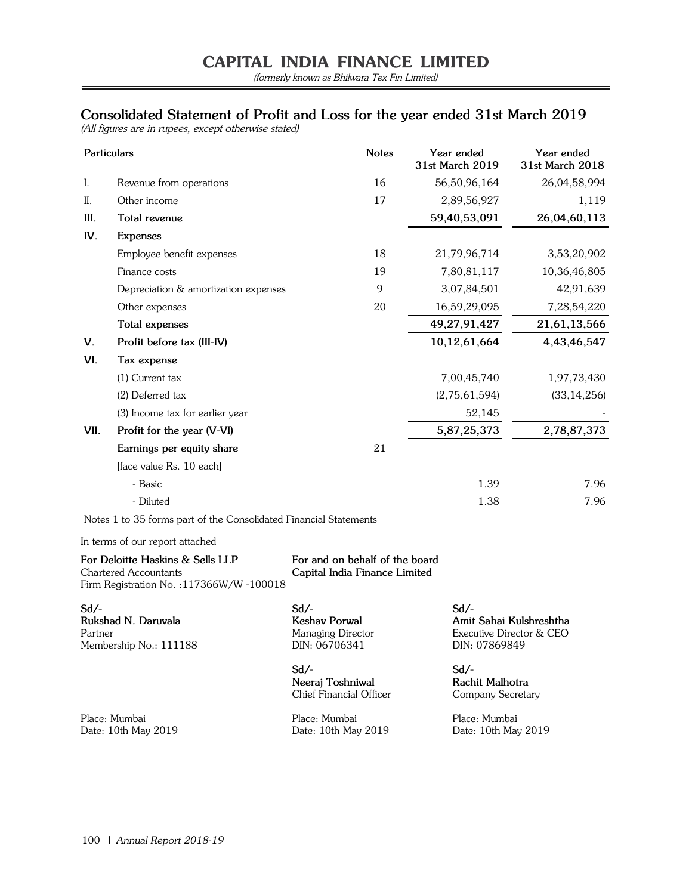# CAPITAL INDIA FINANCE LIMITED

*(formerly known as Bhilwara Tex-Fin Limited)*

## Consolidated Statement of Profit and Loss for the year ended 31st March 2019

*(All figures are in rupees, except otherwise stated)*

| | Particulars | Notes | Year ended 31st March 2019 | Year ended 31st March 2018 |
|---|---|---|---|---|
| I. | Revenue from operations | 16 | 56,50,96,164 | 26,04,58,994 |
| II. | Other income | 17 | 2,89,56,927 | 1,119 |
| **III.** | **Total revenue** | | **59,40,53,091** | **26,04,60,113** |
| **IV.** | **Expenses** | | | |
| | Employee benefit expenses | 18 | 21,79,96,714 | 3,53,20,902 |
| | Finance costs | 19 | 7,80,81,117 | 10,36,46,805 |
| | Depreciation & amortization expenses | 9 | 3,07,84,501 | 42,91,639 |
| | Other expenses | 20 | 16,59,29,095 | 7,28,54,220 |
| | **Total expenses** | | **49,27,91,427** | **21,61,13,566** |
| **V.** | **Profit before tax (III-IV)** | | **10,12,61,664** | **4,43,46,547** |
| **VI.** | **Tax expense** | | | |
| | (1) Current tax | | 7,00,45,740 | 1,97,73,430 |
| | (2) Deferred tax | | (2,75,61,594) | (33,14,256) |
| | (3) Income tax for earlier year | | 52,145 | - |
| **VII.** | **Profit for the year (V-VI)** | | **5,87,25,373** | **2,78,87,373** |
| | **Earnings per equity share** | 21 | | |
| | [face value Rs. 10 each] | | | |
| | - Basic | | 1.39 | 7.96 |
| | - Diluted | | 1.38 | 7.96 |

Notes 1 to 35 forms part of the Consolidated Financial Statements

In terms of our report attached

**For Deloitte Haskins & Sells LLP**
Chartered Accountants
Firm Registration No. :117366W/W -100018

Sd/-
**Rukshad N. Daruvala**
Partner
Membership No.: 111188

Place: Mumbai
Date: 10th May 2019

**For and on behalf of the board**
**Capital India Finance Limited**

Sd/-
**Keshav Porwal**
Managing Director
DIN: 06706341

Sd/-
**Amit Sahai Kulshreshtha**
Executive Director & CEO
DIN: 07869849

Sd/-
**Neeraj Toshniwal**
Chief Financial Officer

Sd/-
**Rachit Malhotra**
Company Secretary

Place: Mumbai
Date: 10th May 2019

Place: Mumbai
Date: 10th May 2019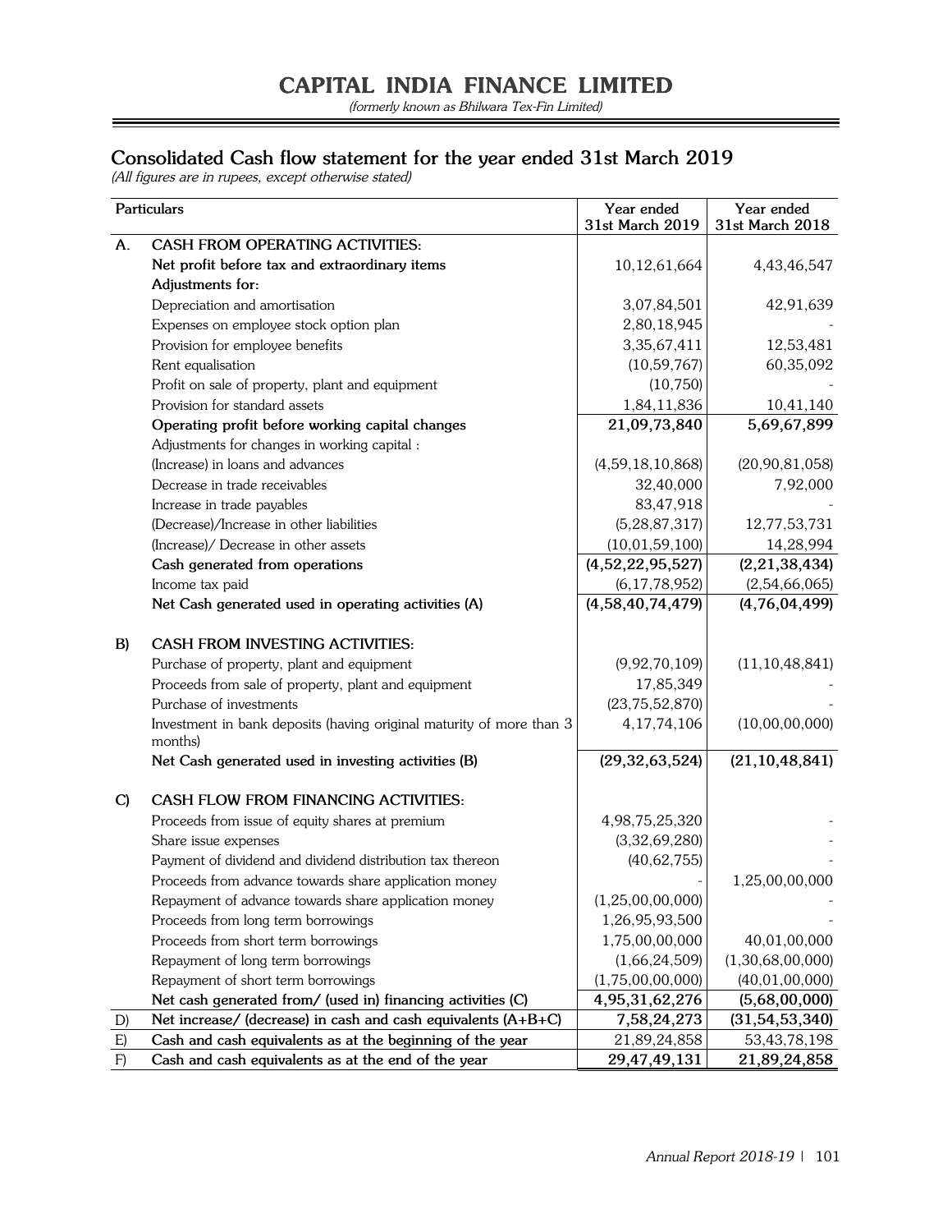# CAPITAL INDIA FINANCE LIMITED

*(formerly known as Bhilwara Tex-Fin Limited)*

## Consolidated Cash flow statement for the year ended 31st March 2019

*(All figures are in rupees, except otherwise stated)*

| | Particulars | Year ended 31st March 2019 | Year ended 31st March 2018 |
|---|---|---|---|
| A. | **CASH FROM OPERATING ACTIVITIES:** | | |
| | **Net profit before tax and extraordinary items** | 10,12,61,664 | 4,43,46,547 |
| | **Adjustments for:** | | |
| | Depreciation and amortisation | 3,07,84,501 | 42,91,639 |
| | Expenses on employee stock option plan | 2,80,18,945 | - |
| | Provision for employee benefits | 3,35,67,411 | 12,53,481 |
| | Rent equalisation | (10,59,767) | 60,35,092 |
| | Profit on sale of property, plant and equipment | (10,750) | - |
| | Provision for standard assets | 1,84,11,836 | 10,41,140 |
| | **Operating profit before working capital changes** | **21,09,73,840** | **5,69,67,899** |
| | Adjustments for changes in working capital : | | |
| | (Increase) in loans and advances | (4,59,18,10,868) | (20,90,81,058) |
| | Decrease in trade receivables | 32,40,000 | 7,92,000 |
| | Increase in trade payables | 83,47,918 | - |
| | (Decrease)/Increase in other liabilities | (5,28,87,317) | 12,77,53,731 |
| | (Increase)/ Decrease in other assets | (10,01,59,100) | 14,28,994 |
| | **Cash generated from operations** | **(4,52,22,95,527)** | **(2,21,38,434)** |
| | Income tax paid | (6,17,78,952) | (2,54,66,065) |
| | **Net Cash generated used in operating activities (A)** | **(4,58,40,74,479)** | **(4,76,04,499)** |
| B) | **CASH FROM INVESTING ACTIVITIES:** | | |
| | Purchase of property, plant and equipment | (9,92,70,109) | (11,10,48,841) |
| | Proceeds from sale of property, plant and equipment | 17,85,349 | - |
| | Purchase of investments | (23,75,52,870) | - |
| | Investment in bank deposits (having original maturity of more than 3 months) | 4,17,74,106 | (10,00,00,000) |
| | **Net Cash generated used in investing activities (B)** | **(29,32,63,524)** | **(21,10,48,841)** |
| C) | **CASH FLOW FROM FINANCING ACTIVITIES:** | | |
| | Proceeds from issue of equity shares at premium | 4,98,75,25,320 | - |
| | Share issue expenses | (3,32,69,280) | - |
| | Payment of dividend and dividend distribution tax thereon | (40,62,755) | - |
| | Proceeds from advance towards share application money | - | 1,25,00,00,000 |
| | Repayment of advance towards share application money | (1,25,00,00,000) | - |
| | Proceeds from long term borrowings | 1,26,95,93,500 | - |
| | Proceeds from short term borrowings | 1,75,00,00,000 | 40,01,00,000 |
| | Repayment of long term borrowings | (1,66,24,509) | (1,30,68,00,000) |
| | Repayment of short term borrowings | (1,75,00,00,000) | (40,01,00,000) |
| | **Net cash generated from/ (used in) financing activities (C)** | **4,95,31,62,276** | **(5,68,00,000)** |
| D) | **Net increase/ (decrease) in cash and cash equivalents (A+B+C)** | **7,58,24,273** | **(31,54,53,340)** |
| E) | **Cash and cash equivalents as at the beginning of the year** | 21,89,24,858 | 53,43,78,198 |
| F) | **Cash and cash equivalents as at the end of the year** | **29,47,49,131** | **21,89,24,858** |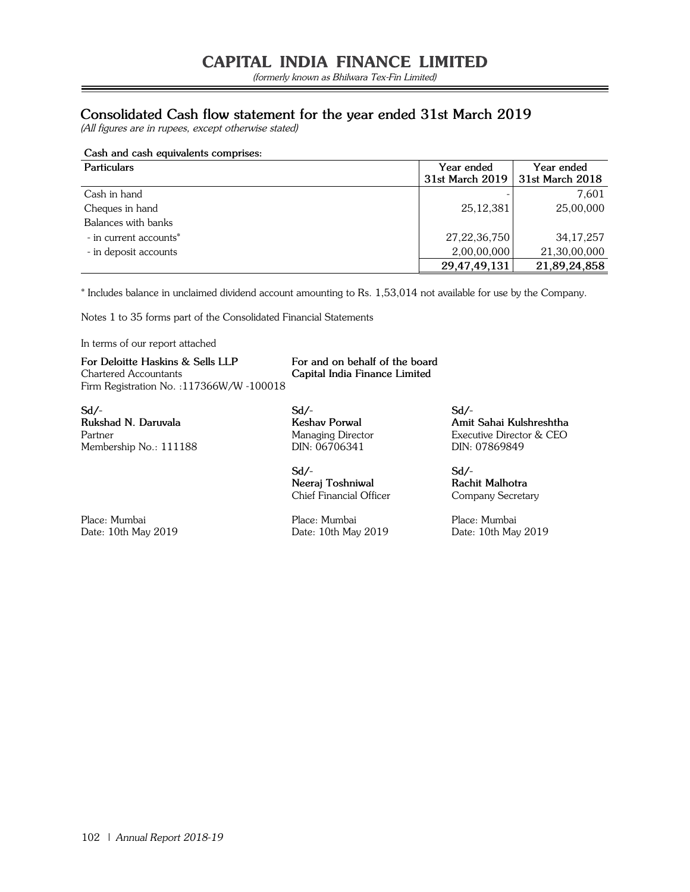# CAPITAL INDIA FINANCE LIMITED

*(formerly known as Bhilwara Tex-Fin Limited)*

## Consolidated Cash flow statement for the year ended 31st March 2019

*(All figures are in rupees, except otherwise stated)*

**Cash and cash equivalents comprises:**

| Particulars | Year ended 31st March 2019 | Year ended 31st March 2018 |
|---|---|---|
| Cash in hand | - | 7,601 |
| Cheques in hand | 25,12,381 | 25,00,000 |
| Balances with banks | | |
| - in current accounts* | 27,22,36,750 | 34,17,257 |
| - in deposit accounts | 2,00,00,000 | 21,30,00,000 |
| | **29,47,49,131** | **21,89,24,858** |

* Includes balance in unclaimed dividend account amounting to Rs. 1,53,014 not available for use by the Company.

Notes 1 to 35 forms part of the Consolidated Financial Statements

In terms of our report attached

**For Deloitte Haskins & Sells LLP**
Chartered Accountants
Firm Registration No. :117366W/W -100018

Sd/-
**Rukshad N. Daruvala**
Partner
Membership No.: 111188

Place: Mumbai
Date: 10th May 2019

**For and on behalf of the board**
**Capital India Finance Limited**

Sd/-
**Keshav Porwal**
Managing Director
DIN: 06706341

Sd/-
**Amit Sahai Kulshreshtha**
Executive Director & CEO
DIN: 07869849

Sd/-
**Neeraj Toshniwal**
Chief Financial Officer

Sd/-
**Rachit Malhotra**
Company Secretary

Place: Mumbai
Date: 10th May 2019

Place: Mumbai
Date: 10th May 2019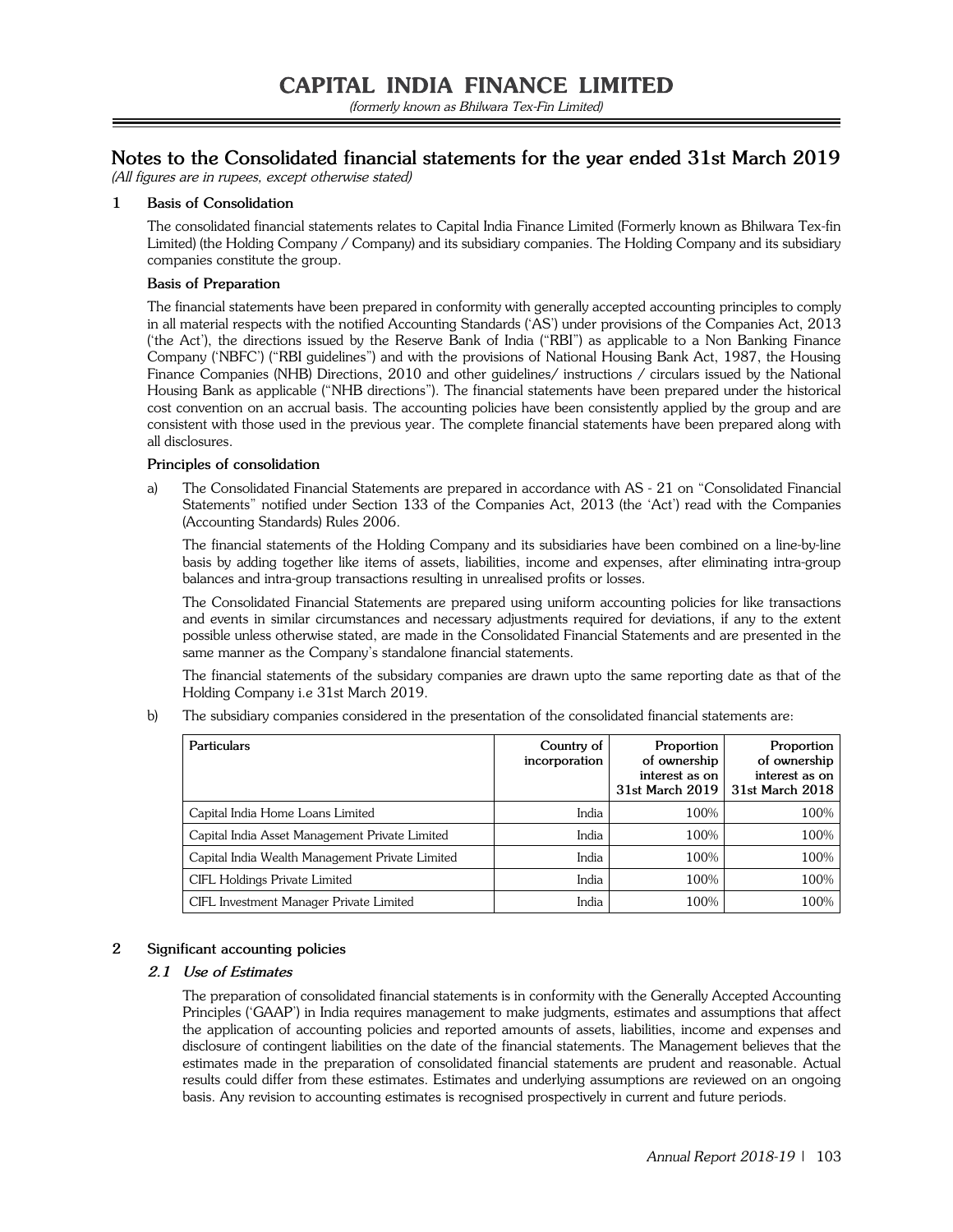# CAPITAL INDIA FINANCE LIMITED

*(formerly known as Bhilwara Tex-Fin Limited)*

## Notes to the Consolidated financial statements for the year ended 31st March 2019

*(All figures are in rupees, except otherwise stated)*

### 1 Basis of Consolidation

The consolidated financial statements relates to Capital India Finance Limited (Formerly known as Bhilwara Tex-fin Limited) (the Holding Company / Company) and its subsidiary companies. The Holding Company and its subsidiary companies constitute the group.

**Basis of Preparation**

The financial statements have been prepared in conformity with generally accepted accounting principles to comply in all material respects with the notified Accounting Standards ('AS') under provisions of the Companies Act, 2013 ('the Act'), the directions issued by the Reserve Bank of India ("RBI") as applicable to a Non Banking Finance Company ('NBFC') ("RBI guidelines") and with the provisions of National Housing Bank Act, 1987, the Housing Finance Companies (NHB) Directions, 2010 and other guidelines/ instructions / circulars issued by the National Housing Bank as applicable ("NHB directions"). The financial statements have been prepared under the historical cost convention on an accrual basis. The accounting policies have been consistently applied by the group and are consistent with those used in the previous year. The complete financial statements have been prepared along with all disclosures.

**Principles of consolidation**

a) The Consolidated Financial Statements are prepared in accordance with AS - 21 on "Consolidated Financial Statements" notified under Section 133 of the Companies Act, 2013 (the 'Act') read with the Companies (Accounting Standards) Rules 2006.

The financial statements of the Holding Company and its subsidiaries have been combined on a line-by-line basis by adding together like items of assets, liabilities, income and expenses, after eliminating intra-group balances and intra-group transactions resulting in unrealised profits or losses.

The Consolidated Financial Statements are prepared using uniform accounting policies for like transactions and events in similar circumstances and necessary adjustments required for deviations, if any to the extent possible unless otherwise stated, are made in the Consolidated Financial Statements and are presented in the same manner as the Company's standalone financial statements.

The financial statements of the subsidary companies are drawn upto the same reporting date as that of the Holding Company i.e 31st March 2019.

b) The subsidiary companies considered in the presentation of the consolidated financial statements are:

| Particulars | Country of incorporation | Proportion of ownership interest as on 31st March 2019 | Proportion of ownership interest as on 31st March 2018 |
|---|---|---|---|
| Capital India Home Loans Limited | India | 100% | 100% |
| Capital India Asset Management Private Limited | India | 100% | 100% |
| Capital India Wealth Management Private Limited | India | 100% | 100% |
| CIFL Holdings Private Limited | India | 100% | 100% |
| CIFL Investment Manager Private Limited | India | 100% | 100% |

### 2 Significant accounting policies

#### *2.1 Use of Estimates*

The preparation of consolidated financial statements is in conformity with the Generally Accepted Accounting Principles ('GAAP') in India requires management to make judgments, estimates and assumptions that affect the application of accounting policies and reported amounts of assets, liabilities, income and expenses and disclosure of contingent liabilities on the date of the financial statements. The Management believes that the estimates made in the preparation of consolidated financial statements are prudent and reasonable. Actual results could differ from these estimates. Estimates and underlying assumptions are reviewed on an ongoing basis. Any revision to accounting estimates is recognised prospectively in current and future periods.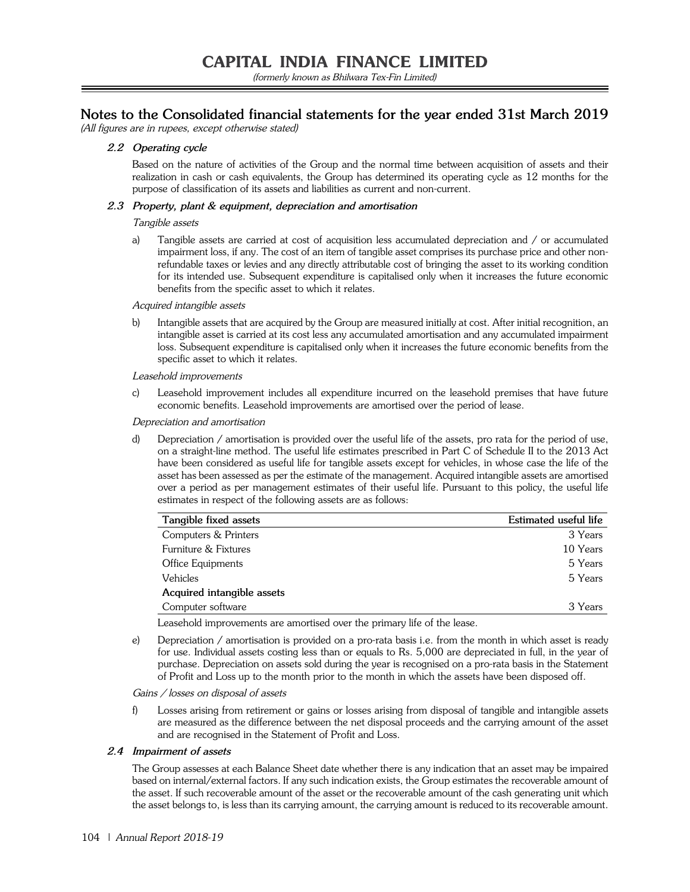## Notes to the Consolidated financial statements for the year ended 31st March 2019

*(All figures are in rupees, except otherwise stated)*

### *2.2 Operating cycle*

Based on the nature of activities of the Group and the normal time between acquisition of assets and their realization in cash or cash equivalents, the Group has determined its operating cycle as 12 months for the purpose of classification of its assets and liabilities as current and non-current.

### *2.3 Property, plant & equipment, depreciation and amortisation*

*Tangible assets*

a) Tangible assets are carried at cost of acquisition less accumulated depreciation and / or accumulated impairment loss, if any. The cost of an item of tangible asset comprises its purchase price and other non-refundable taxes or levies and any directly attributable cost of bringing the asset to its working condition for its intended use. Subsequent expenditure is capitalised only when it increases the future economic benefits from the specific asset to which it relates.

*Acquired intangible assets*

b) Intangible assets that are acquired by the Group are measured initially at cost. After initial recognition, an intangible asset is carried at its cost less any accumulated amortisation and any accumulated impairment loss. Subsequent expenditure is capitalised only when it increases the future economic benefits from the specific asset to which it relates.

*Leasehold improvements*

c) Leasehold improvement includes all expenditure incurred on the leasehold premises that have future economic benefits. Leasehold improvements are amortised over the period of lease.

*Depreciation and amortisation*

d) Depreciation / amortisation is provided over the useful life of the assets, pro rata for the period of use, on a straight-line method. The useful life estimates prescribed in Part C of Schedule II to the 2013 Act have been considered as useful life for tangible assets except for vehicles, in whose case the life of the asset has been assessed as per the estimate of the management. Acquired intangible assets are amortised over a period as per management estimates of their useful life. Pursuant to this policy, the useful life estimates in respect of the following assets are as follows:

| **Tangible fixed assets** | **Estimated useful life** |
|---|---|
| Computers & Printers | 3 Years |
| Furniture & Fixtures | 10 Years |
| Office Equipments | 5 Years |
| Vehicles | 5 Years |
| **Acquired intangible assets** | |
| Computer software | 3 Years |

Leasehold improvements are amortised over the primary life of the lease.

e) Depreciation / amortisation is provided on a pro-rata basis i.e. from the month in which asset is ready for use. Individual assets costing less than or equals to Rs. 5,000 are depreciated in full, in the year of purchase. Depreciation on assets sold during the year is recognised on a pro-rata basis in the Statement of Profit and Loss up to the month prior to the month in which the assets have been disposed off.

*Gains / losses on disposal of assets*

f) Losses arising from retirement or gains or losses arising from disposal of tangible and intangible assets are measured as the difference between the net disposal proceeds and the carrying amount of the asset and are recognised in the Statement of Profit and Loss.

### *2.4 Impairment of assets*

The Group assesses at each Balance Sheet date whether there is any indication that an asset may be impaired based on internal/external factors. If any such indication exists, the Group estimates the recoverable amount of the asset. If such recoverable amount of the asset or the recoverable amount of the cash generating unit which the asset belongs to, is less than its carrying amount, the carrying amount is reduced to its recoverable amount.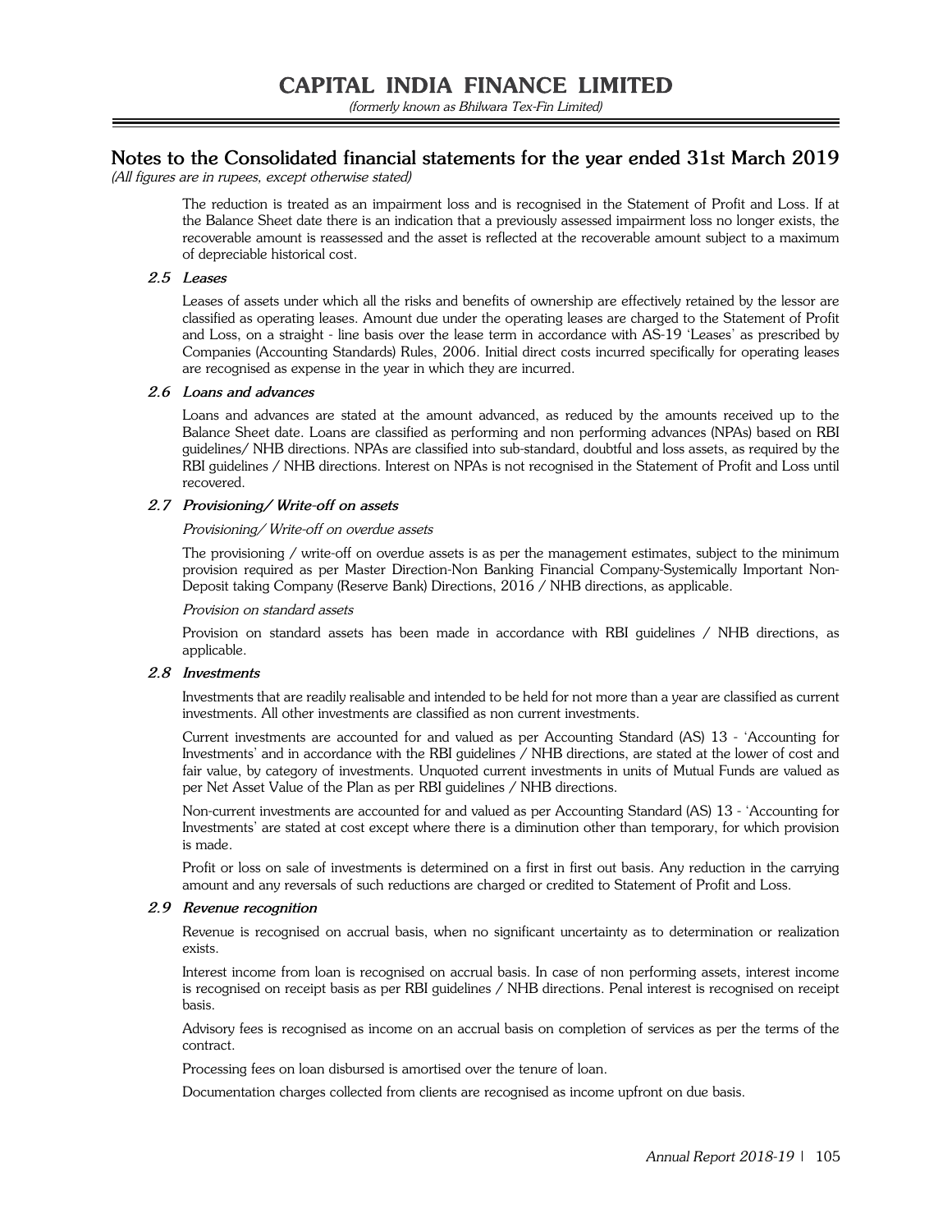# Notes to the Consolidated financial statements for the year ended 31st March 2019

*(All figures are in rupees, except otherwise stated)*

The reduction is treated as an impairment loss and is recognised in the Statement of Profit and Loss. If at the Balance Sheet date there is an indication that a previously assessed impairment loss no longer exists, the recoverable amount is reassessed and the asset is reflected at the recoverable amount subject to a maximum of depreciable historical cost.

### *2.5 Leases*

Leases of assets under which all the risks and benefits of ownership are effectively retained by the lessor are classified as operating leases. Amount due under the operating leases are charged to the Statement of Profit and Loss, on a straight - line basis over the lease term in accordance with AS-19 'Leases' as prescribed by Companies (Accounting Standards) Rules, 2006. Initial direct costs incurred specifically for operating leases are recognised as expense in the year in which they are incurred.

### *2.6 Loans and advances*

Loans and advances are stated at the amount advanced, as reduced by the amounts received up to the Balance Sheet date. Loans are classified as performing and non performing advances (NPAs) based on RBI guidelines/ NHB directions. NPAs are classified into sub-standard, doubtful and loss assets, as required by the RBI guidelines / NHB directions. Interest on NPAs is not recognised in the Statement of Profit and Loss until recovered.

### *2.7 Provisioning/ Write-off on assets*

*Provisioning/ Write-off on overdue assets*

The provisioning / write-off on overdue assets is as per the management estimates, subject to the minimum provision required as per Master Direction-Non Banking Financial Company-Systemically Important Non-Deposit taking Company (Reserve Bank) Directions, 2016 / NHB directions, as applicable.

*Provision on standard assets*

Provision on standard assets has been made in accordance with RBI guidelines / NHB directions, as applicable.

### *2.8 Investments*

Investments that are readily realisable and intended to be held for not more than a year are classified as current investments. All other investments are classified as non current investments.

Current investments are accounted for and valued as per Accounting Standard (AS) 13 - 'Accounting for Investments' and in accordance with the RBI guidelines / NHB directions, are stated at the lower of cost and fair value, by category of investments. Unquoted current investments in units of Mutual Funds are valued as per Net Asset Value of the Plan as per RBI guidelines / NHB directions.

Non-current investments are accounted for and valued as per Accounting Standard (AS) 13 - 'Accounting for Investments' are stated at cost except where there is a diminution other than temporary, for which provision is made.

Profit or loss on sale of investments is determined on a first in first out basis. Any reduction in the carrying amount and any reversals of such reductions are charged or credited to Statement of Profit and Loss.

### *2.9 Revenue recognition*

Revenue is recognised on accrual basis, when no significant uncertainty as to determination or realization exists.

Interest income from loan is recognised on accrual basis. In case of non performing assets, interest income is recognised on receipt basis as per RBI guidelines / NHB directions. Penal interest is recognised on receipt basis.

Advisory fees is recognised as income on an accrual basis on completion of services as per the terms of the contract.

Processing fees on loan disbursed is amortised over the tenure of loan.

Documentation charges collected from clients are recognised as income upfront on due basis.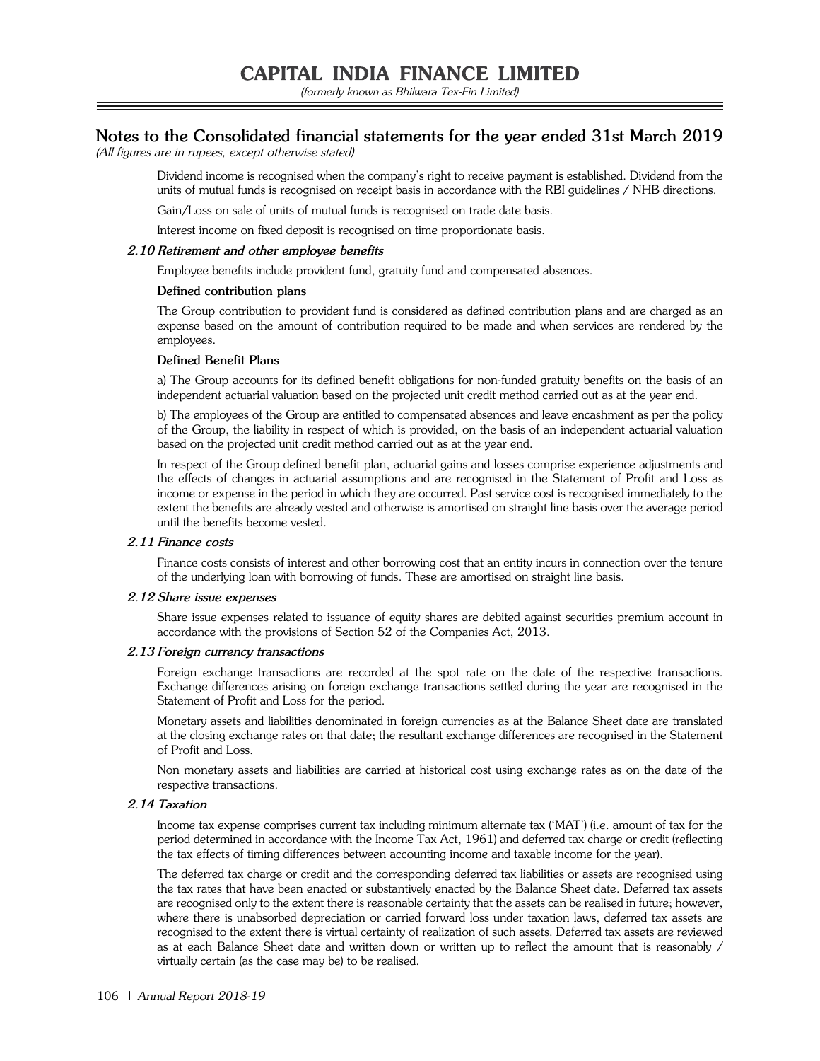# Notes to the Consolidated financial statements for the year ended 31st March 2019

*(All figures are in rupees, except otherwise stated)*

Dividend income is recognised when the company's right to receive payment is established. Dividend from the units of mutual funds is recognised on receipt basis in accordance with the RBI guidelines / NHB directions.

Gain/Loss on sale of units of mutual funds is recognised on trade date basis.

Interest income on fixed deposit is recognised on time proportionate basis.

### *2.10 Retirement and other employee benefits*

Employee benefits include provident fund, gratuity fund and compensated absences.

**Defined contribution plans**

The Group contribution to provident fund is considered as defined contribution plans and are charged as an expense based on the amount of contribution required to be made and when services are rendered by the employees.

**Defined Benefit Plans**

a) The Group accounts for its defined benefit obligations for non-funded gratuity benefits on the basis of an independent actuarial valuation based on the projected unit credit method carried out as at the year end.

b) The employees of the Group are entitled to compensated absences and leave encashment as per the policy of the Group, the liability in respect of which is provided, on the basis of an independent actuarial valuation based on the projected unit credit method carried out as at the year end.

In respect of the Group defined benefit plan, actuarial gains and losses comprise experience adjustments and the effects of changes in actuarial assumptions and are recognised in the Statement of Profit and Loss as income or expense in the period in which they are occurred. Past service cost is recognised immediately to the extent the benefits are already vested and otherwise is amortised on straight line basis over the average period until the benefits become vested.

### *2.11 Finance costs*

Finance costs consists of interest and other borrowing cost that an entity incurs in connection over the tenure of the underlying loan with borrowing of funds. These are amortised on straight line basis.

### *2.12 Share issue expenses*

Share issue expenses related to issuance of equity shares are debited against securities premium account in accordance with the provisions of Section 52 of the Companies Act, 2013.

### *2.13 Foreign currency transactions*

Foreign exchange transactions are recorded at the spot rate on the date of the respective transactions. Exchange differences arising on foreign exchange transactions settled during the year are recognised in the Statement of Profit and Loss for the period.

Monetary assets and liabilities denominated in foreign currencies as at the Balance Sheet date are translated at the closing exchange rates on that date; the resultant exchange differences are recognised in the Statement of Profit and Loss.

Non monetary assets and liabilities are carried at historical cost using exchange rates as on the date of the respective transactions.

### *2.14 Taxation*

Income tax expense comprises current tax including minimum alternate tax ('MAT') (i.e. amount of tax for the period determined in accordance with the Income Tax Act, 1961) and deferred tax charge or credit (reflecting the tax effects of timing differences between accounting income and taxable income for the year).

The deferred tax charge or credit and the corresponding deferred tax liabilities or assets are recognised using the tax rates that have been enacted or substantively enacted by the Balance Sheet date. Deferred tax assets are recognised only to the extent there is reasonable certainty that the assets can be realised in future; however, where there is unabsorbed depreciation or carried forward loss under taxation laws, deferred tax assets are recognised to the extent there is virtual certainty of realization of such assets. Deferred tax assets are reviewed as at each Balance Sheet date and written down or written up to reflect the amount that is reasonably / virtually certain (as the case may be) to be realised.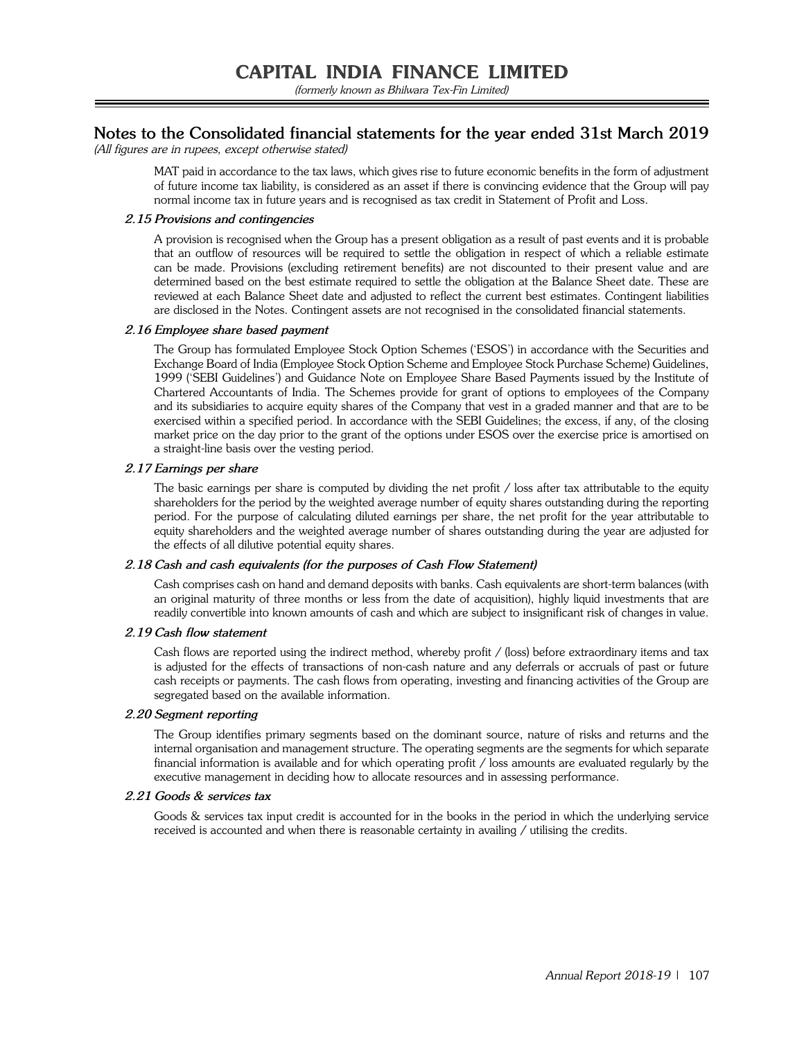# Notes to the Consolidated financial statements for the year ended 31st March 2019

*(All figures are in rupees, except otherwise stated)*

MAT paid in accordance to the tax laws, which gives rise to future economic benefits in the form of adjustment of future income tax liability, is considered as an asset if there is convincing evidence that the Group will pay normal income tax in future years and is recognised as tax credit in Statement of Profit and Loss.

### 2.15 Provisions and contingencies

A provision is recognised when the Group has a present obligation as a result of past events and it is probable that an outflow of resources will be required to settle the obligation in respect of which a reliable estimate can be made. Provisions (excluding retirement benefits) are not discounted to their present value and are determined based on the best estimate required to settle the obligation at the Balance Sheet date. These are reviewed at each Balance Sheet date and adjusted to reflect the current best estimates. Contingent liabilities are disclosed in the Notes. Contingent assets are not recognised in the consolidated financial statements.

### 2.16 Employee share based payment

The Group has formulated Employee Stock Option Schemes ('ESOS') in accordance with the Securities and Exchange Board of India (Employee Stock Option Scheme and Employee Stock Purchase Scheme) Guidelines, 1999 ('SEBI Guidelines') and Guidance Note on Employee Share Based Payments issued by the Institute of Chartered Accountants of India. The Schemes provide for grant of options to employees of the Company and its subsidiaries to acquire equity shares of the Company that vest in a graded manner and that are to be exercised within a specified period. In accordance with the SEBI Guidelines; the excess, if any, of the closing market price on the day prior to the grant of the options under ESOS over the exercise price is amortised on a straight-line basis over the vesting period.

### 2.17 Earnings per share

The basic earnings per share is computed by dividing the net profit / loss after tax attributable to the equity shareholders for the period by the weighted average number of equity shares outstanding during the reporting period. For the purpose of calculating diluted earnings per share, the net profit for the year attributable to equity shareholders and the weighted average number of shares outstanding during the year are adjusted for the effects of all dilutive potential equity shares.

### 2.18 Cash and cash equivalents (for the purposes of Cash Flow Statement)

Cash comprises cash on hand and demand deposits with banks. Cash equivalents are short-term balances (with an original maturity of three months or less from the date of acquisition), highly liquid investments that are readily convertible into known amounts of cash and which are subject to insignificant risk of changes in value.

### 2.19 Cash flow statement

Cash flows are reported using the indirect method, whereby profit / (loss) before extraordinary items and tax is adjusted for the effects of transactions of non-cash nature and any deferrals or accruals of past or future cash receipts or payments. The cash flows from operating, investing and financing activities of the Group are segregated based on the available information.

### 2.20 Segment reporting

The Group identifies primary segments based on the dominant source, nature of risks and returns and the internal organisation and management structure. The operating segments are the segments for which separate financial information is available and for which operating profit / loss amounts are evaluated regularly by the executive management in deciding how to allocate resources and in assessing performance.

### 2.21 Goods & services tax

Goods & services tax input credit is accounted for in the books in the period in which the underlying service received is accounted and when there is reasonable certainty in availing / utilising the credits.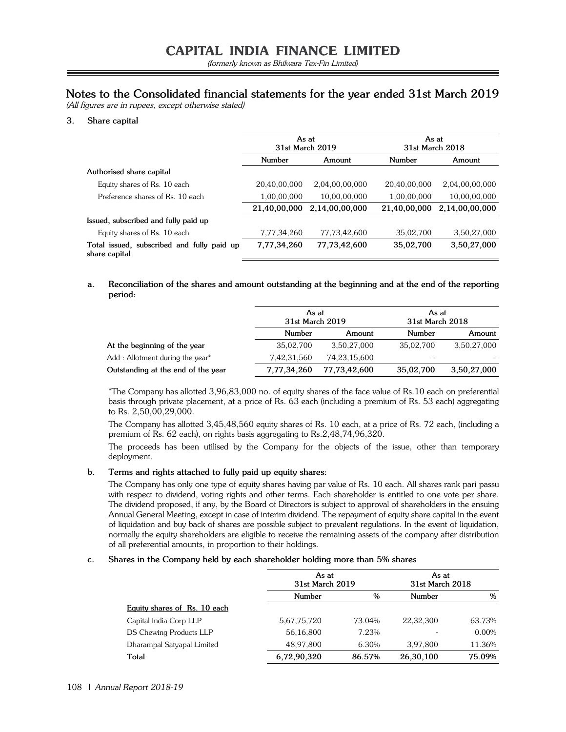# CAPITAL INDIA FINANCE LIMITED

*(formerly known as Bhilwara Tex-Fin Limited)*

## Notes to the Consolidated financial statements for the year ended 31st March 2019

*(All figures are in rupees, except otherwise stated)*

### 3. Share capital

| | As at 31st March 2019 | | As at 31st March 2018 | |
|---|---|---|---|---|
| | Number | Amount | Number | Amount |
| **Authorised share capital** | | | | |
| Equity shares of Rs. 10 each | 20,40,00,000 | 2,04,00,00,000 | 20,40,00,000 | 2,04,00,00,000 |
| Preference shares of Rs. 10 each | 1,00,00,000 | 10,00,00,000 | 1,00,00,000 | 10,00,00,000 |
| | **21,40,00,000** | **2,14,00,00,000** | **21,40,00,000** | **2,14,00,00,000** |
| **Issued, subscribed and fully paid up** | | | | |
| Equity shares of Rs. 10 each | 7,77,34,260 | 77,73,42,600 | 35,02,700 | 3,50,27,000 |
| **Total issued, subscribed and fully paid up share capital** | **7,77,34,260** | **77,73,42,600** | **35,02,700** | **3,50,27,000** |

**a. Reconciliation of the shares and amount outstanding at the beginning and at the end of the reporting period:**

| | As at 31st March 2019 | | As at 31st March 2018 | |
|---|---|---|---|---|
| | Number | Amount | Number | Amount |
| **At the beginning of the year** | 35,02,700 | 3,50,27,000 | 35,02,700 | 3,50,27,000 |
| Add : Allotment during the year* | 7,42,31,560 | 74,23,15,600 | - | - |
| **Outstanding at the end of the year** | **7,77,34,260** | **77,73,42,600** | **35,02,700** | **3,50,27,000** |

*The Company has allotted 3,96,83,000 no. of equity shares of the face value of Rs.10 each on preferential basis through private placement, at a price of Rs. 63 each (including a premium of Rs. 53 each) aggregating to Rs. 2,50,00,29,000.

The Company has allotted 3,45,48,560 equity shares of Rs. 10 each, at a price of Rs. 72 each, (including a premium of Rs. 62 each), on rights basis aggregating to Rs.2,48,74,96,320.

The proceeds has been utilised by the Company for the objects of the issue, other than temporary deployment.

**b. Terms and rights attached to fully paid up equity shares:**

The Company has only one type of equity shares having par value of Rs. 10 each. All shares rank pari passu with respect to dividend, voting rights and other terms. Each shareholder is entitled to one vote per share. The dividend proposed, if any, by the Board of Directors is subject to approval of shareholders in the ensuing Annual General Meeting, except in case of interim dividend. The repayment of equity share capital in the event of liquidation and buy back of shares are possible subject to prevalent regulations. In the event of liquidation, normally the equity shareholders are eligible to receive the remaining assets of the company after distribution of all preferential amounts, in proportion to their holdings.

**c. Shares in the Company held by each shareholder holding more than 5% shares**

| | As at 31st March 2019 | | As at 31st March 2018 | |
|---|---|---|---|---|
| | Number | % | Number | % |
| Equity shares of Rs. 10 each | | | | |
| Capital India Corp LLP | 5,67,75,720 | 73.04% | 22,32,300 | 63.73% |
| DS Chewing Products LLP | 56,16,800 | 7.23% | - | 0.00% |
| Dharampal Satyapal Limited | 48,97,800 | 6.30% | 3,97,800 | 11.36% |
| **Total** | **6,72,90,320** | **86.57%** | **26,30,100** | **75.09%** |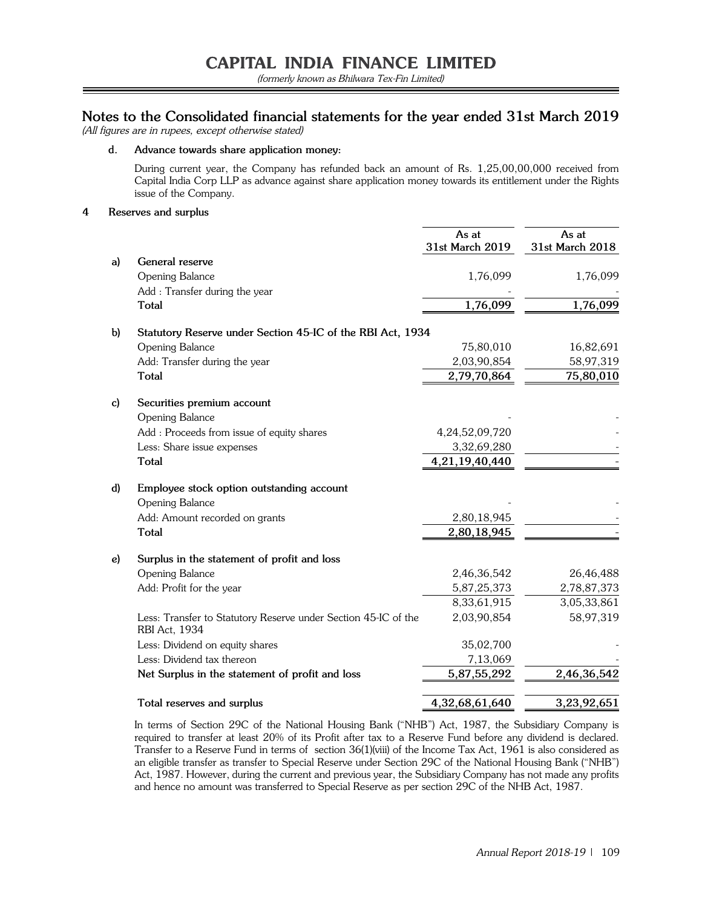## Notes to the Consolidated financial statements for the year ended 31st March 2019

*(All figures are in rupees, except otherwise stated)*

**d. Advance towards share application money:**

During current year, the Company has refunded back an amount of Rs. 1,25,00,00,000 received from Capital India Corp LLP as advance against share application money towards its entitlement under the Rights issue of the Company.

**4 Reserves and surplus**

| | | As at 31st March 2019 | As at 31st March 2018 |
|---|---|---|---|
| **a)** | **General reserve** | | |
| | Opening Balance | 1,76,099 | 1,76,099 |
| | Add : Transfer during the year | - | - |
| | **Total** | **1,76,099** | **1,76,099** |
| **b)** | **Statutory Reserve under Section 45-IC of the RBI Act, 1934** | | |
| | Opening Balance | 75,80,010 | 16,82,691 |
| | Add: Transfer during the year | 2,03,90,854 | 58,97,319 |
| | **Total** | **2,79,70,864** | **75,80,010** |
| **c)** | **Securities premium account** | | |
| | Opening Balance | - | - |
| | Add : Proceeds from issue of equity shares | 4,24,52,09,720 | - |
| | Less: Share issue expenses | 3,32,69,280 | - |
| | **Total** | **4,21,19,40,440** | **-** |
| **d)** | **Employee stock option outstanding account** | | |
| | Opening Balance | - | - |
| | Add: Amount recorded on grants | 2,80,18,945 | - |
| | **Total** | **2,80,18,945** | **-** |
| **e)** | **Surplus in the statement of profit and loss** | | |
| | Opening Balance | 2,46,36,542 | 26,46,488 |
| | Add: Profit for the year | 5,87,25,373 | 2,78,87,373 |
| | | 8,33,61,915 | 3,05,33,861 |
| | Less: Transfer to Statutory Reserve under Section 45-IC of the RBI Act, 1934 | 2,03,90,854 | 58,97,319 |
| | Less: Dividend on equity shares | 35,02,700 | - |
| | Less: Dividend tax thereon | 7,13,069 | - |
| | **Net Surplus in the statement of profit and loss** | **5,87,55,292** | **2,46,36,542** |
| | **Total reserves and surplus** | **4,32,68,61,640** | **3,23,92,651** |

In terms of Section 29C of the National Housing Bank ("NHB") Act, 1987, the Subsidiary Company is required to transfer at least 20% of its Profit after tax to a Reserve Fund before any dividend is declared. Transfer to a Reserve Fund in terms of section 36(1)(viii) of the Income Tax Act, 1961 is also considered as an eligible transfer as transfer to Special Reserve under Section 29C of the National Housing Bank ("NHB") Act, 1987. However, during the current and previous year, the Subsidiary Company has not made any profits and hence no amount was transferred to Special Reserve as per section 29C of the NHB Act, 1987.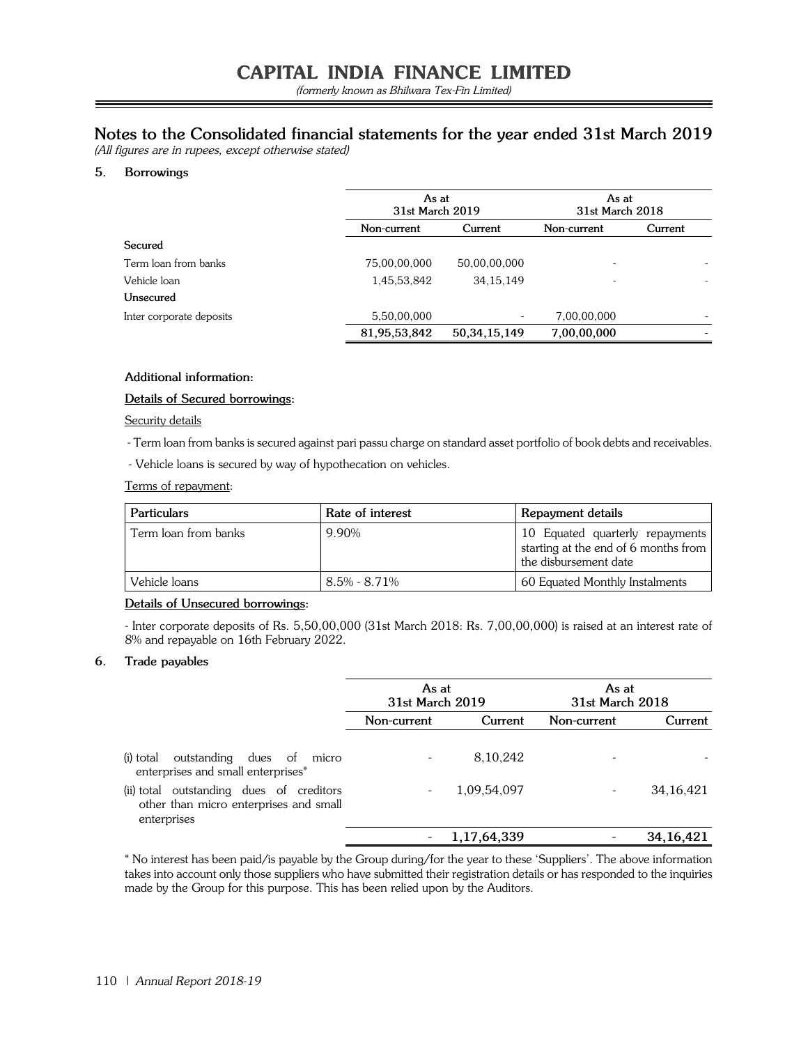# CAPITAL INDIA FINANCE LIMITED

*(formerly known as Bhilwara Tex-Fin Limited)*

## Notes to the Consolidated financial statements for the year ended 31st March 2019

*(All figures are in rupees, except otherwise stated)*

### 5. Borrowings

| | As at 31st March 2019 | | As at 31st March 2018 | |
|---|---|---|---|---|
| | Non-current | Current | Non-current | Current |
| **Secured** | | | | |
| Term loan from banks | 75,00,00,000 | 50,00,00,000 | - | - |
| Vehicle loan | 1,45,53,842 | 34,15,149 | - | - |
| **Unsecured** | | | | |
| Inter corporate deposits | 5,50,00,000 | - | 7,00,00,000 | - |
| | **81,95,53,842** | **50,34,15,149** | **7,00,00,000** | **-** |

**Additional information:**

**Details of Secured borrowings:**

Security details

- Term loan from banks is secured against pari passu charge on standard asset portfolio of book debts and receivables.
- Vehicle loans is secured by way of hypothecation on vehicles.

Terms of repayment:

| Particulars | Rate of interest | Repayment details |
|---|---|---|
| Term loan from banks | 9.90% | 10 Equated quarterly repayments starting at the end of 6 months from the disbursement date |
| Vehicle loans | 8.5% - 8.71% | 60 Equated Monthly Instalments |

**Details of Unsecured borrowings:**

- Inter corporate deposits of Rs. 5,50,00,000 (31st March 2018: Rs. 7,00,00,000) is raised at an interest rate of 8% and repayable on 16th February 2022.

### 6. Trade payables

| | As at 31st March 2019 | | As at 31st March 2018 | |
|---|---|---|---|---|
| | Non-current | Current | Non-current | Current |
| (i) total outstanding dues of micro enterprises and small enterprises* | - | 8,10,242 | - | - |
| (ii) total outstanding dues of creditors other than micro enterprises and small enterprises | - | 1,09,54,097 | - | 34,16,421 |
| | - | **1,17,64,339** | - | **34,16,421** |

* No interest has been paid/is payable by the Group during/for the year to these 'Suppliers'. The above information takes into account only those suppliers who have submitted their registration details or has responded to the inquiries made by the Group for this purpose. This has been relied upon by the Auditors.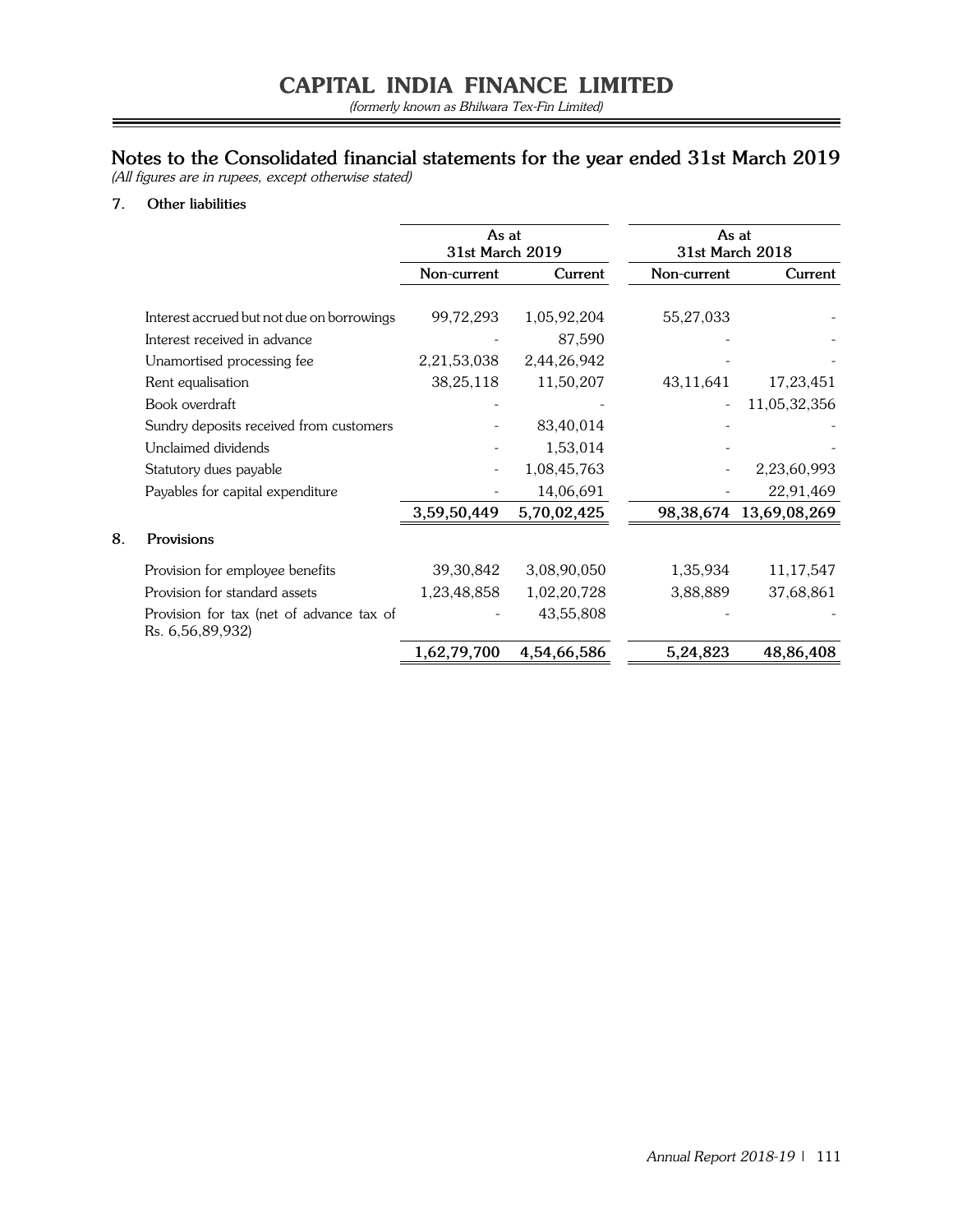# CAPITAL INDIA FINANCE LIMITED

*(formerly known as Bhilwara Tex-Fin Limited)*

## Notes to the Consolidated financial statements for the year ended 31st March 2019

*(All figures are in rupees, except otherwise stated)*

### 7. Other liabilities

| | As at 31st March 2019 | | As at 31st March 2018 | |
|---|---|---|---|---|
| | Non-current | Current | Non-current | Current |
| Interest accrued but not due on borrowings | 99,72,293 | 1,05,92,204 | 55,27,033 | - |
| Interest received in advance | - | 87,590 | - | - |
| Unamortised processing fee | 2,21,53,038 | 2,44,26,942 | - | - |
| Rent equalisation | 38,25,118 | 11,50,207 | 43,11,641 | 17,23,451 |
| Book overdraft | - | - | - | 11,05,32,356 |
| Sundry deposits received from customers | - | 83,40,014 | - | - |
| Unclaimed dividends | - | 1,53,014 | - | - |
| Statutory dues payable | - | 1,08,45,763 | - | 2,23,60,993 |
| Payables for capital expenditure | - | 14,06,691 | - | 22,91,469 |
| | **3,59,50,449** | **5,70,02,425** | **98,38,674** | **13,69,08,269** |

### 8. Provisions

| | As at 31st March 2019 | | As at 31st March 2018 | |
|---|---|---|---|---|
| | Non-current | Current | Non-current | Current |
| Provision for employee benefits | 39,30,842 | 3,08,90,050 | 1,35,934 | 11,17,547 |
| Provision for standard assets | 1,23,48,858 | 1,02,20,728 | 3,88,889 | 37,68,861 |
| Provision for tax (net of advance tax of Rs. 6,56,89,932) | - | 43,55,808 | - | - |
| | **1,62,79,700** | **4,54,66,586** | **5,24,823** | **48,86,408** |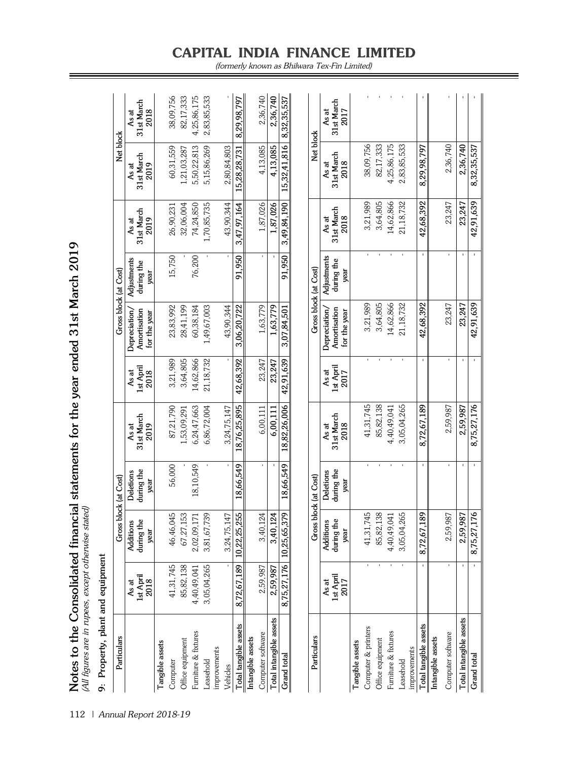# Notes to the Consolidated financial statements for the year ended 31st March 2019

*(All figures are in rupees, except otherwise stated)*

## 9: Property, plant and equipment

| Particulars | Gross block (at Cost) | | | | Gross block (at Cost) | | | | Net block | |
|---|---|---|---|---|---|---|---|---|---|---|
| | As at 1st April 2018 | Additions during the year | Deletions during the year | As at 31st March 2019 | As at 1st April 2018 | Depreciation/ Amortisation for the year | Adjustments during the year | As at 31st March 2019 | As at 31st March 2019 | As at 31st March 2018 |
| **Tangible assets** | | | | | | | | | | |
| Computer | 41,31,745 | 46,46,045 | 56,000 | 87,21,790 | 3,21,989 | 23,83,992 | 15,750 | 26,90,231 | 60,31,559 | 38,09,756 |
| Office equipment | 85,82,138 | 67,27,153 | - | 1,53,09,291 | 3,64,805 | 28,41,199 | - | 32,06,004 | 1,21,03,287 | 82,17,333 |
| Furniture & fixtures | 4,40,49,041 | 2,02,09,171 | 18,10,549 | 6,24,47,663 | 14,62,866 | 60,38,184 | 76,200 | 74,24,850 | 5,50,22,813 | 4,25,86,175 |
| Leasehold improvements | 3,05,04,265 | 3,81,67,739 | - | 6,86,72,004 | 21,18,732 | 1,49,67,003 | - | 1,70,85,735 | 5,15,86,269 | 2,83,85,533 |
| Vehicles | - | 3,24,75,147 | - | 3,24,75,147 | - | 43,90,344 | - | 43,90,344 | 2,80,84,803 | - |
| **Total tangible assets** | **8,72,67,189** | **10,22,25,255** | **18,66,549** | **18,76,25,895** | **42,68,392** | **3,06,20,722** | **91,950** | **3,47,97,164** | **15,28,28,731** | **8,29,98,797** |
| **Intangible assets** | | | | | | | | | | |
| Computer software | 2,59,987 | 3,40,124 | - | 6,00,111 | 23,247 | 1,63,779 | - | 1,87,026 | 4,13,085 | 2,36,740 |
| **Total intangible assets** | **2,59,987** | **3,40,124** | **-** | **6,00,111** | **23,247** | **1,63,779** | **-** | **1,87,026** | **4,13,085** | **2,36,740** |
| **Grand total** | **8,75,27,176** | **10,25,65,379** | **18,66,549** | **18,82,26,006** | **42,91,639** | **3,07,84,501** | **91,950** | **3,49,84,190** | **15,32,41,816** | **8,32,35,537** |

| Particulars | Gross block (at Cost) | | | | Gross block (at Cost) | | | | Net block | |
|---|---|---|---|---|---|---|---|---|---|---|
| | As at 1st April 2017 | Additions during the year | Deletions during the year | As at 31st March 2018 | As at 1st April 2017 | Depreciation/ Amortisation for the year | Adjustments during the year | As at 31st March 2018 | As at 31st March 2018 | As at 31st March 2017 |
| **Tangible assets** | | | | | | | | | | |
| Computer & printers | - | 41,31,745 | - | 41,31,745 | - | 3,21,989 | - | 3,21,989 | 38,09,756 | - |
| Office equipment | - | 85,82,138 | - | 85,82,138 | - | 3,64,805 | - | 3,64,805 | 82,17,333 | - |
| Furniture & fixtures | - | 4,40,49,041 | - | 4,40,49,041 | - | 14,62,866 | - | 14,62,866 | 4,25,86,175 | - |
| Leasehold improvements | - | 3,05,04,265 | - | 3,05,04,265 | - | 21,18,732 | - | 21,18,732 | 2,83,85,533 | - |
| **Total tangible assets** | **-** | **8,72,67,189** | **-** | **8,72,67,189** | **-** | **42,68,392** | **-** | **42,68,392** | **8,29,98,797** | **-** |
| **Intangible assets** | | | | | | | | | | |
| Computer software | - | 2,59,987 | - | 2,59,987 | - | 23,247 | - | 23,247 | 2,36,740 | - |
| **Total intangible assets** | **-** | **2,59,987** | **-** | **2,59,987** | **-** | **23,247** | **-** | **23,247** | **2,36,740** | **-** |
| **Grand total** | **-** | **8,75,27,176** | **-** | **8,75,27,176** | **-** | **42,91,639** | **-** | **42,91,639** | **8,32,35,537** | **-** |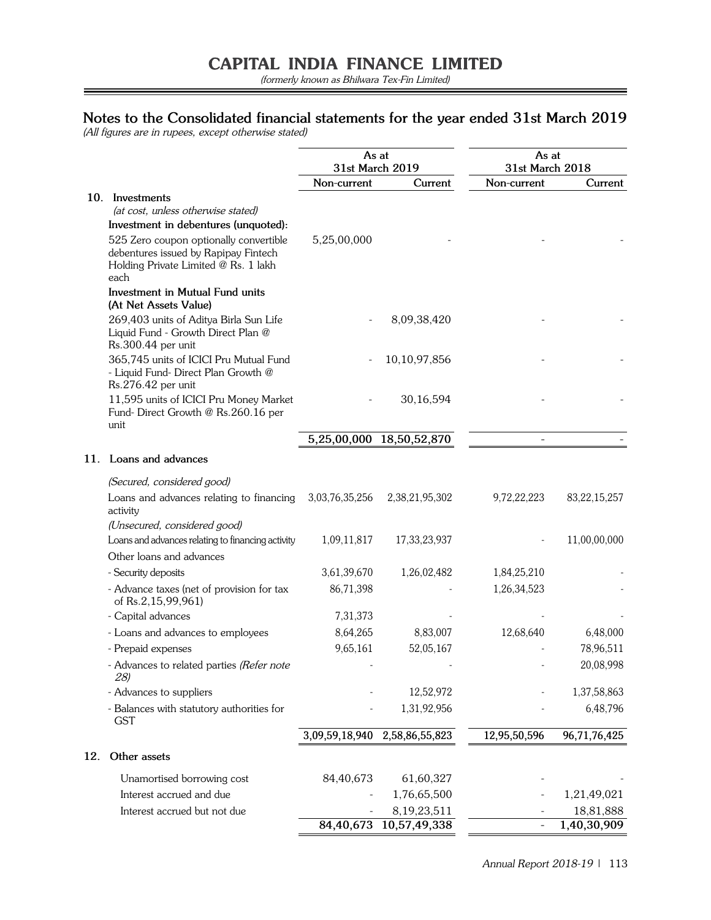# Notes to the Consolidated financial statements for the year ended 31st March 2019

*(All figures are in rupees, except otherwise stated)*

| | As at 31st March 2019 | | As at 31st March 2018 | |
|---|---|---|---|---|
| | Non-current | Current | Non-current | Current |
| **10. Investments** | | | | |
| *(at cost, unless otherwise stated)* | | | | |
| **Investment in debentures (unquoted):** | | | | |
| 525 Zero coupon optionally convertible debentures issued by Rapipay Fintech Holding Private Limited @ Rs. 1 lakh each | 5,25,00,000 | - | - | - |
| **Investment in Mutual Fund units (At Net Assets Value)** | | | | |
| 269,403 units of Aditya Birla Sun Life Liquid Fund - Growth Direct Plan @ Rs.300.44 per unit | - | 8,09,38,420 | - | - |
| 365,745 units of ICICI Pru Mutual Fund - Liquid Fund- Direct Plan Growth @ Rs.276.42 per unit | - | 10,10,97,856 | - | - |
| 11,595 units of ICICI Pru Money Market Fund- Direct Growth @ Rs.260.16 per unit | - | 30,16,594 | - | - |
| | **5,25,00,000** | **18,50,52,870** | **-** | **-** |
| **11. Loans and advances** | | | | |
| *(Secured, considered good)* | | | | |
| Loans and advances relating to financing activity | 3,03,76,35,256 | 2,38,21,95,302 | 9,72,22,223 | 83,22,15,257 |
| *(Unsecured, considered good)* | | | | |
| Loans and advances relating to financing activity | 1,09,11,817 | 17,33,23,937 | - | 11,00,00,000 |
| Other loans and advances | | | | |
| - Security deposits | 3,61,39,670 | 1,26,02,482 | 1,84,25,210 | - |
| - Advance taxes (net of provision for tax of Rs.2,15,99,961) | 86,71,398 | - | 1,26,34,523 | - |
| - Capital advances | 7,31,373 | - | - | - |
| - Loans and advances to employees | 8,64,265 | 8,83,007 | 12,68,640 | 6,48,000 |
| - Prepaid expenses | 9,65,161 | 52,05,167 | - | 78,96,511 |
| - Advances to related parties *(Refer note 28)* | - | - | - | 20,08,998 |
| - Advances to suppliers | - | 12,52,972 | - | 1,37,58,863 |
| - Balances with statutory authorities for GST | - | 1,31,92,956 | - | 6,48,796 |
| | **3,09,59,18,940** | **2,58,86,55,823** | **12,95,50,596** | **96,71,76,425** |
| **12. Other assets** | | | | |
| Unamortised borrowing cost | 84,40,673 | 61,60,327 | - | - |
| Interest accrued and due | - | 1,76,65,500 | - | 1,21,49,021 |
| Interest accrued but not due | - | 8,19,23,511 | - | 18,81,888 |
| | **84,40,673** | **10,57,49,338** | **-** | **1,40,30,909** |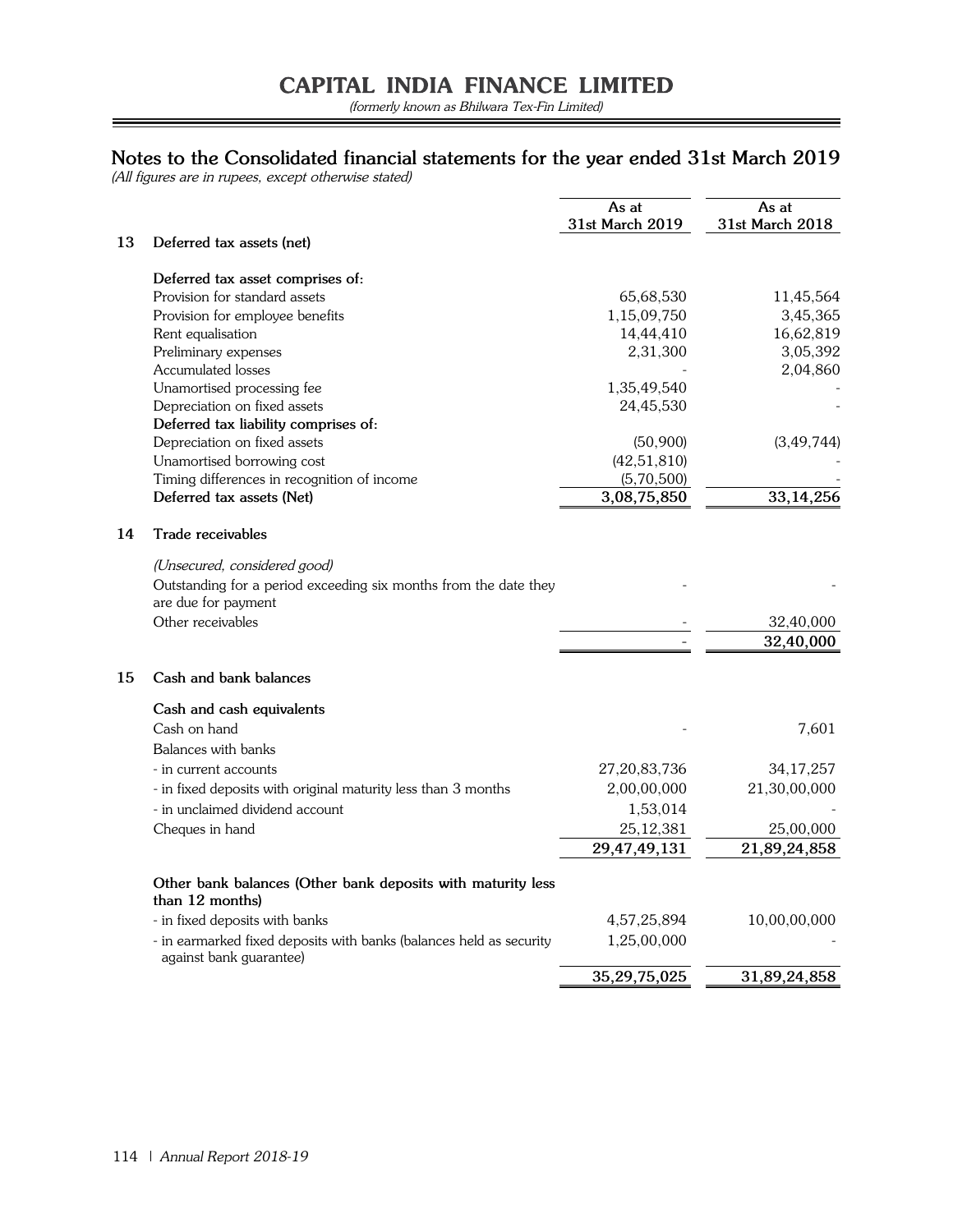# CAPITAL INDIA FINANCE LIMITED

*(formerly known as Bhilwara Tex-Fin Limited)*

## Notes to the Consolidated financial statements for the year ended 31st March 2019

*(All figures are in rupees, except otherwise stated)*

| | | As at 31st March 2019 | As at 31st March 2018 |
|---|---|---|---|
| **13** | **Deferred tax assets (net)** | | |
| | **Deferred tax asset comprises of:** | | |
| | Provision for standard assets | 65,68,530 | 11,45,564 |
| | Provision for employee benefits | 1,15,09,750 | 3,45,365 |
| | Rent equalisation | 14,44,410 | 16,62,819 |
| | Preliminary expenses | 2,31,300 | 3,05,392 |
| | Accumulated losses | - | 2,04,860 |
| | Unamortised processing fee | 1,35,49,540 | - |
| | Depreciation on fixed assets | 24,45,530 | - |
| | **Deferred tax liability comprises of:** | | |
| | Depreciation on fixed assets | (50,900) | (3,49,744) |
| | Unamortised borrowing cost | (42,51,810) | - |
| | Timing differences in recognition of income | (5,70,500) | - |
| | **Deferred tax assets (Net)** | **3,08,75,850** | **33,14,256** |
| **14** | **Trade receivables** | | |
| | *(Unsecured, considered good)* | | |
| | Outstanding for a period exceeding six months from the date they are due for payment | - | - |
| | Other receivables | - | 32,40,000 |
| | | **-** | **32,40,000** |
| **15** | **Cash and bank balances** | | |
| | **Cash and cash equivalents** | | |
| | Cash on hand | - | 7,601 |
| | Balances with banks | | |
| | - in current accounts | 27,20,83,736 | 34,17,257 |
| | - in fixed deposits with original maturity less than 3 months | 2,00,00,000 | 21,30,00,000 |
| | - in unclaimed dividend account | 1,53,014 | - |
| | Cheques in hand | 25,12,381 | 25,00,000 |
| | | **29,47,49,131** | **21,89,24,858** |
| | **Other bank balances (Other bank deposits with maturity less than 12 months)** | | |
| | - in fixed deposits with banks | 4,57,25,894 | 10,00,00,000 |
| | - in earmarked fixed deposits with banks (balances held as security against bank guarantee) | 1,25,00,000 | - |
| | | **35,29,75,025** | **31,89,24,858** |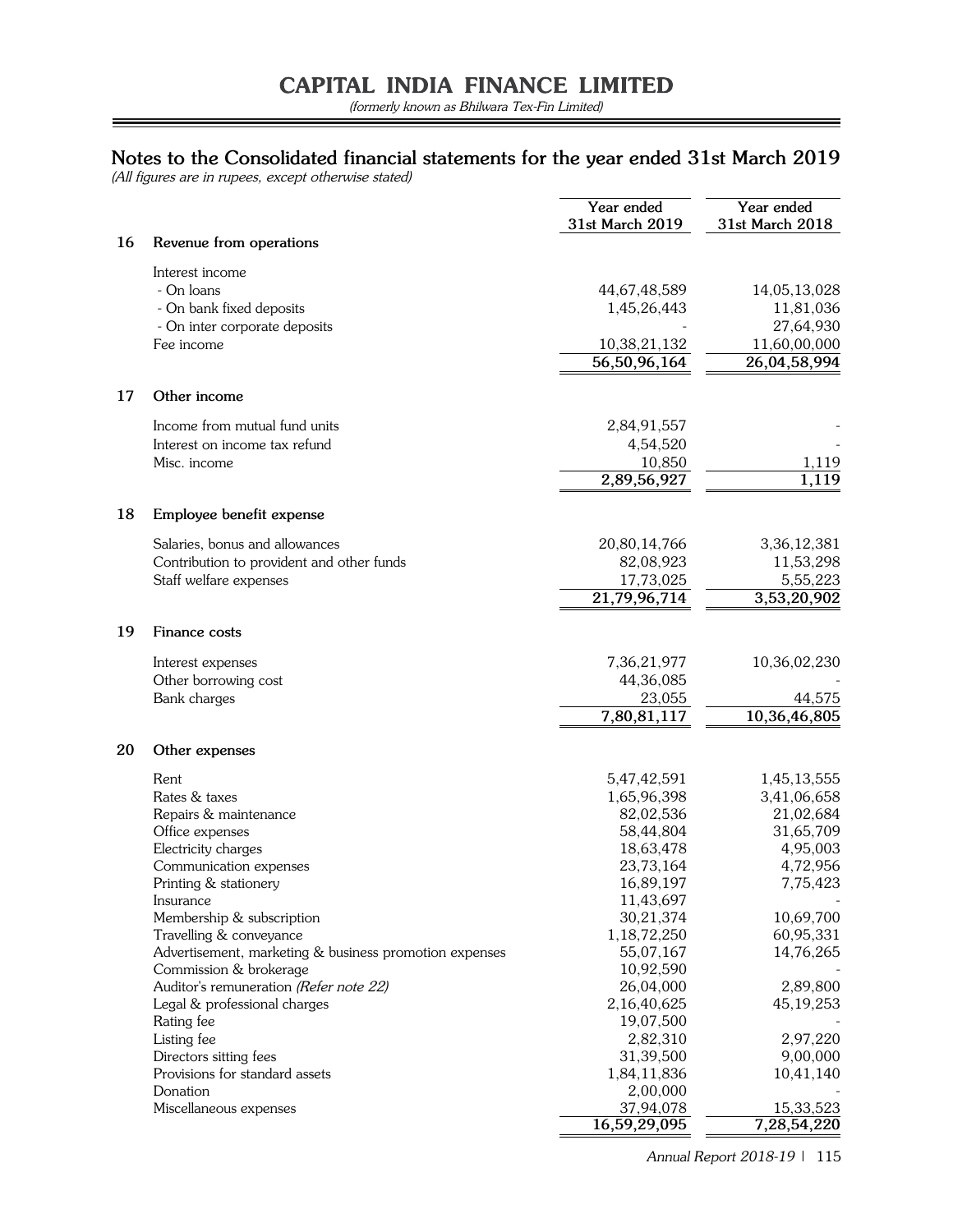# CAPITAL INDIA FINANCE LIMITED

*(formerly known as Bhilwara Tex-Fin Limited)*

## Notes to the Consolidated financial statements for the year ended 31st March 2019

*(All figures are in rupees, except otherwise stated)*

| | | Year ended 31st March 2019 | Year ended 31st March 2018 |
|---|---|---|---|
| **16** | **Revenue from operations** | | |
| | Interest income | | |
| | - On loans | 44,67,48,589 | 14,05,13,028 |
| | - On bank fixed deposits | 1,45,26,443 | 11,81,036 |
| | - On inter corporate deposits | - | 27,64,930 |
| | Fee income | 10,38,21,132 | 11,60,00,000 |
| | | **56,50,96,164** | **26,04,58,994** |
| **17** | **Other income** | | |
| | Income from mutual fund units | 2,84,91,557 | - |
| | Interest on income tax refund | 4,54,520 | - |
| | Misc. income | 10,850 | 1,119 |
| | | **2,89,56,927** | **1,119** |
| **18** | **Employee benefit expense** | | |
| | Salaries, bonus and allowances | 20,80,14,766 | 3,36,12,381 |
| | Contribution to provident and other funds | 82,08,923 | 11,53,298 |
| | Staff welfare expenses | 17,73,025 | 5,55,223 |
| | | **21,79,96,714** | **3,53,20,902** |
| **19** | **Finance costs** | | |
| | Interest expenses | 7,36,21,977 | 10,36,02,230 |
| | Other borrowing cost | 44,36,085 | - |
| | Bank charges | 23,055 | 44,575 |
| | | **7,80,81,117** | **10,36,46,805** |
| **20** | **Other expenses** | | |
| | Rent | 5,47,42,591 | 1,45,13,555 |
| | Rates & taxes | 1,65,96,398 | 3,41,06,658 |
| | Repairs & maintenance | 82,02,536 | 21,02,684 |
| | Office expenses | 58,44,804 | 31,65,709 |
| | Electricity charges | 18,63,478 | 4,95,003 |
| | Communication expenses | 23,73,164 | 4,72,956 |
| | Printing & stationery | 16,89,197 | 7,75,423 |
| | Insurance | 11,43,697 | - |
| | Membership & subscription | 30,21,374 | 10,69,700 |
| | Travelling & conveyance | 1,18,72,250 | 60,95,331 |
| | Advertisement, marketing & business promotion expenses | 55,07,167 | 14,76,265 |
| | Commission & brokerage | 10,92,590 | - |
| | Auditor's remuneration *(Refer note 22)* | 26,04,000 | 2,89,800 |
| | Legal & professional charges | 2,16,40,625 | 45,19,253 |
| | Rating fee | 19,07,500 | - |
| | Listing fee | 2,82,310 | 2,97,220 |
| | Directors sitting fees | 31,39,500 | 9,00,000 |
| | Provisions for standard assets | 1,84,11,836 | 10,41,140 |
| | Donation | 2,00,000 | - |
| | Miscellaneous expenses | 37,94,078 | 15,33,523 |
| | | **16,59,29,095** | **7,28,54,220** |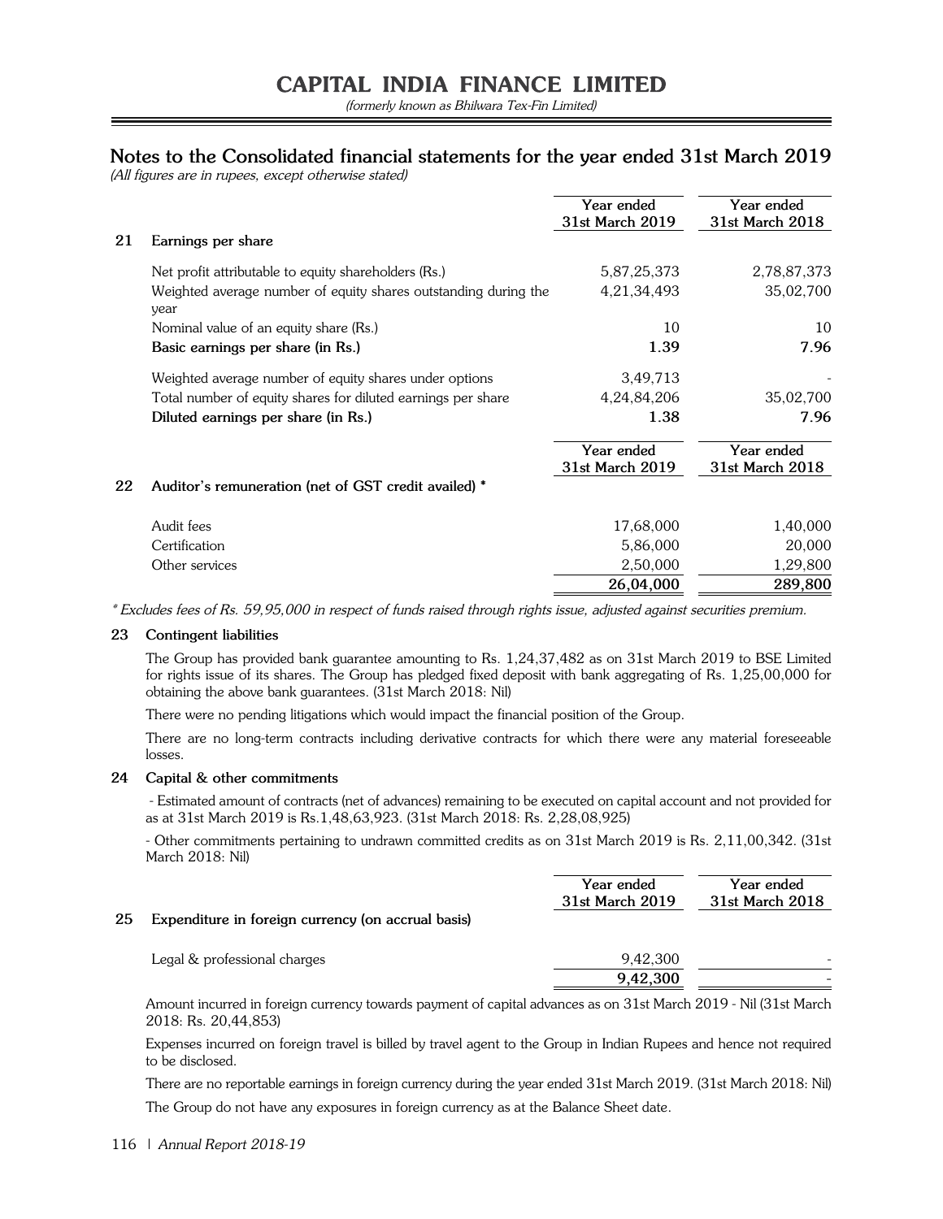# CAPITAL INDIA FINANCE LIMITED

*(formerly known as Bhilwara Tex-Fin Limited)*

## Notes to the Consolidated financial statements for the year ended 31st March 2019

*(All figures are in rupees, except otherwise stated)*

| | | Year ended 31st March 2019 | Year ended 31st March 2018 |
|---|---|---|---|
| **21** | **Earnings per share** | | |
| | Net profit attributable to equity shareholders (Rs.) | 5,87,25,373 | 2,78,87,373 |
| | Weighted average number of equity shares outstanding during the year | 4,21,34,493 | 35,02,700 |
| | Nominal value of an equity share (Rs.) | 10 | 10 |
| | **Basic earnings per share (in Rs.)** | **1.39** | **7.96** |
| | Weighted average number of equity shares under options | 3,49,713 | - |
| | Total number of equity shares for diluted earnings per share | 4,24,84,206 | 35,02,700 |
| | **Diluted earnings per share (in Rs.)** | **1.38** | **7.96** |

| | | Year ended 31st March 2019 | Year ended 31st March 2018 |
|---|---|---|---|
| **22** | **Auditor's remuneration (net of GST credit availed) *** | | |
| | Audit fees | 17,68,000 | 1,40,000 |
| | Certification | 5,86,000 | 20,000 |
| | Other services | 2,50,000 | 1,29,800 |
| | | **26,04,000** | **289,800** |

*\* Excludes fees of Rs. 59,95,000 in respect of funds raised through rights issue, adjusted against securities premium.*

### 23 Contingent liabilities

The Group has provided bank guarantee amounting to Rs. 1,24,37,482 as on 31st March 2019 to BSE Limited for rights issue of its shares. The Group has pledged fixed deposit with bank aggregating of Rs. 1,25,00,000 for obtaining the above bank guarantees. (31st March 2018: Nil)

There were no pending litigations which would impact the financial position of the Group.

There are no long-term contracts including derivative contracts for which there were any material foreseeable losses.

### 24 Capital & other commitments

- Estimated amount of contracts (net of advances) remaining to be executed on capital account and not provided for as at 31st March 2019 is Rs.1,48,63,923. (31st March 2018: Rs. 2,28,08,925)
- Other commitments pertaining to undrawn committed credits as on 31st March 2019 is Rs. 2,11,00,342. (31st March 2018: Nil)

| | | Year ended 31st March 2019 | Year ended 31st March 2018 |
|---|---|---|---|
| **25** | **Expenditure in foreign currency (on accrual basis)** | | |
| | Legal & professional charges | 9,42,300 | - |
| | | **9,42,300** | - |

Amount incurred in foreign currency towards payment of capital advances as on 31st March 2019 - Nil (31st March 2018: Rs. 20,44,853)

Expenses incurred on foreign travel is billed by travel agent to the Group in Indian Rupees and hence not required to be disclosed.

There are no reportable earnings in foreign currency during the year ended 31st March 2019. (31st March 2018: Nil)

The Group do not have any exposures in foreign currency as at the Balance Sheet date.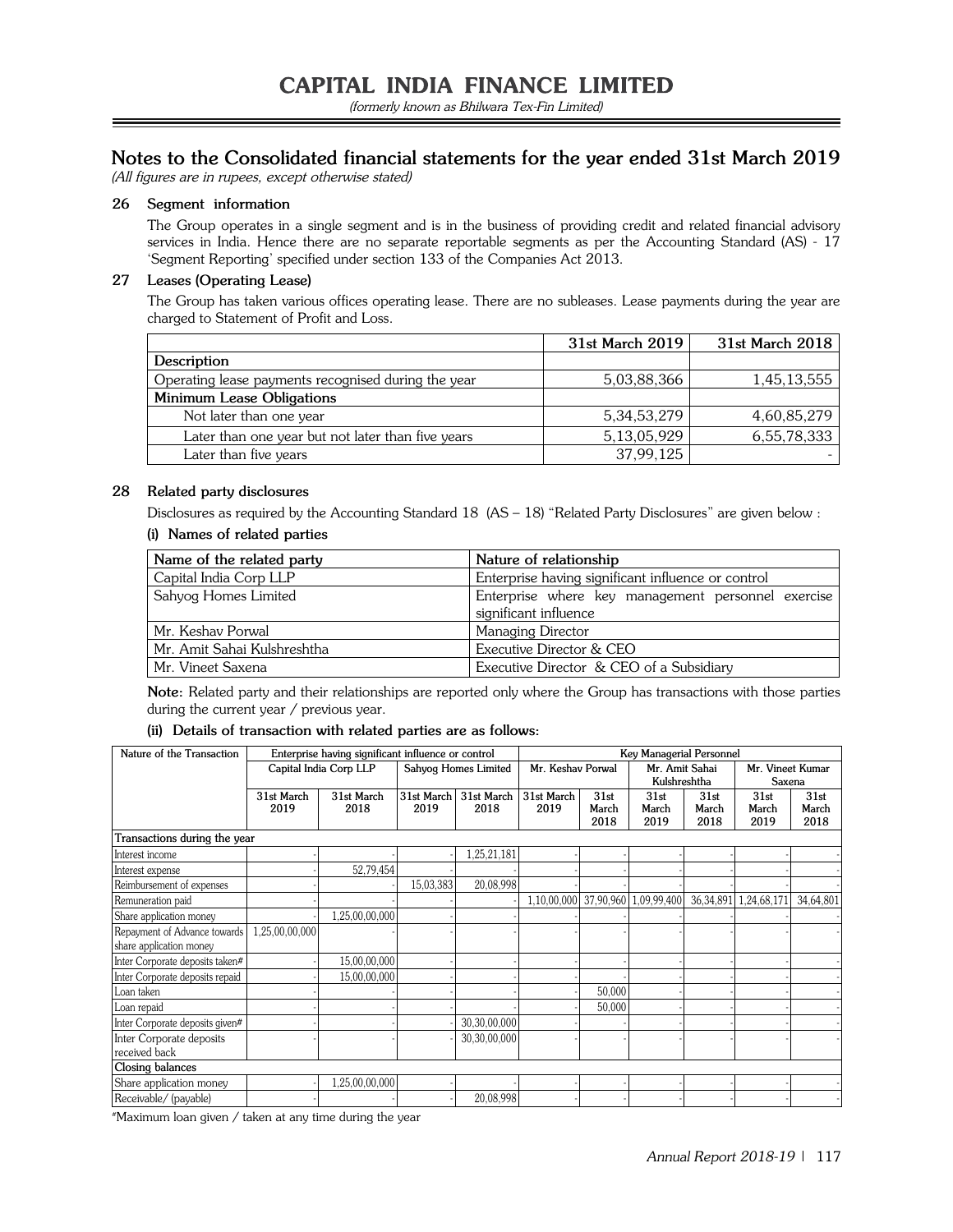# CAPITAL INDIA FINANCE LIMITED

*(formerly known as Bhilwara Tex-Fin Limited)*

## Notes to the Consolidated financial statements for the year ended 31st March 2019

*(All figures are in rupees, except otherwise stated)*

### 26 Segment information

The Group operates in a single segment and is in the business of providing credit and related financial advisory services in India. Hence there are no separate reportable segments as per the Accounting Standard (AS) - 17 'Segment Reporting' specified under section 133 of the Companies Act 2013.

### 27 Leases (Operating Lease)

The Group has taken various offices operating lease. There are no subleases. Lease payments during the year are charged to Statement of Profit and Loss.

| | 31st March 2019 | 31st March 2018 |
|---|---|---|
| **Description** | | |
| Operating lease payments recognised during the year | 5,03,88,366 | 1,45,13,555 |
| **Minimum Lease Obligations** | | |
| Not later than one year | 5,34,53,279 | 4,60,85,279 |
| Later than one year but not later than five years | 5,13,05,929 | 6,55,78,333 |
| Later than five years | 37,99,125 | - |

### 28 Related party disclosures

Disclosures as required by the Accounting Standard 18 (AS – 18) "Related Party Disclosures" are given below :

#### (i) Names of related parties

| Name of the related party | Nature of relationship |
|---|---|
| Capital India Corp LLP | Enterprise having significant influence or control |
| Sahyog Homes Limited | Enterprise where key management personnel exercise significant influence |
| Mr. Keshav Porwal | Managing Director |
| Mr. Amit Sahai Kulshreshtha | Executive Director & CEO |
| Mr. Vineet Saxena | Executive Director & CEO of a Subsidiary |

**Note:** Related party and their relationships are reported only where the Group has transactions with those parties during the current year / previous year.

#### (ii) Details of transaction with related parties are as follows:

| Nature of the Transaction | Enterprise having significant influence or control | | | | Key Managerial Personnel | | | | | |
|---|---|---|---|---|---|---|---|---|---|---|
| | Capital India Corp LLP | | Sahyog Homes Limited | | Mr. Keshav Porwal | | Mr. Amit Sahai Kulshreshtha | | Mr. Vineet Kumar Saxena | |
| | 31st March 2019 | 31st March 2018 | 31st March 2019 | 31st March 2018 | 31st March 2019 | 31st March 2018 | 31st March 2019 | 31st March 2018 | 31st March 2019 | 31st March 2018 |
| **Transactions during the year** | | | | | | | | | | |
| Interest income | - | - | - | 1,25,21,181 | - | - | - | - | - | - |
| Interest expense | - | 52,79,454 | - | - | - | - | - | - | - | - |
| Reimbursement of expenses | - | - | 15,03,383 | 20,08,998 | - | - | - | - | - | - |
| Remuneration paid | - | - | - | - | 1,10,00,000 | 37,90,960 | 1,09,99,400 | 36,34,891 | 1,24,68,171 | 34,64,801 |
| Share application money | - | 1,25,00,00,000 | - | - | - | - | - | - | - | - |
| Repayment of Advance towards share application money | 1,25,00,00,000 | - | - | - | - | - | - | - | - | - |
| Inter Corporate deposits taken# | - | 15,00,00,000 | - | - | - | - | - | - | - | - |
| Inter Corporate deposits repaid | - | 15,00,00,000 | - | - | - | - | - | - | - | - |
| Loan taken | - | - | - | - | - | 50,000 | - | - | - | - |
| Loan repaid | - | - | - | - | - | 50,000 | - | - | - | - |
| Inter Corporate deposits given# | - | - | - | 30,30,00,000 | - | - | - | - | - | - |
| Inter Corporate deposits received back | - | - | - | 30,30,00,000 | - | - | - | - | - | - |
| **Closing balances** | | | | | | | | | | |
| Share application money | - | 1,25,00,00,000 | - | - | - | - | - | - | - | - |
| Receivable/ (payable) | - | - | - | 20,08,998 | - | - | - | - | - | - |

#Maximum loan given / taken at any time during the year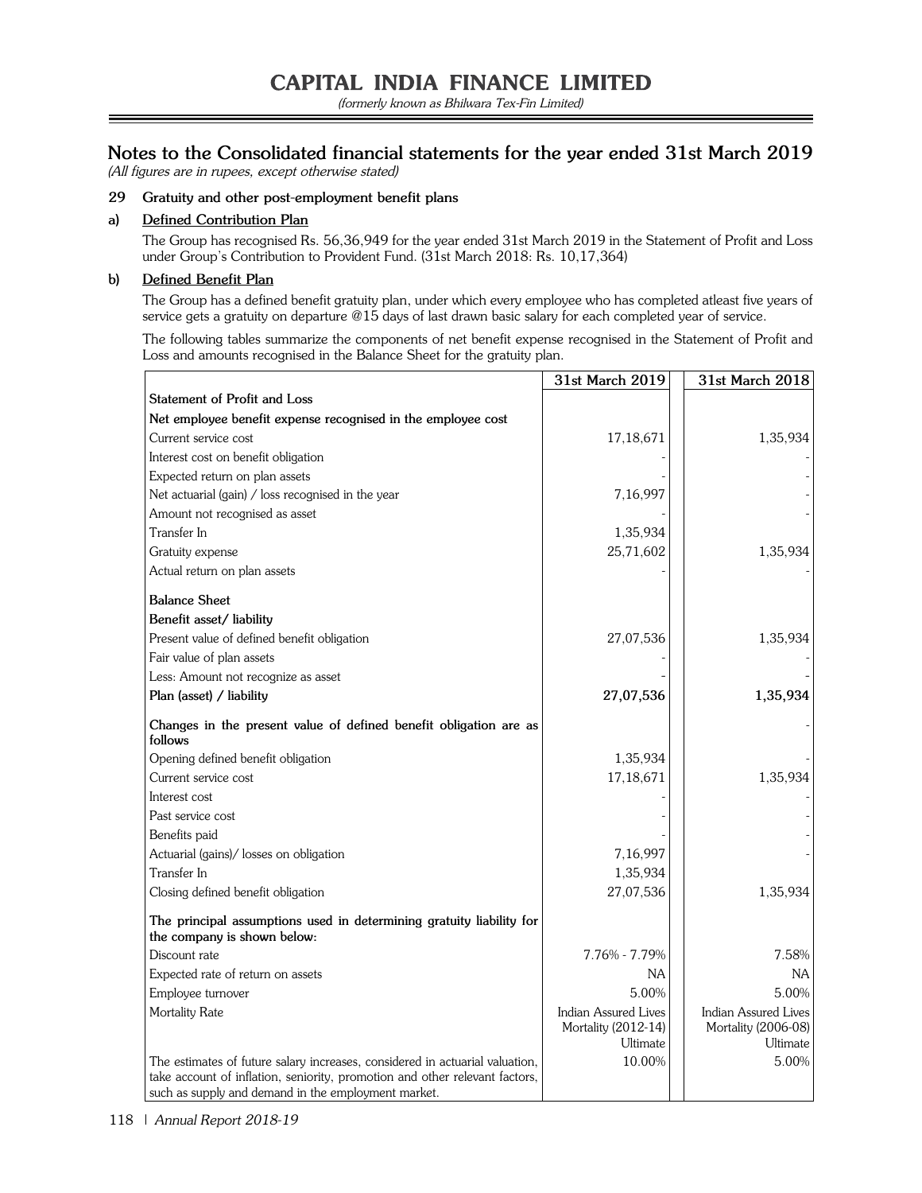# CAPITAL INDIA FINANCE LIMITED

*(formerly known as Bhilwara Tex-Fin Limited)*

## Notes to the Consolidated financial statements for the year ended 31st March 2019

*(All figures are in rupees, except otherwise stated)*

### 29 Gratuity and other post-employment benefit plans

#### a) Defined Contribution Plan

The Group has recognised Rs. 56,36,949 for the year ended 31st March 2019 in the Statement of Profit and Loss under Group's Contribution to Provident Fund. (31st March 2018: Rs. 10,17,364)

#### b) Defined Benefit Plan

The Group has a defined benefit gratuity plan, under which every employee who has completed atleast five years of service gets a gratuity on departure @15 days of last drawn basic salary for each completed year of service.

The following tables summarize the components of net benefit expense recognised in the Statement of Profit and Loss and amounts recognised in the Balance Sheet for the gratuity plan.

| | 31st March 2019 | 31st March 2018 |
|---|---|---|
| **Statement of Profit and Loss** | | |
| **Net employee benefit expense recognised in the employee cost** | | |
| Current service cost | 17,18,671 | 1,35,934 |
| Interest cost on benefit obligation | - | - |
| Expected return on plan assets | - | - |
| Net actuarial (gain) / loss recognised in the year | 7,16,997 | - |
| Amount not recognised as asset | - | - |
| Transfer In | 1,35,934 | |
| Gratuity expense | 25,71,602 | 1,35,934 |
| Actual return on plan assets | - | - |
| **Balance Sheet** | | |
| **Benefit asset/ liability** | | |
| Present value of defined benefit obligation | 27,07,536 | 1,35,934 |
| Fair value of plan assets | - | - |
| Less: Amount not recognize as asset | - | - |
| **Plan (asset) / liability** | **27,07,536** | **1,35,934** |
| **Changes in the present value of defined benefit obligation are as follows** | | - |
| Opening defined benefit obligation | 1,35,934 | - |
| Current service cost | 17,18,671 | 1,35,934 |
| Interest cost | - | - |
| Past service cost | - | - |
| Benefits paid | - | - |
| Actuarial (gains)/ losses on obligation | 7,16,997 | - |
| Transfer In | 1,35,934 | |
| Closing defined benefit obligation | 27,07,536 | 1,35,934 |
| **The principal assumptions used in determining gratuity liability for the company is shown below:** | | |
| Discount rate | 7.76% - 7.79% | 7.58% |
| Expected rate of return on assets | NA | NA |
| Employee turnover | 5.00% | 5.00% |
| Mortality Rate | Indian Assured Lives Mortality (2012-14) Ultimate | Indian Assured Lives Mortality (2006-08) Ultimate |
| The estimates of future salary increases, considered in actuarial valuation, take account of inflation, seniority, promotion and other relevant factors, such as supply and demand in the employment market. | 10.00% | 5.00% |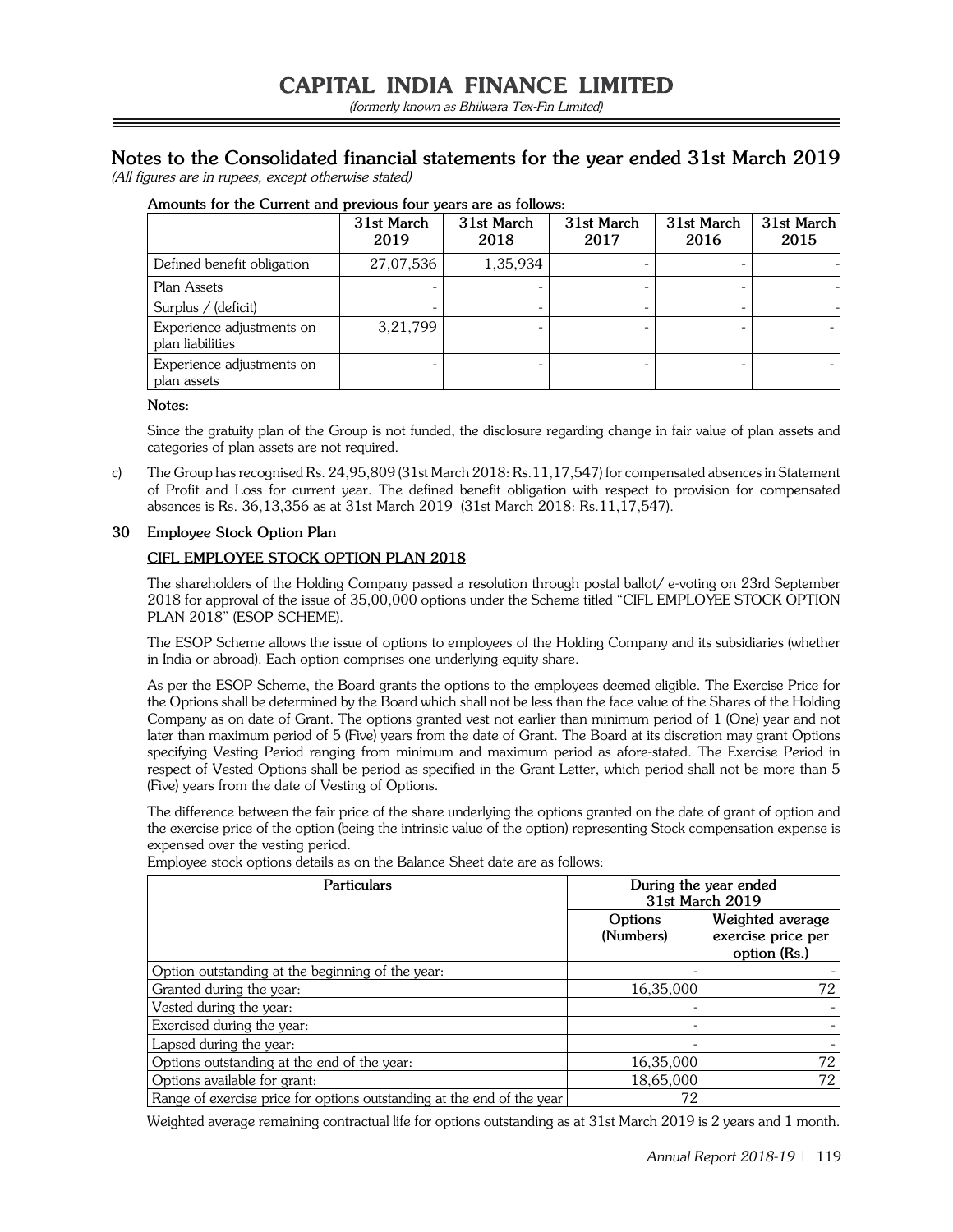## Notes to the Consolidated financial statements for the year ended 31st March 2019

*(All figures are in rupees, except otherwise stated)*

**Amounts for the Current and previous four years are as follows:**

| | 31st March 2019 | 31st March 2018 | 31st March 2017 | 31st March 2016 | 31st March 2015 |
|---|---|---|---|---|---|
| Defined benefit obligation | 27,07,536 | 1,35,934 | - | - | - |
| Plan Assets | - | - | - | - | - |
| Surplus / (deficit) | - | - | - | - | - |
| Experience adjustments on plan liabilities | 3,21,799 | - | - | - | - |
| Experience adjustments on plan assets | - | - | - | - | - |

**Notes:**

Since the gratuity plan of the Group is not funded, the disclosure regarding change in fair value of plan assets and categories of plan assets are not required.

c) The Group has recognised Rs. 24,95,809 (31st March 2018: Rs.11,17,547) for compensated absences in Statement of Profit and Loss for current year. The defined benefit obligation with respect to provision for compensated absences is Rs. 36,13,356 as at 31st March 2019 (31st March 2018: Rs.11,17,547).

**30 Employee Stock Option Plan**

**CIFL EMPLOYEE STOCK OPTION PLAN 2018**

The shareholders of the Holding Company passed a resolution through postal ballot/ e-voting on 23rd September 2018 for approval of the issue of 35,00,000 options under the Scheme titled "CIFL EMPLOYEE STOCK OPTION PLAN 2018" (ESOP SCHEME).

The ESOP Scheme allows the issue of options to employees of the Holding Company and its subsidiaries (whether in India or abroad). Each option comprises one underlying equity share.

As per the ESOP Scheme, the Board grants the options to the employees deemed eligible. The Exercise Price for the Options shall be determined by the Board which shall not be less than the face value of the Shares of the Holding Company as on date of Grant. The options granted vest not earlier than minimum period of 1 (One) year and not later than maximum period of 5 (Five) years from the date of Grant. The Board at its discretion may grant Options specifying Vesting Period ranging from minimum and maximum period as afore-stated. The Exercise Period in respect of Vested Options shall be period as specified in the Grant Letter, which period shall not be more than 5 (Five) years from the date of Vesting of Options.

The difference between the fair price of the share underlying the options granted on the date of grant of option and the exercise price of the option (being the intrinsic value of the option) representing Stock compensation expense is expensed over the vesting period.

Employee stock options details as on the Balance Sheet date are as follows:

| Particulars | During the year ended 31st March 2019 | |
|---|---|---|
| | Options (Numbers) | Weighted average exercise price per option (Rs.) |
| Option outstanding at the beginning of the year: | - | - |
| Granted during the year: | 16,35,000 | 72 |
| Vested during the year: | - | - |
| Exercised during the year: | - | - |
| Lapsed during the year: | - | - |
| Options outstanding at the end of the year: | 16,35,000 | 72 |
| Options available for grant: | 18,65,000 | 72 |
| Range of exercise price for options outstanding at the end of the year | 72 | |

Weighted average remaining contractual life for options outstanding as at 31st March 2019 is 2 years and 1 month.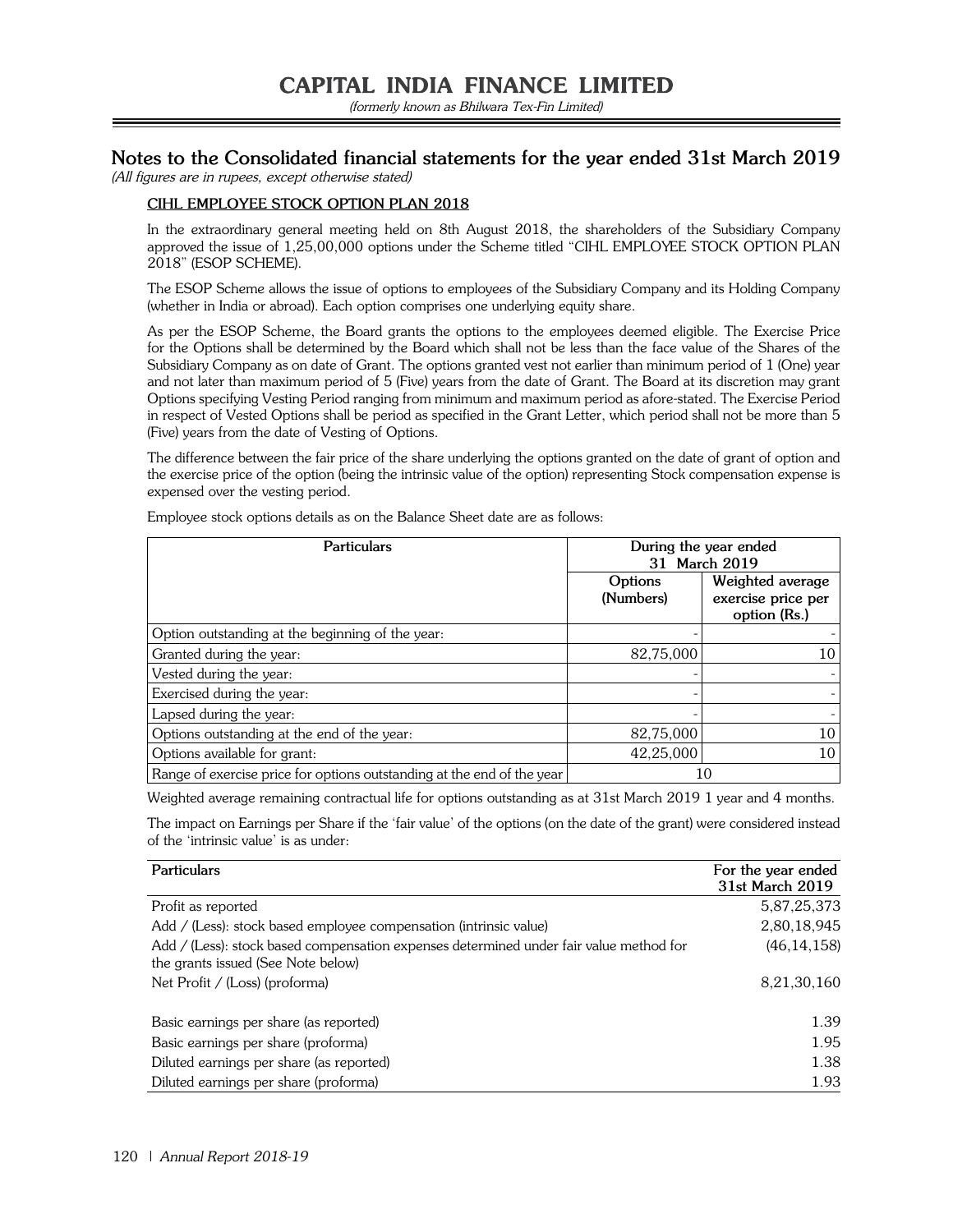## Notes to the Consolidated financial statements for the year ended 31st March 2019

*(All figures are in rupees, except otherwise stated)*

### CIHL EMPLOYEE STOCK OPTION PLAN 2018

In the extraordinary general meeting held on 8th August 2018, the shareholders of the Subsidiary Company approved the issue of 1,25,00,000 options under the Scheme titled "CIHL EMPLOYEE STOCK OPTION PLAN 2018" (ESOP SCHEME).

The ESOP Scheme allows the issue of options to employees of the Subsidiary Company and its Holding Company (whether in India or abroad). Each option comprises one underlying equity share.

As per the ESOP Scheme, the Board grants the options to the employees deemed eligible. The Exercise Price for the Options shall be determined by the Board which shall not be less than the face value of the Shares of the Subsidiary Company as on date of Grant. The options granted vest not earlier than minimum period of 1 (One) year and not later than maximum period of 5 (Five) years from the date of Grant. The Board at its discretion may grant Options specifying Vesting Period ranging from minimum and maximum period as afore-stated. The Exercise Period in respect of Vested Options shall be period as specified in the Grant Letter, which period shall not be more than 5 (Five) years from the date of Vesting of Options.

The difference between the fair price of the share underlying the options granted on the date of grant of option and the exercise price of the option (being the intrinsic value of the option) representing Stock compensation expense is expensed over the vesting period.

Employee stock options details as on the Balance Sheet date are as follows:

| Particulars | During the year ended 31 March 2019 | |
|---|---|---|
| | Options (Numbers) | Weighted average exercise price per option (Rs.) |
| Option outstanding at the beginning of the year: | - | - |
| Granted during the year: | 82,75,000 | 10 |
| Vested during the year: | - | - |
| Exercised during the year: | - | - |
| Lapsed during the year: | - | - |
| Options outstanding at the end of the year: | 82,75,000 | 10 |
| Options available for grant: | 42,25,000 | 10 |
| Range of exercise price for options outstanding at the end of the year | 10 | |

Weighted average remaining contractual life for options outstanding as at 31st March 2019 1 year and 4 months.

The impact on Earnings per Share if the 'fair value' of the options (on the date of the grant) were considered instead of the 'intrinsic value' is as under:

| Particulars | For the year ended 31st March 2019 |
|---|---|
| Profit as reported | 5,87,25,373 |
| Add / (Less): stock based employee compensation (intrinsic value) | 2,80,18,945 |
| Add / (Less): stock based compensation expenses determined under fair value method for the grants issued (See Note below) | (46,14,158) |
| Net Profit / (Loss) (proforma) | 8,21,30,160 |
| | |
| Basic earnings per share (as reported) | 1.39 |
| Basic earnings per share (proforma) | 1.95 |
| Diluted earnings per share (as reported) | 1.38 |
| Diluted earnings per share (proforma) | 1.93 |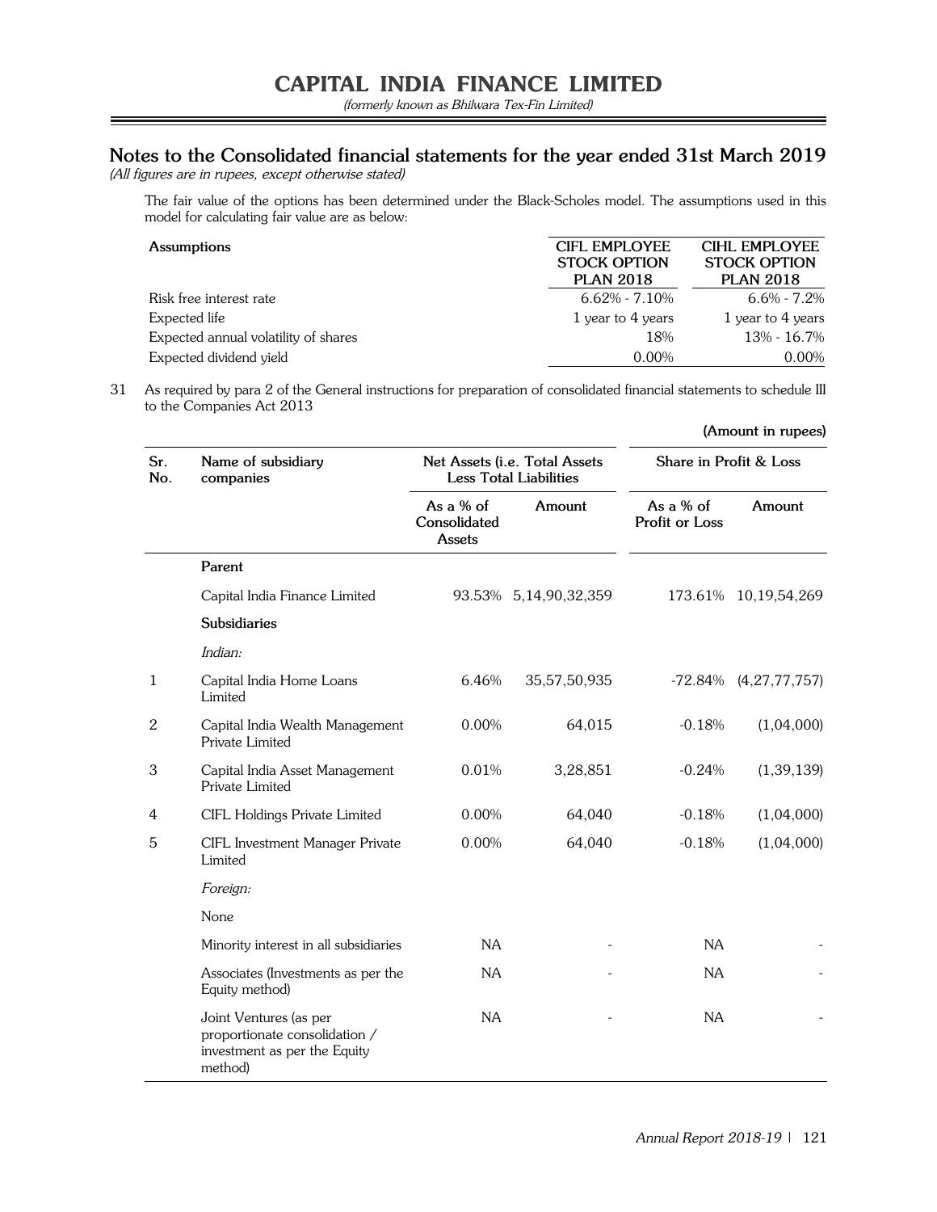## Notes to the Consolidated financial statements for the year ended 31st March 2019

*(All figures are in rupees, except otherwise stated)*

The fair value of the options has been determined under the Black-Scholes model. The assumptions used in this model for calculating fair value are as below:

| Assumptions | CIFL EMPLOYEE STOCK OPTION PLAN 2018 | CIHL EMPLOYEE STOCK OPTION PLAN 2018 |
|---|---|---|
| Risk free interest rate | 6.62% - 7.10% | 6.6% - 7.2% |
| Expected life | 1 year to 4 years | 1 year to 4 years |
| Expected annual volatility of shares | 18% | 13% - 16.7% |
| Expected dividend yield | 0.00% | 0.00% |

31 As required by para 2 of the General instructions for preparation of consolidated financial statements to schedule III to the Companies Act 2013

**(Amount in rupees)**

| Sr. No. | Name of subsidiary companies | Net Assets (i.e. Total Assets Less Total Liabilities | | Share in Profit & Loss | |
|---|---|---|---|---|---|
| | | As a % of Consolidated Assets | Amount | As a % of Profit or Loss | Amount |
| | **Parent** | | | | |
| | Capital India Finance Limited | 93.53% | 5,14,90,32,359 | 173.61% | 10,19,54,269 |
| | **Subsidiaries** | | | | |
| | *Indian:* | | | | |
| 1 | Capital India Home Loans Limited | 6.46% | 35,57,50,935 | -72.84% | (4,27,77,757) |
| 2 | Capital India Wealth Management Private Limited | 0.00% | 64,015 | -0.18% | (1,04,000) |
| 3 | Capital India Asset Management Private Limited | 0.01% | 3,28,851 | -0.24% | (1,39,139) |
| 4 | CIFL Holdings Private Limited | 0.00% | 64,040 | -0.18% | (1,04,000) |
| 5 | CIFL Investment Manager Private Limited | 0.00% | 64,040 | -0.18% | (1,04,000) |
| | *Foreign:* | | | | |
| | None | | | | |
| | Minority interest in all subsidiaries | NA | - | NA | - |
| | Associates (Investments as per the Equity method) | NA | - | NA | - |
| | Joint Ventures (as per proportionate consolidation / investment as per the Equity method) | NA | - | NA | - |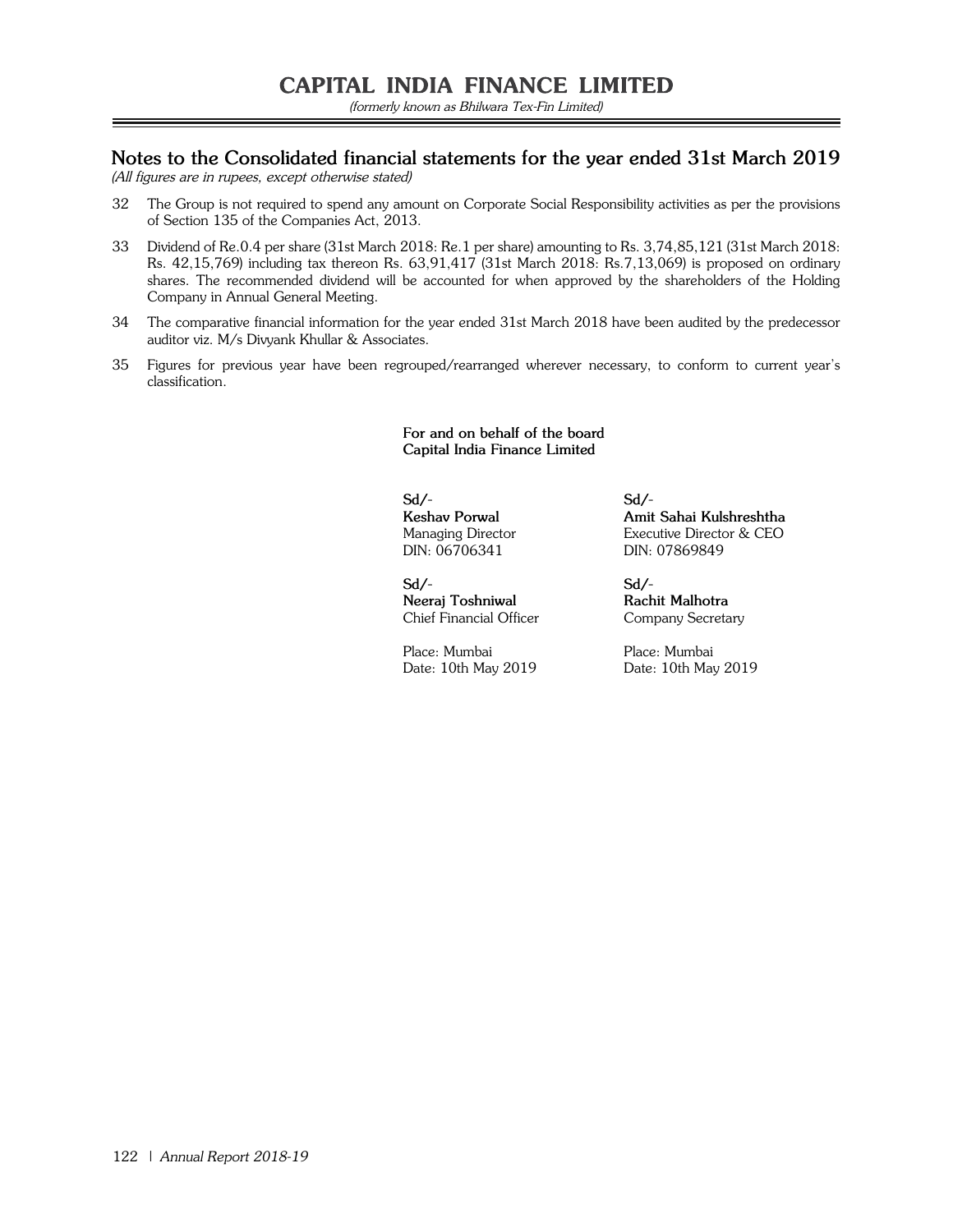## Notes to the Consolidated financial statements for the year ended 31st March 2019

*(All figures are in rupees, except otherwise stated)*

32 The Group is not required to spend any amount on Corporate Social Responsibility activities as per the provisions of Section 135 of the Companies Act, 2013.

33 Dividend of Re.0.4 per share (31st March 2018: Re.1 per share) amounting to Rs. 3,74,85,121 (31st March 2018: Rs. 42,15,769) including tax thereon Rs. 63,91,417 (31st March 2018: Rs.7,13,069) is proposed on ordinary shares. The recommended dividend will be accounted for when approved by the shareholders of the Holding Company in Annual General Meeting.

34 The comparative financial information for the year ended 31st March 2018 have been audited by the predecessor auditor viz. M/s Divyank Khullar & Associates.

35 Figures for previous year have been regrouped/rearranged wherever necessary, to conform to current year's classification.

**For and on behalf of the board**
**Capital India Finance Limited**

Sd/-
**Keshav Porwal**
Managing Director
DIN: 06706341

Sd/-
**Amit Sahai Kulshreshtha**
Executive Director & CEO
DIN: 07869849

Sd/-
**Neeraj Toshniwal**
Chief Financial Officer

Sd/-
**Rachit Malhotra**
Company Secretary

Place: Mumbai
Date: 10th May 2019

Place: Mumbai
Date: 10th May 2019